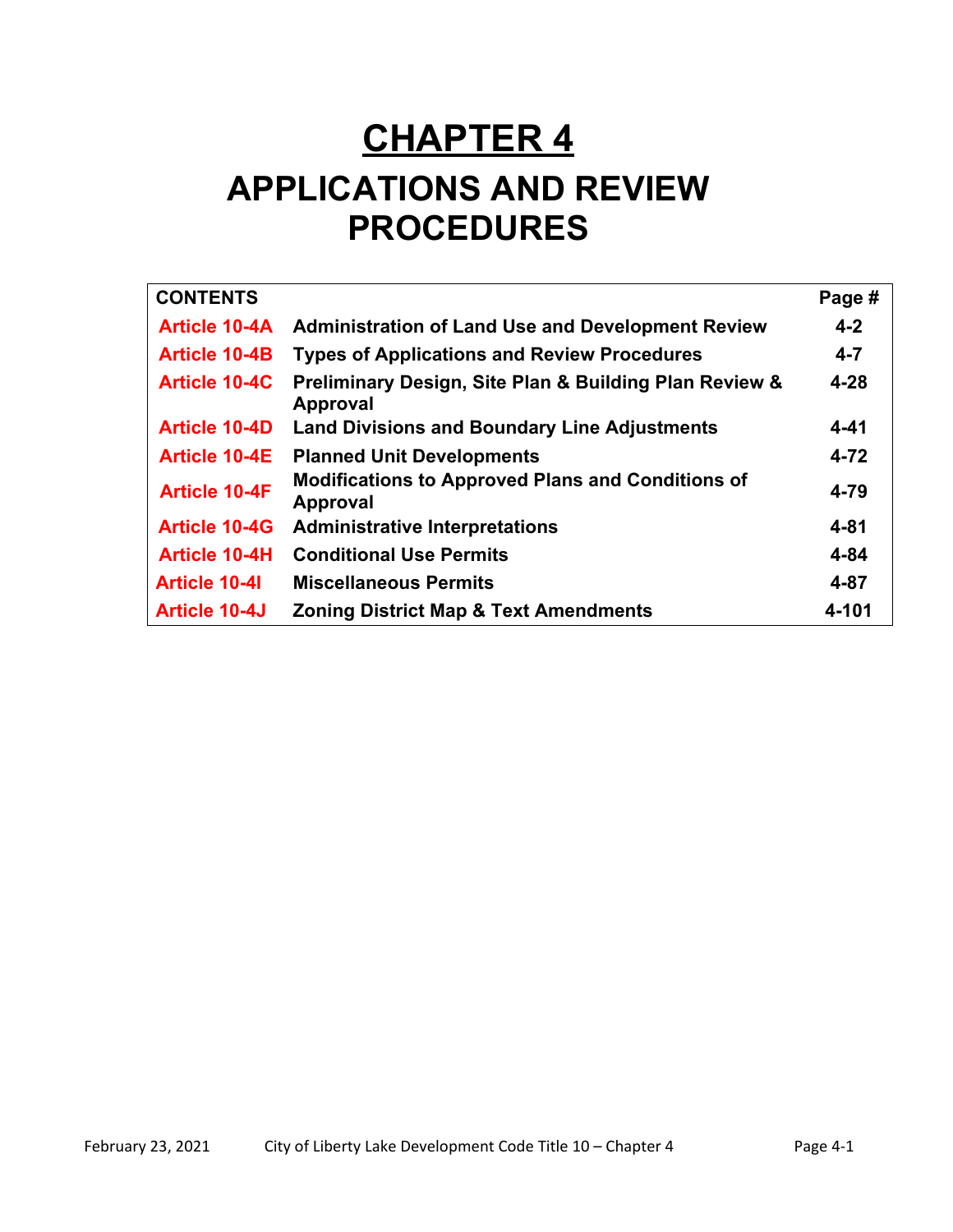# CHAPTER 4

# APPLICATIONS AND REVIEW PROCEDURES

| CONTENTS | | Page # |
|---|---|---|
| Article 10-4A | Administration of Land Use and Development Review | 4-2 |
| Article 10-4B | Types of Applications and Review Procedures | 4-7 |
| Article 10-4C | Preliminary Design, Site Plan & Building Plan Review & Approval | 4-28 |
| Article 10-4D | Land Divisions and Boundary Line Adjustments | 4-41 |
| Article 10-4E | Planned Unit Developments | 4-72 |
| Article 10-4F | Modifications to Approved Plans and Conditions of Approval | 4-79 |
| Article 10-4G | Administrative Interpretations | 4-81 |
| Article 10-4H | Conditional Use Permits | 4-84 |
| Article 10-4I | Miscellaneous Permits | 4-87 |
| Article 10-4J | Zoning District Map & Text Amendments | 4-101 |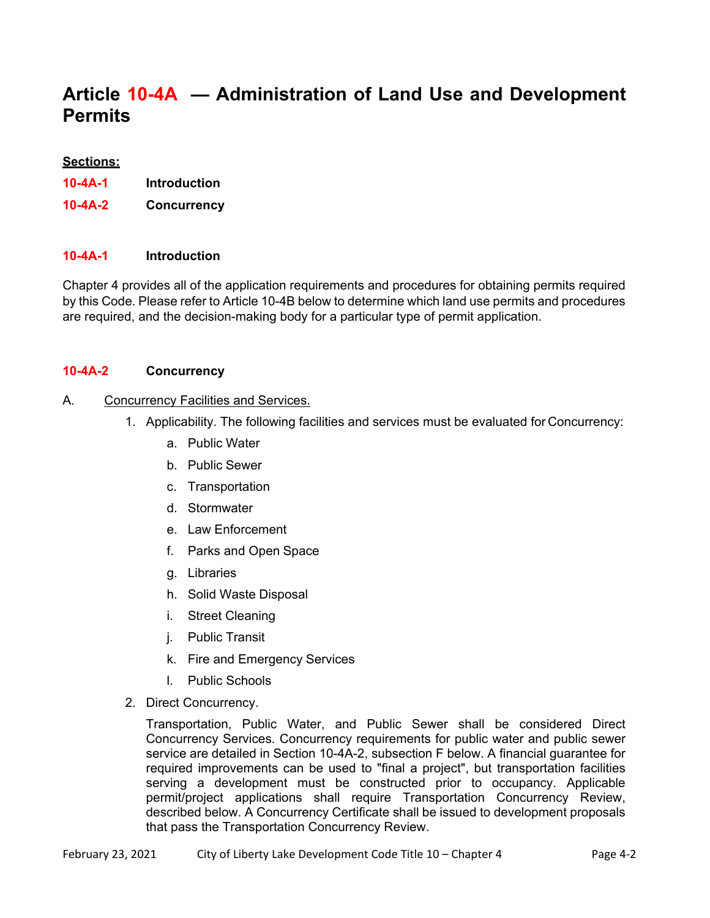# Article 10-4A — Administration of Land Use and Development Permits

**Sections:**

**10-4A-1 Introduction**

**10-4A-2 Concurrency**

### 10-4A-1 Introduction

Chapter 4 provides all of the application requirements and procedures for obtaining permits required by this Code. Please refer to Article 10-4B below to determine which land use permits and procedures are required, and the decision-making body for a particular type of permit application.

### 10-4A-2 Concurrency

A. Concurrency Facilities and Services.

1. Applicability. The following facilities and services must be evaluated for Concurrency:
   a. Public Water
   b. Public Sewer
   c. Transportation
   d. Stormwater
   e. Law Enforcement
   f. Parks and Open Space
   g. Libraries
   h. Solid Waste Disposal
   i. Street Cleaning
   j. Public Transit
   k. Fire and Emergency Services
   l. Public Schools

2. Direct Concurrency.

   Transportation, Public Water, and Public Sewer shall be considered Direct Concurrency Services. Concurrency requirements for public water and public sewer service are detailed in Section 10-4A-2, subsection F below. A financial guarantee for required improvements can be used to "final a project", but transportation facilities serving a development must be constructed prior to occupancy. Applicable permit/project applications shall require Transportation Concurrency Review, described below. A Concurrency Certificate shall be issued to development proposals that pass the Transportation Concurrency Review.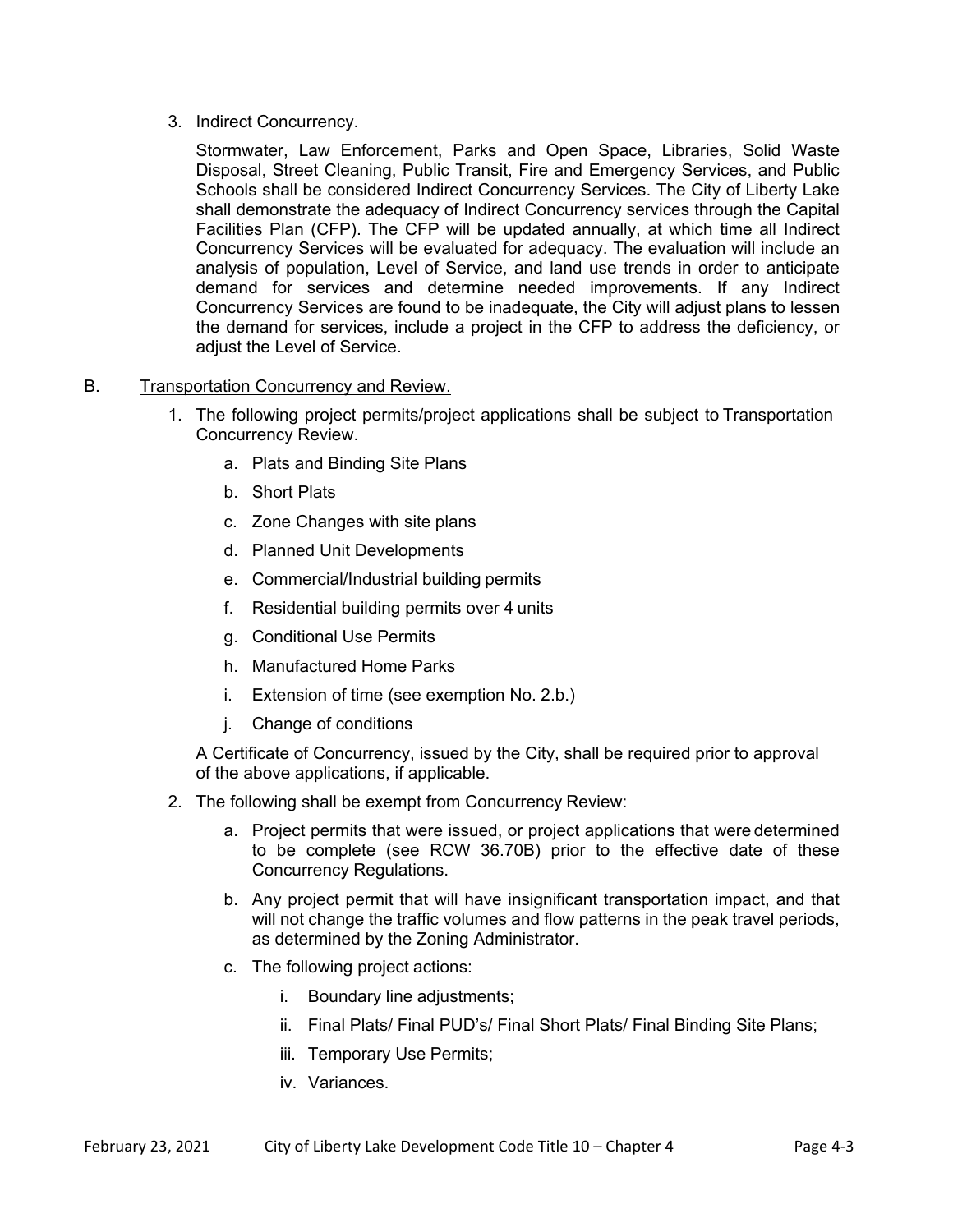3. Indirect Concurrency.

   Stormwater, Law Enforcement, Parks and Open Space, Libraries, Solid Waste Disposal, Street Cleaning, Public Transit, Fire and Emergency Services, and Public Schools shall be considered Indirect Concurrency Services. The City of Liberty Lake shall demonstrate the adequacy of Indirect Concurrency services through the Capital Facilities Plan (CFP). The CFP will be updated annually, at which time all Indirect Concurrency Services will be evaluated for adequacy. The evaluation will include an analysis of population, Level of Service, and land use trends in order to anticipate demand for services and determine needed improvements. If any Indirect Concurrency Services are found to be inadequate, the City will adjust plans to lessen the demand for services, include a project in the CFP to address the deficiency, or adjust the Level of Service.

B. <u>Transportation Concurrency and Review.</u>

1. The following project permits/project applications shall be subject to Transportation Concurrency Review.

   a. Plats and Binding Site Plans

   b. Short Plats

   c. Zone Changes with site plans

   d. Planned Unit Developments

   e. Commercial/Industrial building permits

   f. Residential building permits over 4 units

   g. Conditional Use Permits

   h. Manufactured Home Parks

   i. Extension of time (see exemption No. 2.b.)

   j. Change of conditions

   A Certificate of Concurrency, issued by the City, shall be required prior to approval of the above applications, if applicable.

2. The following shall be exempt from Concurrency Review:

   a. Project permits that were issued, or project applications that were determined to be complete (see RCW 36.70B) prior to the effective date of these Concurrency Regulations.

   b. Any project permit that will have insignificant transportation impact, and that will not change the traffic volumes and flow patterns in the peak travel periods, as determined by the Zoning Administrator.

   c. The following project actions:

      i. Boundary line adjustments;

      ii. Final Plats/ Final PUD's/ Final Short Plats/ Final Binding Site Plans;

      iii. Temporary Use Permits;

      iv. Variances.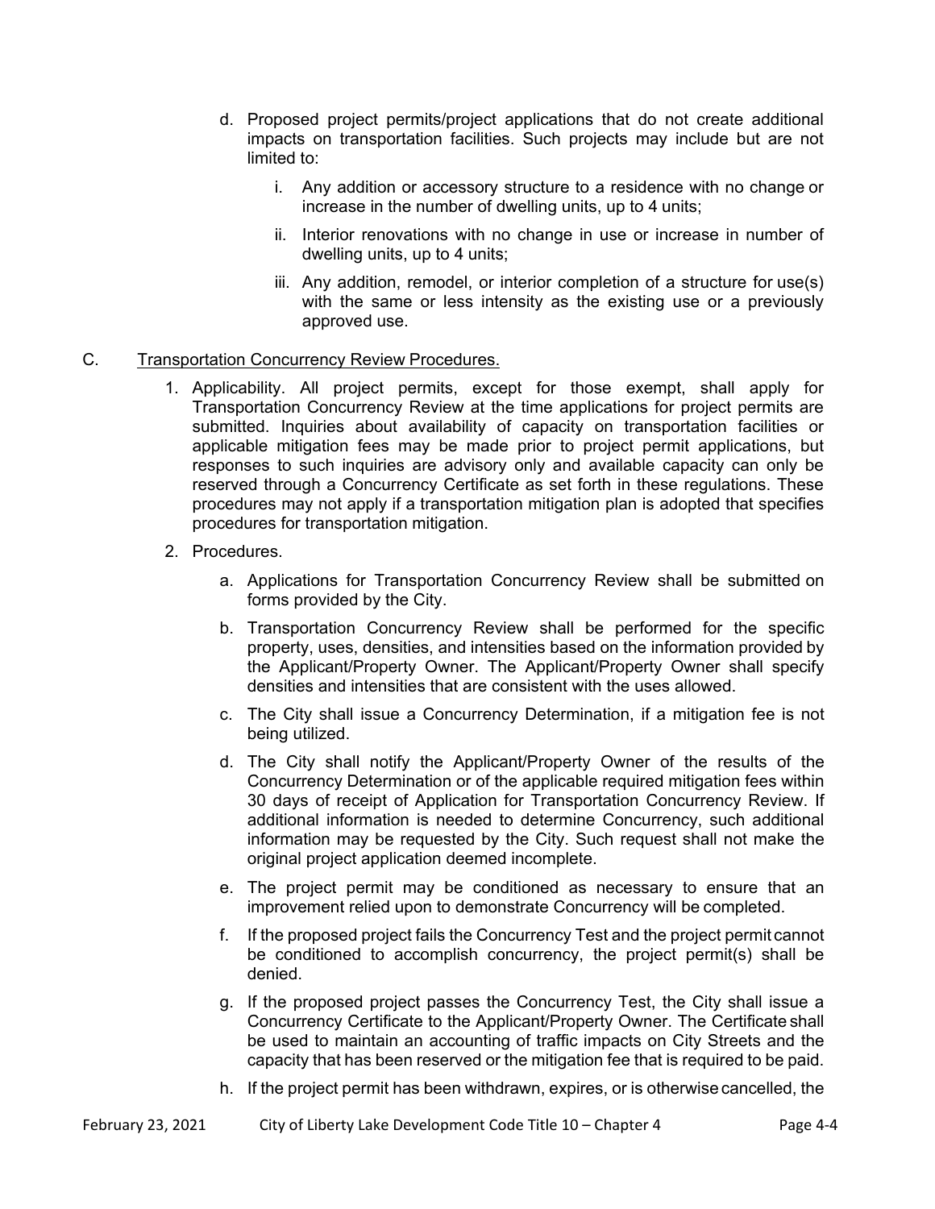d. Proposed project permits/project applications that do not create additional impacts on transportation facilities. Such projects may include but are not limited to:

   i. Any addition or accessory structure to a residence with no change or increase in the number of dwelling units, up to 4 units;

   ii. Interior renovations with no change in use or increase in number of dwelling units, up to 4 units;

   iii. Any addition, remodel, or interior completion of a structure for use(s) with the same or less intensity as the existing use or a previously approved use.

C. <u>Transportation Concurrency Review Procedures.</u>

1. Applicability. All project permits, except for those exempt, shall apply for Transportation Concurrency Review at the time applications for project permits are submitted. Inquiries about availability of capacity on transportation facilities or applicable mitigation fees may be made prior to project permit applications, but responses to such inquiries are advisory only and available capacity can only be reserved through a Concurrency Certificate as set forth in these regulations. These procedures may not apply if a transportation mitigation plan is adopted that specifies procedures for transportation mitigation.

2. Procedures.

   a. Applications for Transportation Concurrency Review shall be submitted on forms provided by the City.

   b. Transportation Concurrency Review shall be performed for the specific property, uses, densities, and intensities based on the information provided by the Applicant/Property Owner. The Applicant/Property Owner shall specify densities and intensities that are consistent with the uses allowed.

   c. The City shall issue a Concurrency Determination, if a mitigation fee is not being utilized.

   d. The City shall notify the Applicant/Property Owner of the results of the Concurrency Determination or of the applicable required mitigation fees within 30 days of receipt of Application for Transportation Concurrency Review. If additional information is needed to determine Concurrency, such additional information may be requested by the City. Such request shall not make the original project application deemed incomplete.

   e. The project permit may be conditioned as necessary to ensure that an improvement relied upon to demonstrate Concurrency will be completed.

   f. If the proposed project fails the Concurrency Test and the project permit cannot be conditioned to accomplish concurrency, the project permit(s) shall be denied.

   g. If the proposed project passes the Concurrency Test, the City shall issue a Concurrency Certificate to the Applicant/Property Owner. The Certificate shall be used to maintain an accounting of traffic impacts on City Streets and the capacity that has been reserved or the mitigation fee that is required to be paid.

   h. If the project permit has been withdrawn, expires, or is otherwise cancelled, the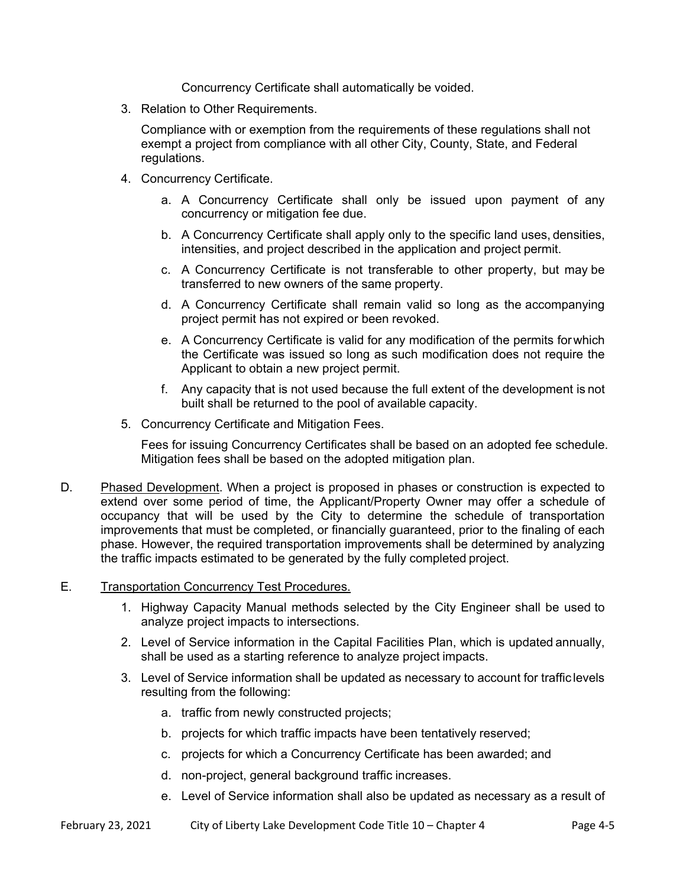Concurrency Certificate shall automatically be voided.

3. Relation to Other Requirements.

   Compliance with or exemption from the requirements of these regulations shall not exempt a project from compliance with all other City, County, State, and Federal regulations.

4. Concurrency Certificate.

   a. A Concurrency Certificate shall only be issued upon payment of any concurrency or mitigation fee due.

   b. A Concurrency Certificate shall apply only to the specific land uses, densities, intensities, and project described in the application and project permit.

   c. A Concurrency Certificate is not transferable to other property, but may be transferred to new owners of the same property.

   d. A Concurrency Certificate shall remain valid so long as the accompanying project permit has not expired or been revoked.

   e. A Concurrency Certificate is valid for any modification of the permits for which the Certificate was issued so long as such modification does not require the Applicant to obtain a new project permit.

   f. Any capacity that is not used because the full extent of the development is not built shall be returned to the pool of available capacity.

5. Concurrency Certificate and Mitigation Fees.

   Fees for issuing Concurrency Certificates shall be based on an adopted fee schedule. Mitigation fees shall be based on the adopted mitigation plan.

D. Phased Development. When a project is proposed in phases or construction is expected to extend over some period of time, the Applicant/Property Owner may offer a schedule of occupancy that will be used by the City to determine the schedule of transportation improvements that must be completed, or financially guaranteed, prior to the finaling of each phase. However, the required transportation improvements shall be determined by analyzing the traffic impacts estimated to be generated by the fully completed project.

E. Transportation Concurrency Test Procedures.

1. Highway Capacity Manual methods selected by the City Engineer shall be used to analyze project impacts to intersections.

2. Level of Service information in the Capital Facilities Plan, which is updated annually, shall be used as a starting reference to analyze project impacts.

3. Level of Service information shall be updated as necessary to account for traffic levels resulting from the following:

   a. traffic from newly constructed projects;

   b. projects for which traffic impacts have been tentatively reserved;

   c. projects for which a Concurrency Certificate has been awarded; and

   d. non-project, general background traffic increases.

   e. Level of Service information shall also be updated as necessary as a result of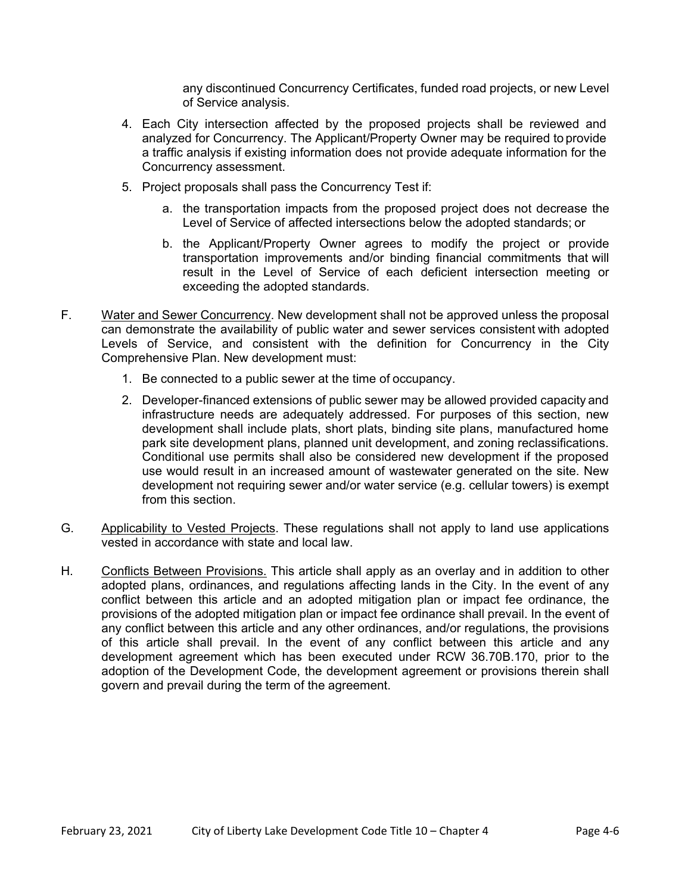any discontinued Concurrency Certificates, funded road projects, or new Level of Service analysis.

4. Each City intersection affected by the proposed projects shall be reviewed and analyzed for Concurrency. The Applicant/Property Owner may be required to provide a traffic analysis if existing information does not provide adequate information for the Concurrency assessment.
5. Project proposals shall pass the Concurrency Test if:
   a. the transportation impacts from the proposed project does not decrease the Level of Service of affected intersections below the adopted standards; or
   b. the Applicant/Property Owner agrees to modify the project or provide transportation improvements and/or binding financial commitments that will result in the Level of Service of each deficient intersection meeting or exceeding the adopted standards.

F. <u>Water and Sewer Concurrency</u>. New development shall not be approved unless the proposal can demonstrate the availability of public water and sewer services consistent with adopted Levels of Service, and consistent with the definition for Concurrency in the City Comprehensive Plan. New development must:

1. Be connected to a public sewer at the time of occupancy.
2. Developer-financed extensions of public sewer may be allowed provided capacity and infrastructure needs are adequately addressed. For purposes of this section, new development shall include plats, short plats, binding site plans, manufactured home park site development plans, planned unit development, and zoning reclassifications. Conditional use permits shall also be considered new development if the proposed use would result in an increased amount of wastewater generated on the site. New development not requiring sewer and/or water service (e.g. cellular towers) is exempt from this section.

G. <u>Applicability to Vested Projects</u>. These regulations shall not apply to land use applications vested in accordance with state and local law.

H. <u>Conflicts Between Provisions.</u> This article shall apply as an overlay and in addition to other adopted plans, ordinances, and regulations affecting lands in the City. In the event of any conflict between this article and an adopted mitigation plan or impact fee ordinance, the provisions of the adopted mitigation plan or impact fee ordinance shall prevail. In the event of any conflict between this article and any other ordinances, and/or regulations, the provisions of this article shall prevail. In the event of any conflict between this article and any development agreement which has been executed under RCW 36.70B.170, prior to the adoption of the Development Code, the development agreement or provisions therein shall govern and prevail during the term of the agreement.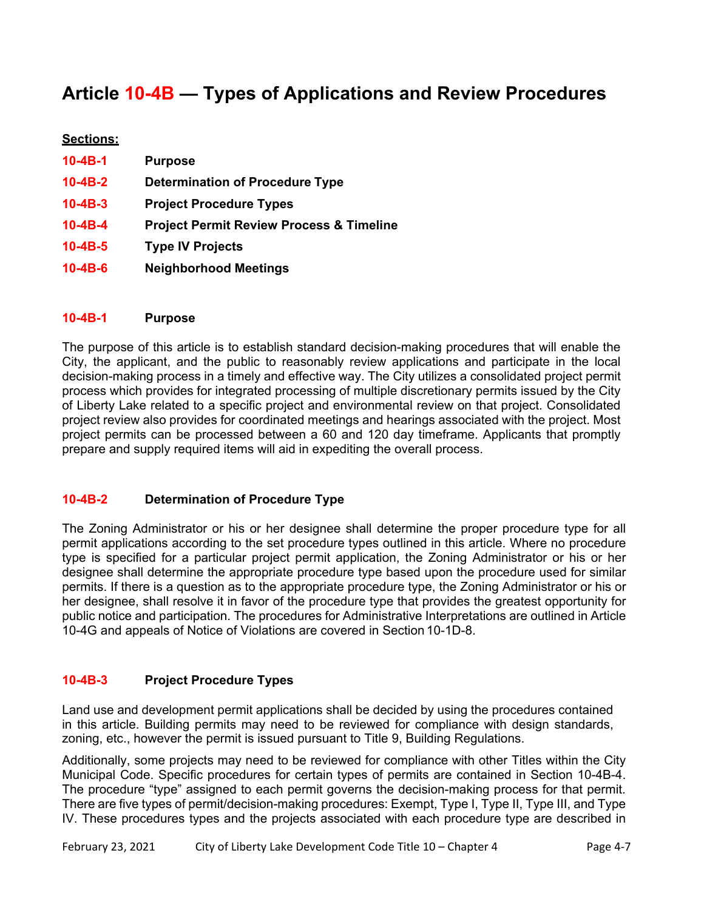# Article 10-4B — Types of Applications and Review Procedures

**Sections:**

**10-4B-1 Purpose**

**10-4B-2 Determination of Procedure Type**

**10-4B-3 Project Procedure Types**

**10-4B-4 Project Permit Review Process & Timeline**

**10-4B-5 Type IV Projects**

**10-4B-6 Neighborhood Meetings**

## 10-4B-1 Purpose

The purpose of this article is to establish standard decision-making procedures that will enable the City, the applicant, and the public to reasonably review applications and participate in the local decision-making process in a timely and effective way. The City utilizes a consolidated project permit process which provides for integrated processing of multiple discretionary permits issued by the City of Liberty Lake related to a specific project and environmental review on that project. Consolidated project review also provides for coordinated meetings and hearings associated with the project. Most project permits can be processed between a 60 and 120 day timeframe. Applicants that promptly prepare and supply required items will aid in expediting the overall process.

## 10-4B-2 Determination of Procedure Type

The Zoning Administrator or his or her designee shall determine the proper procedure type for all permit applications according to the set procedure types outlined in this article. Where no procedure type is specified for a particular project permit application, the Zoning Administrator or his or her designee shall determine the appropriate procedure type based upon the procedure used for similar permits. If there is a question as to the appropriate procedure type, the Zoning Administrator or his or her designee, shall resolve it in favor of the procedure type that provides the greatest opportunity for public notice and participation. The procedures for Administrative Interpretations are outlined in Article 10-4G and appeals of Notice of Violations are covered in Section 10-1D-8.

## 10-4B-3 Project Procedure Types

Land use and development permit applications shall be decided by using the procedures contained in this article. Building permits may need to be reviewed for compliance with design standards, zoning, etc., however the permit is issued pursuant to Title 9, Building Regulations.

Additionally, some projects may need to be reviewed for compliance with other Titles within the City Municipal Code. Specific procedures for certain types of permits are contained in Section 10-4B-4. The procedure "type" assigned to each permit governs the decision-making process for that permit. There are five types of permit/decision-making procedures: Exempt, Type I, Type II, Type III, and Type IV. These procedures types and the projects associated with each procedure type are described in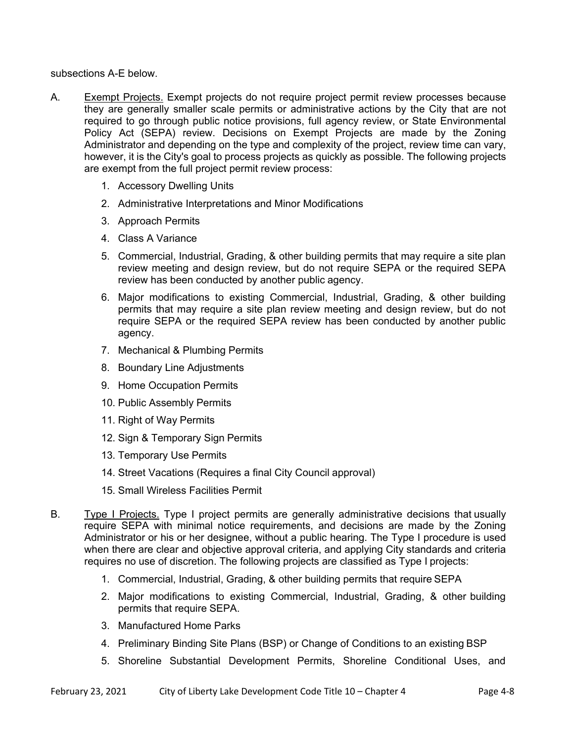subsections A-E below.

A. Exempt Projects. Exempt projects do not require project permit review processes because they are generally smaller scale permits or administrative actions by the City that are not required to go through public notice provisions, full agency review, or State Environmental Policy Act (SEPA) review. Decisions on Exempt Projects are made by the Zoning Administrator and depending on the type and complexity of the project, review time can vary, however, it is the City's goal to process projects as quickly as possible. The following projects are exempt from the full project permit review process:

1. Accessory Dwelling Units
2. Administrative Interpretations and Minor Modifications
3. Approach Permits
4. Class A Variance
5. Commercial, Industrial, Grading, & other building permits that may require a site plan review meeting and design review, but do not require SEPA or the required SEPA review has been conducted by another public agency.
6. Major modifications to existing Commercial, Industrial, Grading, & other building permits that may require a site plan review meeting and design review, but do not require SEPA or the required SEPA review has been conducted by another public agency.
7. Mechanical & Plumbing Permits
8. Boundary Line Adjustments
9. Home Occupation Permits
10. Public Assembly Permits
11. Right of Way Permits
12. Sign & Temporary Sign Permits
13. Temporary Use Permits
14. Street Vacations (Requires a final City Council approval)
15. Small Wireless Facilities Permit

B. Type I Projects. Type I project permits are generally administrative decisions that usually require SEPA with minimal notice requirements, and decisions are made by the Zoning Administrator or his or her designee, without a public hearing. The Type I procedure is used when there are clear and objective approval criteria, and applying City standards and criteria requires no use of discretion. The following projects are classified as Type I projects:

1. Commercial, Industrial, Grading, & other building permits that require SEPA
2. Major modifications to existing Commercial, Industrial, Grading, & other building permits that require SEPA.
3. Manufactured Home Parks
4. Preliminary Binding Site Plans (BSP) or Change of Conditions to an existing BSP
5. Shoreline Substantial Development Permits, Shoreline Conditional Uses, and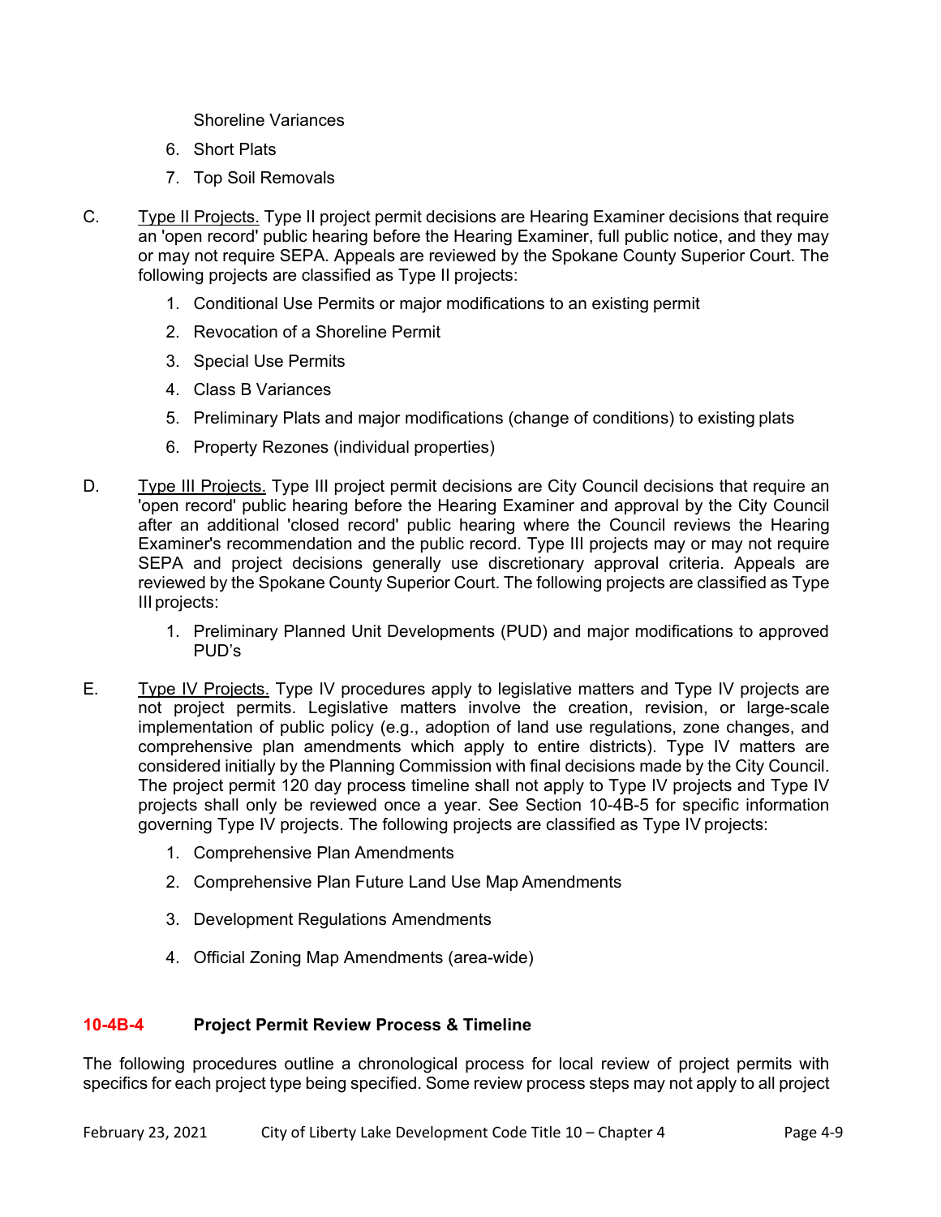Shoreline Variances

6. Short Plats
7. Top Soil Removals

C. Type II Projects. Type II project permit decisions are Hearing Examiner decisions that require an 'open record' public hearing before the Hearing Examiner, full public notice, and they may or may not require SEPA. Appeals are reviewed by the Spokane County Superior Court. The following projects are classified as Type II projects:

1. Conditional Use Permits or major modifications to an existing permit
2. Revocation of a Shoreline Permit
3. Special Use Permits
4. Class B Variances
5. Preliminary Plats and major modifications (change of conditions) to existing plats
6. Property Rezones (individual properties)

D. Type III Projects. Type III project permit decisions are City Council decisions that require an 'open record' public hearing before the Hearing Examiner and approval by the City Council after an additional 'closed record' public hearing where the Council reviews the Hearing Examiner's recommendation and the public record. Type III projects may or may not require SEPA and project decisions generally use discretionary approval criteria. Appeals are reviewed by the Spokane County Superior Court. The following projects are classified as Type III projects:

1. Preliminary Planned Unit Developments (PUD) and major modifications to approved PUD's

E. Type IV Projects. Type IV procedures apply to legislative matters and Type IV projects are not project permits. Legislative matters involve the creation, revision, or large-scale implementation of public policy (e.g., adoption of land use regulations, zone changes, and comprehensive plan amendments which apply to entire districts). Type IV matters are considered initially by the Planning Commission with final decisions made by the City Council. The project permit 120 day process timeline shall not apply to Type IV projects and Type IV projects shall only be reviewed once a year. See Section 10-4B-5 for specific information governing Type IV projects. The following projects are classified as Type IV projects:

1. Comprehensive Plan Amendments
2. Comprehensive Plan Future Land Use Map Amendments
3. Development Regulations Amendments
4. Official Zoning Map Amendments (area-wide)

### 10-4B-4 Project Permit Review Process & Timeline

The following procedures outline a chronological process for local review of project permits with specifics for each project type being specified. Some review process steps may not apply to all project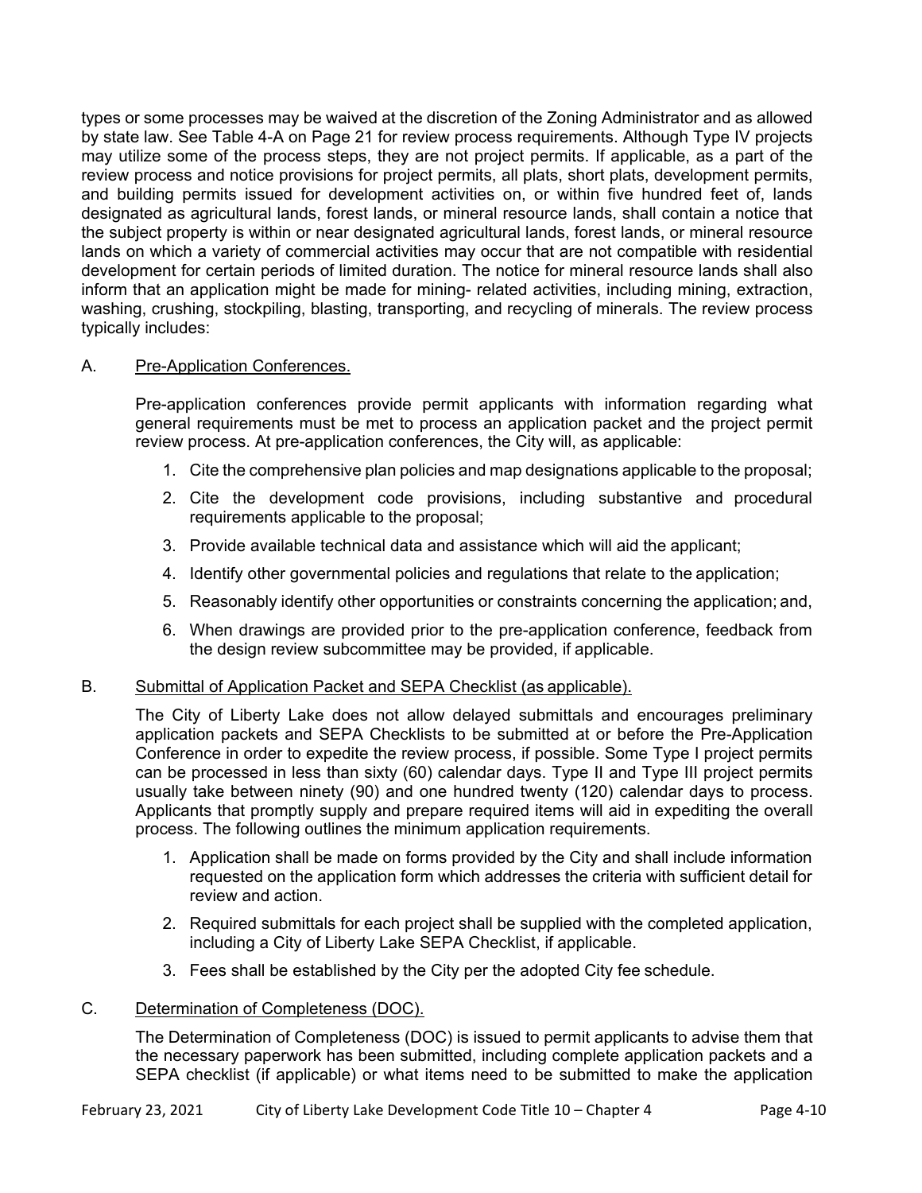types or some processes may be waived at the discretion of the Zoning Administrator and as allowed by state law. See Table 4-A on Page 21 for review process requirements. Although Type IV projects may utilize some of the process steps, they are not project permits. If applicable, as a part of the review process and notice provisions for project permits, all plats, short plats, development permits, and building permits issued for development activities on, or within five hundred feet of, lands designated as agricultural lands, forest lands, or mineral resource lands, shall contain a notice that the subject property is within or near designated agricultural lands, forest lands, or mineral resource lands on which a variety of commercial activities may occur that are not compatible with residential development for certain periods of limited duration. The notice for mineral resource lands shall also inform that an application might be made for mining- related activities, including mining, extraction, washing, crushing, stockpiling, blasting, transporting, and recycling of minerals. The review process typically includes:

A. <u>Pre-Application Conferences.</u>

Pre-application conferences provide permit applicants with information regarding what general requirements must be met to process an application packet and the project permit review process. At pre-application conferences, the City will, as applicable:

1. Cite the comprehensive plan policies and map designations applicable to the proposal;
2. Cite the development code provisions, including substantive and procedural requirements applicable to the proposal;
3. Provide available technical data and assistance which will aid the applicant;
4. Identify other governmental policies and regulations that relate to the application;
5. Reasonably identify other opportunities or constraints concerning the application; and,
6. When drawings are provided prior to the pre-application conference, feedback from the design review subcommittee may be provided, if applicable.

B. <u>Submittal of Application Packet and SEPA Checklist (as applicable).</u>

The City of Liberty Lake does not allow delayed submittals and encourages preliminary application packets and SEPA Checklists to be submitted at or before the Pre-Application Conference in order to expedite the review process, if possible. Some Type I project permits can be processed in less than sixty (60) calendar days. Type II and Type III project permits usually take between ninety (90) and one hundred twenty (120) calendar days to process. Applicants that promptly supply and prepare required items will aid in expediting the overall process. The following outlines the minimum application requirements.

1. Application shall be made on forms provided by the City and shall include information requested on the application form which addresses the criteria with sufficient detail for review and action.
2. Required submittals for each project shall be supplied with the completed application, including a City of Liberty Lake SEPA Checklist, if applicable.
3. Fees shall be established by the City per the adopted City fee schedule.

C. <u>Determination of Completeness (DOC).</u>

The Determination of Completeness (DOC) is issued to permit applicants to advise them that the necessary paperwork has been submitted, including complete application packets and a SEPA checklist (if applicable) or what items need to be submitted to make the application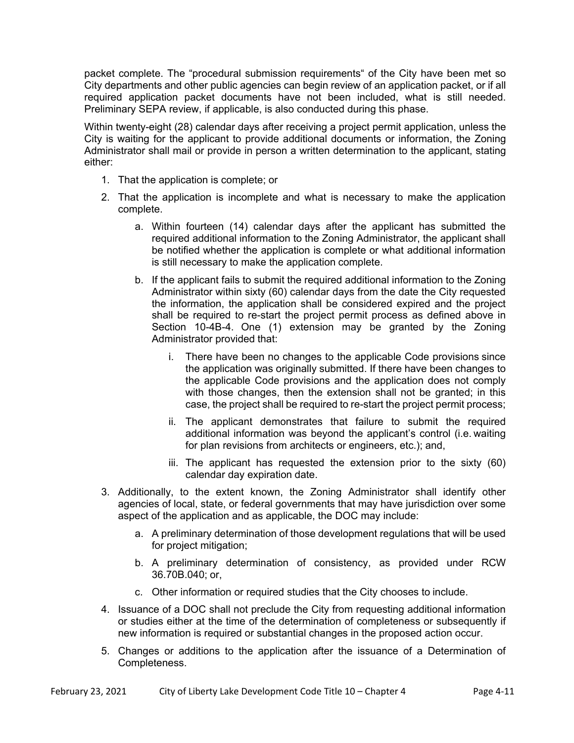packet complete. The "procedural submission requirements" of the City have been met so City departments and other public agencies can begin review of an application packet, or if all required application packet documents have not been included, what is still needed. Preliminary SEPA review, if applicable, is also conducted during this phase.

Within twenty-eight (28) calendar days after receiving a project permit application, unless the City is waiting for the applicant to provide additional documents or information, the Zoning Administrator shall mail or provide in person a written determination to the applicant, stating either:

1. That the application is complete; or
2. That the application is incomplete and what is necessary to make the application complete.
   a. Within fourteen (14) calendar days after the applicant has submitted the required additional information to the Zoning Administrator, the applicant shall be notified whether the application is complete or what additional information is still necessary to make the application complete.
   b. If the applicant fails to submit the required additional information to the Zoning Administrator within sixty (60) calendar days from the date the City requested the information, the application shall be considered expired and the project shall be required to re-start the project permit process as defined above in Section 10-4B-4. One (1) extension may be granted by the Zoning Administrator provided that:
      i. There have been no changes to the applicable Code provisions since the application was originally submitted. If there have been changes to the applicable Code provisions and the application does not comply with those changes, then the extension shall not be granted; in this case, the project shall be required to re-start the project permit process;
      ii. The applicant demonstrates that failure to submit the required additional information was beyond the applicant's control (i.e. waiting for plan revisions from architects or engineers, etc.); and,
      iii. The applicant has requested the extension prior to the sixty (60) calendar day expiration date.
3. Additionally, to the extent known, the Zoning Administrator shall identify other agencies of local, state, or federal governments that may have jurisdiction over some aspect of the application and as applicable, the DOC may include:
   a. A preliminary determination of those development regulations that will be used for project mitigation;
   b. A preliminary determination of consistency, as provided under RCW 36.70B.040; or,
   c. Other information or required studies that the City chooses to include.
4. Issuance of a DOC shall not preclude the City from requesting additional information or studies either at the time of the determination of completeness or subsequently if new information is required or substantial changes in the proposed action occur.
5. Changes or additions to the application after the issuance of a Determination of Completeness.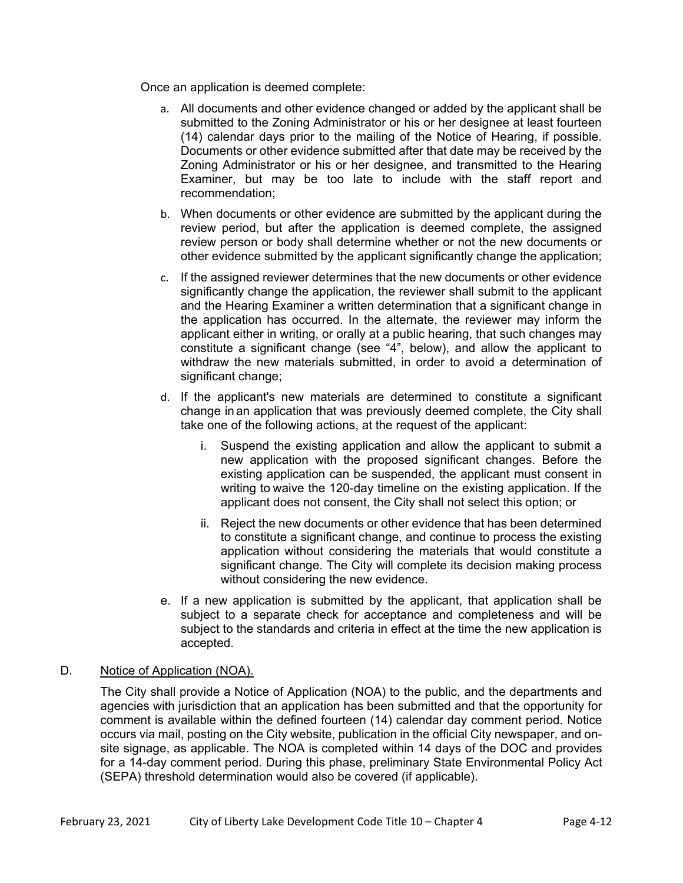Once an application is deemed complete:

a. All documents and other evidence changed or added by the applicant shall be submitted to the Zoning Administrator or his or her designee at least fourteen (14) calendar days prior to the mailing of the Notice of Hearing, if possible. Documents or other evidence submitted after that date may be received by the Zoning Administrator or his or her designee, and transmitted to the Hearing Examiner, but may be too late to include with the staff report and recommendation;

b. When documents or other evidence are submitted by the applicant during the review period, but after the application is deemed complete, the assigned review person or body shall determine whether or not the new documents or other evidence submitted by the applicant significantly change the application;

c. If the assigned reviewer determines that the new documents or other evidence significantly change the application, the reviewer shall submit to the applicant and the Hearing Examiner a written determination that a significant change in the application has occurred. In the alternate, the reviewer may inform the applicant either in writing, or orally at a public hearing, that such changes may constitute a significant change (see "4", below), and allow the applicant to withdraw the new materials submitted, in order to avoid a determination of significant change;

d. If the applicant's new materials are determined to constitute a significant change in an application that was previously deemed complete, the City shall take one of the following actions, at the request of the applicant:

   i. Suspend the existing application and allow the applicant to submit a new application with the proposed significant changes. Before the existing application can be suspended, the applicant must consent in writing to waive the 120-day timeline on the existing application. If the applicant does not consent, the City shall not select this option; or

   ii. Reject the new documents or other evidence that has been determined to constitute a significant change, and continue to process the existing application without considering the materials that would constitute a significant change. The City will complete its decision making process without considering the new evidence.

e. If a new application is submitted by the applicant, that application shall be subject to a separate check for acceptance and completeness and will be subject to the standards and criteria in effect at the time the new application is accepted.

D. Notice of Application (NOA).

The City shall provide a Notice of Application (NOA) to the public, and the departments and agencies with jurisdiction that an application has been submitted and that the opportunity for comment is available within the defined fourteen (14) calendar day comment period. Notice occurs via mail, posting on the City website, publication in the official City newspaper, and on-site signage, as applicable. The NOA is completed within 14 days of the DOC and provides for a 14-day comment period. During this phase, preliminary State Environmental Policy Act (SEPA) threshold determination would also be covered (if applicable).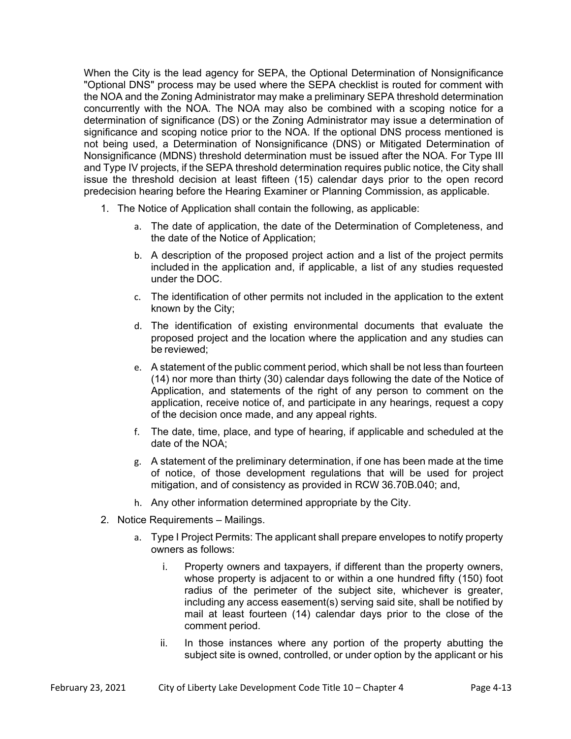When the City is the lead agency for SEPA, the Optional Determination of Nonsignificance "Optional DNS" process may be used where the SEPA checklist is routed for comment with the NOA and the Zoning Administrator may make a preliminary SEPA threshold determination concurrently with the NOA. The NOA may also be combined with a scoping notice for a determination of significance (DS) or the Zoning Administrator may issue a determination of significance and scoping notice prior to the NOA. If the optional DNS process mentioned is not being used, a Determination of Nonsignificance (DNS) or Mitigated Determination of Nonsignificance (MDNS) threshold determination must be issued after the NOA. For Type III and Type IV projects, if the SEPA threshold determination requires public notice, the City shall issue the threshold decision at least fifteen (15) calendar days prior to the open record predecision hearing before the Hearing Examiner or Planning Commission, as applicable.

1. The Notice of Application shall contain the following, as applicable:
   a. The date of application, the date of the Determination of Completeness, and the date of the Notice of Application;
   b. A description of the proposed project action and a list of the project permits included in the application and, if applicable, a list of any studies requested under the DOC.
   c. The identification of other permits not included in the application to the extent known by the City;
   d. The identification of existing environmental documents that evaluate the proposed project and the location where the application and any studies can be reviewed;
   e. A statement of the public comment period, which shall be not less than fourteen (14) nor more than thirty (30) calendar days following the date of the Notice of Application, and statements of the right of any person to comment on the application, receive notice of, and participate in any hearings, request a copy of the decision once made, and any appeal rights.
   f. The date, time, place, and type of hearing, if applicable and scheduled at the date of the NOA;
   g. A statement of the preliminary determination, if one has been made at the time of notice, of those development regulations that will be used for project mitigation, and of consistency as provided in RCW 36.70B.040; and,
   h. Any other information determined appropriate by the City.
2. Notice Requirements – Mailings.
   a. Type I Project Permits: The applicant shall prepare envelopes to notify property owners as follows:
      i. Property owners and taxpayers, if different than the property owners, whose property is adjacent to or within a one hundred fifty (150) foot radius of the perimeter of the subject site, whichever is greater, including any access easement(s) serving said site, shall be notified by mail at least fourteen (14) calendar days prior to the close of the comment period.
      ii. In those instances where any portion of the property abutting the subject site is owned, controlled, or under option by the applicant or his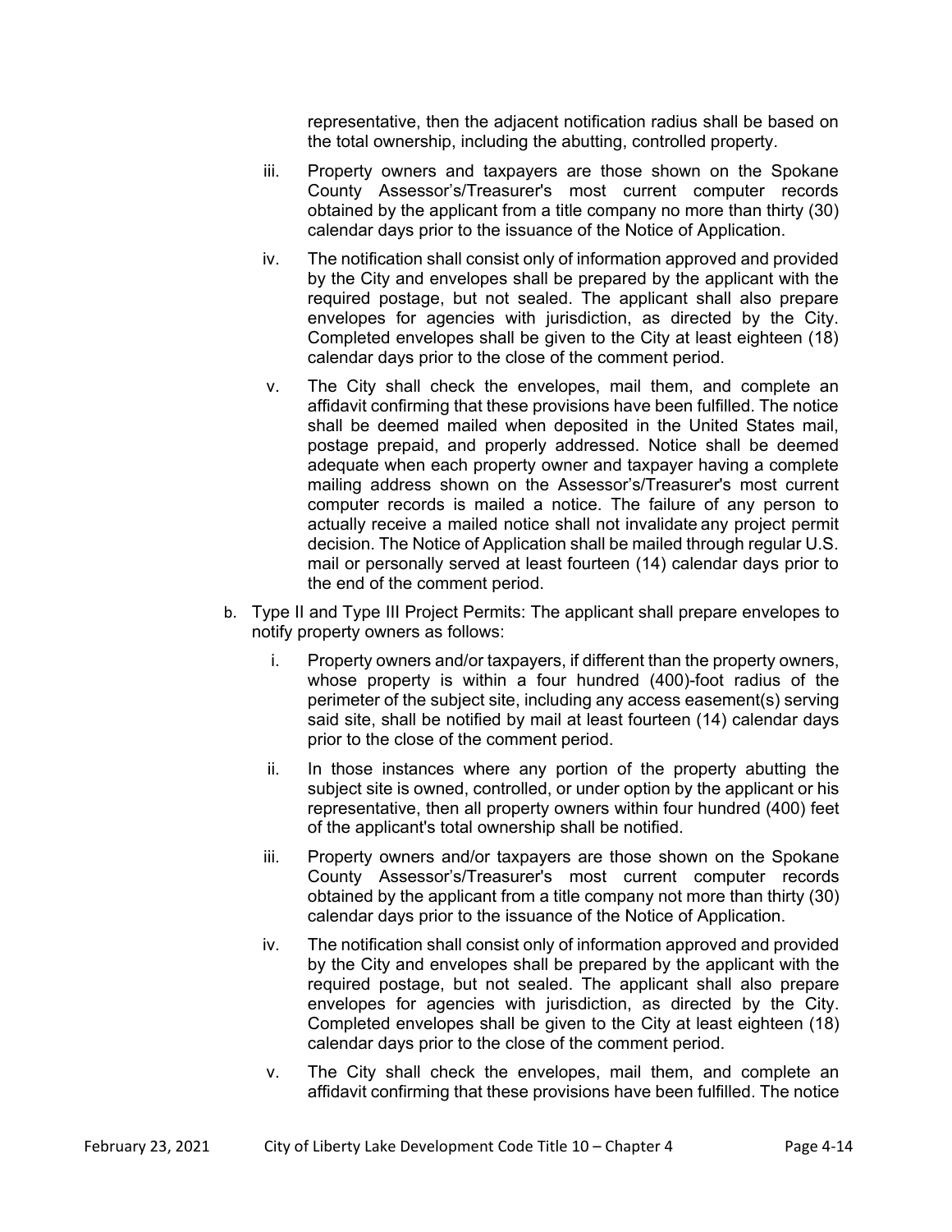representative, then the adjacent notification radius shall be based on the total ownership, including the abutting, controlled property.

iii. Property owners and taxpayers are those shown on the Spokane County Assessor's/Treasurer's most current computer records obtained by the applicant from a title company no more than thirty (30) calendar days prior to the issuance of the Notice of Application.

iv. The notification shall consist only of information approved and provided by the City and envelopes shall be prepared by the applicant with the required postage, but not sealed. The applicant shall also prepare envelopes for agencies with jurisdiction, as directed by the City. Completed envelopes shall be given to the City at least eighteen (18) calendar days prior to the close of the comment period.

v. The City shall check the envelopes, mail them, and complete an affidavit confirming that these provisions have been fulfilled. The notice shall be deemed mailed when deposited in the United States mail, postage prepaid, and properly addressed. Notice shall be deemed adequate when each property owner and taxpayer having a complete mailing address shown on the Assessor's/Treasurer's most current computer records is mailed a notice. The failure of any person to actually receive a mailed notice shall not invalidate any project permit decision. The Notice of Application shall be mailed through regular U.S. mail or personally served at least fourteen (14) calendar days prior to the end of the comment period.

b. Type II and Type III Project Permits: The applicant shall prepare envelopes to notify property owners as follows:

i. Property owners and/or taxpayers, if different than the property owners, whose property is within a four hundred (400)-foot radius of the perimeter of the subject site, including any access easement(s) serving said site, shall be notified by mail at least fourteen (14) calendar days prior to the close of the comment period.

ii. In those instances where any portion of the property abutting the subject site is owned, controlled, or under option by the applicant or his representative, then all property owners within four hundred (400) feet of the applicant's total ownership shall be notified.

iii. Property owners and/or taxpayers are those shown on the Spokane County Assessor's/Treasurer's most current computer records obtained by the applicant from a title company not more than thirty (30) calendar days prior to the issuance of the Notice of Application.

iv. The notification shall consist only of information approved and provided by the City and envelopes shall be prepared by the applicant with the required postage, but not sealed. The applicant shall also prepare envelopes for agencies with jurisdiction, as directed by the City. Completed envelopes shall be given to the City at least eighteen (18) calendar days prior to the close of the comment period.

v. The City shall check the envelopes, mail them, and complete an affidavit confirming that these provisions have been fulfilled. The notice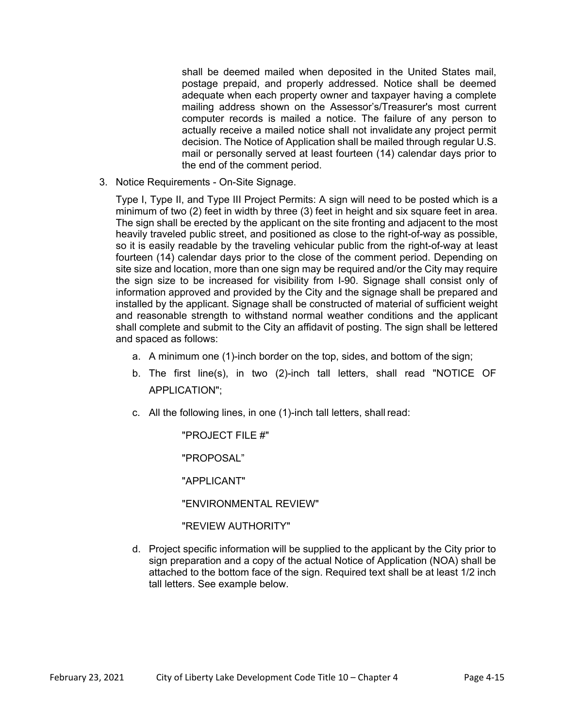shall be deemed mailed when deposited in the United States mail, postage prepaid, and properly addressed. Notice shall be deemed adequate when each property owner and taxpayer having a complete mailing address shown on the Assessor's/Treasurer's most current computer records is mailed a notice. The failure of any person to actually receive a mailed notice shall not invalidate any project permit decision. The Notice of Application shall be mailed through regular U.S. mail or personally served at least fourteen (14) calendar days prior to the end of the comment period.

3. Notice Requirements - On-Site Signage.

   Type I, Type II, and Type III Project Permits: A sign will need to be posted which is a minimum of two (2) feet in width by three (3) feet in height and six square feet in area. The sign shall be erected by the applicant on the site fronting and adjacent to the most heavily traveled public street, and positioned as close to the right-of-way as possible, so it is easily readable by the traveling vehicular public from the right-of-way at least fourteen (14) calendar days prior to the close of the comment period. Depending on site size and location, more than one sign may be required and/or the City may require the sign size to be increased for visibility from I-90. Signage shall consist only of information approved and provided by the City and the signage shall be prepared and installed by the applicant. Signage shall be constructed of material of sufficient weight and reasonable strength to withstand normal weather conditions and the applicant shall complete and submit to the City an affidavit of posting. The sign shall be lettered and spaced as follows:

   a. A minimum one (1)-inch border on the top, sides, and bottom of the sign;

   b. The first line(s), in two (2)-inch tall letters, shall read "NOTICE OF APPLICATION";

   c. All the following lines, in one (1)-inch tall letters, shall read:

      "PROJECT FILE #"

      "PROPOSAL"

      "APPLICANT"

      "ENVIRONMENTAL REVIEW"

      "REVIEW AUTHORITY"

   d. Project specific information will be supplied to the applicant by the City prior to sign preparation and a copy of the actual Notice of Application (NOA) shall be attached to the bottom face of the sign. Required text shall be at least 1/2 inch tall letters. See example below.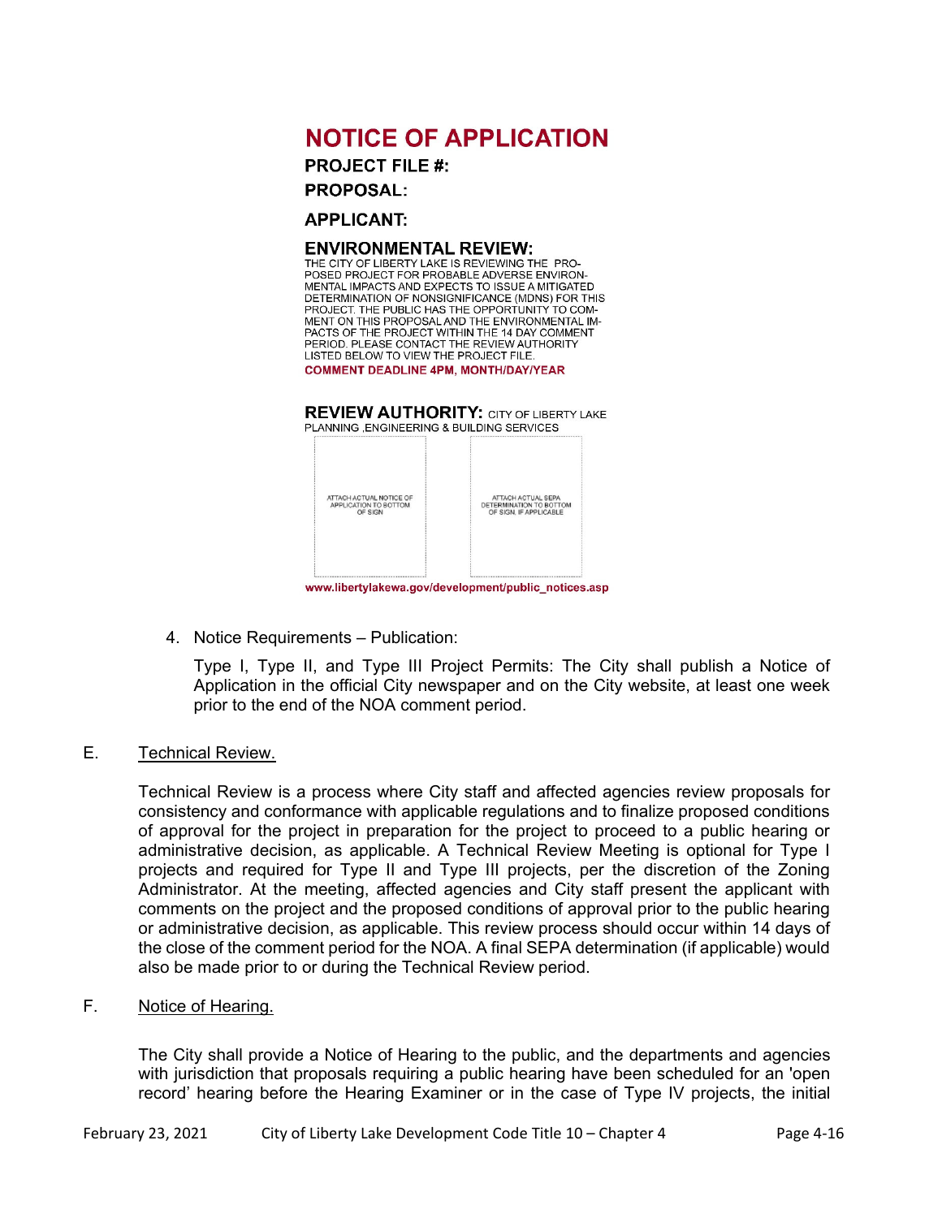## NOTICE OF APPLICATION

**PROJECT FILE #:**

**PROPOSAL:**

**APPLICANT:**

**ENVIRONMENTAL REVIEW:**

THE CITY OF LIBERTY LAKE IS REVIEWING THE PROPOSED PROJECT FOR PROBABLE ADVERSE ENVIRONMENTAL IMPACTS AND EXPECTS TO ISSUE A MITIGATED DETERMINATION OF NONSIGNIFICANCE (MDNS) FOR THIS PROJECT. THE PUBLIC HAS THE OPPORTUNITY TO COMMENT ON THIS PROPOSAL AND THE ENVIRONMENTAL IMPACTS OF THE PROJECT WITHIN THE 14 DAY COMMENT PERIOD. PLEASE CONTACT THE REVIEW AUTHORITY LISTED BELOW TO VIEW THE PROJECT FILE.

**COMMENT DEADLINE 4PM, MONTH/DAY/YEAR**

**REVIEW AUTHORITY:** CITY OF LIBERTY LAKE PLANNING ,ENGINEERING & BUILDING SERVICES

| ATTACH ACTUAL NOTICE OF APPLICATION TO BOTTOM OF SIGN | ATTACH ACTUAL SEPA DETERMINATION TO BOTTOM OF SIGN, IF APPLICABLE |
|---|---|

**www.libertylakewa.gov/development/public_notices.asp**

4. Notice Requirements – Publication:

   Type I, Type II, and Type III Project Permits: The City shall publish a Notice of Application in the official City newspaper and on the City website, at least one week prior to the end of the NOA comment period.

E. Technical Review.

Technical Review is a process where City staff and affected agencies review proposals for consistency and conformance with applicable regulations and to finalize proposed conditions of approval for the project in preparation for the project to proceed to a public hearing or administrative decision, as applicable. A Technical Review Meeting is optional for Type I projects and required for Type II and Type III projects, per the discretion of the Zoning Administrator. At the meeting, affected agencies and City staff present the applicant with comments on the project and the proposed conditions of approval prior to the public hearing or administrative decision, as applicable. This review process should occur within 14 days of the close of the comment period for the NOA. A final SEPA determination (if applicable) would also be made prior to or during the Technical Review period.

F. Notice of Hearing.

The City shall provide a Notice of Hearing to the public, and the departments and agencies with jurisdiction that proposals requiring a public hearing have been scheduled for an 'open record' hearing before the Hearing Examiner or in the case of Type IV projects, the initial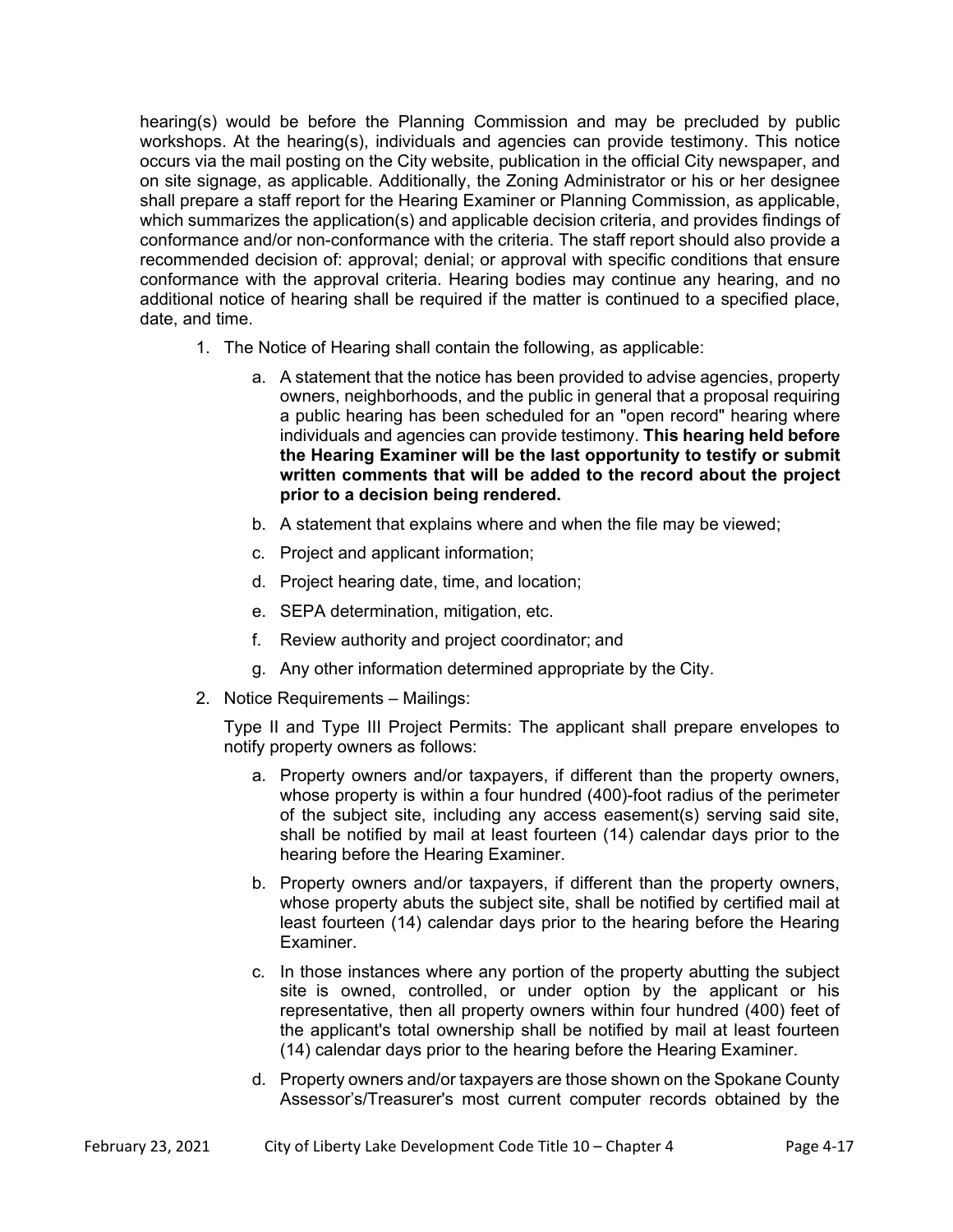hearing(s) would be before the Planning Commission and may be precluded by public workshops. At the hearing(s), individuals and agencies can provide testimony. This notice occurs via the mail posting on the City website, publication in the official City newspaper, and on site signage, as applicable. Additionally, the Zoning Administrator or his or her designee shall prepare a staff report for the Hearing Examiner or Planning Commission, as applicable, which summarizes the application(s) and applicable decision criteria, and provides findings of conformance and/or non-conformance with the criteria. The staff report should also provide a recommended decision of: approval; denial; or approval with specific conditions that ensure conformance with the approval criteria. Hearing bodies may continue any hearing, and no additional notice of hearing shall be required if the matter is continued to a specified place, date, and time.

1. The Notice of Hearing shall contain the following, as applicable:

    a. A statement that the notice has been provided to advise agencies, property owners, neighborhoods, and the public in general that a proposal requiring a public hearing has been scheduled for an "open record" hearing where individuals and agencies can provide testimony. **This hearing held before the Hearing Examiner will be the last opportunity to testify or submit written comments that will be added to the record about the project prior to a decision being rendered.**

    b. A statement that explains where and when the file may be viewed;

    c. Project and applicant information;

    d. Project hearing date, time, and location;

    e. SEPA determination, mitigation, etc.

    f. Review authority and project coordinator; and

    g. Any other information determined appropriate by the City.

2. Notice Requirements – Mailings:

    Type II and Type III Project Permits: The applicant shall prepare envelopes to notify property owners as follows:

    a. Property owners and/or taxpayers, if different than the property owners, whose property is within a four hundred (400)-foot radius of the perimeter of the subject site, including any access easement(s) serving said site, shall be notified by mail at least fourteen (14) calendar days prior to the hearing before the Hearing Examiner.

    b. Property owners and/or taxpayers, if different than the property owners, whose property abuts the subject site, shall be notified by certified mail at least fourteen (14) calendar days prior to the hearing before the Hearing Examiner.

    c. In those instances where any portion of the property abutting the subject site is owned, controlled, or under option by the applicant or his representative, then all property owners within four hundred (400) feet of the applicant's total ownership shall be notified by mail at least fourteen (14) calendar days prior to the hearing before the Hearing Examiner.

    d. Property owners and/or taxpayers are those shown on the Spokane County Assessor's/Treasurer's most current computer records obtained by the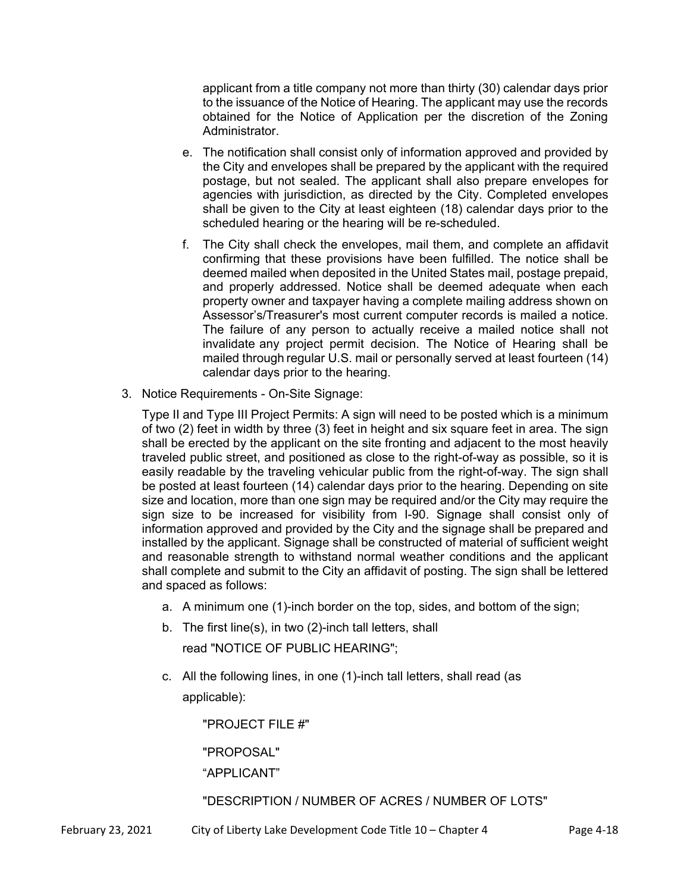applicant from a title company not more than thirty (30) calendar days prior to the issuance of the Notice of Hearing. The applicant may use the records obtained for the Notice of Application per the discretion of the Zoning Administrator.

e. The notification shall consist only of information approved and provided by the City and envelopes shall be prepared by the applicant with the required postage, but not sealed. The applicant shall also prepare envelopes for agencies with jurisdiction, as directed by the City. Completed envelopes shall be given to the City at least eighteen (18) calendar days prior to the scheduled hearing or the hearing will be re-scheduled.

f. The City shall check the envelopes, mail them, and complete an affidavit confirming that these provisions have been fulfilled. The notice shall be deemed mailed when deposited in the United States mail, postage prepaid, and properly addressed. Notice shall be deemed adequate when each property owner and taxpayer having a complete mailing address shown on Assessor's/Treasurer's most current computer records is mailed a notice. The failure of any person to actually receive a mailed notice shall not invalidate any project permit decision. The Notice of Hearing shall be mailed through regular U.S. mail or personally served at least fourteen (14) calendar days prior to the hearing.

3. Notice Requirements - On-Site Signage:

Type II and Type III Project Permits: A sign will need to be posted which is a minimum of two (2) feet in width by three (3) feet in height and six square feet in area. The sign shall be erected by the applicant on the site fronting and adjacent to the most heavily traveled public street, and positioned as close to the right-of-way as possible, so it is easily readable by the traveling vehicular public from the right-of-way. The sign shall be posted at least fourteen (14) calendar days prior to the hearing. Depending on site size and location, more than one sign may be required and/or the City may require the sign size to be increased for visibility from I-90. Signage shall consist only of information approved and provided by the City and the signage shall be prepared and installed by the applicant. Signage shall be constructed of material of sufficient weight and reasonable strength to withstand normal weather conditions and the applicant shall complete and submit to the City an affidavit of posting. The sign shall be lettered and spaced as follows:

a. A minimum one (1)-inch border on the top, sides, and bottom of the sign;

b. The first line(s), in two (2)-inch tall letters, shall read "NOTICE OF PUBLIC HEARING";

c. All the following lines, in one (1)-inch tall letters, shall read (as applicable):

"PROJECT FILE #"

"PROPOSAL"

"APPLICANT"

"DESCRIPTION / NUMBER OF ACRES / NUMBER OF LOTS"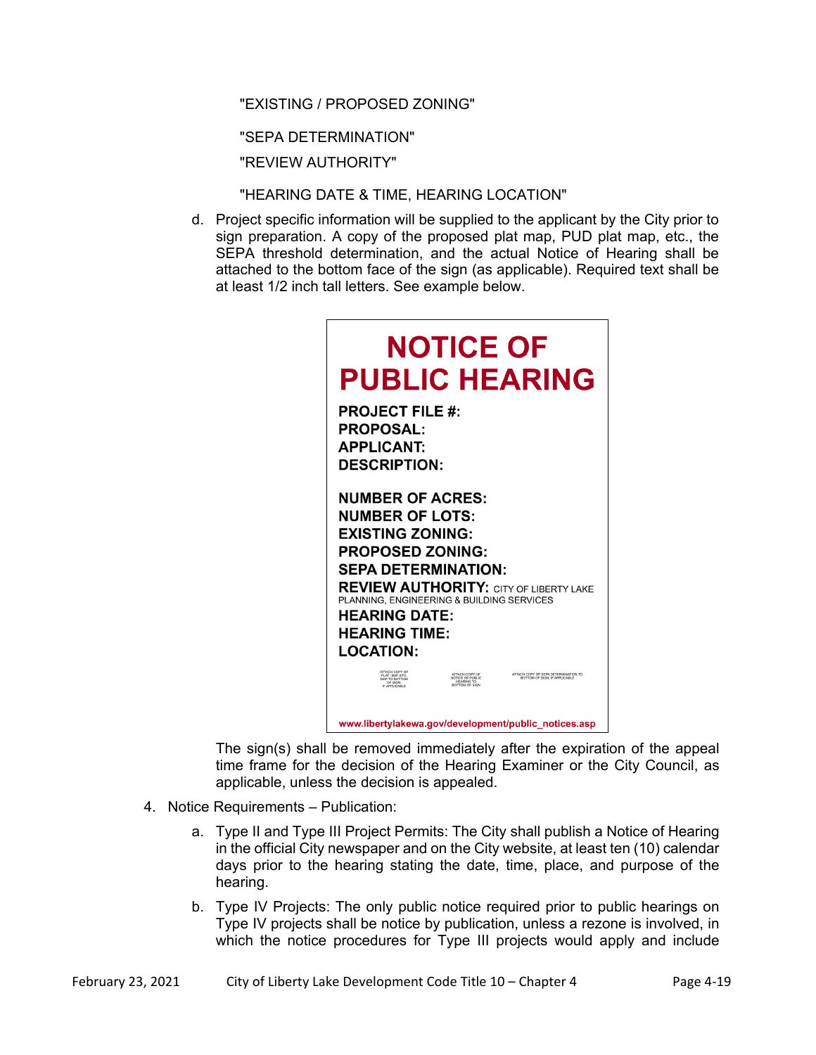"EXISTING / PROPOSED ZONING"

"SEPA DETERMINATION"

"REVIEW AUTHORITY"

"HEARING DATE & TIME, HEARING LOCATION"

d. Project specific information will be supplied to the applicant by the City prior to sign preparation. A copy of the proposed plat map, PUD plat map, etc., the SEPA threshold determination, and the actual Notice of Hearing shall be attached to the bottom face of the sign (as applicable). Required text shall be at least 1/2 inch tall letters. See example below.

**NOTICE OF PUBLIC HEARING**

**PROJECT FILE #:**
**PROPOSAL:**
**APPLICANT:**
**DESCRIPTION:**

**NUMBER OF ACRES:**
**NUMBER OF LOTS:**
**EXISTING ZONING:**
**PROPOSED ZONING:**
**SEPA DETERMINATION:**
**REVIEW AUTHORITY:** CITY OF LIBERTY LAKE PLANNING, ENGINEERING & BUILDING SERVICES
**HEARING DATE:**
**HEARING TIME:**
**LOCATION:**

ATTACH COPY OF PLAT / MAP, ETC. MAP TO BOTTOM OF SIGN, IF APPLICABLE | ATTACH COPY OF NOTICE OF PUBLIC HEARING TO BOTTOM OF SIGN | ATTACH COPY OF SEPA DETERMINATION TO BOTTOM OF SIGN, IF APPLICABLE

**www.libertylakewa.gov/development/public_notices.asp**

The sign(s) shall be removed immediately after the expiration of the appeal time frame for the decision of the Hearing Examiner or the City Council, as applicable, unless the decision is appealed.

4. Notice Requirements – Publication:

   a. Type II and Type III Project Permits: The City shall publish a Notice of Hearing in the official City newspaper and on the City website, at least ten (10) calendar days prior to the hearing stating the date, time, place, and purpose of the hearing.

   b. Type IV Projects: The only public notice required prior to public hearings on Type IV projects shall be notice by publication, unless a rezone is involved, in which the notice procedures for Type III projects would apply and include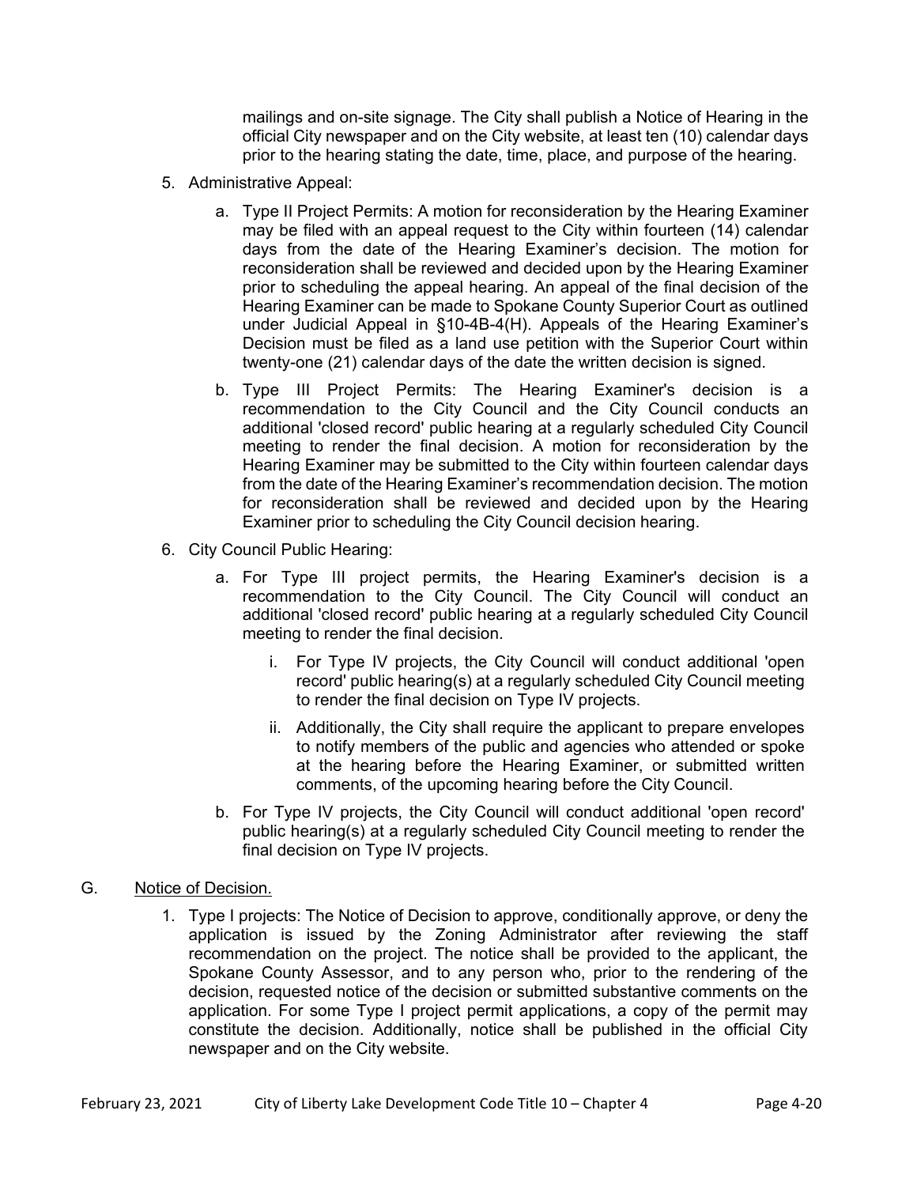mailings and on-site signage. The City shall publish a Notice of Hearing in the official City newspaper and on the City website, at least ten (10) calendar days prior to the hearing stating the date, time, place, and purpose of the hearing.

5. Administrative Appeal:

   a. Type II Project Permits: A motion for reconsideration by the Hearing Examiner may be filed with an appeal request to the City within fourteen (14) calendar days from the date of the Hearing Examiner's decision. The motion for reconsideration shall be reviewed and decided upon by the Hearing Examiner prior to scheduling the appeal hearing. An appeal of the final decision of the Hearing Examiner can be made to Spokane County Superior Court as outlined under Judicial Appeal in §10-4B-4(H). Appeals of the Hearing Examiner's Decision must be filed as a land use petition with the Superior Court within twenty-one (21) calendar days of the date the written decision is signed.

   b. Type III Project Permits: The Hearing Examiner's decision is a recommendation to the City Council and the City Council conducts an additional 'closed record' public hearing at a regularly scheduled City Council meeting to render the final decision. A motion for reconsideration by the Hearing Examiner may be submitted to the City within fourteen calendar days from the date of the Hearing Examiner's recommendation decision. The motion for reconsideration shall be reviewed and decided upon by the Hearing Examiner prior to scheduling the City Council decision hearing.

6. City Council Public Hearing:

   a. For Type III project permits, the Hearing Examiner's decision is a recommendation to the City Council. The City Council will conduct an additional 'closed record' public hearing at a regularly scheduled City Council meeting to render the final decision.

      i. For Type IV projects, the City Council will conduct additional 'open record' public hearing(s) at a regularly scheduled City Council meeting to render the final decision on Type IV projects.

      ii. Additionally, the City shall require the applicant to prepare envelopes to notify members of the public and agencies who attended or spoke at the hearing before the Hearing Examiner, or submitted written comments, of the upcoming hearing before the City Council.

   b. For Type IV projects, the City Council will conduct additional 'open record' public hearing(s) at a regularly scheduled City Council meeting to render the final decision on Type IV projects.

G. Notice of Decision.

1. Type I projects: The Notice of Decision to approve, conditionally approve, or deny the application is issued by the Zoning Administrator after reviewing the staff recommendation on the project. The notice shall be provided to the applicant, the Spokane County Assessor, and to any person who, prior to the rendering of the decision, requested notice of the decision or submitted substantive comments on the application. For some Type I project permit applications, a copy of the permit may constitute the decision. Additionally, notice shall be published in the official City newspaper and on the City website.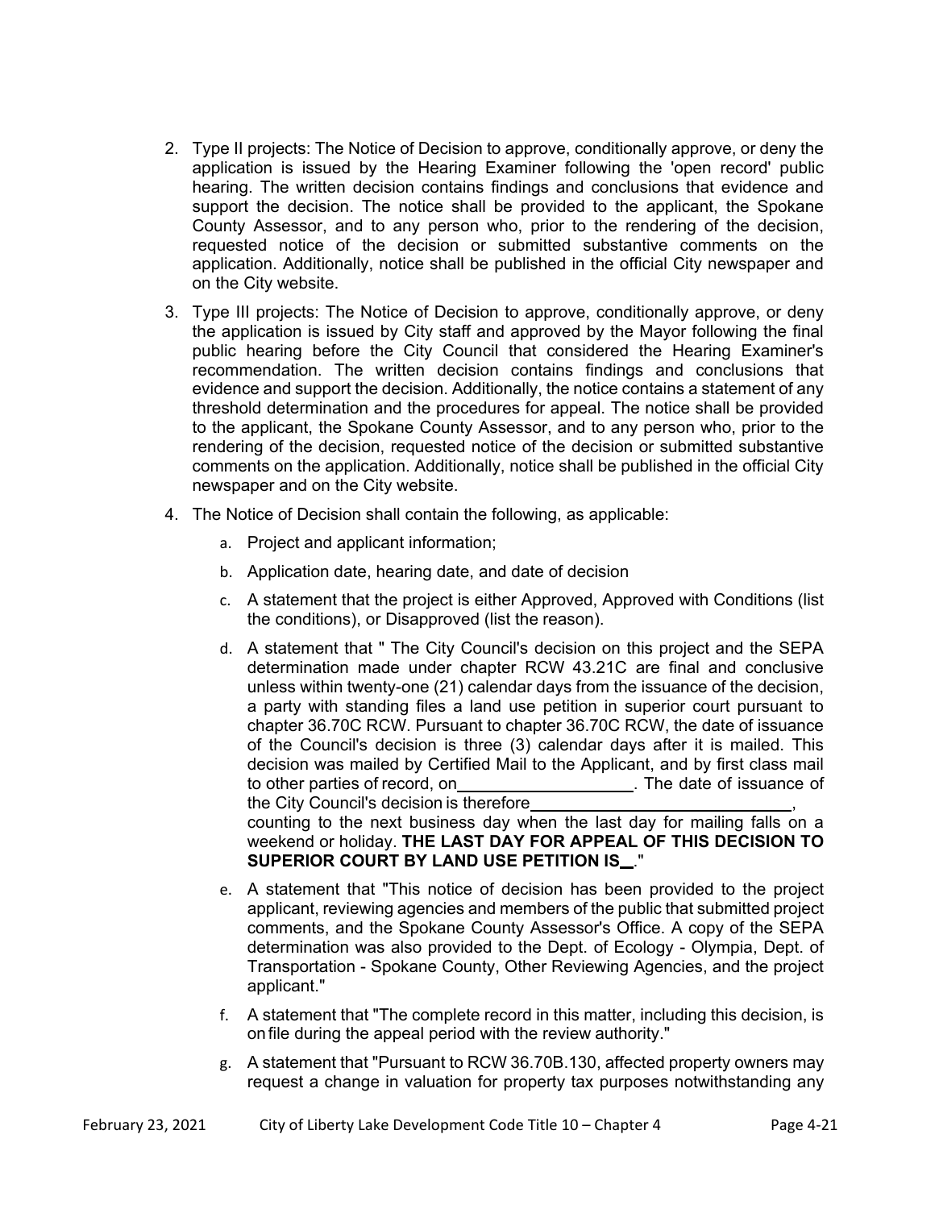2. Type II projects: The Notice of Decision to approve, conditionally approve, or deny the application is issued by the Hearing Examiner following the 'open record' public hearing. The written decision contains findings and conclusions that evidence and support the decision. The notice shall be provided to the applicant, the Spokane County Assessor, and to any person who, prior to the rendering of the decision, requested notice of the decision or submitted substantive comments on the application. Additionally, notice shall be published in the official City newspaper and on the City website.

3. Type III projects: The Notice of Decision to approve, conditionally approve, or deny the application is issued by City staff and approved by the Mayor following the final public hearing before the City Council that considered the Hearing Examiner's recommendation. The written decision contains findings and conclusions that evidence and support the decision. Additionally, the notice contains a statement of any threshold determination and the procedures for appeal. The notice shall be provided to the applicant, the Spokane County Assessor, and to any person who, prior to the rendering of the decision, requested notice of the decision or submitted substantive comments on the application. Additionally, notice shall be published in the official City newspaper and on the City website.

4. The Notice of Decision shall contain the following, as applicable:

   a. Project and applicant information;

   b. Application date, hearing date, and date of decision

   c. A statement that the project is either Approved, Approved with Conditions (list the conditions), or Disapproved (list the reason).

   d. A statement that " The City Council's decision on this project and the SEPA determination made under chapter RCW 43.21C are final and conclusive unless within twenty-one (21) calendar days from the issuance of the decision, a party with standing files a land use petition in superior court pursuant to chapter 36.70C RCW. Pursuant to chapter 36.70C RCW, the date of issuance of the Council's decision is three (3) calendar days after it is mailed. This decision was mailed by Certified Mail to the Applicant, and by first class mail to other parties of record, on\_\_\_\_\_\_\_\_\_\_\_\_\_\_\_\_\_\_\_\_. The date of issuance of the City Council's decision is therefore\_\_\_\_\_\_\_\_\_\_\_\_\_\_\_\_\_\_\_\_\_\_\_\_\_\_\_\_\_\_, counting to the next business day when the last day for mailing falls on a weekend or holiday. **THE LAST DAY FOR APPEAL OF THIS DECISION TO SUPERIOR COURT BY LAND USE PETITION IS\_\_**."

   e. A statement that "This notice of decision has been provided to the project applicant, reviewing agencies and members of the public that submitted project comments, and the Spokane County Assessor's Office. A copy of the SEPA determination was also provided to the Dept. of Ecology - Olympia, Dept. of Transportation - Spokane County, Other Reviewing Agencies, and the project applicant."

   f. A statement that "The complete record in this matter, including this decision, is on file during the appeal period with the review authority."

   g. A statement that "Pursuant to RCW 36.70B.130, affected property owners may request a change in valuation for property tax purposes notwithstanding any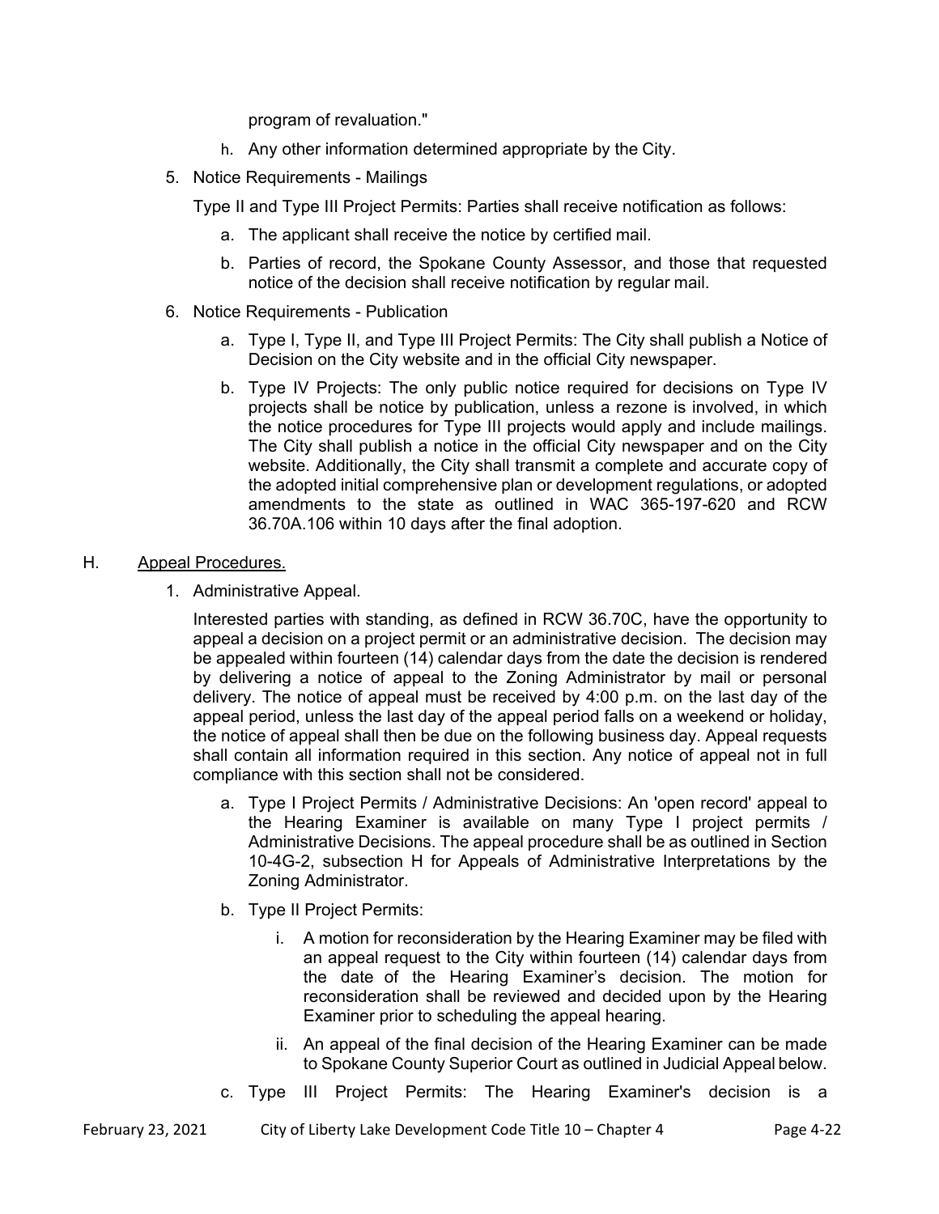program of revaluation."

h. Any other information determined appropriate by the City.

5. Notice Requirements - Mailings

   Type II and Type III Project Permits: Parties shall receive notification as follows:

   a. The applicant shall receive the notice by certified mail.

   b. Parties of record, the Spokane County Assessor, and those that requested notice of the decision shall receive notification by regular mail.

6. Notice Requirements - Publication

   a. Type I, Type II, and Type III Project Permits: The City shall publish a Notice of Decision on the City website and in the official City newspaper.

   b. Type IV Projects: The only public notice required for decisions on Type IV projects shall be notice by publication, unless a rezone is involved, in which the notice procedures for Type III projects would apply and include mailings. The City shall publish a notice in the official City newspaper and on the City website. Additionally, the City shall transmit a complete and accurate copy of the adopted initial comprehensive plan or development regulations, or adopted amendments to the state as outlined in WAC 365-197-620 and RCW 36.70A.106 within 10 days after the final adoption.

H. Appeal Procedures.

1. Administrative Appeal.

   Interested parties with standing, as defined in RCW 36.70C, have the opportunity to appeal a decision on a project permit or an administrative decision. The decision may be appealed within fourteen (14) calendar days from the date the decision is rendered by delivering a notice of appeal to the Zoning Administrator by mail or personal delivery. The notice of appeal must be received by 4:00 p.m. on the last day of the appeal period, unless the last day of the appeal period falls on a weekend or holiday, the notice of appeal shall then be due on the following business day. Appeal requests shall contain all information required in this section. Any notice of appeal not in full compliance with this section shall not be considered.

   a. Type I Project Permits / Administrative Decisions: An 'open record' appeal to the Hearing Examiner is available on many Type I project permits / Administrative Decisions. The appeal procedure shall be as outlined in Section 10-4G-2, subsection H for Appeals of Administrative Interpretations by the Zoning Administrator.

   b. Type II Project Permits:

      i. A motion for reconsideration by the Hearing Examiner may be filed with an appeal request to the City within fourteen (14) calendar days from the date of the Hearing Examiner's decision. The motion for reconsideration shall be reviewed and decided upon by the Hearing Examiner prior to scheduling the appeal hearing.

      ii. An appeal of the final decision of the Hearing Examiner can be made to Spokane County Superior Court as outlined in Judicial Appeal below.

   c. Type III Project Permits: The Hearing Examiner's decision is a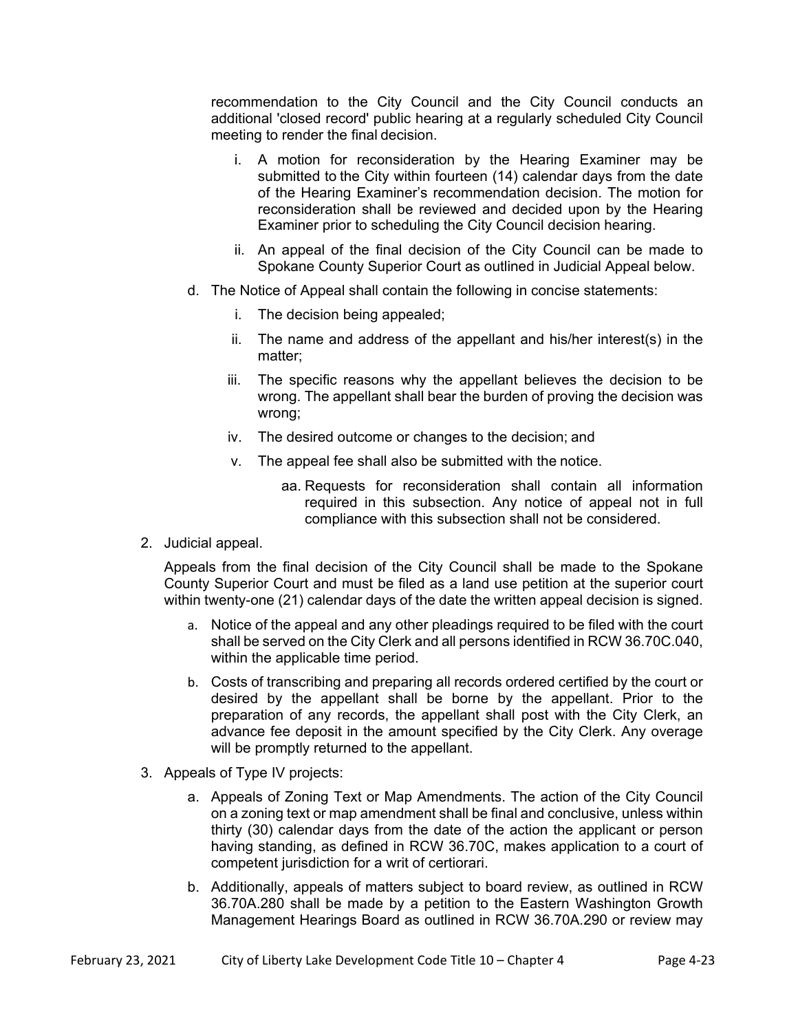recommendation to the City Council and the City Council conducts an additional 'closed record' public hearing at a regularly scheduled City Council meeting to render the final decision.

   i. A motion for reconsideration by the Hearing Examiner may be submitted to the City within fourteen (14) calendar days from the date of the Hearing Examiner's recommendation decision. The motion for reconsideration shall be reviewed and decided upon by the Hearing Examiner prior to scheduling the City Council decision hearing.

   ii. An appeal of the final decision of the City Council can be made to Spokane County Superior Court as outlined in Judicial Appeal below.

d. The Notice of Appeal shall contain the following in concise statements:

   i. The decision being appealed;

   ii. The name and address of the appellant and his/her interest(s) in the matter;

   iii. The specific reasons why the appellant believes the decision to be wrong. The appellant shall bear the burden of proving the decision was wrong;

   iv. The desired outcome or changes to the decision; and

   v. The appeal fee shall also be submitted with the notice.

      aa. Requests for reconsideration shall contain all information required in this subsection. Any notice of appeal not in full compliance with this subsection shall not be considered.

2. Judicial appeal.

   Appeals from the final decision of the City Council shall be made to the Spokane County Superior Court and must be filed as a land use petition at the superior court within twenty-one (21) calendar days of the date the written appeal decision is signed.

   a. Notice of the appeal and any other pleadings required to be filed with the court shall be served on the City Clerk and all persons identified in RCW 36.70C.040, within the applicable time period.

   b. Costs of transcribing and preparing all records ordered certified by the court or desired by the appellant shall be borne by the appellant. Prior to the preparation of any records, the appellant shall post with the City Clerk, an advance fee deposit in the amount specified by the City Clerk. Any overage will be promptly returned to the appellant.

3. Appeals of Type IV projects:

   a. Appeals of Zoning Text or Map Amendments. The action of the City Council on a zoning text or map amendment shall be final and conclusive, unless within thirty (30) calendar days from the date of the action the applicant or person having standing, as defined in RCW 36.70C, makes application to a court of competent jurisdiction for a writ of certiorari.

   b. Additionally, appeals of matters subject to board review, as outlined in RCW 36.70A.280 shall be made by a petition to the Eastern Washington Growth Management Hearings Board as outlined in RCW 36.70A.290 or review may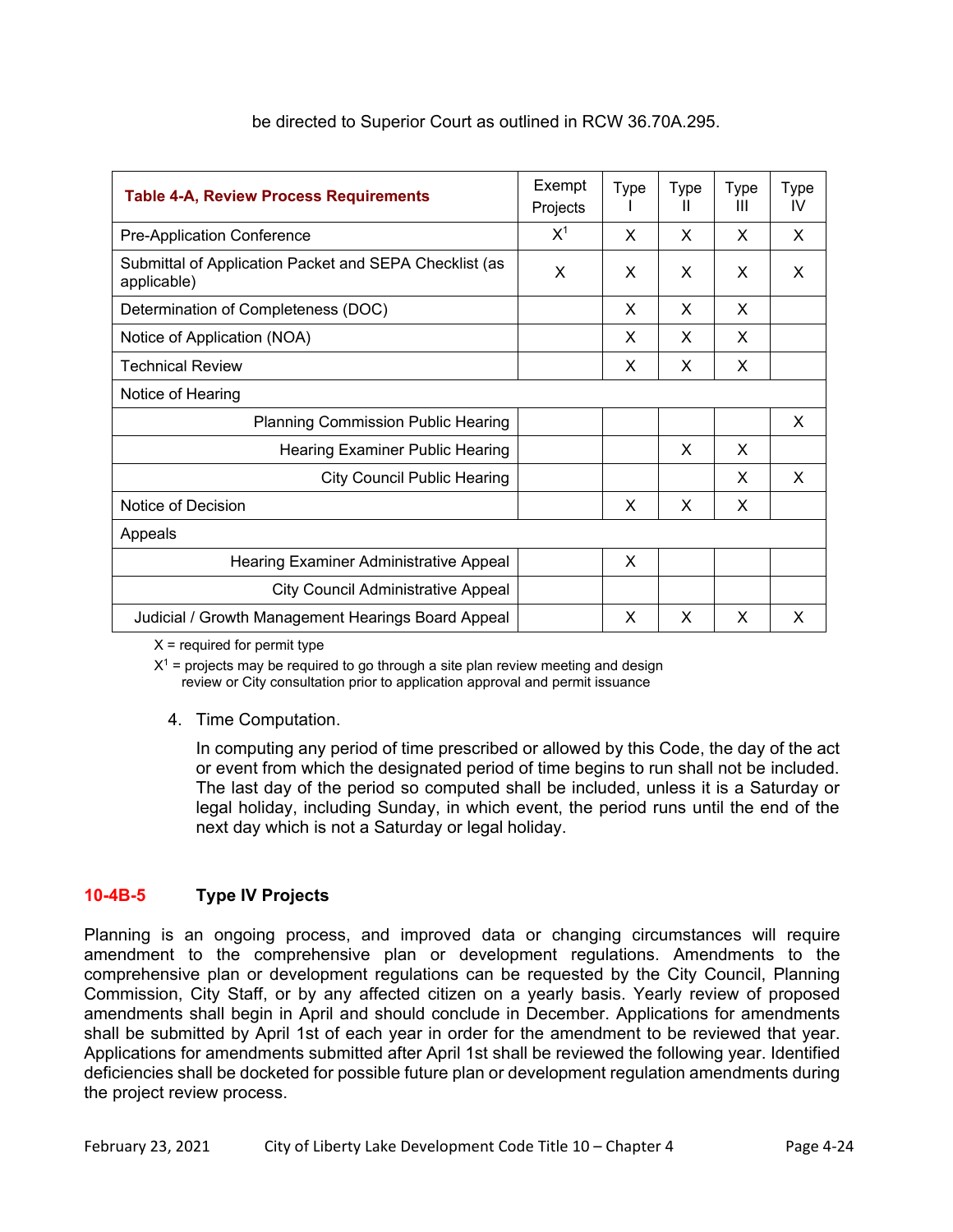be directed to Superior Court as outlined in RCW 36.70A.295.

| Table 4-A, Review Process Requirements | Exempt Projects | Type I | Type II | Type III | Type IV |
|---|---|---|---|---|---|
| Pre-Application Conference | X[1] | X | X | X | X |
| Submittal of Application Packet and SEPA Checklist (as applicable) | X | X | X | X | X |
| Determination of Completeness (DOC) | | X | X | X | |
| Notice of Application (NOA) | | X | X | X | |
| Technical Review | | X | X | X | |
| Notice of Hearing | | | | | |
| Planning Commission Public Hearing | | | | | X |
| Hearing Examiner Public Hearing | | | X | X | |
| City Council Public Hearing | | | | X | X |
| Notice of Decision | | X | X | X | |
| Appeals | | | | | |
| Hearing Examiner Administrative Appeal | | X | | | |
| City Council Administrative Appeal | | | | | |
| Judicial / Growth Management Hearings Board Appeal | | X | X | X | X |

X = required for permit type

X[1] = projects may be required to go through a site plan review meeting and design review or City consultation prior to application approval and permit issuance

4. Time Computation.

In computing any period of time prescribed or allowed by this Code, the day of the act or event from which the designated period of time begins to run shall not be included. The last day of the period so computed shall be included, unless it is a Saturday or legal holiday, including Sunday, in which event, the period runs until the end of the next day which is not a Saturday or legal holiday.

## 10-4B-5 Type IV Projects

Planning is an ongoing process, and improved data or changing circumstances will require amendment to the comprehensive plan or development regulations. Amendments to the comprehensive plan or development regulations can be requested by the City Council, Planning Commission, City Staff, or by any affected citizen on a yearly basis. Yearly review of proposed amendments shall begin in April and should conclude in December. Applications for amendments shall be submitted by April 1st of each year in order for the amendment to be reviewed that year. Applications for amendments submitted after April 1st shall be reviewed the following year. Identified deficiencies shall be docketed for possible future plan or development regulation amendments during the project review process.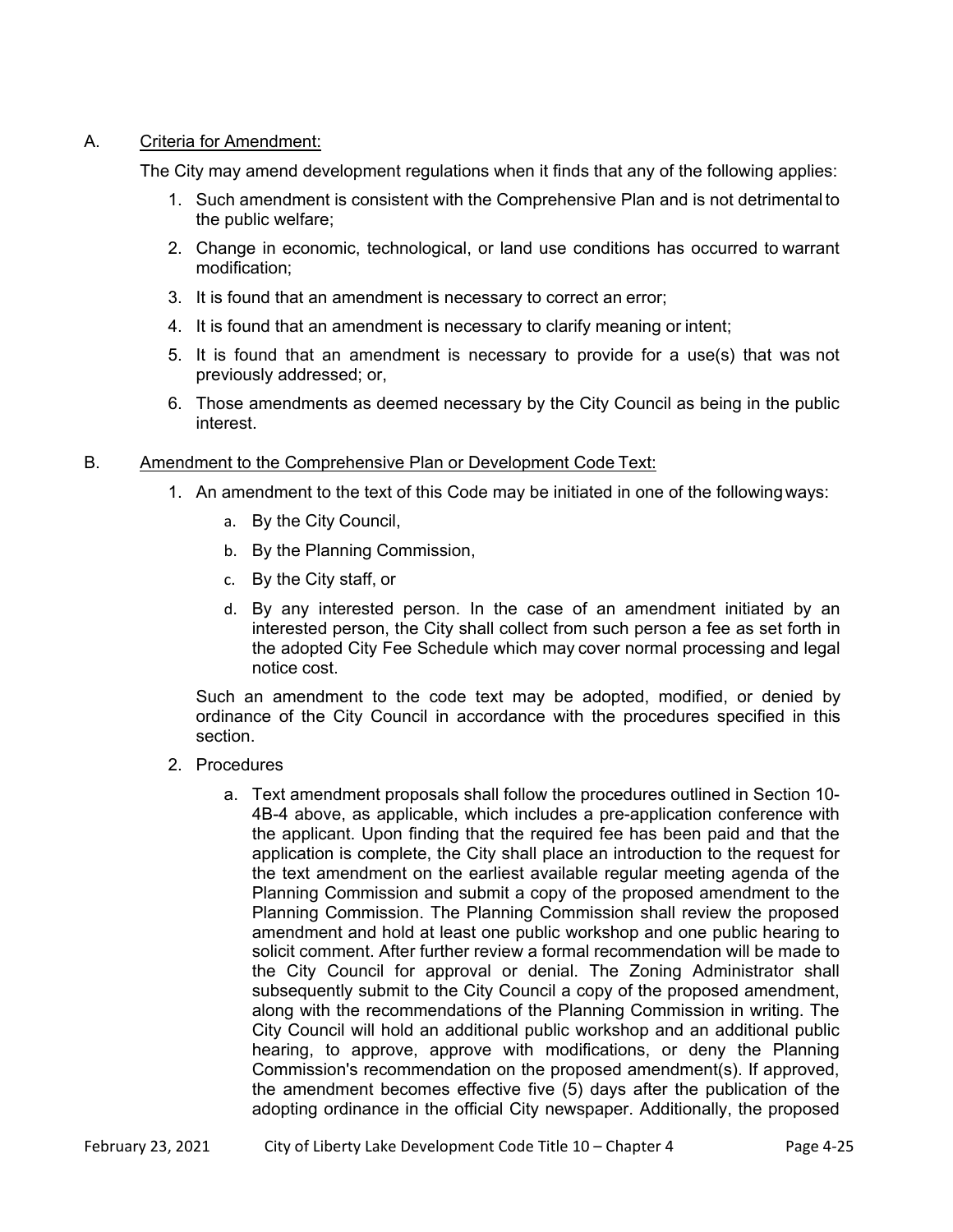A. <u>Criteria for Amendment:</u>

The City may amend development regulations when it finds that any of the following applies:

1. Such amendment is consistent with the Comprehensive Plan and is not detrimental to the public welfare;
2. Change in economic, technological, or land use conditions has occurred to warrant modification;
3. It is found that an amendment is necessary to correct an error;
4. It is found that an amendment is necessary to clarify meaning or intent;
5. It is found that an amendment is necessary to provide for a use(s) that was not previously addressed; or,
6. Those amendments as deemed necessary by the City Council as being in the public interest.

B. <u>Amendment to the Comprehensive Plan or Development Code Text:</u>

1. An amendment to the text of this Code may be initiated in one of the following ways:
   a. By the City Council,
   b. By the Planning Commission,
   c. By the City staff, or
   d. By any interested person. In the case of an amendment initiated by an interested person, the City shall collect from such person a fee as set forth in the adopted City Fee Schedule which may cover normal processing and legal notice cost.

   Such an amendment to the code text may be adopted, modified, or denied by ordinance of the City Council in accordance with the procedures specified in this section.

2. Procedures
   a. Text amendment proposals shall follow the procedures outlined in Section 10-4B-4 above, as applicable, which includes a pre-application conference with the applicant. Upon finding that the required fee has been paid and that the application is complete, the City shall place an introduction to the request for the text amendment on the earliest available regular meeting agenda of the Planning Commission and submit a copy of the proposed amendment to the Planning Commission. The Planning Commission shall review the proposed amendment and hold at least one public workshop and one public hearing to solicit comment. After further review a formal recommendation will be made to the City Council for approval or denial. The Zoning Administrator shall subsequently submit to the City Council a copy of the proposed amendment, along with the recommendations of the Planning Commission in writing. The City Council will hold an additional public workshop and an additional public hearing, to approve, approve with modifications, or deny the Planning Commission's recommendation on the proposed amendment(s). If approved, the amendment becomes effective five (5) days after the publication of the adopting ordinance in the official City newspaper. Additionally, the proposed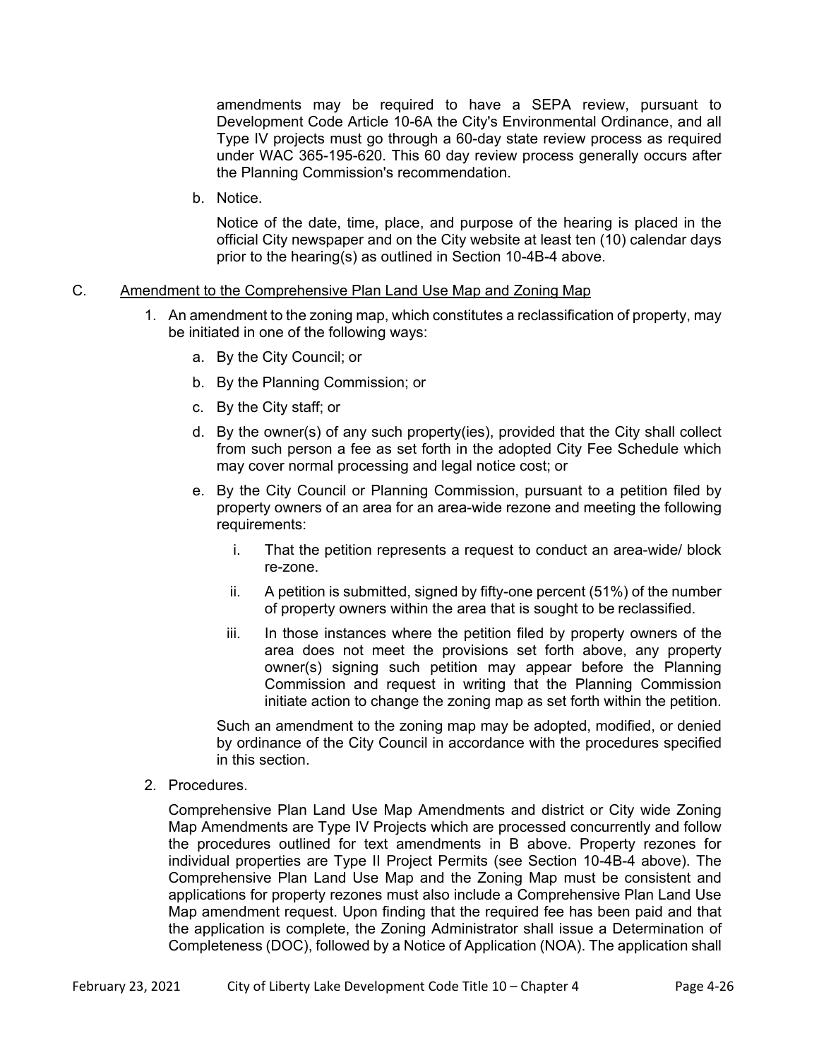amendments may be required to have a SEPA review, pursuant to Development Code Article 10-6A the City's Environmental Ordinance, and all Type IV projects must go through a 60-day state review process as required under WAC 365-195-620. This 60 day review process generally occurs after the Planning Commission's recommendation.

b. Notice.

Notice of the date, time, place, and purpose of the hearing is placed in the official City newspaper and on the City website at least ten (10) calendar days prior to the hearing(s) as outlined in Section 10-4B-4 above.

C. <u>Amendment to the Comprehensive Plan Land Use Map and Zoning Map</u>

1. An amendment to the zoning map, which constitutes a reclassification of property, may be initiated in one of the following ways:

   a. By the City Council; or

   b. By the Planning Commission; or

   c. By the City staff; or

   d. By the owner(s) of any such property(ies), provided that the City shall collect from such person a fee as set forth in the adopted City Fee Schedule which may cover normal processing and legal notice cost; or

   e. By the City Council or Planning Commission, pursuant to a petition filed by property owners of an area for an area-wide rezone and meeting the following requirements:

      i. That the petition represents a request to conduct an area-wide/ block re-zone.

      ii. A petition is submitted, signed by fifty-one percent (51%) of the number of property owners within the area that is sought to be reclassified.

      iii. In those instances where the petition filed by property owners of the area does not meet the provisions set forth above, any property owner(s) signing such petition may appear before the Planning Commission and request in writing that the Planning Commission initiate action to change the zoning map as set forth within the petition.

   Such an amendment to the zoning map may be adopted, modified, or denied by ordinance of the City Council in accordance with the procedures specified in this section.

2. Procedures.

   Comprehensive Plan Land Use Map Amendments and district or City wide Zoning Map Amendments are Type IV Projects which are processed concurrently and follow the procedures outlined for text amendments in B above. Property rezones for individual properties are Type II Project Permits (see Section 10-4B-4 above). The Comprehensive Plan Land Use Map and the Zoning Map must be consistent and applications for property rezones must also include a Comprehensive Plan Land Use Map amendment request. Upon finding that the required fee has been paid and that the application is complete, the Zoning Administrator shall issue a Determination of Completeness (DOC), followed by a Notice of Application (NOA). The application shall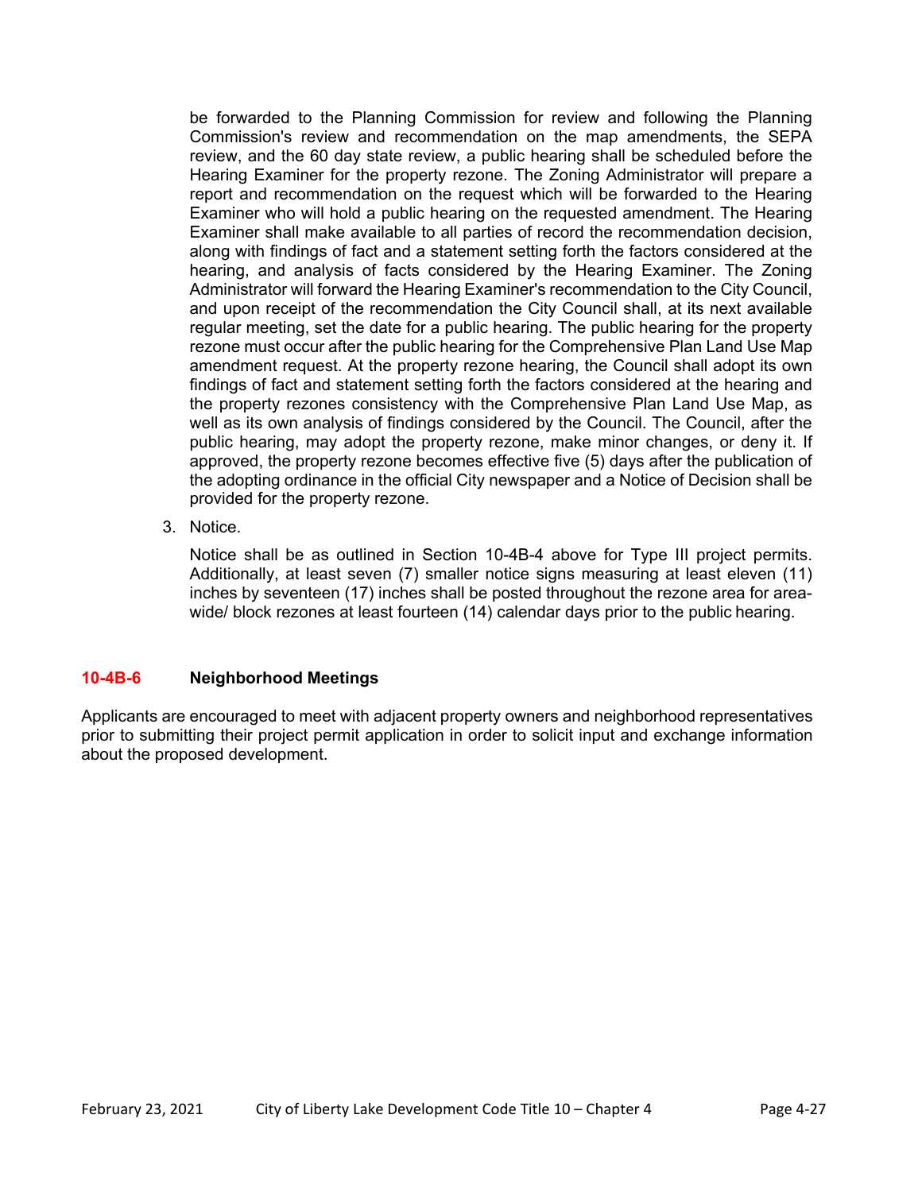be forwarded to the Planning Commission for review and following the Planning Commission's review and recommendation on the map amendments, the SEPA review, and the 60 day state review, a public hearing shall be scheduled before the Hearing Examiner for the property rezone. The Zoning Administrator will prepare a report and recommendation on the request which will be forwarded to the Hearing Examiner who will hold a public hearing on the requested amendment. The Hearing Examiner shall make available to all parties of record the recommendation decision, along with findings of fact and a statement setting forth the factors considered at the hearing, and analysis of facts considered by the Hearing Examiner. The Zoning Administrator will forward the Hearing Examiner's recommendation to the City Council, and upon receipt of the recommendation the City Council shall, at its next available regular meeting, set the date for a public hearing. The public hearing for the property rezone must occur after the public hearing for the Comprehensive Plan Land Use Map amendment request. At the property rezone hearing, the Council shall adopt its own findings of fact and statement setting forth the factors considered at the hearing and the property rezones consistency with the Comprehensive Plan Land Use Map, as well as its own analysis of findings considered by the Council. The Council, after the public hearing, may adopt the property rezone, make minor changes, or deny it. If approved, the property rezone becomes effective five (5) days after the publication of the adopting ordinance in the official City newspaper and a Notice of Decision shall be provided for the property rezone.

3. Notice.

   Notice shall be as outlined in Section 10-4B-4 above for Type III project permits. Additionally, at least seven (7) smaller notice signs measuring at least eleven (11) inches by seventeen (17) inches shall be posted throughout the rezone area for area-wide/ block rezones at least fourteen (14) calendar days prior to the public hearing.

### 10-4B-6 Neighborhood Meetings

Applicants are encouraged to meet with adjacent property owners and neighborhood representatives prior to submitting their project permit application in order to solicit input and exchange information about the proposed development.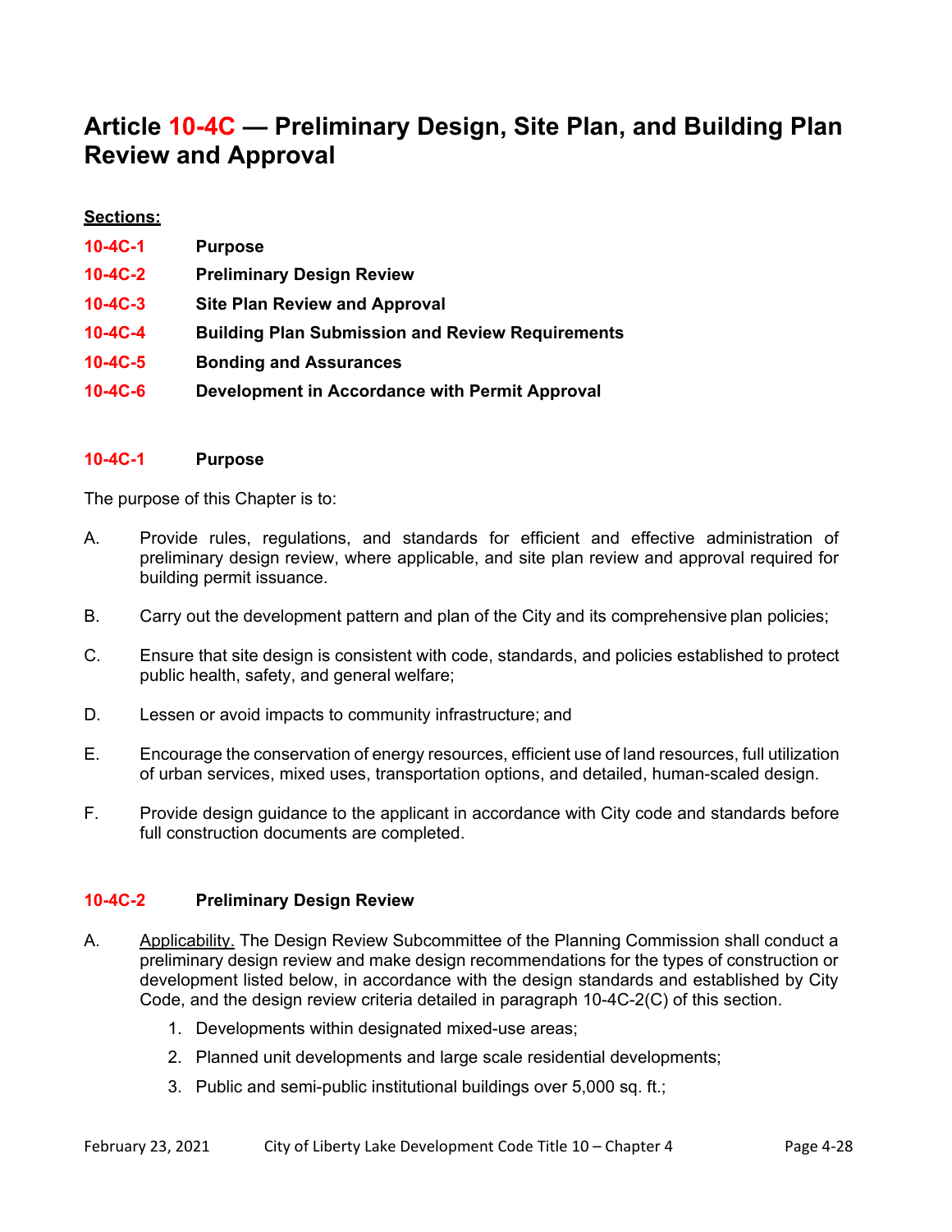# Article 10-4C — Preliminary Design, Site Plan, and Building Plan Review and Approval

**Sections:**

**10-4C-1 Purpose**

**10-4C-2 Preliminary Design Review**

**10-4C-3 Site Plan Review and Approval**

**10-4C-4 Building Plan Submission and Review Requirements**

**10-4C-5 Bonding and Assurances**

**10-4C-6 Development in Accordance with Permit Approval**

## 10-4C-1 Purpose

The purpose of this Chapter is to:

A. Provide rules, regulations, and standards for efficient and effective administration of preliminary design review, where applicable, and site plan review and approval required for building permit issuance.

B. Carry out the development pattern and plan of the City and its comprehensive plan policies;

C. Ensure that site design is consistent with code, standards, and policies established to protect public health, safety, and general welfare;

D. Lessen or avoid impacts to community infrastructure; and

E. Encourage the conservation of energy resources, efficient use of land resources, full utilization of urban services, mixed uses, transportation options, and detailed, human-scaled design.

F. Provide design guidance to the applicant in accordance with City code and standards before full construction documents are completed.

## 10-4C-2 Preliminary Design Review

A. Applicability. The Design Review Subcommittee of the Planning Commission shall conduct a preliminary design review and make design recommendations for the types of construction or development listed below, in accordance with the design standards and established by City Code, and the design review criteria detailed in paragraph 10-4C-2(C) of this section.

1. Developments within designated mixed-use areas;
2. Planned unit developments and large scale residential developments;
3. Public and semi-public institutional buildings over 5,000 sq. ft.;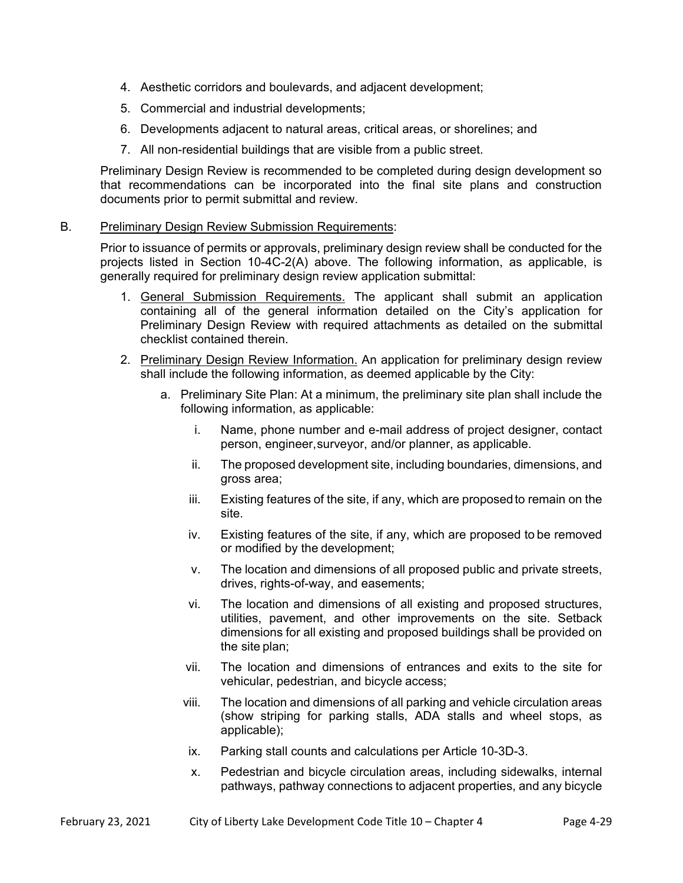4. Aesthetic corridors and boulevards, and adjacent development;
5. Commercial and industrial developments;
6. Developments adjacent to natural areas, critical areas, or shorelines; and
7. All non-residential buildings that are visible from a public street.

Preliminary Design Review is recommended to be completed during design development so that recommendations can be incorporated into the final site plans and construction documents prior to permit submittal and review.

B. Preliminary Design Review Submission Requirements:

Prior to issuance of permits or approvals, preliminary design review shall be conducted for the projects listed in Section 10-4C-2(A) above. The following information, as applicable, is generally required for preliminary design review application submittal:

1. General Submission Requirements. The applicant shall submit an application containing all of the general information detailed on the City's application for Preliminary Design Review with required attachments as detailed on the submittal checklist contained therein.
2. Preliminary Design Review Information. An application for preliminary design review shall include the following information, as deemed applicable by the City:
    a. Preliminary Site Plan: At a minimum, the preliminary site plan shall include the following information, as applicable:
        i. Name, phone number and e-mail address of project designer, contact person, engineer, surveyor, and/or planner, as applicable.
        ii. The proposed development site, including boundaries, dimensions, and gross area;
        iii. Existing features of the site, if any, which are proposed to remain on the site.
        iv. Existing features of the site, if any, which are proposed to be removed or modified by the development;
        v. The location and dimensions of all proposed public and private streets, drives, rights-of-way, and easements;
        vi. The location and dimensions of all existing and proposed structures, utilities, pavement, and other improvements on the site. Setback dimensions for all existing and proposed buildings shall be provided on the site plan;
        vii. The location and dimensions of entrances and exits to the site for vehicular, pedestrian, and bicycle access;
        viii. The location and dimensions of all parking and vehicle circulation areas (show striping for parking stalls, ADA stalls and wheel stops, as applicable);
        ix. Parking stall counts and calculations per Article 10-3D-3.
        x. Pedestrian and bicycle circulation areas, including sidewalks, internal pathways, pathway connections to adjacent properties, and any bicycle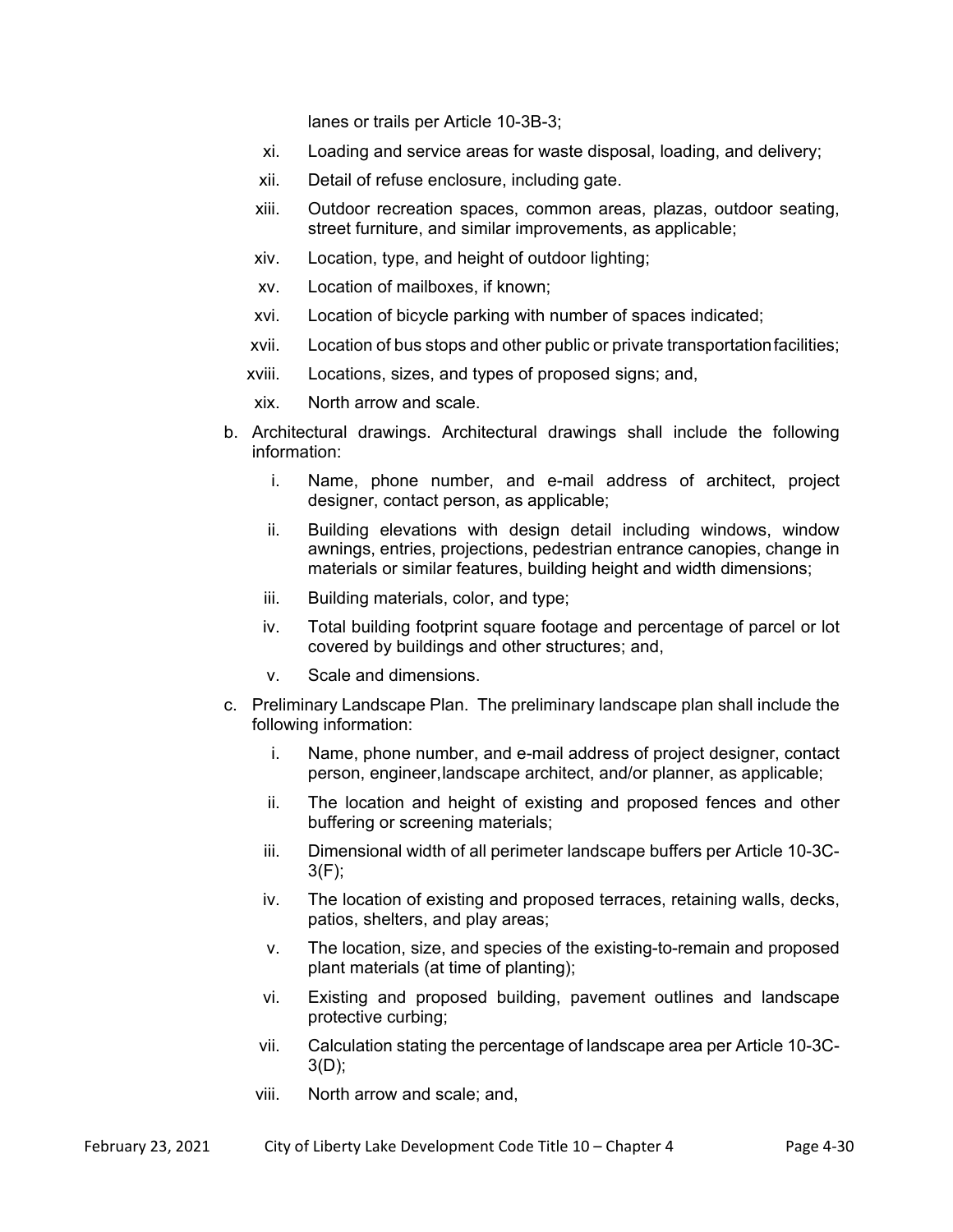lanes or trails per Article 10-3B-3;

- xi. Loading and service areas for waste disposal, loading, and delivery;
- xii. Detail of refuse enclosure, including gate.
- xiii. Outdoor recreation spaces, common areas, plazas, outdoor seating, street furniture, and similar improvements, as applicable;
- xiv. Location, type, and height of outdoor lighting;
- xv. Location of mailboxes, if known;
- xvi. Location of bicycle parking with number of spaces indicated;
- xvii. Location of bus stops and other public or private transportation facilities;
- xviii. Locations, sizes, and types of proposed signs; and,
- xix. North arrow and scale.

b. Architectural drawings. Architectural drawings shall include the following information:

- i. Name, phone number, and e-mail address of architect, project designer, contact person, as applicable;
- ii. Building elevations with design detail including windows, window awnings, entries, projections, pedestrian entrance canopies, change in materials or similar features, building height and width dimensions;
- iii. Building materials, color, and type;
- iv. Total building footprint square footage and percentage of parcel or lot covered by buildings and other structures; and,
- v. Scale and dimensions.

c. Preliminary Landscape Plan. The preliminary landscape plan shall include the following information:

- i. Name, phone number, and e-mail address of project designer, contact person, engineer, landscape architect, and/or planner, as applicable;
- ii. The location and height of existing and proposed fences and other buffering or screening materials;
- iii. Dimensional width of all perimeter landscape buffers per Article 10-3C-3(F);
- iv. The location of existing and proposed terraces, retaining walls, decks, patios, shelters, and play areas;
- v. The location, size, and species of the existing-to-remain and proposed plant materials (at time of planting);
- vi. Existing and proposed building, pavement outlines and landscape protective curbing;
- vii. Calculation stating the percentage of landscape area per Article 10-3C-3(D);
- viii. North arrow and scale; and,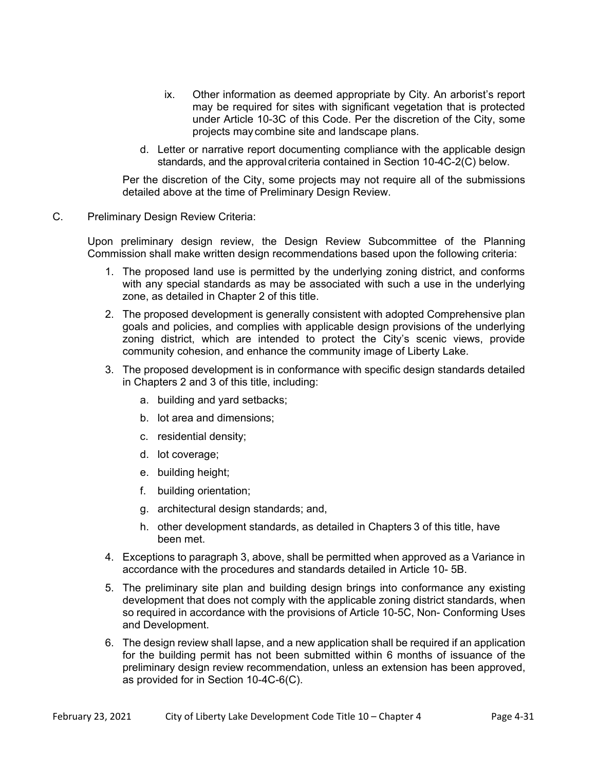ix. Other information as deemed appropriate by City. An arborist's report may be required for sites with significant vegetation that is protected under Article 10-3C of this Code. Per the discretion of the City, some projects may combine site and landscape plans.

d. Letter or narrative report documenting compliance with the applicable design standards, and the approval criteria contained in Section 10-4C-2(C) below.

Per the discretion of the City, some projects may not require all of the submissions detailed above at the time of Preliminary Design Review.

C. Preliminary Design Review Criteria:

Upon preliminary design review, the Design Review Subcommittee of the Planning Commission shall make written design recommendations based upon the following criteria:

1. The proposed land use is permitted by the underlying zoning district, and conforms with any special standards as may be associated with such a use in the underlying zone, as detailed in Chapter 2 of this title.
2. The proposed development is generally consistent with adopted Comprehensive plan goals and policies, and complies with applicable design provisions of the underlying zoning district, which are intended to protect the City's scenic views, provide community cohesion, and enhance the community image of Liberty Lake.
3. The proposed development is in conformance with specific design standards detailed in Chapters 2 and 3 of this title, including:
   a. building and yard setbacks;
   b. lot area and dimensions;
   c. residential density;
   d. lot coverage;
   e. building height;
   f. building orientation;
   g. architectural design standards; and,
   h. other development standards, as detailed in Chapters 3 of this title, have been met.
4. Exceptions to paragraph 3, above, shall be permitted when approved as a Variance in accordance with the procedures and standards detailed in Article 10- 5B.
5. The preliminary site plan and building design brings into conformance any existing development that does not comply with the applicable zoning district standards, when so required in accordance with the provisions of Article 10-5C, Non- Conforming Uses and Development.
6. The design review shall lapse, and a new application shall be required if an application for the building permit has not been submitted within 6 months of issuance of the preliminary design review recommendation, unless an extension has been approved, as provided for in Section 10-4C-6(C).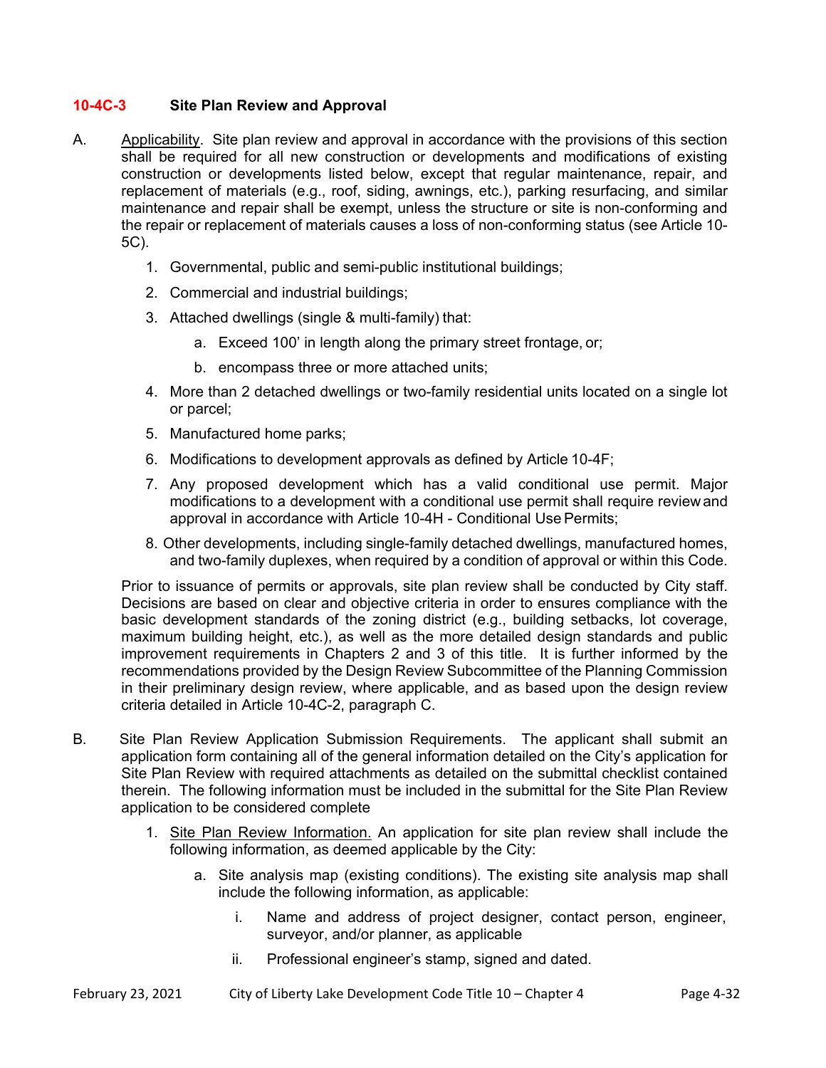### 10-4C-3 Site Plan Review and Approval

A. Applicability. Site plan review and approval in accordance with the provisions of this section shall be required for all new construction or developments and modifications of existing construction or developments listed below, except that regular maintenance, repair, and replacement of materials (e.g., roof, siding, awnings, etc.), parking resurfacing, and similar maintenance and repair shall be exempt, unless the structure or site is non-conforming and the repair or replacement of materials causes a loss of non-conforming status (see Article 10-5C).

1. Governmental, public and semi-public institutional buildings;
2. Commercial and industrial buildings;
3. Attached dwellings (single & multi-family) that:
    a. Exceed 100' in length along the primary street frontage, or;
    b. encompass three or more attached units;
4. More than 2 detached dwellings or two-family residential units located on a single lot or parcel;
5. Manufactured home parks;
6. Modifications to development approvals as defined by Article 10-4F;
7. Any proposed development which has a valid conditional use permit. Major modifications to a development with a conditional use permit shall require review and approval in accordance with Article 10-4H - Conditional Use Permits;
8. Other developments, including single-family detached dwellings, manufactured homes, and two-family duplexes, when required by a condition of approval or within this Code.

Prior to issuance of permits or approvals, site plan review shall be conducted by City staff. Decisions are based on clear and objective criteria in order to ensures compliance with the basic development standards of the zoning district (e.g., building setbacks, lot coverage, maximum building height, etc.), as well as the more detailed design standards and public improvement requirements in Chapters 2 and 3 of this title. It is further informed by the recommendations provided by the Design Review Subcommittee of the Planning Commission in their preliminary design review, where applicable, and as based upon the design review criteria detailed in Article 10-4C-2, paragraph C.

B. Site Plan Review Application Submission Requirements. The applicant shall submit an application form containing all of the general information detailed on the City's application for Site Plan Review with required attachments as detailed on the submittal checklist contained therein. The following information must be included in the submittal for the Site Plan Review application to be considered complete

1. Site Plan Review Information. An application for site plan review shall include the following information, as deemed applicable by the City:
    a. Site analysis map (existing conditions). The existing site analysis map shall include the following information, as applicable:
        i. Name and address of project designer, contact person, engineer, surveyor, and/or planner, as applicable
        ii. Professional engineer's stamp, signed and dated.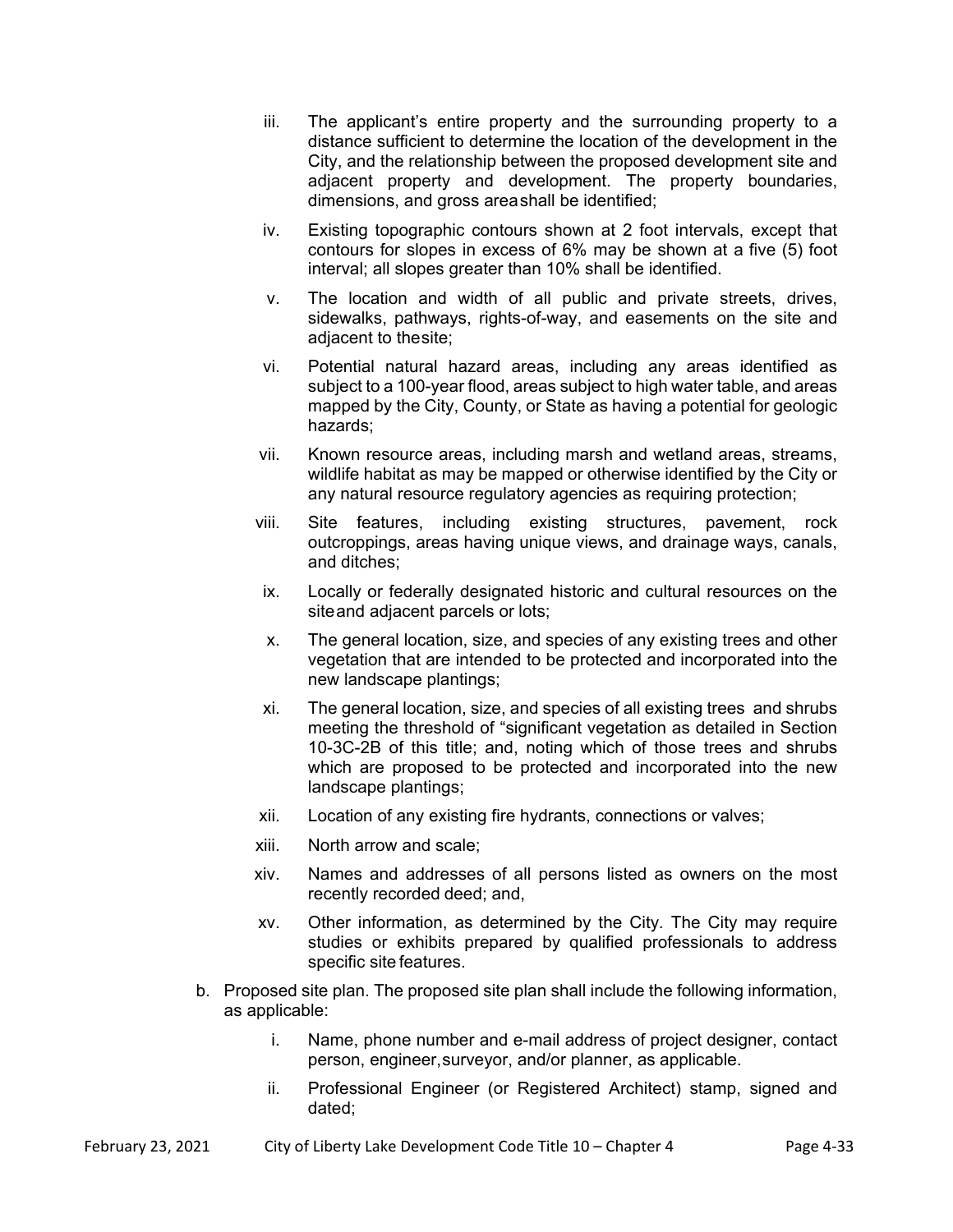iii. The applicant's entire property and the surrounding property to a distance sufficient to determine the location of the development in the City, and the relationship between the proposed development site and adjacent property and development. The property boundaries, dimensions, and gross area shall be identified;

iv. Existing topographic contours shown at 2 foot intervals, except that contours for slopes in excess of 6% may be shown at a five (5) foot interval; all slopes greater than 10% shall be identified.

v. The location and width of all public and private streets, drives, sidewalks, pathways, rights-of-way, and easements on the site and adjacent to the site;

vi. Potential natural hazard areas, including any areas identified as subject to a 100-year flood, areas subject to high water table, and areas mapped by the City, County, or State as having a potential for geologic hazards;

vii. Known resource areas, including marsh and wetland areas, streams, wildlife habitat as may be mapped or otherwise identified by the City or any natural resource regulatory agencies as requiring protection;

viii. Site features, including existing structures, pavement, rock outcroppings, areas having unique views, and drainage ways, canals, and ditches;

ix. Locally or federally designated historic and cultural resources on the site and adjacent parcels or lots;

x. The general location, size, and species of any existing trees and other vegetation that are intended to be protected and incorporated into the new landscape plantings;

xi. The general location, size, and species of all existing trees and shrubs meeting the threshold of "significant vegetation as detailed in Section 10-3C-2B of this title; and, noting which of those trees and shrubs which are proposed to be protected and incorporated into the new landscape plantings;

xii. Location of any existing fire hydrants, connections or valves;

xiii. North arrow and scale;

xiv. Names and addresses of all persons listed as owners on the most recently recorded deed; and,

xv. Other information, as determined by the City. The City may require studies or exhibits prepared by qualified professionals to address specific site features.

b. Proposed site plan. The proposed site plan shall include the following information, as applicable:

   i. Name, phone number and e-mail address of project designer, contact person, engineer, surveyor, and/or planner, as applicable.

   ii. Professional Engineer (or Registered Architect) stamp, signed and dated;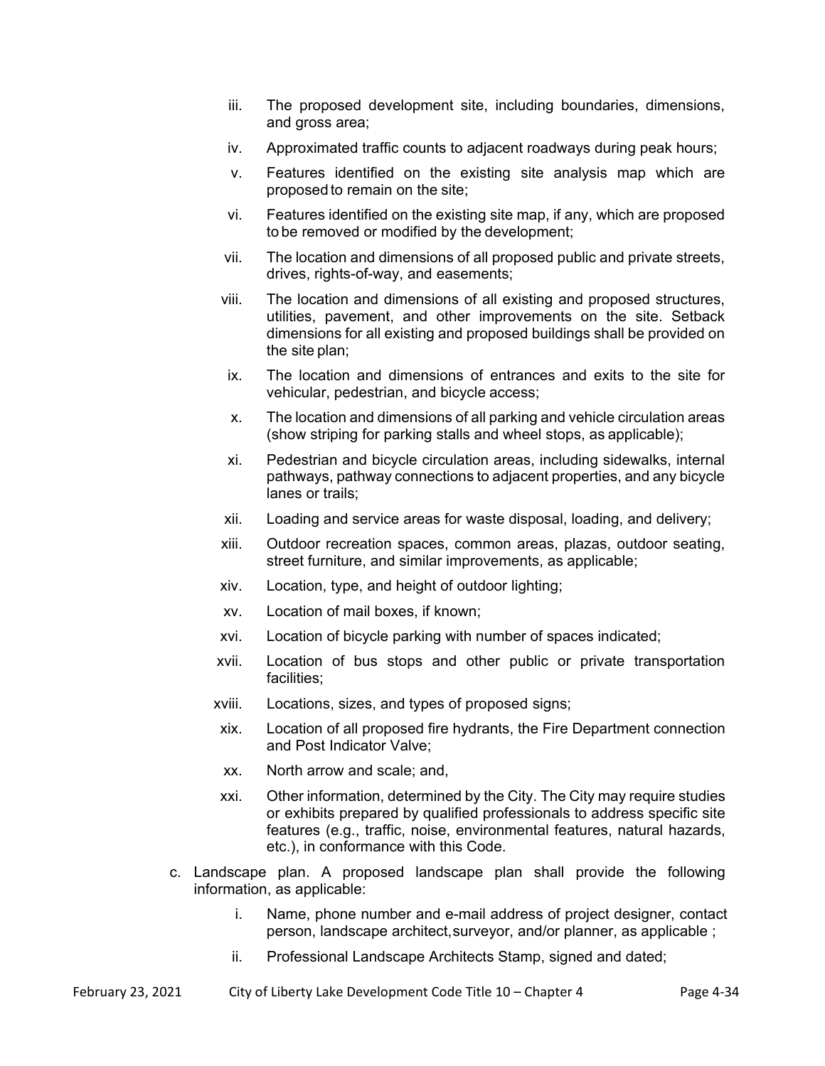- iii. The proposed development site, including boundaries, dimensions, and gross area;
- iv. Approximated traffic counts to adjacent roadways during peak hours;
- v. Features identified on the existing site analysis map which are proposed to remain on the site;
- vi. Features identified on the existing site map, if any, which are proposed to be removed or modified by the development;
- vii. The location and dimensions of all proposed public and private streets, drives, rights-of-way, and easements;
- viii. The location and dimensions of all existing and proposed structures, utilities, pavement, and other improvements on the site. Setback dimensions for all existing and proposed buildings shall be provided on the site plan;
- ix. The location and dimensions of entrances and exits to the site for vehicular, pedestrian, and bicycle access;
- x. The location and dimensions of all parking and vehicle circulation areas (show striping for parking stalls and wheel stops, as applicable);
- xi. Pedestrian and bicycle circulation areas, including sidewalks, internal pathways, pathway connections to adjacent properties, and any bicycle lanes or trails;
- xii. Loading and service areas for waste disposal, loading, and delivery;
- xiii. Outdoor recreation spaces, common areas, plazas, outdoor seating, street furniture, and similar improvements, as applicable;
- xiv. Location, type, and height of outdoor lighting;
- xv. Location of mail boxes, if known;
- xvi. Location of bicycle parking with number of spaces indicated;
- xvii. Location of bus stops and other public or private transportation facilities;
- xviii. Locations, sizes, and types of proposed signs;
- xix. Location of all proposed fire hydrants, the Fire Department connection and Post Indicator Valve;
- xx. North arrow and scale; and,
- xxi. Other information, determined by the City. The City may require studies or exhibits prepared by qualified professionals to address specific site features (e.g., traffic, noise, environmental features, natural hazards, etc.), in conformance with this Code.

c. Landscape plan. A proposed landscape plan shall provide the following information, as applicable:

- i. Name, phone number and e-mail address of project designer, contact person, landscape architect, surveyor, and/or planner, as applicable ;
- ii. Professional Landscape Architects Stamp, signed and dated;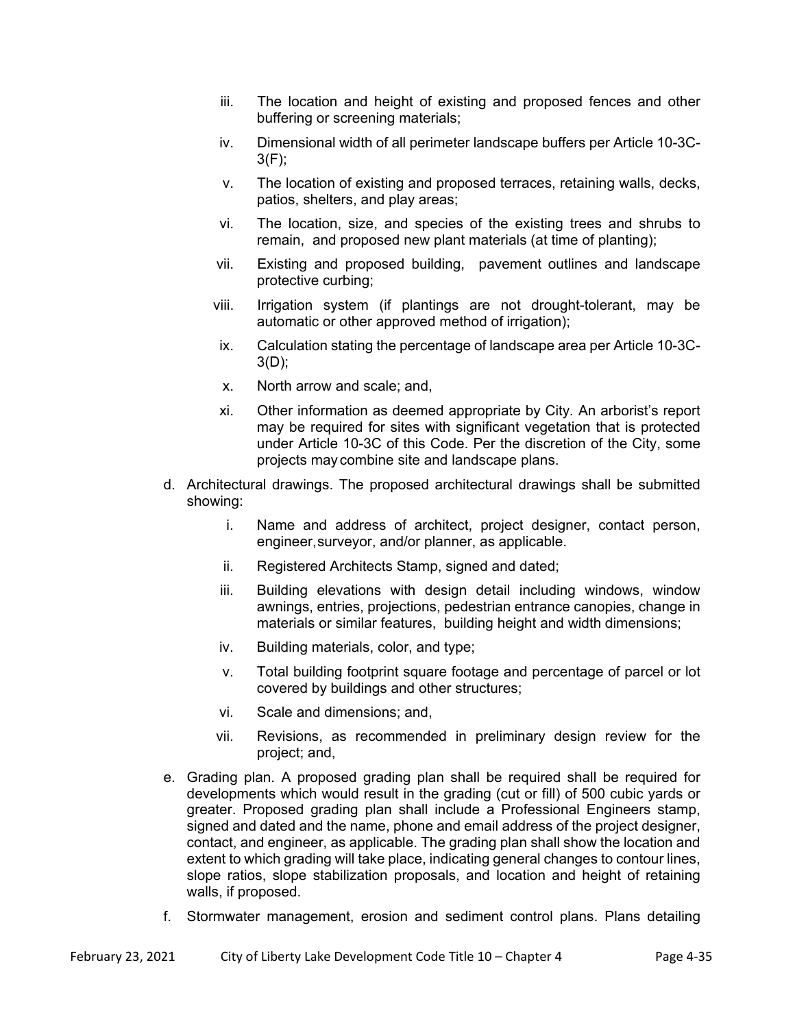iii. The location and height of existing and proposed fences and other buffering or screening materials;

iv. Dimensional width of all perimeter landscape buffers per Article 10-3C-3(F);

v. The location of existing and proposed terraces, retaining walls, decks, patios, shelters, and play areas;

vi. The location, size, and species of the existing trees and shrubs to remain, and proposed new plant materials (at time of planting);

vii. Existing and proposed building, pavement outlines and landscape protective curbing;

viii. Irrigation system (if plantings are not drought-tolerant, may be automatic or other approved method of irrigation);

ix. Calculation stating the percentage of landscape area per Article 10-3C-3(D);

x. North arrow and scale; and,

xi. Other information as deemed appropriate by City. An arborist's report may be required for sites with significant vegetation that is protected under Article 10-3C of this Code. Per the discretion of the City, some projects may combine site and landscape plans.

d. Architectural drawings. The proposed architectural drawings shall be submitted showing:

i. Name and address of architect, project designer, contact person, engineer, surveyor, and/or planner, as applicable.

ii. Registered Architects Stamp, signed and dated;

iii. Building elevations with design detail including windows, window awnings, entries, projections, pedestrian entrance canopies, change in materials or similar features, building height and width dimensions;

iv. Building materials, color, and type;

v. Total building footprint square footage and percentage of parcel or lot covered by buildings and other structures;

vi. Scale and dimensions; and,

vii. Revisions, as recommended in preliminary design review for the project; and,

e. Grading plan. A proposed grading plan shall be required shall be required for developments which would result in the grading (cut or fill) of 500 cubic yards or greater. Proposed grading plan shall include a Professional Engineers stamp, signed and dated and the name, phone and email address of the project designer, contact, and engineer, as applicable. The grading plan shall show the location and extent to which grading will take place, indicating general changes to contour lines, slope ratios, slope stabilization proposals, and location and height of retaining walls, if proposed.

f. Stormwater management, erosion and sediment control plans. Plans detailing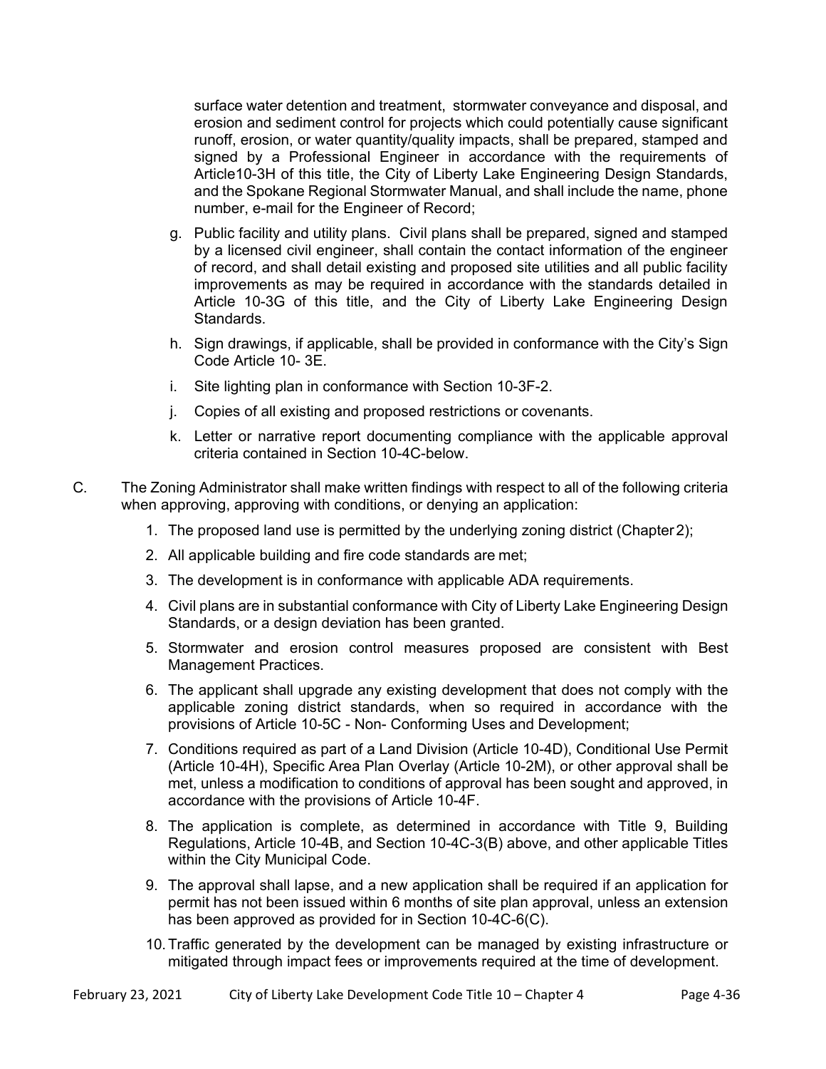surface water detention and treatment, stormwater conveyance and disposal, and erosion and sediment control for projects which could potentially cause significant runoff, erosion, or water quantity/quality impacts, shall be prepared, stamped and signed by a Professional Engineer in accordance with the requirements of Article10-3H of this title, the City of Liberty Lake Engineering Design Standards, and the Spokane Regional Stormwater Manual, and shall include the name, phone number, e-mail for the Engineer of Record;

g. Public facility and utility plans. Civil plans shall be prepared, signed and stamped by a licensed civil engineer, shall contain the contact information of the engineer of record, and shall detail existing and proposed site utilities and all public facility improvements as may be required in accordance with the standards detailed in Article 10-3G of this title, and the City of Liberty Lake Engineering Design Standards.

h. Sign drawings, if applicable, shall be provided in conformance with the City's Sign Code Article 10- 3E.

i. Site lighting plan in conformance with Section 10-3F-2.

j. Copies of all existing and proposed restrictions or covenants.

k. Letter or narrative report documenting compliance with the applicable approval criteria contained in Section 10-4C-below.

C. The Zoning Administrator shall make written findings with respect to all of the following criteria when approving, approving with conditions, or denying an application:

1. The proposed land use is permitted by the underlying zoning district (Chapter 2);
2. All applicable building and fire code standards are met;
3. The development is in conformance with applicable ADA requirements.
4. Civil plans are in substantial conformance with City of Liberty Lake Engineering Design Standards, or a design deviation has been granted.
5. Stormwater and erosion control measures proposed are consistent with Best Management Practices.
6. The applicant shall upgrade any existing development that does not comply with the applicable zoning district standards, when so required in accordance with the provisions of Article 10-5C - Non- Conforming Uses and Development;
7. Conditions required as part of a Land Division (Article 10-4D), Conditional Use Permit (Article 10-4H), Specific Area Plan Overlay (Article 10-2M), or other approval shall be met, unless a modification to conditions of approval has been sought and approved, in accordance with the provisions of Article 10-4F.
8. The application is complete, as determined in accordance with Title 9, Building Regulations, Article 10-4B, and Section 10-4C-3(B) above, and other applicable Titles within the City Municipal Code.
9. The approval shall lapse, and a new application shall be required if an application for permit has not been issued within 6 months of site plan approval, unless an extension has been approved as provided for in Section 10-4C-6(C).
10. Traffic generated by the development can be managed by existing infrastructure or mitigated through impact fees or improvements required at the time of development.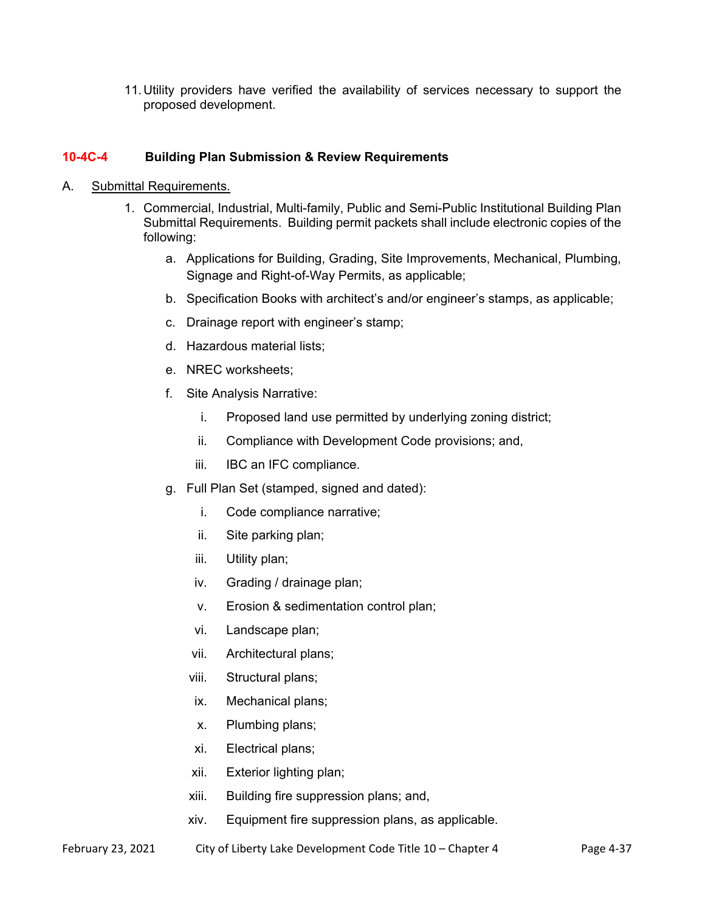11. Utility providers have verified the availability of services necessary to support the proposed development.

### 10-4C-4 Building Plan Submission & Review Requirements

A. Submittal Requirements.

1. Commercial, Industrial, Multi-family, Public and Semi-Public Institutional Building Plan Submittal Requirements. Building permit packets shall include electronic copies of the following:

    a. Applications for Building, Grading, Site Improvements, Mechanical, Plumbing, Signage and Right-of-Way Permits, as applicable;

    b. Specification Books with architect's and/or engineer's stamps, as applicable;

    c. Drainage report with engineer's stamp;

    d. Hazardous material lists;

    e. NREC worksheets;

    f. Site Analysis Narrative:

        i. Proposed land use permitted by underlying zoning district;

        ii. Compliance with Development Code provisions; and,

        iii. IBC an IFC compliance.

    g. Full Plan Set (stamped, signed and dated):

        i. Code compliance narrative;

        ii. Site parking plan;

        iii. Utility plan;

        iv. Grading / drainage plan;

        v. Erosion & sedimentation control plan;

        vi. Landscape plan;

        vii. Architectural plans;

        viii. Structural plans;

        ix. Mechanical plans;

        x. Plumbing plans;

        xi. Electrical plans;

        xii. Exterior lighting plan;

        xiii. Building fire suppression plans; and,

        xiv. Equipment fire suppression plans, as applicable.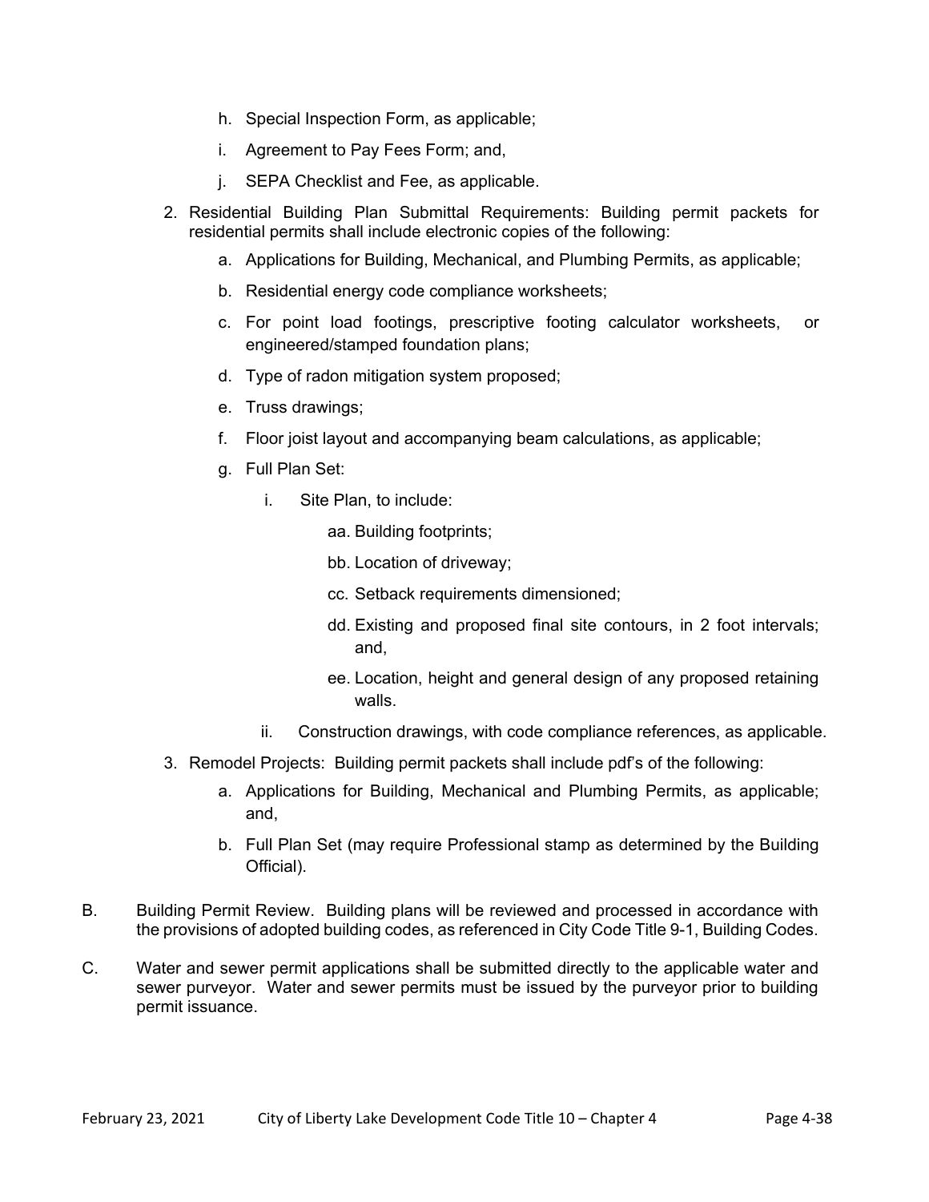h. Special Inspection Form, as applicable;

i. Agreement to Pay Fees Form; and,

j. SEPA Checklist and Fee, as applicable.

2. Residential Building Plan Submittal Requirements: Building permit packets for residential permits shall include electronic copies of the following:

   a. Applications for Building, Mechanical, and Plumbing Permits, as applicable;

   b. Residential energy code compliance worksheets;

   c. For point load footings, prescriptive footing calculator worksheets, or engineered/stamped foundation plans;

   d. Type of radon mitigation system proposed;

   e. Truss drawings;

   f. Floor joist layout and accompanying beam calculations, as applicable;

   g. Full Plan Set:

      i. Site Plan, to include:

         aa. Building footprints;

         bb. Location of driveway;

         cc. Setback requirements dimensioned;

         dd. Existing and proposed final site contours, in 2 foot intervals; and,

         ee. Location, height and general design of any proposed retaining walls.

      ii. Construction drawings, with code compliance references, as applicable.

3. Remodel Projects: Building permit packets shall include pdf's of the following:

   a. Applications for Building, Mechanical and Plumbing Permits, as applicable; and,

   b. Full Plan Set (may require Professional stamp as determined by the Building Official).

B. Building Permit Review. Building plans will be reviewed and processed in accordance with the provisions of adopted building codes, as referenced in City Code Title 9-1, Building Codes.

C. Water and sewer permit applications shall be submitted directly to the applicable water and sewer purveyor. Water and sewer permits must be issued by the purveyor prior to building permit issuance.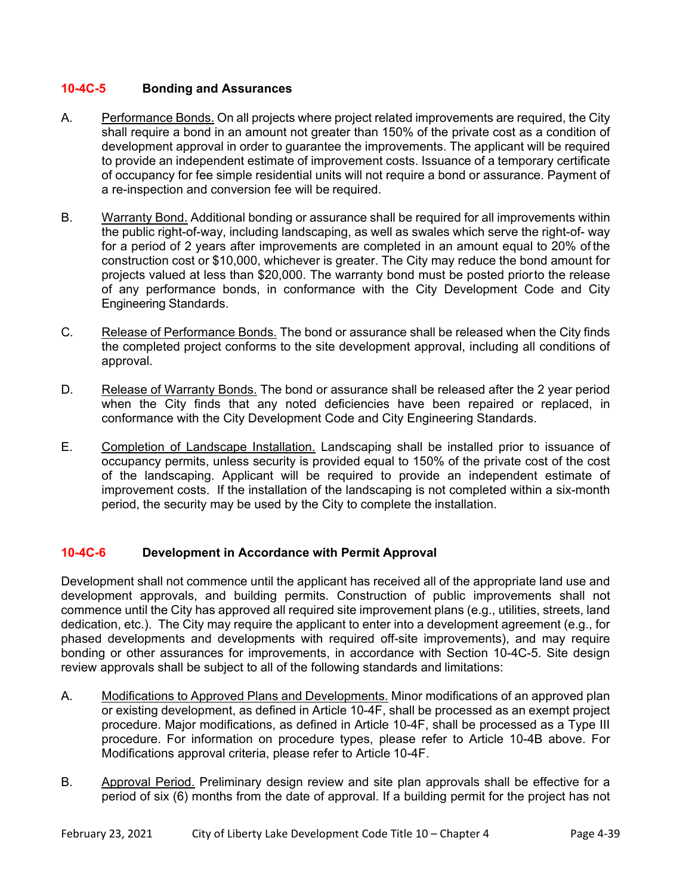### 10-4C-5 Bonding and Assurances

A. Performance Bonds. On all projects where project related improvements are required, the City shall require a bond in an amount not greater than 150% of the private cost as a condition of development approval in order to guarantee the improvements. The applicant will be required to provide an independent estimate of improvement costs. Issuance of a temporary certificate of occupancy for fee simple residential units will not require a bond or assurance. Payment of a re-inspection and conversion fee will be required.

B. Warranty Bond. Additional bonding or assurance shall be required for all improvements within the public right-of-way, including landscaping, as well as swales which serve the right-of- way for a period of 2 years after improvements are completed in an amount equal to 20% of the construction cost or $10,000, whichever is greater. The City may reduce the bond amount for projects valued at less than $20,000. The warranty bond must be posted prior to the release of any performance bonds, in conformance with the City Development Code and City Engineering Standards.

C. Release of Performance Bonds. The bond or assurance shall be released when the City finds the completed project conforms to the site development approval, including all conditions of approval.

D. Release of Warranty Bonds. The bond or assurance shall be released after the 2 year period when the City finds that any noted deficiencies have been repaired or replaced, in conformance with the City Development Code and City Engineering Standards.

E. Completion of Landscape Installation. Landscaping shall be installed prior to issuance of occupancy permits, unless security is provided equal to 150% of the private cost of the cost of the landscaping. Applicant will be required to provide an independent estimate of improvement costs. If the installation of the landscaping is not completed within a six-month period, the security may be used by the City to complete the installation.

### 10-4C-6 Development in Accordance with Permit Approval

Development shall not commence until the applicant has received all of the appropriate land use and development approvals, and building permits. Construction of public improvements shall not commence until the City has approved all required site improvement plans (e.g., utilities, streets, land dedication, etc.). The City may require the applicant to enter into a development agreement (e.g., for phased developments and developments with required off-site improvements), and may require bonding or other assurances for improvements, in accordance with Section 10-4C-5. Site design review approvals shall be subject to all of the following standards and limitations:

A. Modifications to Approved Plans and Developments. Minor modifications of an approved plan or existing development, as defined in Article 10-4F, shall be processed as an exempt project procedure. Major modifications, as defined in Article 10-4F, shall be processed as a Type III procedure. For information on procedure types, please refer to Article 10-4B above. For Modifications approval criteria, please refer to Article 10-4F.

B. Approval Period. Preliminary design review and site plan approvals shall be effective for a period of six (6) months from the date of approval. If a building permit for the project has not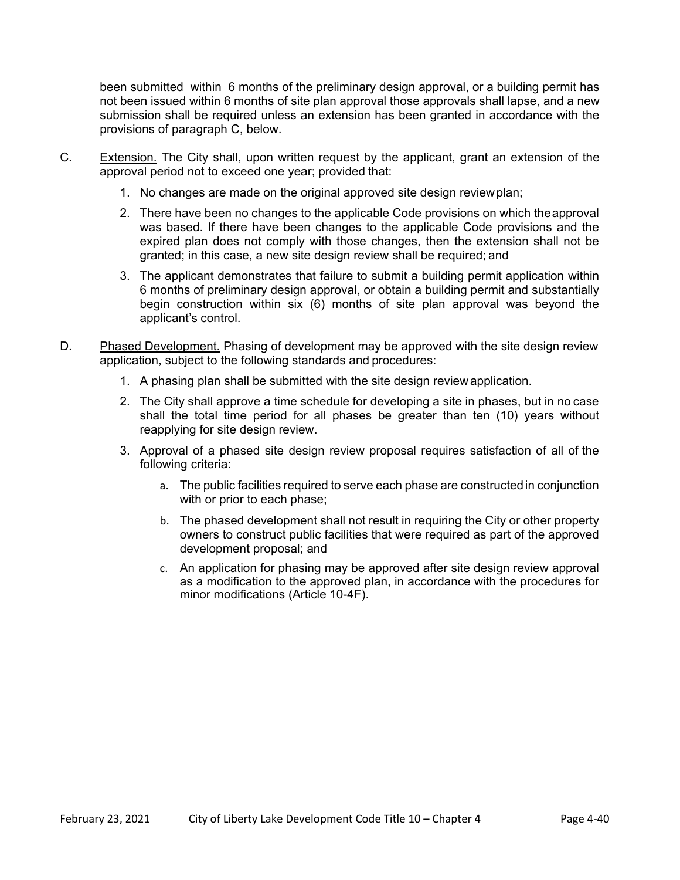been submitted within 6 months of the preliminary design approval, or a building permit has not been issued within 6 months of site plan approval those approvals shall lapse, and a new submission shall be required unless an extension has been granted in accordance with the provisions of paragraph C, below.

C. <u>Extension.</u> The City shall, upon written request by the applicant, grant an extension of the approval period not to exceed one year; provided that:

1. No changes are made on the original approved site design review plan;
2. There have been no changes to the applicable Code provisions on which the approval was based. If there have been changes to the applicable Code provisions and the expired plan does not comply with those changes, then the extension shall not be granted; in this case, a new site design review shall be required; and
3. The applicant demonstrates that failure to submit a building permit application within 6 months of preliminary design approval, or obtain a building permit and substantially begin construction within six (6) months of site plan approval was beyond the applicant's control.

D. <u>Phased Development.</u> Phasing of development may be approved with the site design review application, subject to the following standards and procedures:

1. A phasing plan shall be submitted with the site design review application.
2. The City shall approve a time schedule for developing a site in phases, but in no case shall the total time period for all phases be greater than ten (10) years without reapplying for site design review.
3. Approval of a phased site design review proposal requires satisfaction of all of the following criteria:
   a. The public facilities required to serve each phase are constructed in conjunction with or prior to each phase;
   b. The phased development shall not result in requiring the City or other property owners to construct public facilities that were required as part of the approved development proposal; and
   c. An application for phasing may be approved after site design review approval as a modification to the approved plan, in accordance with the procedures for minor modifications (Article 10-4F).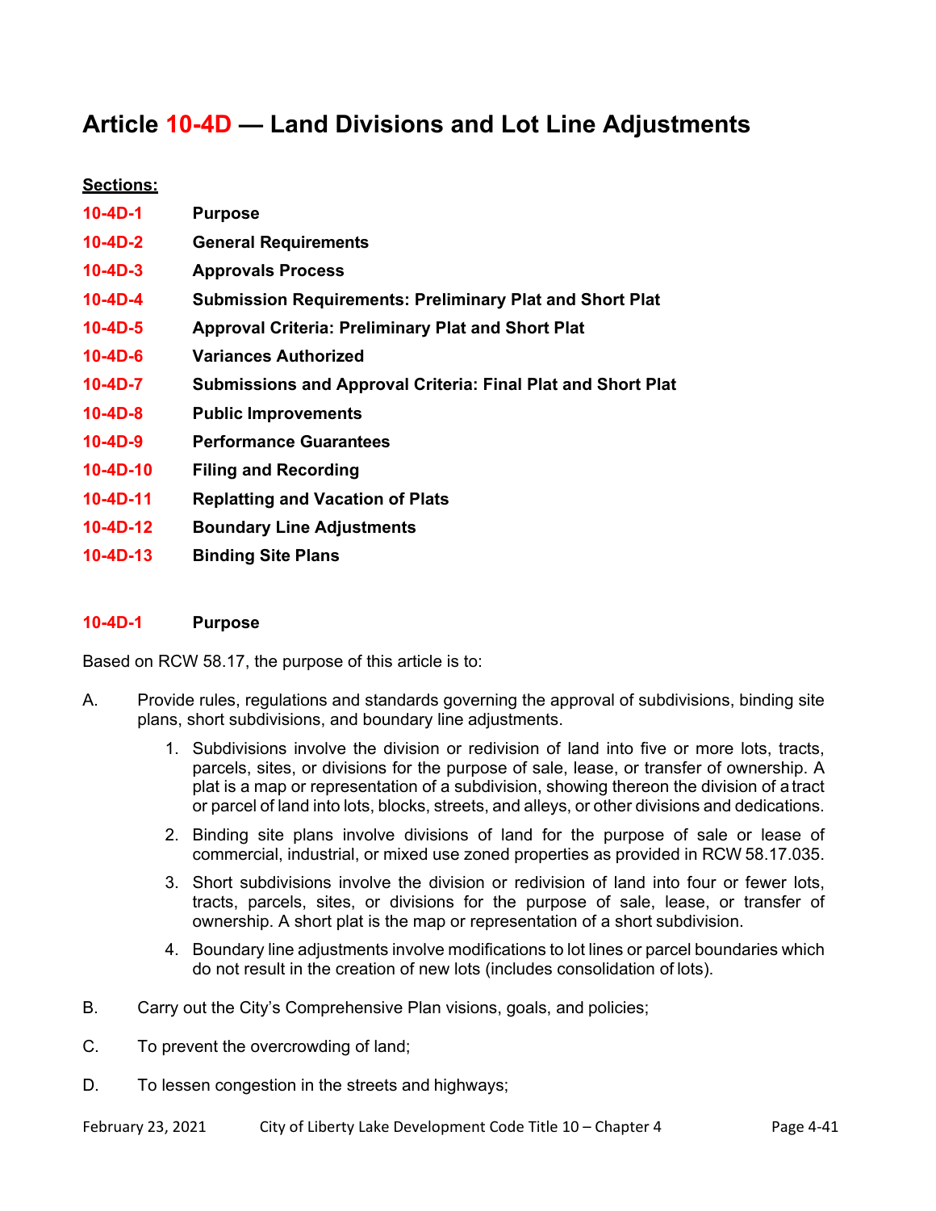# Article 10-4D — Land Divisions and Lot Line Adjustments

**Sections:**

| | |
|---|---|
| **10-4D-1** | **Purpose** |
| **10-4D-2** | **General Requirements** |
| **10-4D-3** | **Approvals Process** |
| **10-4D-4** | **Submission Requirements: Preliminary Plat and Short Plat** |
| **10-4D-5** | **Approval Criteria: Preliminary Plat and Short Plat** |
| **10-4D-6** | **Variances Authorized** |
| **10-4D-7** | **Submissions and Approval Criteria: Final Plat and Short Plat** |
| **10-4D-8** | **Public Improvements** |
| **10-4D-9** | **Performance Guarantees** |
| **10-4D-10** | **Filing and Recording** |
| **10-4D-11** | **Replatting and Vacation of Plats** |
| **10-4D-12** | **Boundary Line Adjustments** |
| **10-4D-13** | **Binding Site Plans** |

## 10-4D-1 Purpose

Based on RCW 58.17, the purpose of this article is to:

A. Provide rules, regulations and standards governing the approval of subdivisions, binding site plans, short subdivisions, and boundary line adjustments.

1. Subdivisions involve the division or redivision of land into five or more lots, tracts, parcels, sites, or divisions for the purpose of sale, lease, or transfer of ownership. A plat is a map or representation of a subdivision, showing thereon the division of a tract or parcel of land into lots, blocks, streets, and alleys, or other divisions and dedications.
2. Binding site plans involve divisions of land for the purpose of sale or lease of commercial, industrial, or mixed use zoned properties as provided in RCW 58.17.035.
3. Short subdivisions involve the division or redivision of land into four or fewer lots, tracts, parcels, sites, or divisions for the purpose of sale, lease, or transfer of ownership. A short plat is the map or representation of a short subdivision.
4. Boundary line adjustments involve modifications to lot lines or parcel boundaries which do not result in the creation of new lots (includes consolidation of lots).

B. Carry out the City's Comprehensive Plan visions, goals, and policies;

C. To prevent the overcrowding of land;

D. To lessen congestion in the streets and highways;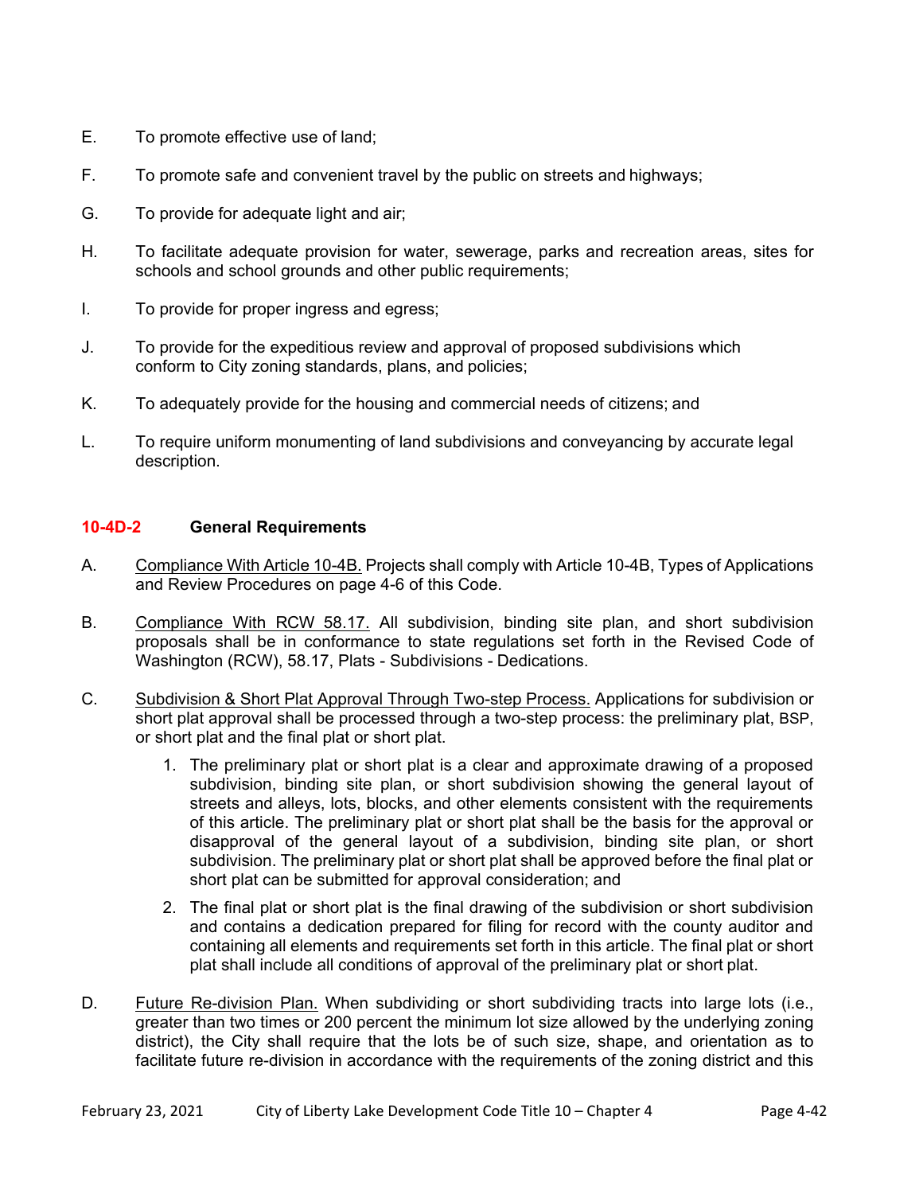E. To promote effective use of land;

F. To promote safe and convenient travel by the public on streets and highways;

G. To provide for adequate light and air;

H. To facilitate adequate provision for water, sewerage, parks and recreation areas, sites for schools and school grounds and other public requirements;

I. To provide for proper ingress and egress;

J. To provide for the expeditious review and approval of proposed subdivisions which conform to City zoning standards, plans, and policies;

K. To adequately provide for the housing and commercial needs of citizens; and

L. To require uniform monumenting of land subdivisions and conveyancing by accurate legal description.

### 10-4D-2 General Requirements

A. Compliance With Article 10-4B. Projects shall comply with Article 10-4B, Types of Applications and Review Procedures on page 4-6 of this Code.

B. Compliance With RCW 58.17. All subdivision, binding site plan, and short subdivision proposals shall be in conformance to state regulations set forth in the Revised Code of Washington (RCW), 58.17, Plats - Subdivisions - Dedications.

C. Subdivision & Short Plat Approval Through Two-step Process. Applications for subdivision or short plat approval shall be processed through a two-step process: the preliminary plat, BSP, or short plat and the final plat or short plat.

1. The preliminary plat or short plat is a clear and approximate drawing of a proposed subdivision, binding site plan, or short subdivision showing the general layout of streets and alleys, lots, blocks, and other elements consistent with the requirements of this article. The preliminary plat or short plat shall be the basis for the approval or disapproval of the general layout of a subdivision, binding site plan, or short subdivision. The preliminary plat or short plat shall be approved before the final plat or short plat can be submitted for approval consideration; and

2. The final plat or short plat is the final drawing of the subdivision or short subdivision and contains a dedication prepared for filing for record with the county auditor and containing all elements and requirements set forth in this article. The final plat or short plat shall include all conditions of approval of the preliminary plat or short plat.

D. Future Re-division Plan. When subdividing or short subdividing tracts into large lots (i.e., greater than two times or 200 percent the minimum lot size allowed by the underlying zoning district), the City shall require that the lots be of such size, shape, and orientation as to facilitate future re-division in accordance with the requirements of the zoning district and this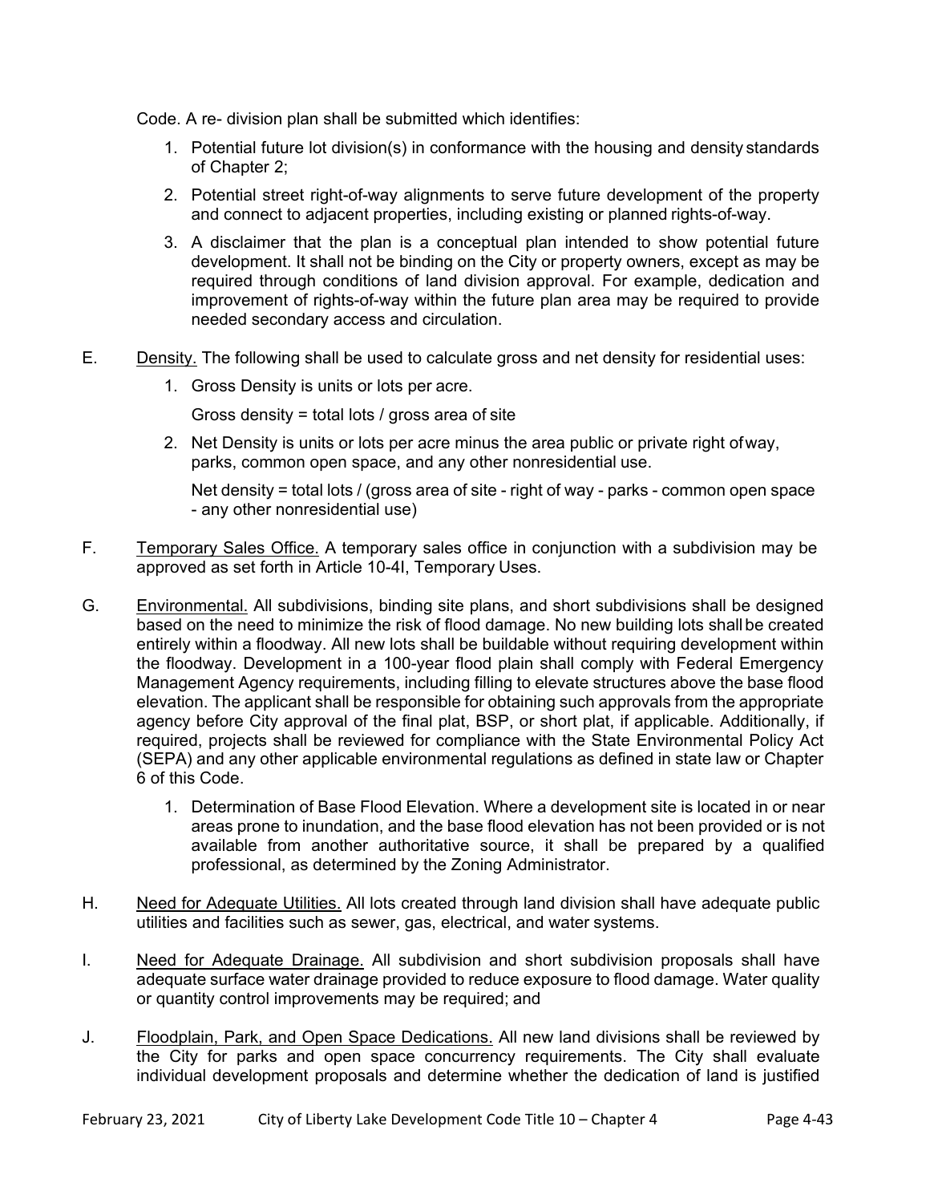Code. A re- division plan shall be submitted which identifies:

1. Potential future lot division(s) in conformance with the housing and density standards of Chapter 2;
2. Potential street right-of-way alignments to serve future development of the property and connect to adjacent properties, including existing or planned rights-of-way.
3. A disclaimer that the plan is a conceptual plan intended to show potential future development. It shall not be binding on the City or property owners, except as may be required through conditions of land division approval. For example, dedication and improvement of rights-of-way within the future plan area may be required to provide needed secondary access and circulation.

E. Density. The following shall be used to calculate gross and net density for residential uses:

1. Gross Density is units or lots per acre.

   Gross density = total lots / gross area of site

2. Net Density is units or lots per acre minus the area public or private right of way, parks, common open space, and any other nonresidential use.

   Net density = total lots / (gross area of site - right of way - parks - common open space - any other nonresidential use)

F. Temporary Sales Office. A temporary sales office in conjunction with a subdivision may be approved as set forth in Article 10-4I, Temporary Uses.

G. Environmental. All subdivisions, binding site plans, and short subdivisions shall be designed based on the need to minimize the risk of flood damage. No new building lots shall be created entirely within a floodway. All new lots shall be buildable without requiring development within the floodway. Development in a 100-year flood plain shall comply with Federal Emergency Management Agency requirements, including filling to elevate structures above the base flood elevation. The applicant shall be responsible for obtaining such approvals from the appropriate agency before City approval of the final plat, BSP, or short plat, if applicable. Additionally, if required, projects shall be reviewed for compliance with the State Environmental Policy Act (SEPA) and any other applicable environmental regulations as defined in state law or Chapter 6 of this Code.

1. Determination of Base Flood Elevation. Where a development site is located in or near areas prone to inundation, and the base flood elevation has not been provided or is not available from another authoritative source, it shall be prepared by a qualified professional, as determined by the Zoning Administrator.

H. Need for Adequate Utilities. All lots created through land division shall have adequate public utilities and facilities such as sewer, gas, electrical, and water systems.

I. Need for Adequate Drainage. All subdivision and short subdivision proposals shall have adequate surface water drainage provided to reduce exposure to flood damage. Water quality or quantity control improvements may be required; and

J. Floodplain, Park, and Open Space Dedications. All new land divisions shall be reviewed by the City for parks and open space concurrency requirements. The City shall evaluate individual development proposals and determine whether the dedication of land is justified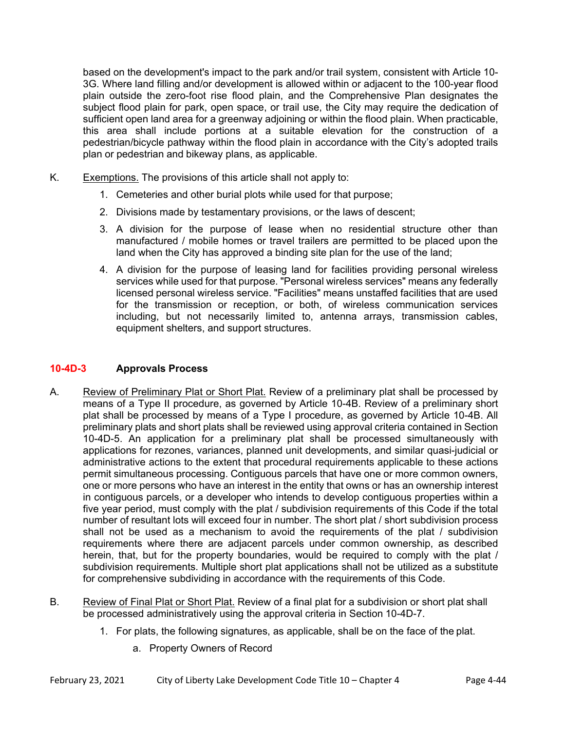based on the development's impact to the park and/or trail system, consistent with Article 10-3G. Where land filling and/or development is allowed within or adjacent to the 100-year flood plain outside the zero-foot rise flood plain, and the Comprehensive Plan designates the subject flood plain for park, open space, or trail use, the City may require the dedication of sufficient open land area for a greenway adjoining or within the flood plain. When practicable, this area shall include portions at a suitable elevation for the construction of a pedestrian/bicycle pathway within the flood plain in accordance with the City's adopted trails plan or pedestrian and bikeway plans, as applicable.

K. Exemptions. The provisions of this article shall not apply to:

1. Cemeteries and other burial plots while used for that purpose;
2. Divisions made by testamentary provisions, or the laws of descent;
3. A division for the purpose of lease when no residential structure other than manufactured / mobile homes or travel trailers are permitted to be placed upon the land when the City has approved a binding site plan for the use of the land;
4. A division for the purpose of leasing land for facilities providing personal wireless services while used for that purpose. "Personal wireless services" means any federally licensed personal wireless service. "Facilities" means unstaffed facilities that are used for the transmission or reception, or both, of wireless communication services including, but not necessarily limited to, antenna arrays, transmission cables, equipment shelters, and support structures.

## 10-4D-3 Approvals Process

A. Review of Preliminary Plat or Short Plat. Review of a preliminary plat shall be processed by means of a Type II procedure, as governed by Article 10-4B. Review of a preliminary short plat shall be processed by means of a Type I procedure, as governed by Article 10-4B. All preliminary plats and short plats shall be reviewed using approval criteria contained in Section 10-4D-5. An application for a preliminary plat shall be processed simultaneously with applications for rezones, variances, planned unit developments, and similar quasi-judicial or administrative actions to the extent that procedural requirements applicable to these actions permit simultaneous processing. Contiguous parcels that have one or more common owners, one or more persons who have an interest in the entity that owns or has an ownership interest in contiguous parcels, or a developer who intends to develop contiguous properties within a five year period, must comply with the plat / subdivision requirements of this Code if the total number of resultant lots will exceed four in number. The short plat / short subdivision process shall not be used as a mechanism to avoid the requirements of the plat / subdivision requirements where there are adjacent parcels under common ownership, as described herein, that, but for the property boundaries, would be required to comply with the plat / subdivision requirements. Multiple short plat applications shall not be utilized as a substitute for comprehensive subdividing in accordance with the requirements of this Code.

B. Review of Final Plat or Short Plat. Review of a final plat for a subdivision or short plat shall be processed administratively using the approval criteria in Section 10-4D-7.

1. For plats, the following signatures, as applicable, shall be on the face of the plat.
    a. Property Owners of Record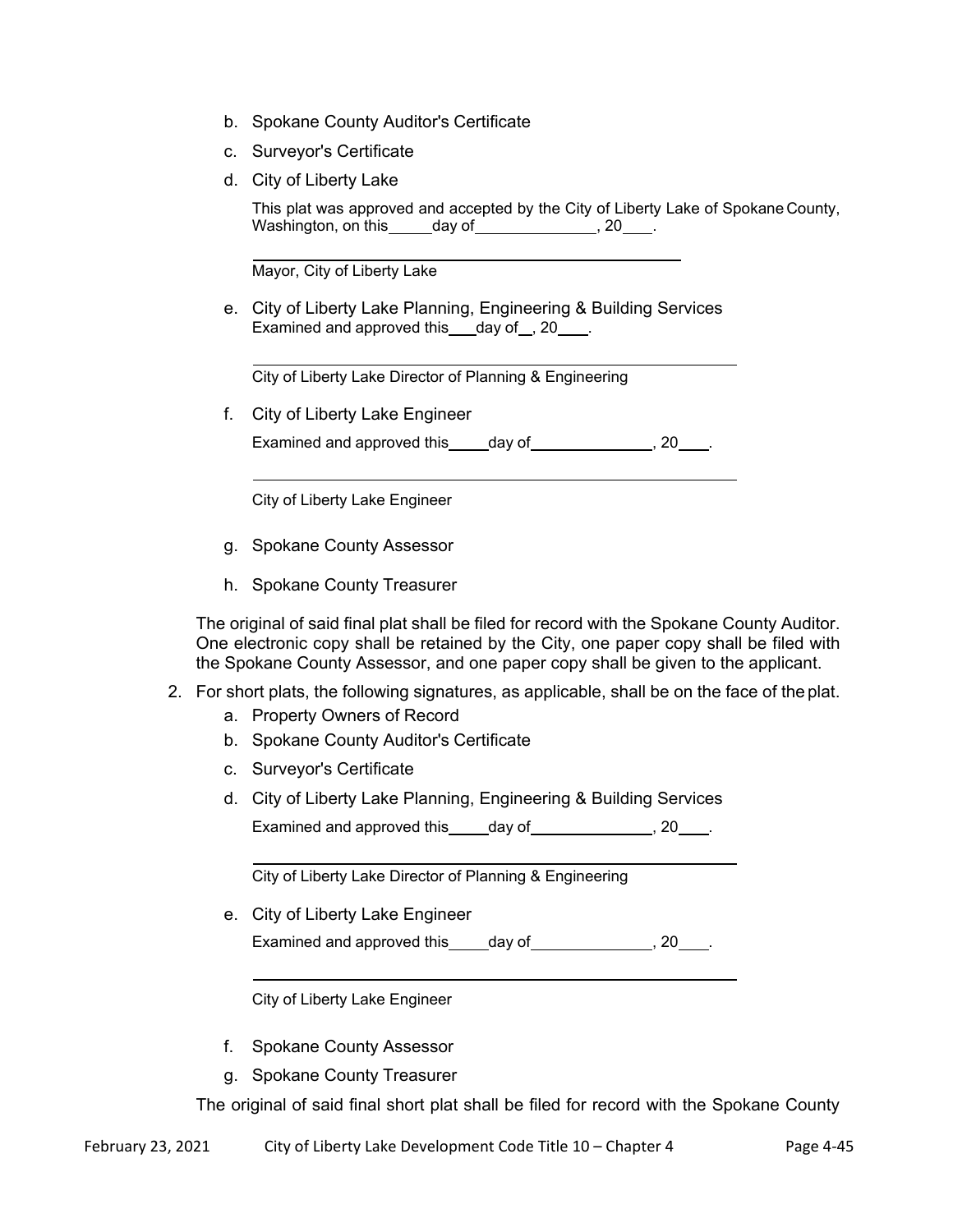b. Spokane County Auditor's Certificate

c. Surveyor's Certificate

d. City of Liberty Lake

   This plat was approved and accepted by the City of Liberty Lake of Spokane County, Washington, on this_____day of______________, 20___.

   ______________________________________________

   Mayor, City of Liberty Lake

e. City of Liberty Lake Planning, Engineering & Building Services
   Examined and approved this___day of__, 20___.

   ______________________________________________

   City of Liberty Lake Director of Planning & Engineering

f. City of Liberty Lake Engineer

   Examined and approved this_____day of______________, 20___.

   ______________________________________________

   City of Liberty Lake Engineer

g. Spokane County Assessor

h. Spokane County Treasurer

The original of said final plat shall be filed for record with the Spokane County Auditor. One electronic copy shall be retained by the City, one paper copy shall be filed with the Spokane County Assessor, and one paper copy shall be given to the applicant.

2. For short plats, the following signatures, as applicable, shall be on the face of the plat.
   a. Property Owners of Record
   b. Spokane County Auditor's Certificate
   c. Surveyor's Certificate
   d. City of Liberty Lake Planning, Engineering & Building Services

      Examined and approved this_____day of______________, 20___.

      ______________________________________________

      City of Liberty Lake Director of Planning & Engineering

   e. City of Liberty Lake Engineer

      Examined and approved this_____day of______________, 20___.

      ______________________________________________

      City of Liberty Lake Engineer

   f. Spokane County Assessor
   g. Spokane County Treasurer

   The original of said final short plat shall be filed for record with the Spokane County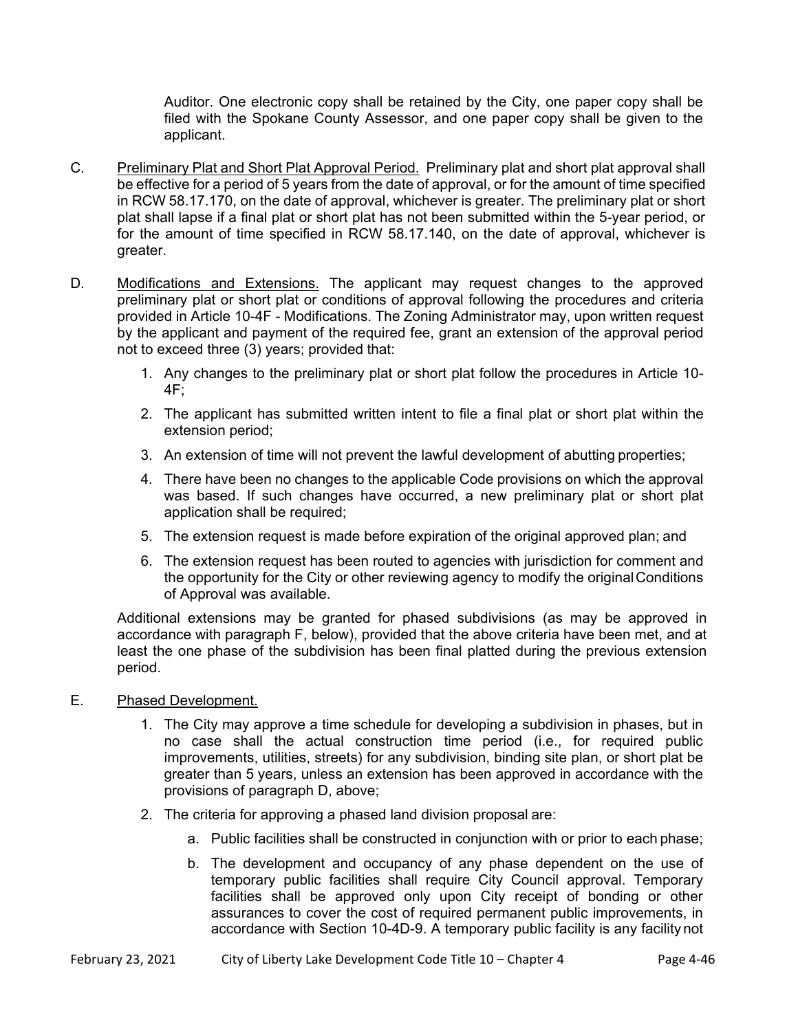Auditor. One electronic copy shall be retained by the City, one paper copy shall be filed with the Spokane County Assessor, and one paper copy shall be given to the applicant.

C. Preliminary Plat and Short Plat Approval Period. Preliminary plat and short plat approval shall be effective for a period of 5 years from the date of approval, or for the amount of time specified in RCW 58.17.170, on the date of approval, whichever is greater. The preliminary plat or short plat shall lapse if a final plat or short plat has not been submitted within the 5-year period, or for the amount of time specified in RCW 58.17.140, on the date of approval, whichever is greater.

D. Modifications and Extensions. The applicant may request changes to the approved preliminary plat or short plat or conditions of approval following the procedures and criteria provided in Article 10-4F - Modifications. The Zoning Administrator may, upon written request by the applicant and payment of the required fee, grant an extension of the approval period not to exceed three (3) years; provided that:

1. Any changes to the preliminary plat or short plat follow the procedures in Article 10-4F;
2. The applicant has submitted written intent to file a final plat or short plat within the extension period;
3. An extension of time will not prevent the lawful development of abutting properties;
4. There have been no changes to the applicable Code provisions on which the approval was based. If such changes have occurred, a new preliminary plat or short plat application shall be required;
5. The extension request is made before expiration of the original approved plan; and
6. The extension request has been routed to agencies with jurisdiction for comment and the opportunity for the City or other reviewing agency to modify the original Conditions of Approval was available.

Additional extensions may be granted for phased subdivisions (as may be approved in accordance with paragraph F, below), provided that the above criteria have been met, and at least the one phase of the subdivision has been final platted during the previous extension period.

E. Phased Development.

1. The City may approve a time schedule for developing a subdivision in phases, but in no case shall the actual construction time period (i.e., for required public improvements, utilities, streets) for any subdivision, binding site plan, or short plat be greater than 5 years, unless an extension has been approved in accordance with the provisions of paragraph D, above;
2. The criteria for approving a phased land division proposal are:
   a. Public facilities shall be constructed in conjunction with or prior to each phase;
   b. The development and occupancy of any phase dependent on the use of temporary public facilities shall require City Council approval. Temporary facilities shall be approved only upon City receipt of bonding or other assurances to cover the cost of required permanent public improvements, in accordance with Section 10-4D-9. A temporary public facility is any facility not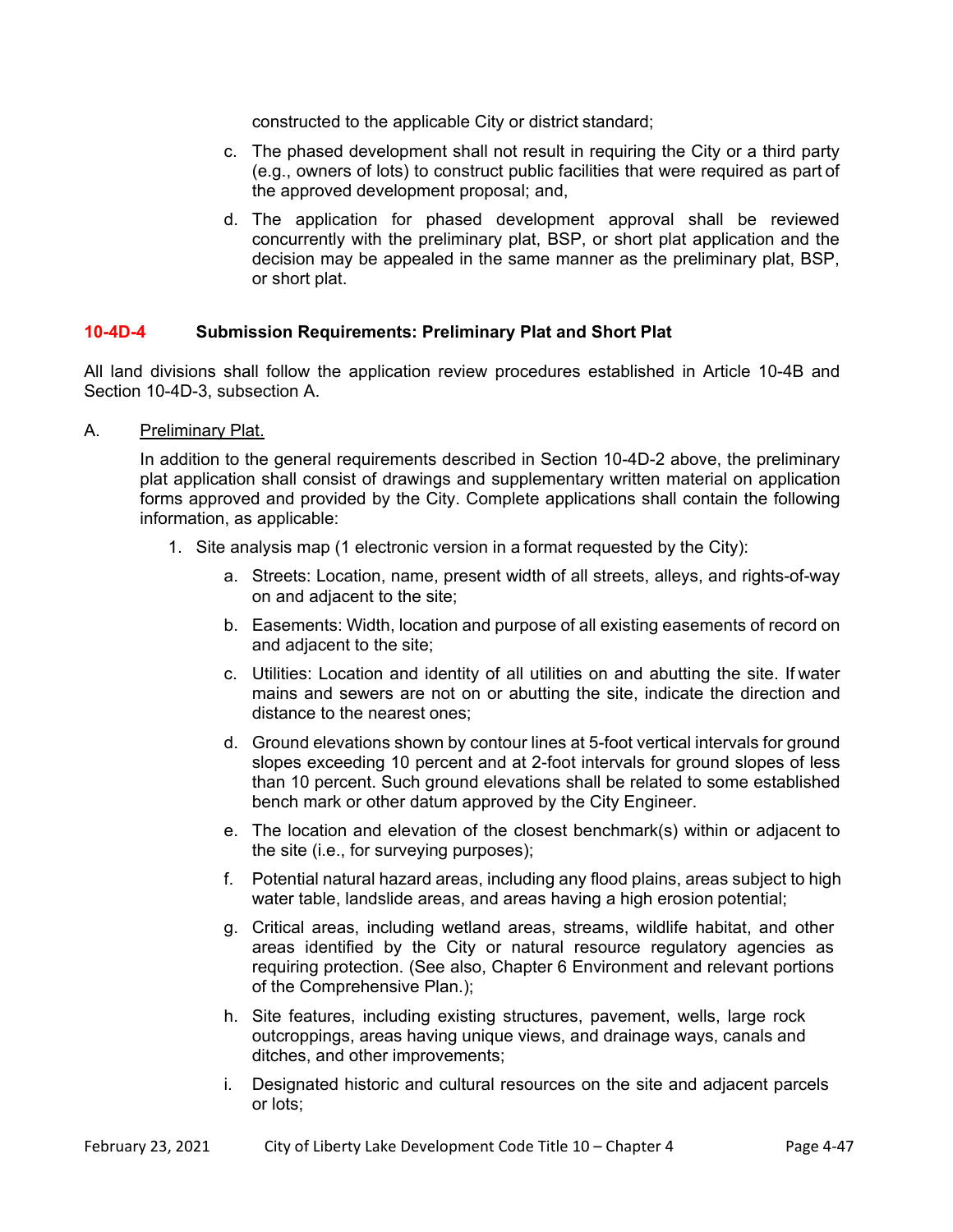constructed to the applicable City or district standard;

c. The phased development shall not result in requiring the City or a third party (e.g., owners of lots) to construct public facilities that were required as part of the approved development proposal; and,

d. The application for phased development approval shall be reviewed concurrently with the preliminary plat, BSP, or short plat application and the decision may be appealed in the same manner as the preliminary plat, BSP, or short plat.

### 10-4D-4 Submission Requirements: Preliminary Plat and Short Plat

All land divisions shall follow the application review procedures established in Article 10-4B and Section 10-4D-3, subsection A.

A. Preliminary Plat.

In addition to the general requirements described in Section 10-4D-2 above, the preliminary plat application shall consist of drawings and supplementary written material on application forms approved and provided by the City. Complete applications shall contain the following information, as applicable:

1. Site analysis map (1 electronic version in a format requested by the City):

   a. Streets: Location, name, present width of all streets, alleys, and rights-of-way on and adjacent to the site;

   b. Easements: Width, location and purpose of all existing easements of record on and adjacent to the site;

   c. Utilities: Location and identity of all utilities on and abutting the site. If water mains and sewers are not on or abutting the site, indicate the direction and distance to the nearest ones;

   d. Ground elevations shown by contour lines at 5-foot vertical intervals for ground slopes exceeding 10 percent and at 2-foot intervals for ground slopes of less than 10 percent. Such ground elevations shall be related to some established bench mark or other datum approved by the City Engineer.

   e. The location and elevation of the closest benchmark(s) within or adjacent to the site (i.e., for surveying purposes);

   f. Potential natural hazard areas, including any flood plains, areas subject to high water table, landslide areas, and areas having a high erosion potential;

   g. Critical areas, including wetland areas, streams, wildlife habitat, and other areas identified by the City or natural resource regulatory agencies as requiring protection. (See also, Chapter 6 Environment and relevant portions of the Comprehensive Plan.);

   h. Site features, including existing structures, pavement, wells, large rock outcroppings, areas having unique views, and drainage ways, canals and ditches, and other improvements;

   i. Designated historic and cultural resources on the site and adjacent parcels or lots;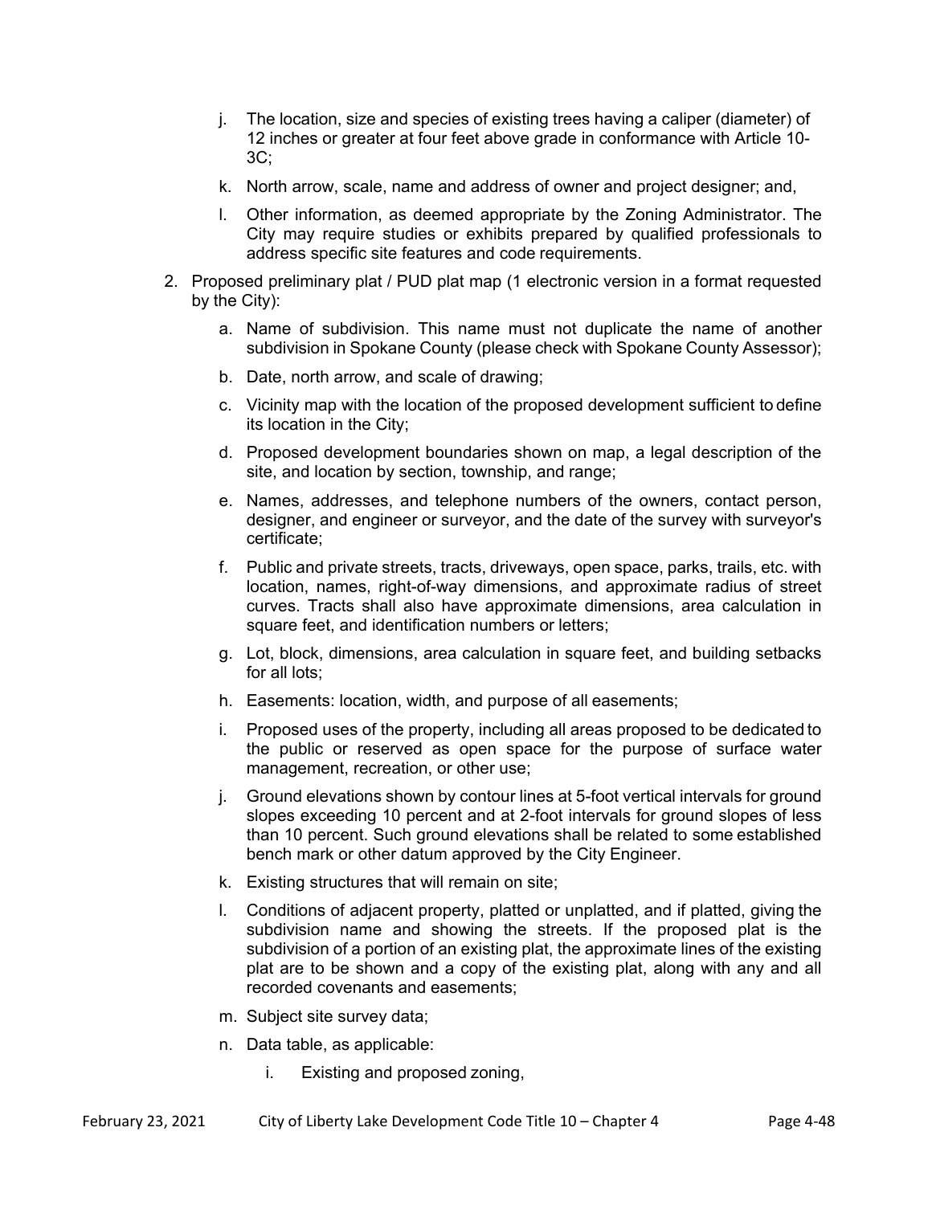j. The location, size and species of existing trees having a caliper (diameter) of 12 inches or greater at four feet above grade in conformance with Article 10-3C;

k. North arrow, scale, name and address of owner and project designer; and,

l. Other information, as deemed appropriate by the Zoning Administrator. The City may require studies or exhibits prepared by qualified professionals to address specific site features and code requirements.

2. Proposed preliminary plat / PUD plat map (1 electronic version in a format requested by the City):

   a. Name of subdivision. This name must not duplicate the name of another subdivision in Spokane County (please check with Spokane County Assessor);

   b. Date, north arrow, and scale of drawing;

   c. Vicinity map with the location of the proposed development sufficient to define its location in the City;

   d. Proposed development boundaries shown on map, a legal description of the site, and location by section, township, and range;

   e. Names, addresses, and telephone numbers of the owners, contact person, designer, and engineer or surveyor, and the date of the survey with surveyor's certificate;

   f. Public and private streets, tracts, driveways, open space, parks, trails, etc. with location, names, right-of-way dimensions, and approximate radius of street curves. Tracts shall also have approximate dimensions, area calculation in square feet, and identification numbers or letters;

   g. Lot, block, dimensions, area calculation in square feet, and building setbacks for all lots;

   h. Easements: location, width, and purpose of all easements;

   i. Proposed uses of the property, including all areas proposed to be dedicated to the public or reserved as open space for the purpose of surface water management, recreation, or other use;

   j. Ground elevations shown by contour lines at 5-foot vertical intervals for ground slopes exceeding 10 percent and at 2-foot intervals for ground slopes of less than 10 percent. Such ground elevations shall be related to some established bench mark or other datum approved by the City Engineer.

   k. Existing structures that will remain on site;

   l. Conditions of adjacent property, platted or unplatted, and if platted, giving the subdivision name and showing the streets. If the proposed plat is the subdivision of a portion of an existing plat, the approximate lines of the existing plat are to be shown and a copy of the existing plat, along with any and all recorded covenants and easements;

   m. Subject site survey data;

   n. Data table, as applicable:

      i. Existing and proposed zoning,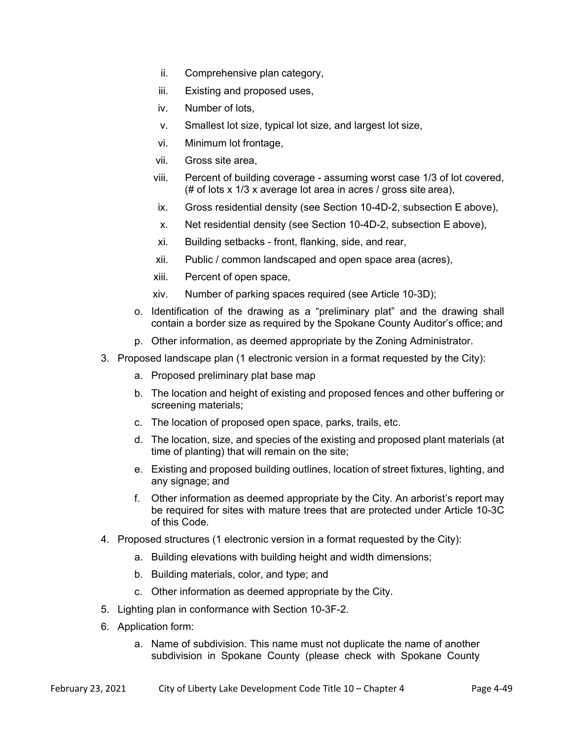ii. Comprehensive plan category,
  iii. Existing and proposed uses,
  iv. Number of lots,
  v. Smallest lot size, typical lot size, and largest lot size,
  vi. Minimum lot frontage,
  vii. Gross site area,
  viii. Percent of building coverage - assuming worst case 1/3 of lot covered, (# of lots x 1/3 x average lot area in acres / gross site area),
  ix. Gross residential density (see Section 10-4D-2, subsection E above),
  x. Net residential density (see Section 10-4D-2, subsection E above),
  xi. Building setbacks - front, flanking, side, and rear,
  xii. Public / common landscaped and open space area (acres),
  xiii. Percent of open space,
  xiv. Number of parking spaces required (see Article 10-3D);

  o. Identification of the drawing as a "preliminary plat" and the drawing shall contain a border size as required by the Spokane County Auditor's office; and

  p. Other information, as deemed appropriate by the Zoning Administrator.

3. Proposed landscape plan (1 electronic version in a format requested by the City):
   a. Proposed preliminary plat base map
   b. The location and height of existing and proposed fences and other buffering or screening materials;
   c. The location of proposed open space, parks, trails, etc.
   d. The location, size, and species of the existing and proposed plant materials (at time of planting) that will remain on the site;
   e. Existing and proposed building outlines, location of street fixtures, lighting, and any signage; and
   f. Other information as deemed appropriate by the City. An arborist's report may be required for sites with mature trees that are protected under Article 10-3C of this Code.

4. Proposed structures (1 electronic version in a format requested by the City):
   a. Building elevations with building height and width dimensions;
   b. Building materials, color, and type; and
   c. Other information as deemed appropriate by the City.

5. Lighting plan in conformance with Section 10-3F-2.

6. Application form:
   a. Name of subdivision. This name must not duplicate the name of another subdivision in Spokane County (please check with Spokane County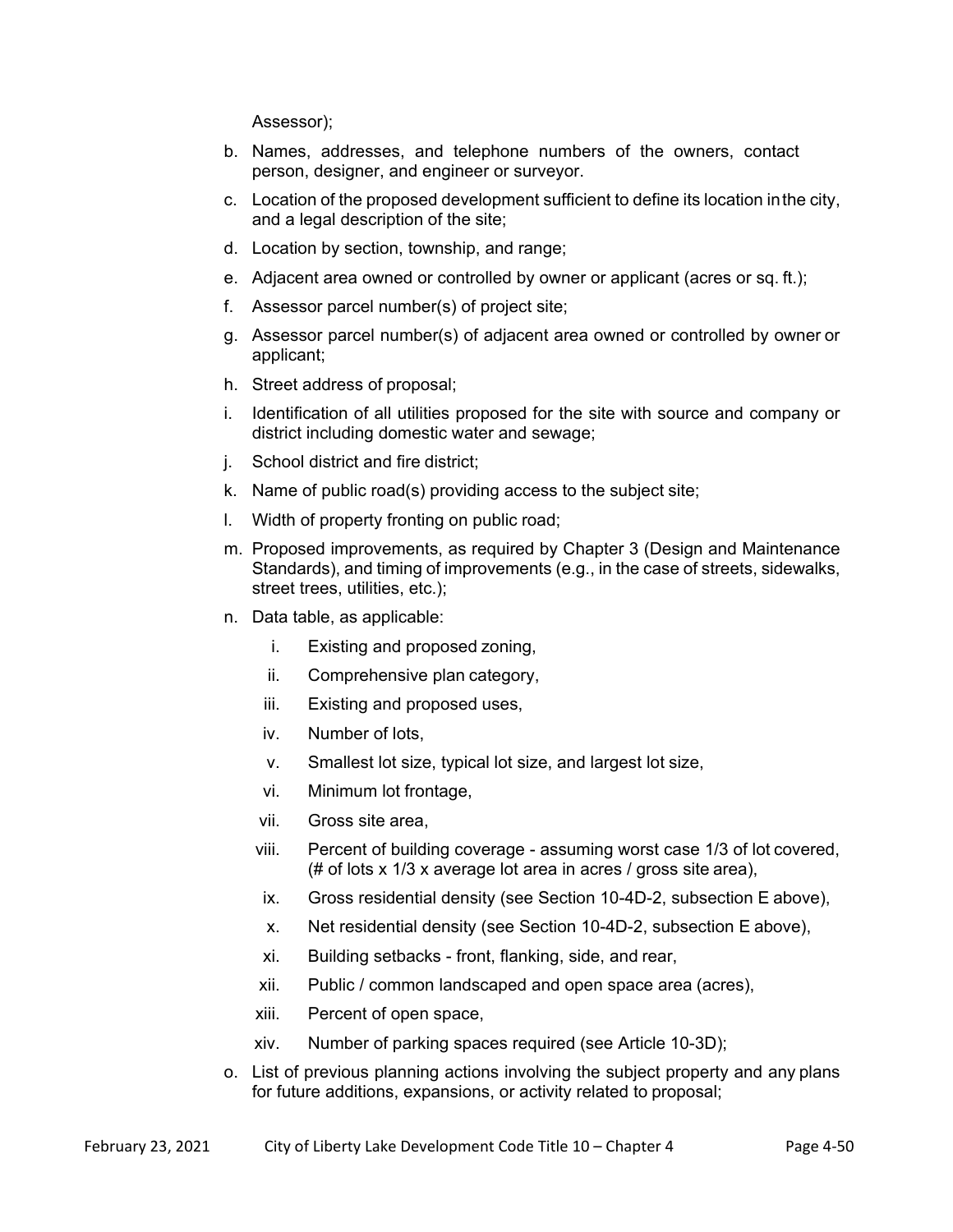Assessor);

b. Names, addresses, and telephone numbers of the owners, contact person, designer, and engineer or surveyor.

c. Location of the proposed development sufficient to define its location in the city, and a legal description of the site;

d. Location by section, township, and range;

e. Adjacent area owned or controlled by owner or applicant (acres or sq. ft.);

f. Assessor parcel number(s) of project site;

g. Assessor parcel number(s) of adjacent area owned or controlled by owner or applicant;

h. Street address of proposal;

i. Identification of all utilities proposed for the site with source and company or district including domestic water and sewage;

j. School district and fire district;

k. Name of public road(s) providing access to the subject site;

l. Width of property fronting on public road;

m. Proposed improvements, as required by Chapter 3 (Design and Maintenance Standards), and timing of improvements (e.g., in the case of streets, sidewalks, street trees, utilities, etc.);

n. Data table, as applicable:

   i. Existing and proposed zoning,

   ii. Comprehensive plan category,

   iii. Existing and proposed uses,

   iv. Number of lots,

   v. Smallest lot size, typical lot size, and largest lot size,

   vi. Minimum lot frontage,

   vii. Gross site area,

   viii. Percent of building coverage - assuming worst case 1/3 of lot covered, (# of lots x 1/3 x average lot area in acres / gross site area),

   ix. Gross residential density (see Section 10-4D-2, subsection E above),

   x. Net residential density (see Section 10-4D-2, subsection E above),

   xi. Building setbacks - front, flanking, side, and rear,

   xii. Public / common landscaped and open space area (acres),

   xiii. Percent of open space,

   xiv. Number of parking spaces required (see Article 10-3D);

o. List of previous planning actions involving the subject property and any plans for future additions, expansions, or activity related to proposal;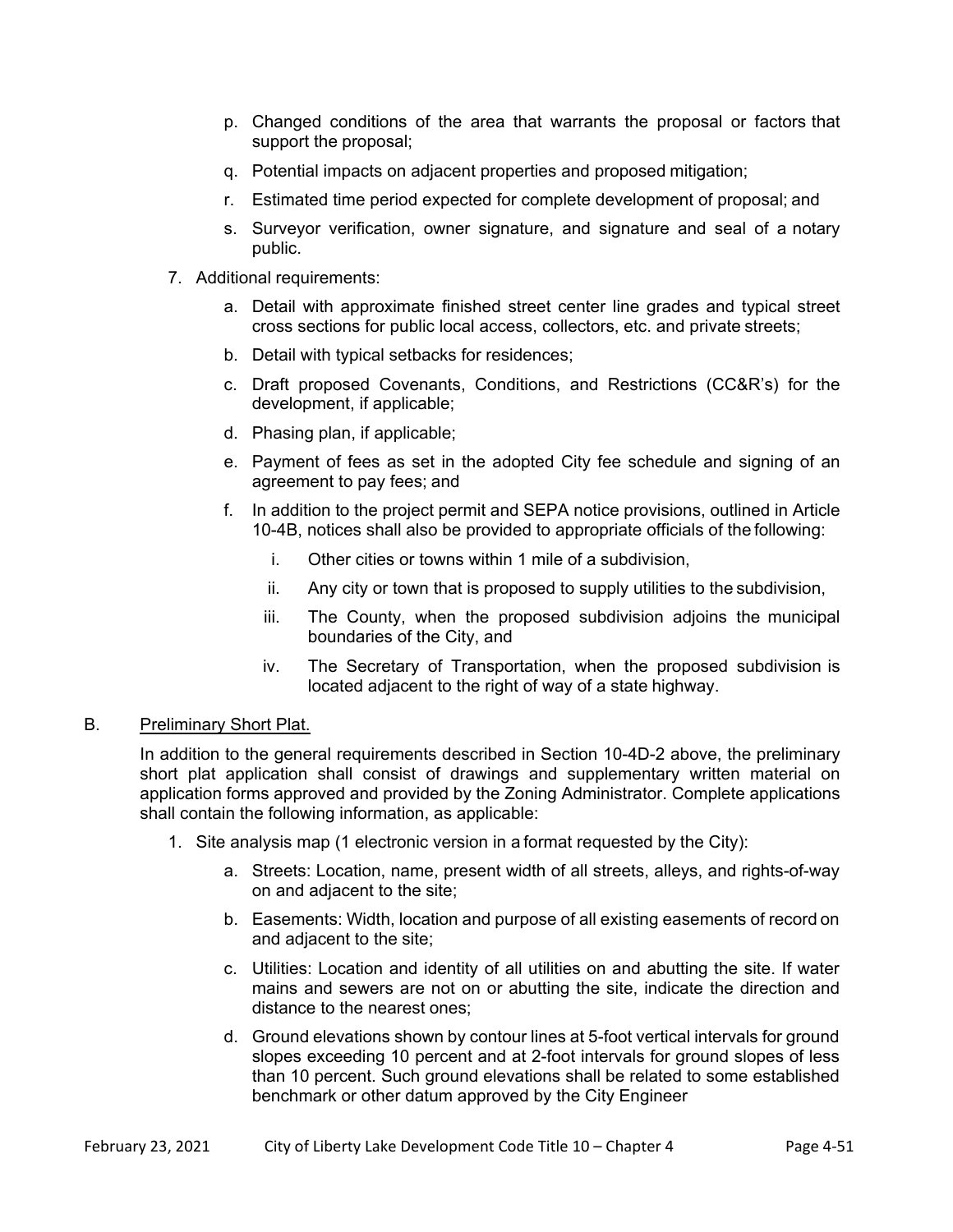p. Changed conditions of the area that warrants the proposal or factors that support the proposal;

q. Potential impacts on adjacent properties and proposed mitigation;

r. Estimated time period expected for complete development of proposal; and

s. Surveyor verification, owner signature, and signature and seal of a notary public.

7. Additional requirements:

   a. Detail with approximate finished street center line grades and typical street cross sections for public local access, collectors, etc. and private streets;

   b. Detail with typical setbacks for residences;

   c. Draft proposed Covenants, Conditions, and Restrictions (CC&R's) for the development, if applicable;

   d. Phasing plan, if applicable;

   e. Payment of fees as set in the adopted City fee schedule and signing of an agreement to pay fees; and

   f. In addition to the project permit and SEPA notice provisions, outlined in Article 10-4B, notices shall also be provided to appropriate officials of the following:

      i. Other cities or towns within 1 mile of a subdivision,

      ii. Any city or town that is proposed to supply utilities to the subdivision,

      iii. The County, when the proposed subdivision adjoins the municipal boundaries of the City, and

      iv. The Secretary of Transportation, when the proposed subdivision is located adjacent to the right of way of a state highway.

B. Preliminary Short Plat.

In addition to the general requirements described in Section 10-4D-2 above, the preliminary short plat application shall consist of drawings and supplementary written material on application forms approved and provided by the Zoning Administrator. Complete applications shall contain the following information, as applicable:

1. Site analysis map (1 electronic version in a format requested by the City):

   a. Streets: Location, name, present width of all streets, alleys, and rights-of-way on and adjacent to the site;

   b. Easements: Width, location and purpose of all existing easements of record on and adjacent to the site;

   c. Utilities: Location and identity of all utilities on and abutting the site. If water mains and sewers are not on or abutting the site, indicate the direction and distance to the nearest ones;

   d. Ground elevations shown by contour lines at 5-foot vertical intervals for ground slopes exceeding 10 percent and at 2-foot intervals for ground slopes of less than 10 percent. Such ground elevations shall be related to some established benchmark or other datum approved by the City Engineer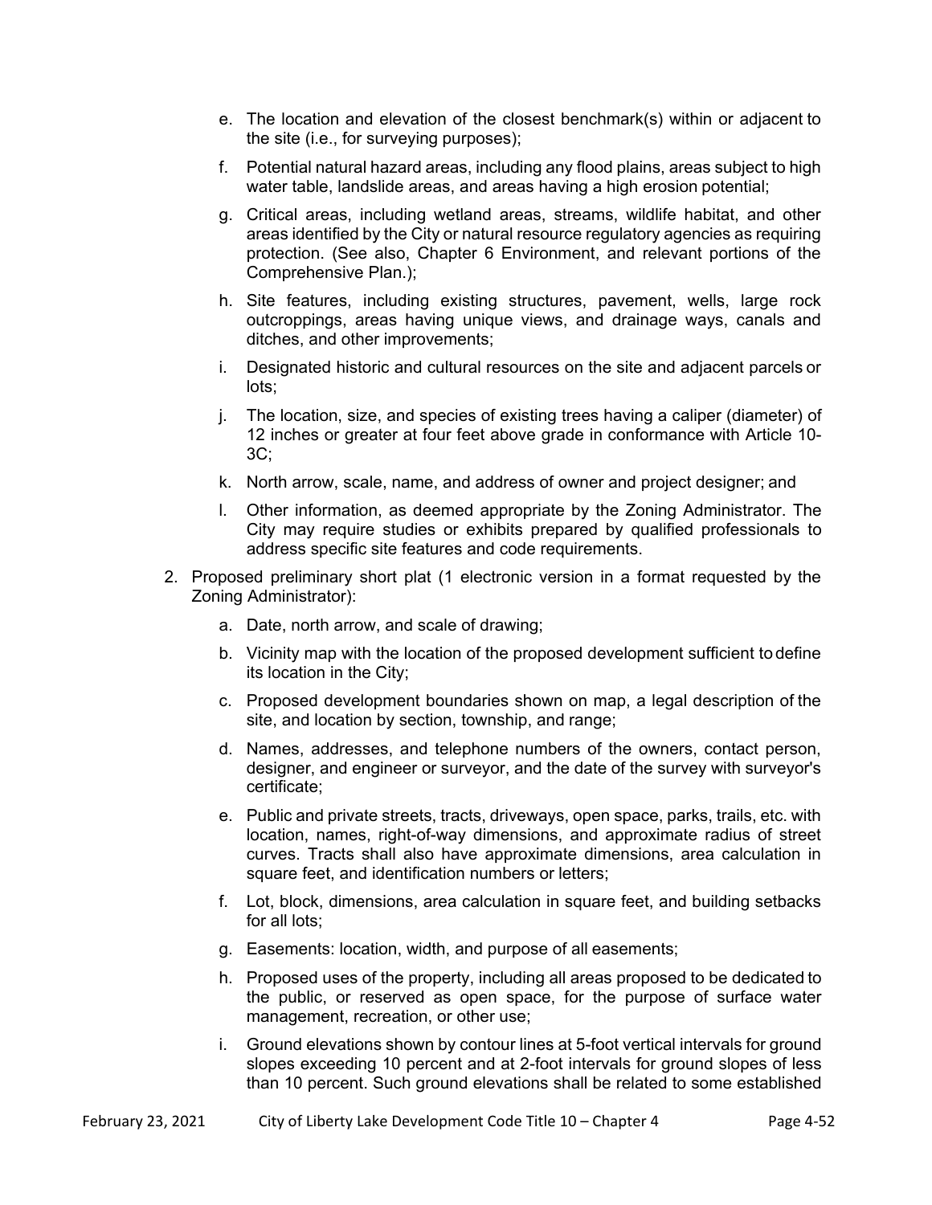e. The location and elevation of the closest benchmark(s) within or adjacent to the site (i.e., for surveying purposes);

f. Potential natural hazard areas, including any flood plains, areas subject to high water table, landslide areas, and areas having a high erosion potential;

g. Critical areas, including wetland areas, streams, wildlife habitat, and other areas identified by the City or natural resource regulatory agencies as requiring protection. (See also, Chapter 6 Environment, and relevant portions of the Comprehensive Plan.);

h. Site features, including existing structures, pavement, wells, large rock outcroppings, areas having unique views, and drainage ways, canals and ditches, and other improvements;

i. Designated historic and cultural resources on the site and adjacent parcels or lots;

j. The location, size, and species of existing trees having a caliper (diameter) of 12 inches or greater at four feet above grade in conformance with Article 10-3C;

k. North arrow, scale, name, and address of owner and project designer; and

l. Other information, as deemed appropriate by the Zoning Administrator. The City may require studies or exhibits prepared by qualified professionals to address specific site features and code requirements.

2. Proposed preliminary short plat (1 electronic version in a format requested by the Zoning Administrator):

   a. Date, north arrow, and scale of drawing;

   b. Vicinity map with the location of the proposed development sufficient to define its location in the City;

   c. Proposed development boundaries shown on map, a legal description of the site, and location by section, township, and range;

   d. Names, addresses, and telephone numbers of the owners, contact person, designer, and engineer or surveyor, and the date of the survey with surveyor's certificate;

   e. Public and private streets, tracts, driveways, open space, parks, trails, etc. with location, names, right-of-way dimensions, and approximate radius of street curves. Tracts shall also have approximate dimensions, area calculation in square feet, and identification numbers or letters;

   f. Lot, block, dimensions, area calculation in square feet, and building setbacks for all lots;

   g. Easements: location, width, and purpose of all easements;

   h. Proposed uses of the property, including all areas proposed to be dedicated to the public, or reserved as open space, for the purpose of surface water management, recreation, or other use;

   i. Ground elevations shown by contour lines at 5-foot vertical intervals for ground slopes exceeding 10 percent and at 2-foot intervals for ground slopes of less than 10 percent. Such ground elevations shall be related to some established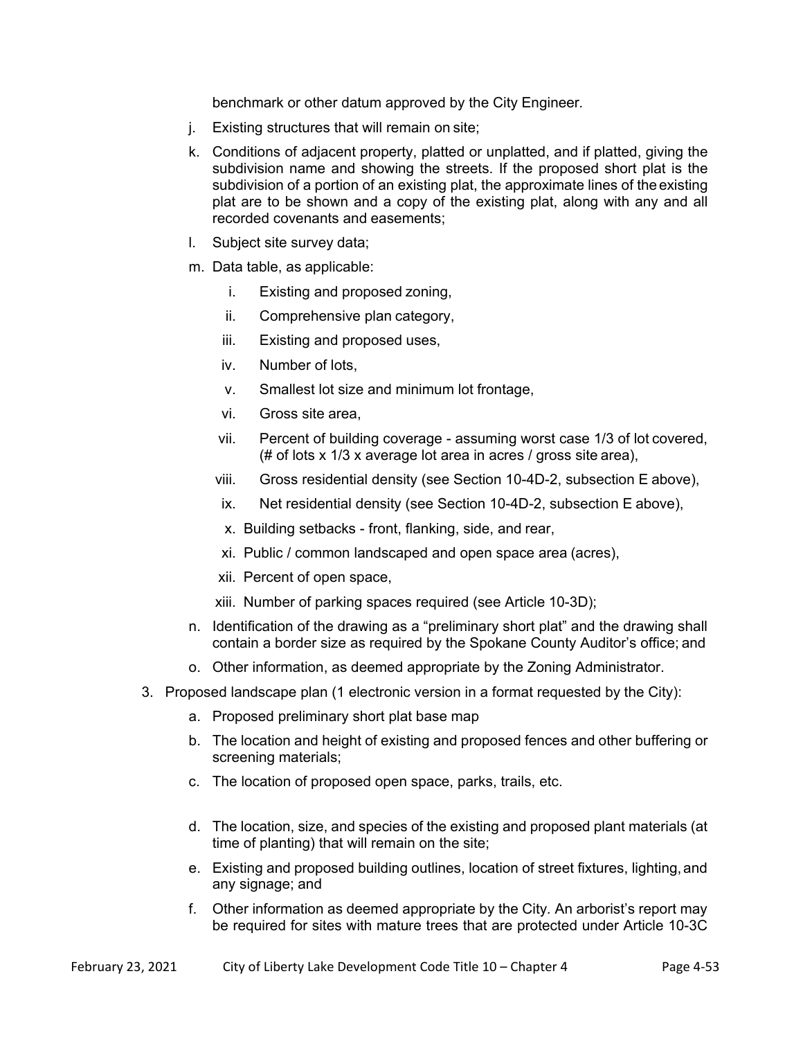benchmark or other datum approved by the City Engineer.

j. Existing structures that will remain on site;

k. Conditions of adjacent property, platted or unplatted, and if platted, giving the subdivision name and showing the streets. If the proposed short plat is the subdivision of a portion of an existing plat, the approximate lines of the existing plat are to be shown and a copy of the existing plat, along with any and all recorded covenants and easements;

l. Subject site survey data;

m. Data table, as applicable:

   i. Existing and proposed zoning,

   ii. Comprehensive plan category,

   iii. Existing and proposed uses,

   iv. Number of lots,

   v. Smallest lot size and minimum lot frontage,

   vi. Gross site area,

   vii. Percent of building coverage - assuming worst case 1/3 of lot covered, (# of lots x 1/3 x average lot area in acres / gross site area),

   viii. Gross residential density (see Section 10-4D-2, subsection E above),

   ix. Net residential density (see Section 10-4D-2, subsection E above),

   x. Building setbacks - front, flanking, side, and rear,

   xi. Public / common landscaped and open space area (acres),

   xii. Percent of open space,

   xiii. Number of parking spaces required (see Article 10-3D);

n. Identification of the drawing as a "preliminary short plat" and the drawing shall contain a border size as required by the Spokane County Auditor's office; and

o. Other information, as deemed appropriate by the Zoning Administrator.

3. Proposed landscape plan (1 electronic version in a format requested by the City):

   a. Proposed preliminary short plat base map

   b. The location and height of existing and proposed fences and other buffering or screening materials;

   c. The location of proposed open space, parks, trails, etc.

   d. The location, size, and species of the existing and proposed plant materials (at time of planting) that will remain on the site;

   e. Existing and proposed building outlines, location of street fixtures, lighting, and any signage; and

   f. Other information as deemed appropriate by the City. An arborist's report may be required for sites with mature trees that are protected under Article 10-3C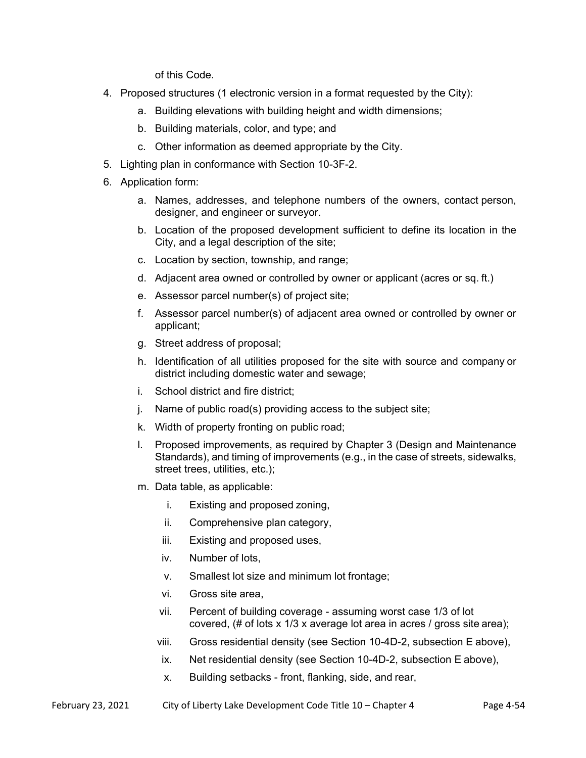of this Code.

4. Proposed structures (1 electronic version in a format requested by the City):
   a. Building elevations with building height and width dimensions;
   b. Building materials, color, and type; and
   c. Other information as deemed appropriate by the City.
5. Lighting plan in conformance with Section 10-3F-2.
6. Application form:
   a. Names, addresses, and telephone numbers of the owners, contact person, designer, and engineer or surveyor.
   b. Location of the proposed development sufficient to define its location in the City, and a legal description of the site;
   c. Location by section, township, and range;
   d. Adjacent area owned or controlled by owner or applicant (acres or sq. ft.)
   e. Assessor parcel number(s) of project site;
   f. Assessor parcel number(s) of adjacent area owned or controlled by owner or applicant;
   g. Street address of proposal;
   h. Identification of all utilities proposed for the site with source and company or district including domestic water and sewage;
   i. School district and fire district;
   j. Name of public road(s) providing access to the subject site;
   k. Width of property fronting on public road;
   l. Proposed improvements, as required by Chapter 3 (Design and Maintenance Standards), and timing of improvements (e.g., in the case of streets, sidewalks, street trees, utilities, etc.);
   m. Data table, as applicable:
      i. Existing and proposed zoning,
      ii. Comprehensive plan category,
      iii. Existing and proposed uses,
      iv. Number of lots,
      v. Smallest lot size and minimum lot frontage;
      vi. Gross site area,
      vii. Percent of building coverage - assuming worst case 1/3 of lot covered, (# of lots x 1/3 x average lot area in acres / gross site area);
      viii. Gross residential density (see Section 10-4D-2, subsection E above),
      ix. Net residential density (see Section 10-4D-2, subsection E above),
      x. Building setbacks - front, flanking, side, and rear,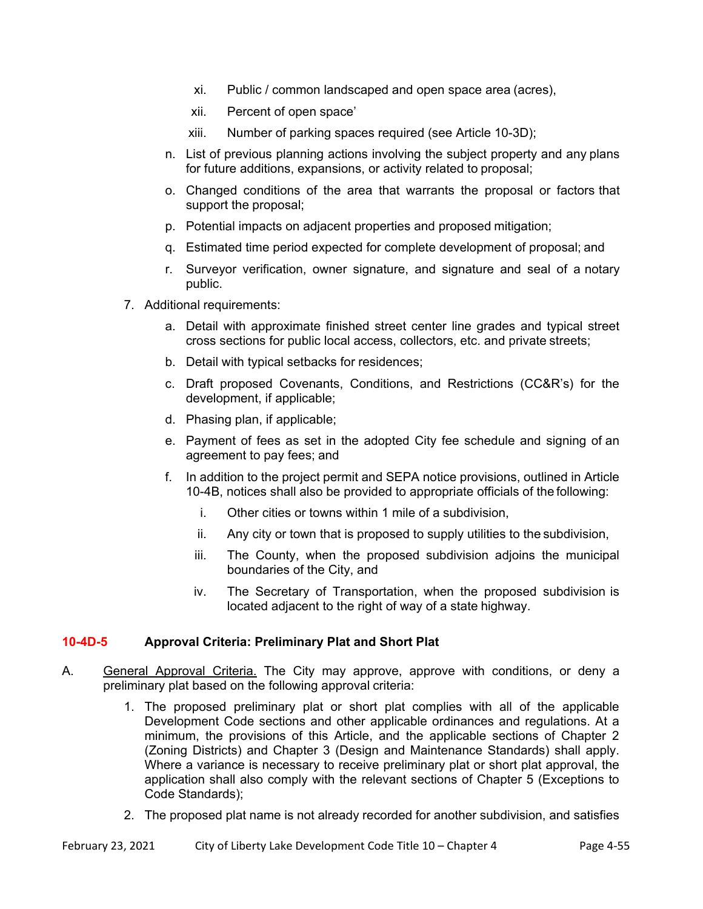xi. Public / common landscaped and open space area (acres),

xii. Percent of open space'

xiii. Number of parking spaces required (see Article 10-3D);

n. List of previous planning actions involving the subject property and any plans for future additions, expansions, or activity related to proposal;

o. Changed conditions of the area that warrants the proposal or factors that support the proposal;

p. Potential impacts on adjacent properties and proposed mitigation;

q. Estimated time period expected for complete development of proposal; and

r. Surveyor verification, owner signature, and signature and seal of a notary public.

7. Additional requirements:

   a. Detail with approximate finished street center line grades and typical street cross sections for public local access, collectors, etc. and private streets;

   b. Detail with typical setbacks for residences;

   c. Draft proposed Covenants, Conditions, and Restrictions (CC&R's) for the development, if applicable;

   d. Phasing plan, if applicable;

   e. Payment of fees as set in the adopted City fee schedule and signing of an agreement to pay fees; and

   f. In addition to the project permit and SEPA notice provisions, outlined in Article 10-4B, notices shall also be provided to appropriate officials of the following:

      i. Other cities or towns within 1 mile of a subdivision,

      ii. Any city or town that is proposed to supply utilities to the subdivision,

      iii. The County, when the proposed subdivision adjoins the municipal boundaries of the City, and

      iv. The Secretary of Transportation, when the proposed subdivision is located adjacent to the right of way of a state highway.

### 10-4D-5 Approval Criteria: Preliminary Plat and Short Plat

A. General Approval Criteria. The City may approve, approve with conditions, or deny a preliminary plat based on the following approval criteria:

   1. The proposed preliminary plat or short plat complies with all of the applicable Development Code sections and other applicable ordinances and regulations. At a minimum, the provisions of this Article, and the applicable sections of Chapter 2 (Zoning Districts) and Chapter 3 (Design and Maintenance Standards) shall apply. Where a variance is necessary to receive preliminary plat or short plat approval, the application shall also comply with the relevant sections of Chapter 5 (Exceptions to Code Standards);

   2. The proposed plat name is not already recorded for another subdivision, and satisfies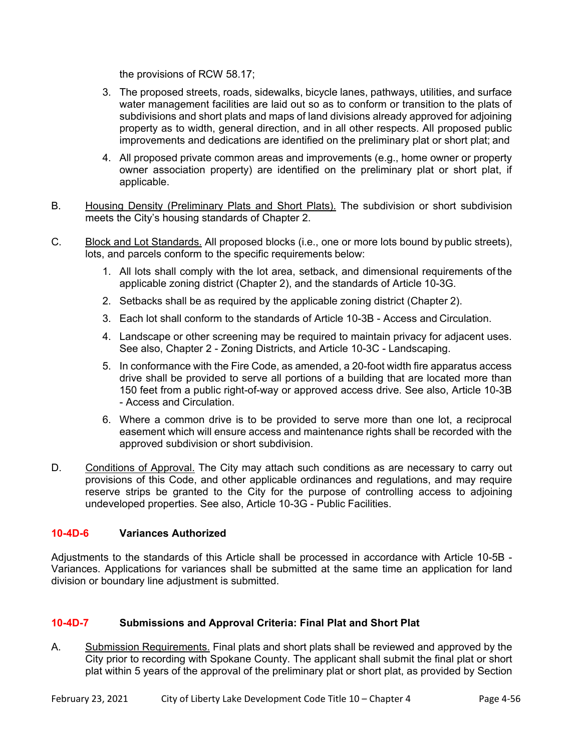the provisions of RCW 58.17;

3. The proposed streets, roads, sidewalks, bicycle lanes, pathways, utilities, and surface water management facilities are laid out so as to conform or transition to the plats of subdivisions and short plats and maps of land divisions already approved for adjoining property as to width, general direction, and in all other respects. All proposed public improvements and dedications are identified on the preliminary plat or short plat; and

4. All proposed private common areas and improvements (e.g., home owner or property owner association property) are identified on the preliminary plat or short plat, if applicable.

B. Housing Density (Preliminary Plats and Short Plats). The subdivision or short subdivision meets the City's housing standards of Chapter 2.

C. Block and Lot Standards. All proposed blocks (i.e., one or more lots bound by public streets), lots, and parcels conform to the specific requirements below:

1. All lots shall comply with the lot area, setback, and dimensional requirements of the applicable zoning district (Chapter 2), and the standards of Article 10-3G.

2. Setbacks shall be as required by the applicable zoning district (Chapter 2).

3. Each lot shall conform to the standards of Article 10-3B - Access and Circulation.

4. Landscape or other screening may be required to maintain privacy for adjacent uses. See also, Chapter 2 - Zoning Districts, and Article 10-3C - Landscaping.

5. In conformance with the Fire Code, as amended, a 20-foot width fire apparatus access drive shall be provided to serve all portions of a building that are located more than 150 feet from a public right-of-way or approved access drive. See also, Article 10-3B - Access and Circulation.

6. Where a common drive is to be provided to serve more than one lot, a reciprocal easement which will ensure access and maintenance rights shall be recorded with the approved subdivision or short subdivision.

D. Conditions of Approval. The City may attach such conditions as are necessary to carry out provisions of this Code, and other applicable ordinances and regulations, and may require reserve strips be granted to the City for the purpose of controlling access to adjoining undeveloped properties. See also, Article 10-3G - Public Facilities.

## 10-4D-6 Variances Authorized

Adjustments to the standards of this Article shall be processed in accordance with Article 10-5B - Variances. Applications for variances shall be submitted at the same time an application for land division or boundary line adjustment is submitted.

## 10-4D-7 Submissions and Approval Criteria: Final Plat and Short Plat

A. Submission Requirements. Final plats and short plats shall be reviewed and approved by the City prior to recording with Spokane County. The applicant shall submit the final plat or short plat within 5 years of the approval of the preliminary plat or short plat, as provided by Section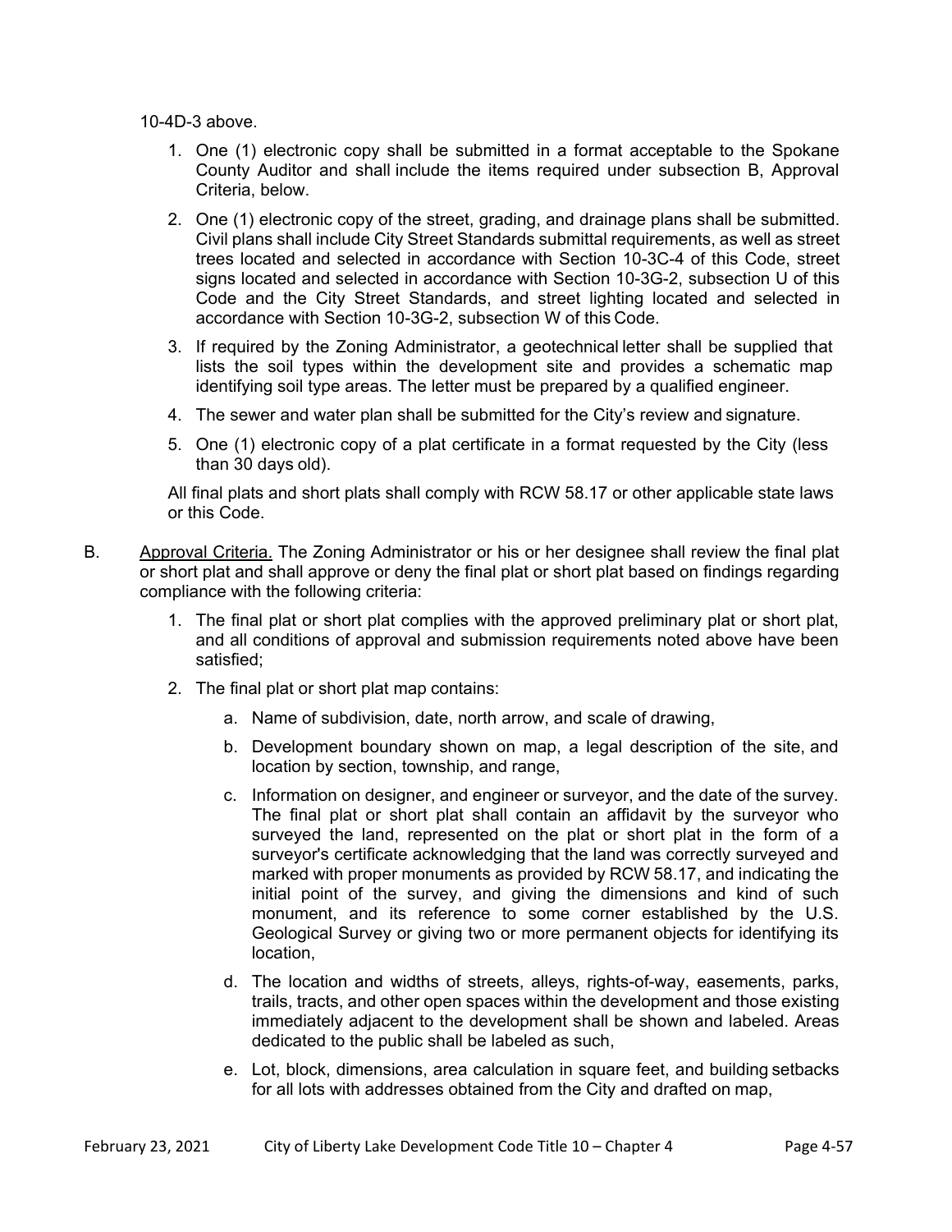10-4D-3 above.

1. One (1) electronic copy shall be submitted in a format acceptable to the Spokane County Auditor and shall include the items required under subsection B, Approval Criteria, below.
2. One (1) electronic copy of the street, grading, and drainage plans shall be submitted. Civil plans shall include City Street Standards submittal requirements, as well as street trees located and selected in accordance with Section 10-3C-4 of this Code, street signs located and selected in accordance with Section 10-3G-2, subsection U of this Code and the City Street Standards, and street lighting located and selected in accordance with Section 10-3G-2, subsection W of this Code.
3. If required by the Zoning Administrator, a geotechnical letter shall be supplied that lists the soil types within the development site and provides a schematic map identifying soil type areas. The letter must be prepared by a qualified engineer.
4. The sewer and water plan shall be submitted for the City's review and signature.
5. One (1) electronic copy of a plat certificate in a format requested by the City (less than 30 days old).

All final plats and short plats shall comply with RCW 58.17 or other applicable state laws or this Code.

B. Approval Criteria. The Zoning Administrator or his or her designee shall review the final plat or short plat and shall approve or deny the final plat or short plat based on findings regarding compliance with the following criteria:

1. The final plat or short plat complies with the approved preliminary plat or short plat, and all conditions of approval and submission requirements noted above have been satisfied;
2. The final plat or short plat map contains:
    a. Name of subdivision, date, north arrow, and scale of drawing,
    b. Development boundary shown on map, a legal description of the site, and location by section, township, and range,
    c. Information on designer, and engineer or surveyor, and the date of the survey. The final plat or short plat shall contain an affidavit by the surveyor who surveyed the land, represented on the plat or short plat in the form of a surveyor's certificate acknowledging that the land was correctly surveyed and marked with proper monuments as provided by RCW 58.17, and indicating the initial point of the survey, and giving the dimensions and kind of such monument, and its reference to some corner established by the U.S. Geological Survey or giving two or more permanent objects for identifying its location,
    d. The location and widths of streets, alleys, rights-of-way, easements, parks, trails, tracts, and other open spaces within the development and those existing immediately adjacent to the development shall be shown and labeled. Areas dedicated to the public shall be labeled as such,
    e. Lot, block, dimensions, area calculation in square feet, and building setbacks for all lots with addresses obtained from the City and drafted on map,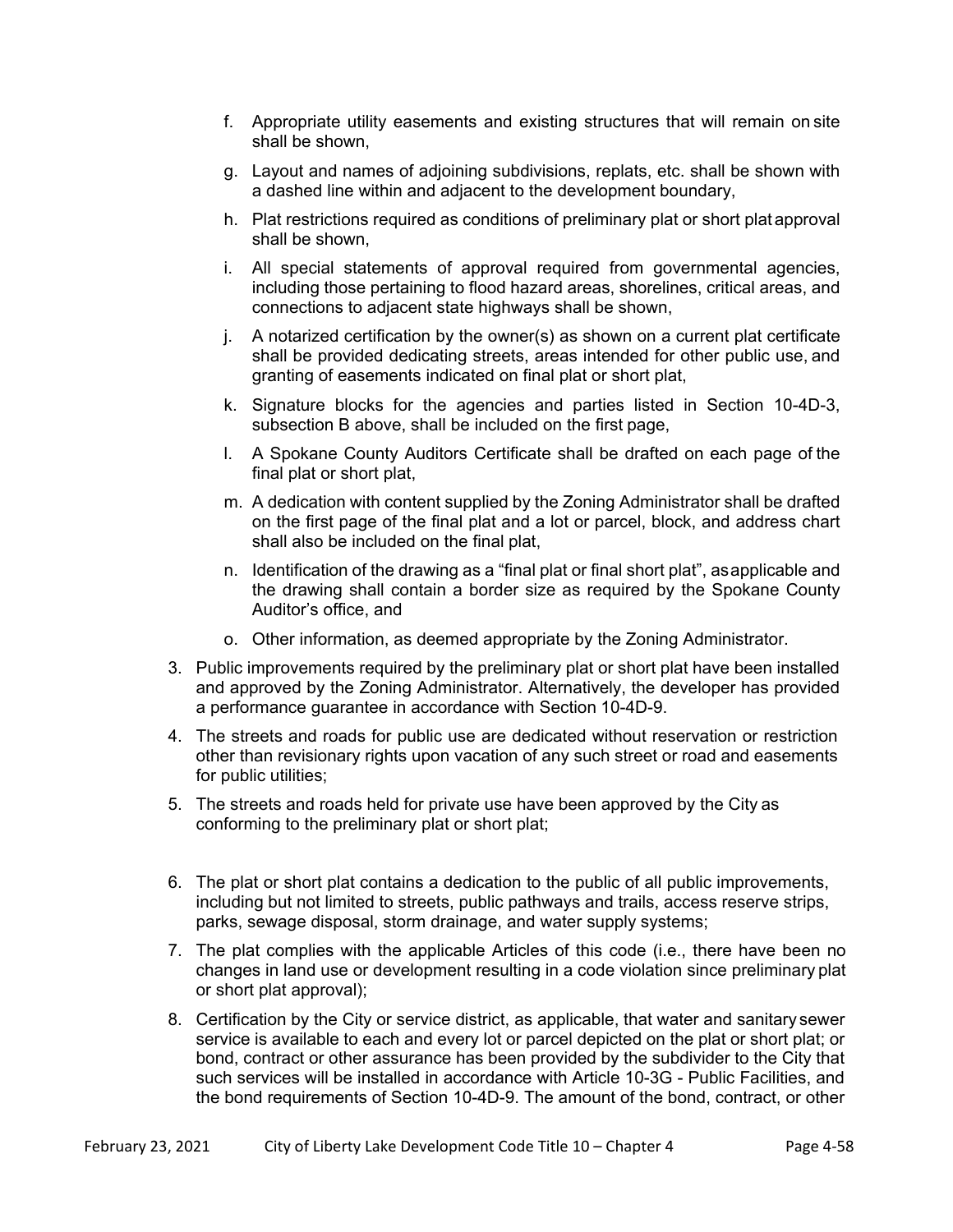f. Appropriate utility easements and existing structures that will remain on site shall be shown,

   g. Layout and names of adjoining subdivisions, replats, etc. shall be shown with a dashed line within and adjacent to the development boundary,

   h. Plat restrictions required as conditions of preliminary plat or short plat approval shall be shown,

   i. All special statements of approval required from governmental agencies, including those pertaining to flood hazard areas, shorelines, critical areas, and connections to adjacent state highways shall be shown,

   j. A notarized certification by the owner(s) as shown on a current plat certificate shall be provided dedicating streets, areas intended for other public use, and granting of easements indicated on final plat or short plat,

   k. Signature blocks for the agencies and parties listed in Section 10-4D-3, subsection B above, shall be included on the first page,

   l. A Spokane County Auditors Certificate shall be drafted on each page of the final plat or short plat,

   m. A dedication with content supplied by the Zoning Administrator shall be drafted on the first page of the final plat and a lot or parcel, block, and address chart shall also be included on the final plat,

   n. Identification of the drawing as a "final plat or final short plat", as applicable and the drawing shall contain a border size as required by the Spokane County Auditor's office, and

   o. Other information, as deemed appropriate by the Zoning Administrator.

3. Public improvements required by the preliminary plat or short plat have been installed and approved by the Zoning Administrator. Alternatively, the developer has provided a performance guarantee in accordance with Section 10-4D-9.

4. The streets and roads for public use are dedicated without reservation or restriction other than revisionary rights upon vacation of any such street or road and easements for public utilities;

5. The streets and roads held for private use have been approved by the City as conforming to the preliminary plat or short plat;

6. The plat or short plat contains a dedication to the public of all public improvements, including but not limited to streets, public pathways and trails, access reserve strips, parks, sewage disposal, storm drainage, and water supply systems;

7. The plat complies with the applicable Articles of this code (i.e., there have been no changes in land use or development resulting in a code violation since preliminary plat or short plat approval);

8. Certification by the City or service district, as applicable, that water and sanitary sewer service is available to each and every lot or parcel depicted on the plat or short plat; or bond, contract or other assurance has been provided by the subdivider to the City that such services will be installed in accordance with Article 10-3G - Public Facilities, and the bond requirements of Section 10-4D-9. The amount of the bond, contract, or other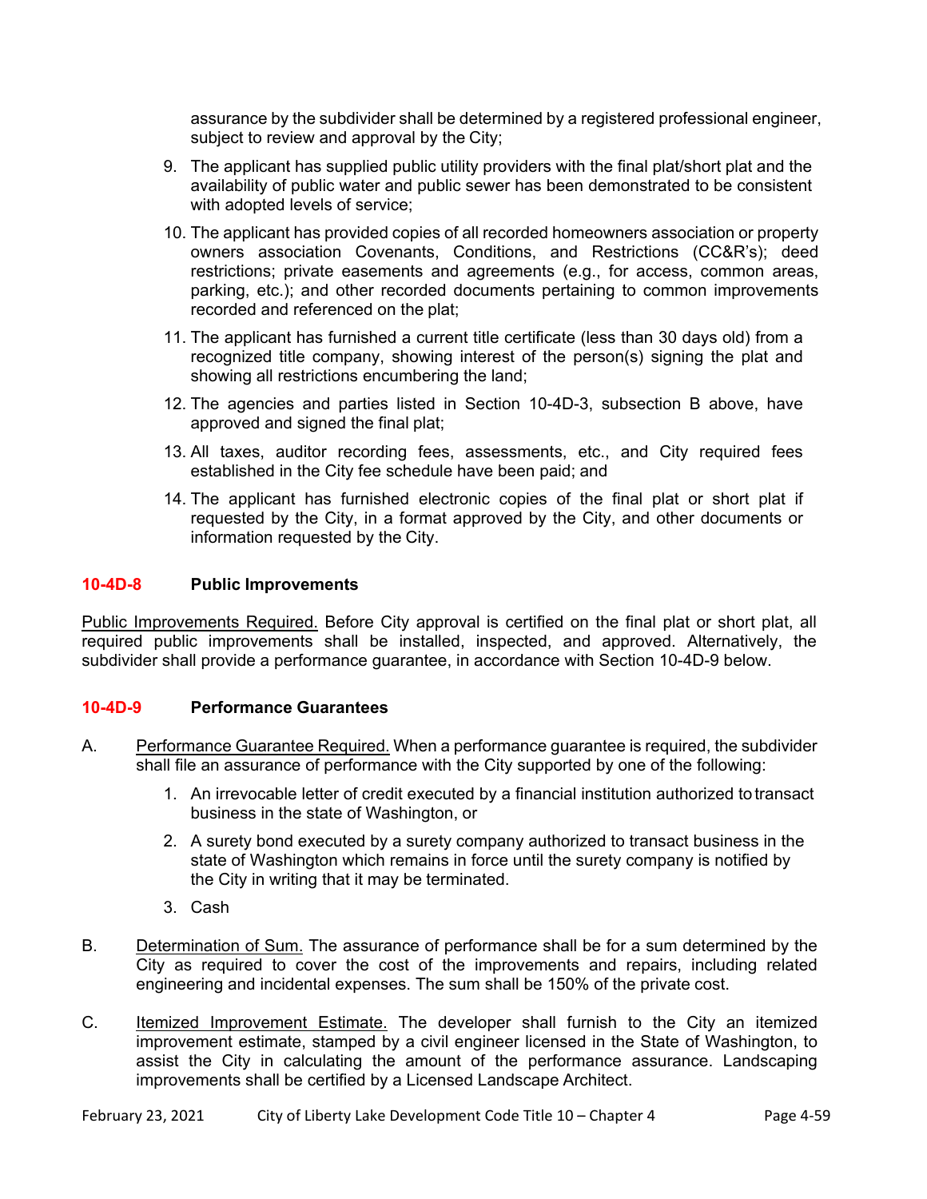assurance by the subdivider shall be determined by a registered professional engineer, subject to review and approval by the City;

9. The applicant has supplied public utility providers with the final plat/short plat and the availability of public water and public sewer has been demonstrated to be consistent with adopted levels of service;
10. The applicant has provided copies of all recorded homeowners association or property owners association Covenants, Conditions, and Restrictions (CC&R's); deed restrictions; private easements and agreements (e.g., for access, common areas, parking, etc.); and other recorded documents pertaining to common improvements recorded and referenced on the plat;
11. The applicant has furnished a current title certificate (less than 30 days old) from a recognized title company, showing interest of the person(s) signing the plat and showing all restrictions encumbering the land;
12. The agencies and parties listed in Section 10-4D-3, subsection B above, have approved and signed the final plat;
13. All taxes, auditor recording fees, assessments, etc., and City required fees established in the City fee schedule have been paid; and
14. The applicant has furnished electronic copies of the final plat or short plat if requested by the City, in a format approved by the City, and other documents or information requested by the City.

### 10-4D-8 Public Improvements

Public Improvements Required. Before City approval is certified on the final plat or short plat, all required public improvements shall be installed, inspected, and approved. Alternatively, the subdivider shall provide a performance guarantee, in accordance with Section 10-4D-9 below.

### 10-4D-9 Performance Guarantees

A. Performance Guarantee Required. When a performance guarantee is required, the subdivider shall file an assurance of performance with the City supported by one of the following:

   1. An irrevocable letter of credit executed by a financial institution authorized to transact business in the state of Washington, or
   2. A surety bond executed by a surety company authorized to transact business in the state of Washington which remains in force until the surety company is notified by the City in writing that it may be terminated.
   3. Cash

B. Determination of Sum. The assurance of performance shall be for a sum determined by the City as required to cover the cost of the improvements and repairs, including related engineering and incidental expenses. The sum shall be 150% of the private cost.

C. Itemized Improvement Estimate. The developer shall furnish to the City an itemized improvement estimate, stamped by a civil engineer licensed in the State of Washington, to assist the City in calculating the amount of the performance assurance. Landscaping improvements shall be certified by a Licensed Landscape Architect.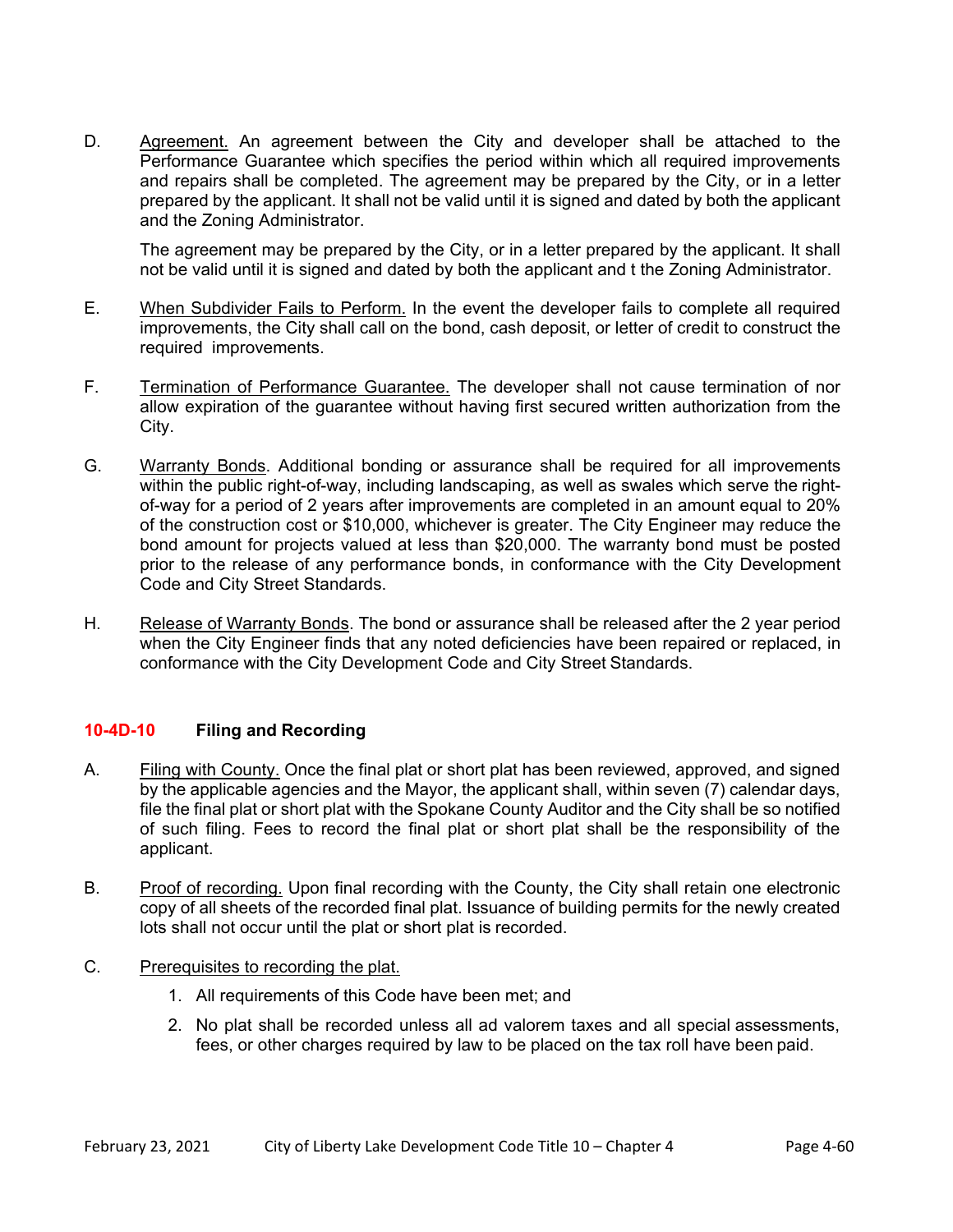D. Agreement. An agreement between the City and developer shall be attached to the Performance Guarantee which specifies the period within which all required improvements and repairs shall be completed. The agreement may be prepared by the City, or in a letter prepared by the applicant. It shall not be valid until it is signed and dated by both the applicant and the Zoning Administrator.

The agreement may be prepared by the City, or in a letter prepared by the applicant. It shall not be valid until it is signed and dated by both the applicant and t the Zoning Administrator.

E. When Subdivider Fails to Perform. In the event the developer fails to complete all required improvements, the City shall call on the bond, cash deposit, or letter of credit to construct the required improvements.

F. Termination of Performance Guarantee. The developer shall not cause termination of nor allow expiration of the guarantee without having first secured written authorization from the City.

G. Warranty Bonds. Additional bonding or assurance shall be required for all improvements within the public right-of-way, including landscaping, as well as swales which serve the right-of-way for a period of 2 years after improvements are completed in an amount equal to 20% of the construction cost or $10,000, whichever is greater. The City Engineer may reduce the bond amount for projects valued at less than $20,000. The warranty bond must be posted prior to the release of any performance bonds, in conformance with the City Development Code and City Street Standards.

H. Release of Warranty Bonds. The bond or assurance shall be released after the 2 year period when the City Engineer finds that any noted deficiencies have been repaired or replaced, in conformance with the City Development Code and City Street Standards.

## 10-4D-10 Filing and Recording

A. Filing with County. Once the final plat or short plat has been reviewed, approved, and signed by the applicable agencies and the Mayor, the applicant shall, within seven (7) calendar days, file the final plat or short plat with the Spokane County Auditor and the City shall be so notified of such filing. Fees to record the final plat or short plat shall be the responsibility of the applicant.

B. Proof of recording. Upon final recording with the County, the City shall retain one electronic copy of all sheets of the recorded final plat. Issuance of building permits for the newly created lots shall not occur until the plat or short plat is recorded.

C. Prerequisites to recording the plat.

1. All requirements of this Code have been met; and
2. No plat shall be recorded unless all ad valorem taxes and all special assessments, fees, or other charges required by law to be placed on the tax roll have been paid.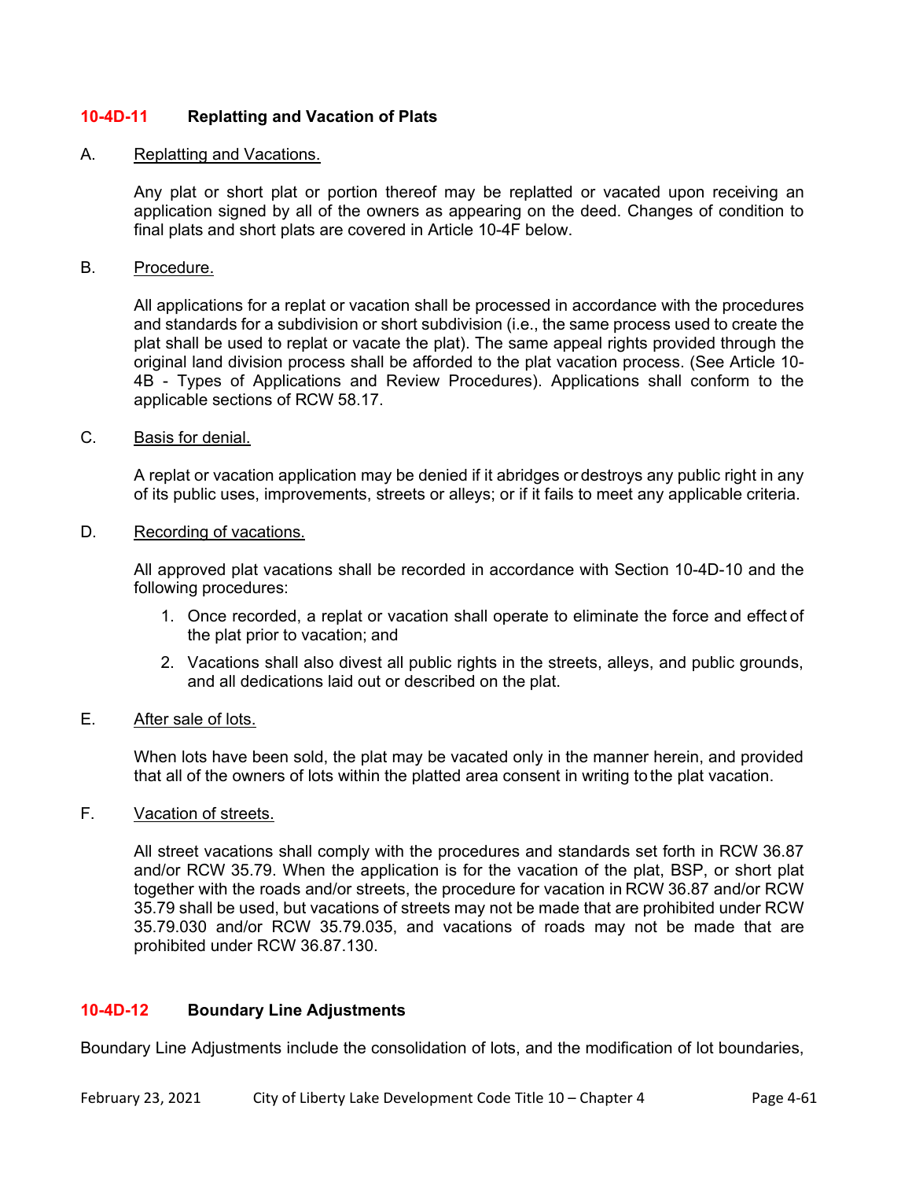## 10-4D-11 Replatting and Vacation of Plats

A. Replatting and Vacations.

Any plat or short plat or portion thereof may be replatted or vacated upon receiving an application signed by all of the owners as appearing on the deed. Changes of condition to final plats and short plats are covered in Article 10-4F below.

B. Procedure.

All applications for a replat or vacation shall be processed in accordance with the procedures and standards for a subdivision or short subdivision (i.e., the same process used to create the plat shall be used to replat or vacate the plat). The same appeal rights provided through the original land division process shall be afforded to the plat vacation process. (See Article 10-4B - Types of Applications and Review Procedures). Applications shall conform to the applicable sections of RCW 58.17.

C. Basis for denial.

A replat or vacation application may be denied if it abridges or destroys any public right in any of its public uses, improvements, streets or alleys; or if it fails to meet any applicable criteria.

D. Recording of vacations.

All approved plat vacations shall be recorded in accordance with Section 10-4D-10 and the following procedures:

1. Once recorded, a replat or vacation shall operate to eliminate the force and effect of the plat prior to vacation; and
2. Vacations shall also divest all public rights in the streets, alleys, and public grounds, and all dedications laid out or described on the plat.

E. After sale of lots.

When lots have been sold, the plat may be vacated only in the manner herein, and provided that all of the owners of lots within the platted area consent in writing to the plat vacation.

F. Vacation of streets.

All street vacations shall comply with the procedures and standards set forth in RCW 36.87 and/or RCW 35.79. When the application is for the vacation of the plat, BSP, or short plat together with the roads and/or streets, the procedure for vacation in RCW 36.87 and/or RCW 35.79 shall be used, but vacations of streets may not be made that are prohibited under RCW 35.79.030 and/or RCW 35.79.035, and vacations of roads may not be made that are prohibited under RCW 36.87.130.

## 10-4D-12 Boundary Line Adjustments

Boundary Line Adjustments include the consolidation of lots, and the modification of lot boundaries,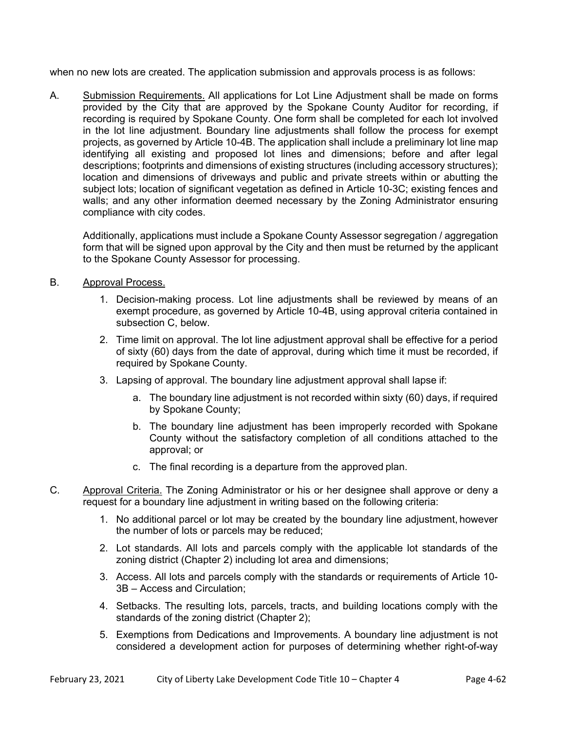when no new lots are created. The application submission and approvals process is as follows:

A. Submission Requirements. All applications for Lot Line Adjustment shall be made on forms provided by the City that are approved by the Spokane County Auditor for recording, if recording is required by Spokane County. One form shall be completed for each lot involved in the lot line adjustment. Boundary line adjustments shall follow the process for exempt projects, as governed by Article 10-4B. The application shall include a preliminary lot line map identifying all existing and proposed lot lines and dimensions; before and after legal descriptions; footprints and dimensions of existing structures (including accessory structures); location and dimensions of driveways and public and private streets within or abutting the subject lots; location of significant vegetation as defined in Article 10-3C; existing fences and walls; and any other information deemed necessary by the Zoning Administrator ensuring compliance with city codes.

   Additionally, applications must include a Spokane County Assessor segregation / aggregation form that will be signed upon approval by the City and then must be returned by the applicant to the Spokane County Assessor for processing.

B. Approval Process.

   1. Decision-making process. Lot line adjustments shall be reviewed by means of an exempt procedure, as governed by Article 10-4B, using approval criteria contained in subsection C, below.
   2. Time limit on approval. The lot line adjustment approval shall be effective for a period of sixty (60) days from the date of approval, during which time it must be recorded, if required by Spokane County.
   3. Lapsing of approval. The boundary line adjustment approval shall lapse if:
      a. The boundary line adjustment is not recorded within sixty (60) days, if required by Spokane County;
      b. The boundary line adjustment has been improperly recorded with Spokane County without the satisfactory completion of all conditions attached to the approval; or
      c. The final recording is a departure from the approved plan.

C. Approval Criteria. The Zoning Administrator or his or her designee shall approve or deny a request for a boundary line adjustment in writing based on the following criteria:

   1. No additional parcel or lot may be created by the boundary line adjustment, however the number of lots or parcels may be reduced;
   2. Lot standards. All lots and parcels comply with the applicable lot standards of the zoning district (Chapter 2) including lot area and dimensions;
   3. Access. All lots and parcels comply with the standards or requirements of Article 10-3B – Access and Circulation;
   4. Setbacks. The resulting lots, parcels, tracts, and building locations comply with the standards of the zoning district (Chapter 2);
   5. Exemptions from Dedications and Improvements. A boundary line adjustment is not considered a development action for purposes of determining whether right-of-way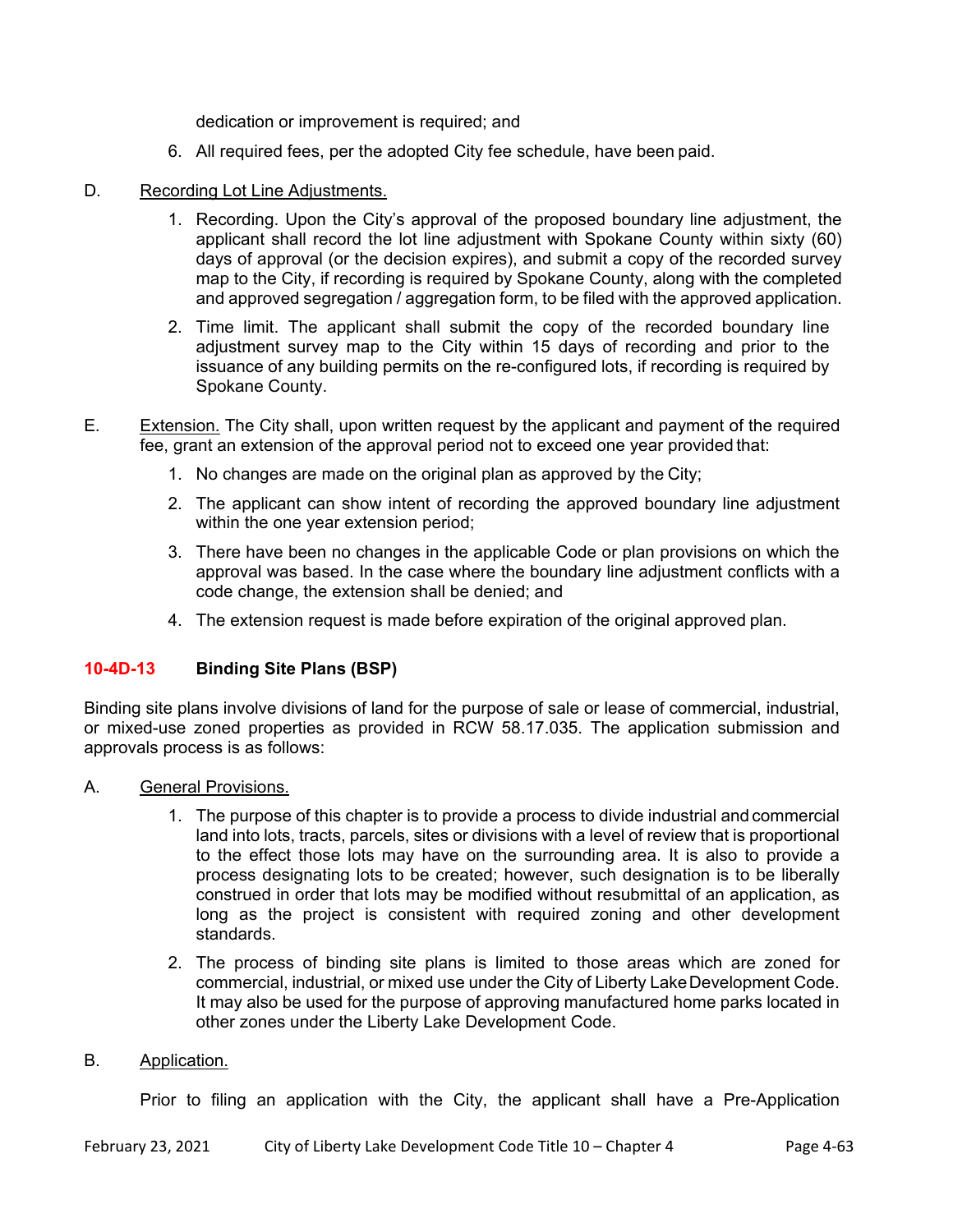dedication or improvement is required; and

6. All required fees, per the adopted City fee schedule, have been paid.

D. Recording Lot Line Adjustments.

1. Recording. Upon the City's approval of the proposed boundary line adjustment, the applicant shall record the lot line adjustment with Spokane County within sixty (60) days of approval (or the decision expires), and submit a copy of the recorded survey map to the City, if recording is required by Spokane County, along with the completed and approved segregation / aggregation form, to be filed with the approved application.

2. Time limit. The applicant shall submit the copy of the recorded boundary line adjustment survey map to the City within 15 days of recording and prior to the issuance of any building permits on the re-configured lots, if recording is required by Spokane County.

E. Extension. The City shall, upon written request by the applicant and payment of the required fee, grant an extension of the approval period not to exceed one year provided that:

1. No changes are made on the original plan as approved by the City;

2. The applicant can show intent of recording the approved boundary line adjustment within the one year extension period;

3. There have been no changes in the applicable Code or plan provisions on which the approval was based. In the case where the boundary line adjustment conflicts with a code change, the extension shall be denied; and

4. The extension request is made before expiration of the original approved plan.

## 10-4D-13 Binding Site Plans (BSP)

Binding site plans involve divisions of land for the purpose of sale or lease of commercial, industrial, or mixed-use zoned properties as provided in RCW 58.17.035. The application submission and approvals process is as follows:

A. General Provisions.

1. The purpose of this chapter is to provide a process to divide industrial and commercial land into lots, tracts, parcels, sites or divisions with a level of review that is proportional to the effect those lots may have on the surrounding area. It is also to provide a process designating lots to be created; however, such designation is to be liberally construed in order that lots may be modified without resubmittal of an application, as long as the project is consistent with required zoning and other development standards.

2. The process of binding site plans is limited to those areas which are zoned for commercial, industrial, or mixed use under the City of Liberty Lake Development Code. It may also be used for the purpose of approving manufactured home parks located in other zones under the Liberty Lake Development Code.

B. Application.

Prior to filing an application with the City, the applicant shall have a Pre-Application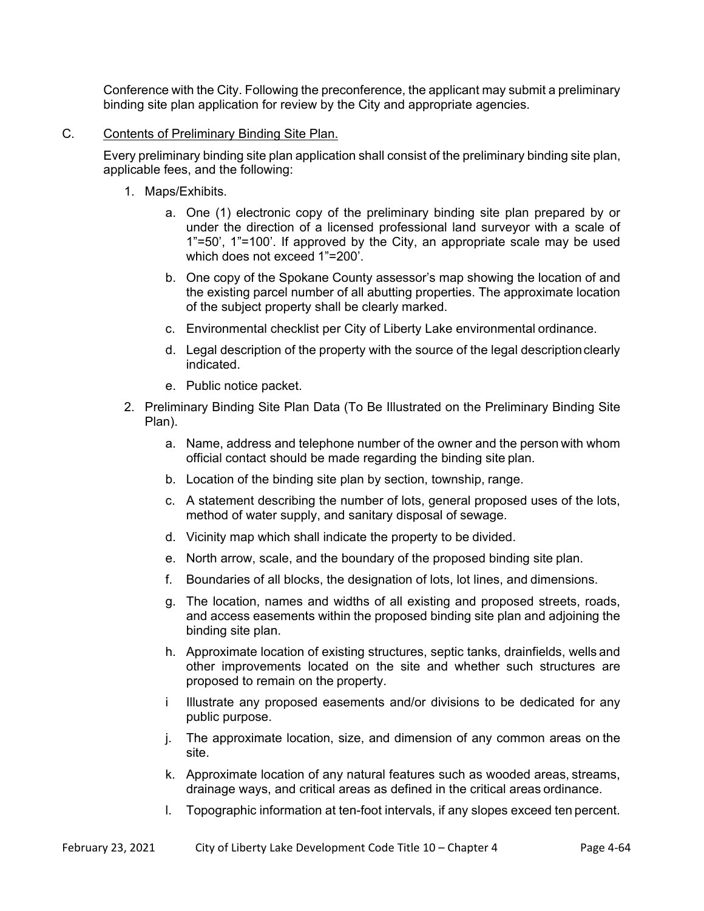Conference with the City. Following the preconference, the applicant may submit a preliminary binding site plan application for review by the City and appropriate agencies.

C. Contents of Preliminary Binding Site Plan.

Every preliminary binding site plan application shall consist of the preliminary binding site plan, applicable fees, and the following:

1. Maps/Exhibits.

    a. One (1) electronic copy of the preliminary binding site plan prepared by or under the direction of a licensed professional land surveyor with a scale of 1"=50', 1"=100'. If approved by the City, an appropriate scale may be used which does not exceed 1"=200'.

    b. One copy of the Spokane County assessor's map showing the location of and the existing parcel number of all abutting properties. The approximate location of the subject property shall be clearly marked.

    c. Environmental checklist per City of Liberty Lake environmental ordinance.

    d. Legal description of the property with the source of the legal description clearly indicated.

    e. Public notice packet.

2. Preliminary Binding Site Plan Data (To Be Illustrated on the Preliminary Binding Site Plan).

    a. Name, address and telephone number of the owner and the person with whom official contact should be made regarding the binding site plan.

    b. Location of the binding site plan by section, township, range.

    c. A statement describing the number of lots, general proposed uses of the lots, method of water supply, and sanitary disposal of sewage.

    d. Vicinity map which shall indicate the property to be divided.

    e. North arrow, scale, and the boundary of the proposed binding site plan.

    f. Boundaries of all blocks, the designation of lots, lot lines, and dimensions.

    g. The location, names and widths of all existing and proposed streets, roads, and access easements within the proposed binding site plan and adjoining the binding site plan.

    h. Approximate location of existing structures, septic tanks, drainfields, wells and other improvements located on the site and whether such structures are proposed to remain on the property.

    i Illustrate any proposed easements and/or divisions to be dedicated for any public purpose.

    j. The approximate location, size, and dimension of any common areas on the site.

    k. Approximate location of any natural features such as wooded areas, streams, drainage ways, and critical areas as defined in the critical areas ordinance.

    l. Topographic information at ten-foot intervals, if any slopes exceed ten percent.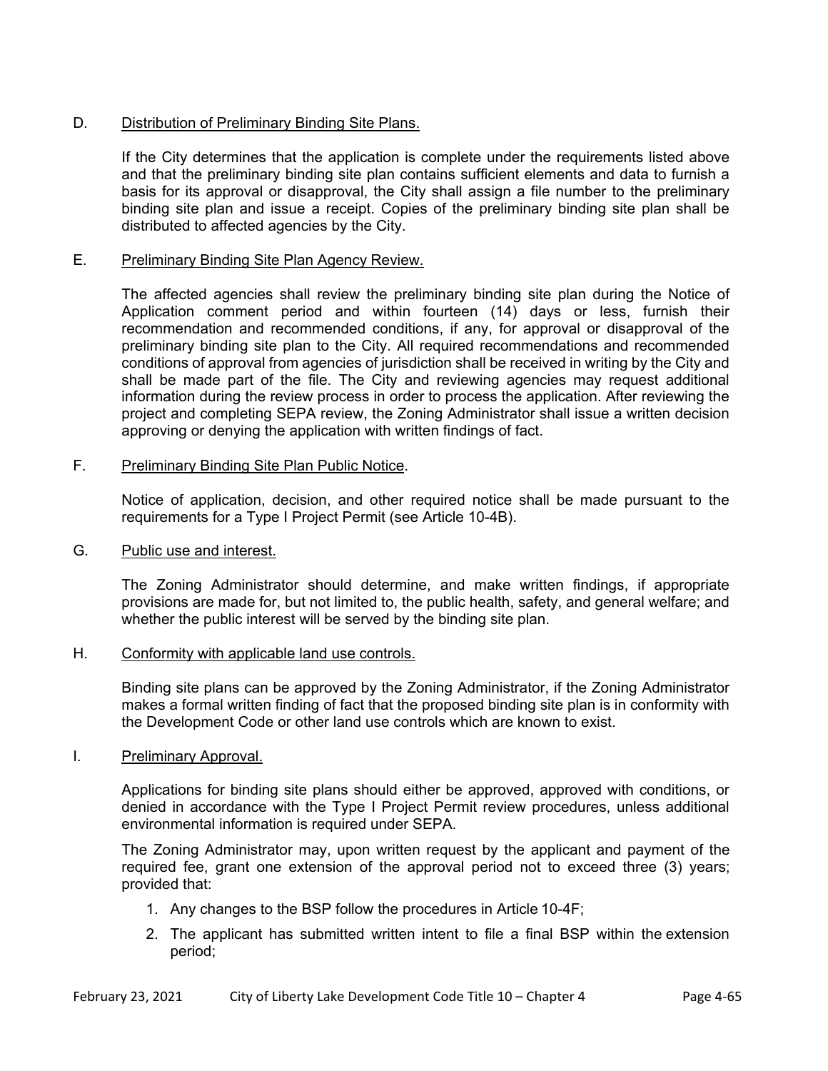D. Distribution of Preliminary Binding Site Plans.

If the City determines that the application is complete under the requirements listed above and that the preliminary binding site plan contains sufficient elements and data to furnish a basis for its approval or disapproval, the City shall assign a file number to the preliminary binding site plan and issue a receipt. Copies of the preliminary binding site plan shall be distributed to affected agencies by the City.

E. Preliminary Binding Site Plan Agency Review.

The affected agencies shall review the preliminary binding site plan during the Notice of Application comment period and within fourteen (14) days or less, furnish their recommendation and recommended conditions, if any, for approval or disapproval of the preliminary binding site plan to the City. All required recommendations and recommended conditions of approval from agencies of jurisdiction shall be received in writing by the City and shall be made part of the file. The City and reviewing agencies may request additional information during the review process in order to process the application. After reviewing the project and completing SEPA review, the Zoning Administrator shall issue a written decision approving or denying the application with written findings of fact.

F. Preliminary Binding Site Plan Public Notice.

Notice of application, decision, and other required notice shall be made pursuant to the requirements for a Type I Project Permit (see Article 10-4B).

G. Public use and interest.

The Zoning Administrator should determine, and make written findings, if appropriate provisions are made for, but not limited to, the public health, safety, and general welfare; and whether the public interest will be served by the binding site plan.

H. Conformity with applicable land use controls.

Binding site plans can be approved by the Zoning Administrator, if the Zoning Administrator makes a formal written finding of fact that the proposed binding site plan is in conformity with the Development Code or other land use controls which are known to exist.

I. Preliminary Approval.

Applications for binding site plans should either be approved, approved with conditions, or denied in accordance with the Type I Project Permit review procedures, unless additional environmental information is required under SEPA.

The Zoning Administrator may, upon written request by the applicant and payment of the required fee, grant one extension of the approval period not to exceed three (3) years; provided that:

1. Any changes to the BSP follow the procedures in Article 10-4F;
2. The applicant has submitted written intent to file a final BSP within the extension period;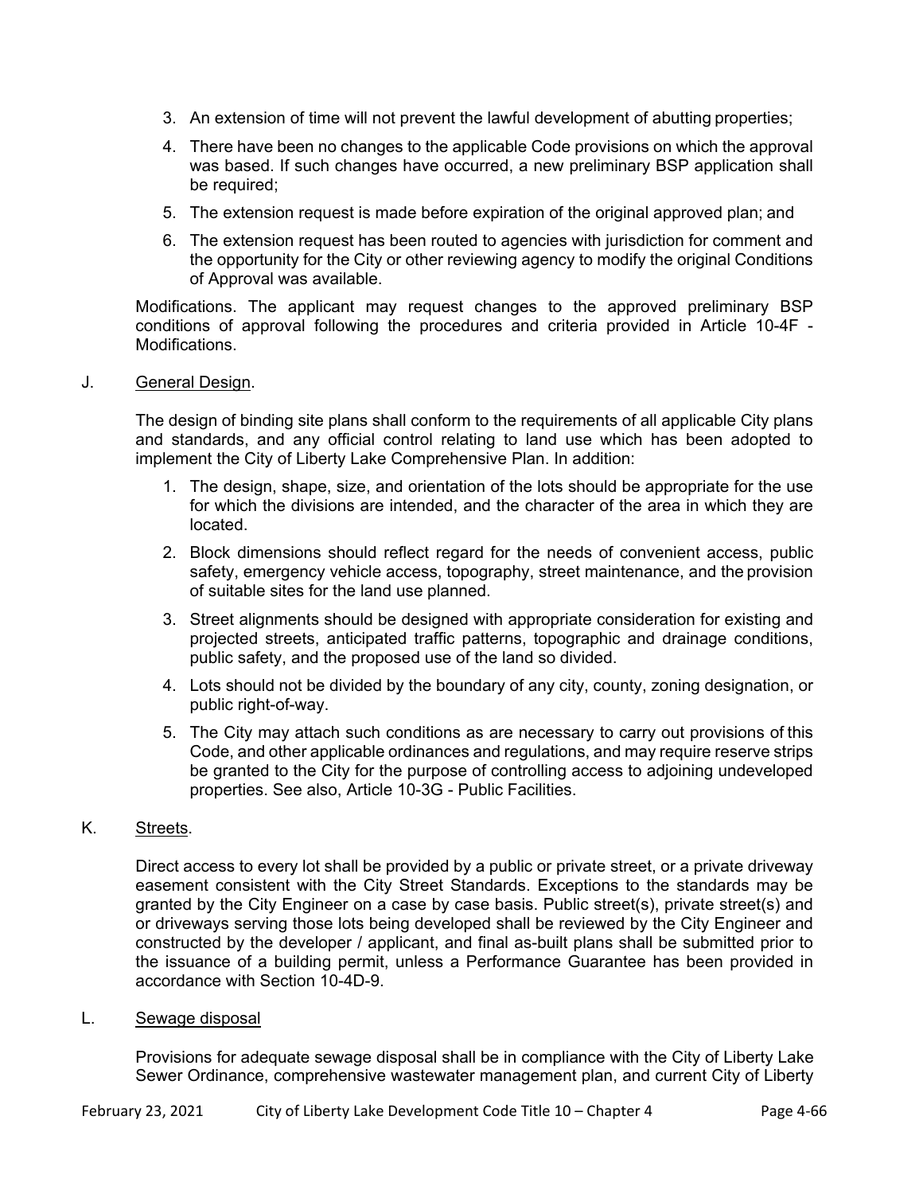3. An extension of time will not prevent the lawful development of abutting properties;
4. There have been no changes to the applicable Code provisions on which the approval was based. If such changes have occurred, a new preliminary BSP application shall be required;
5. The extension request is made before expiration of the original approved plan; and
6. The extension request has been routed to agencies with jurisdiction for comment and the opportunity for the City or other reviewing agency to modify the original Conditions of Approval was available.

Modifications. The applicant may request changes to the approved preliminary BSP conditions of approval following the procedures and criteria provided in Article 10-4F - Modifications.

J. <u>General Design</u>.

The design of binding site plans shall conform to the requirements of all applicable City plans and standards, and any official control relating to land use which has been adopted to implement the City of Liberty Lake Comprehensive Plan. In addition:

1. The design, shape, size, and orientation of the lots should be appropriate for the use for which the divisions are intended, and the character of the area in which they are located.
2. Block dimensions should reflect regard for the needs of convenient access, public safety, emergency vehicle access, topography, street maintenance, and the provision of suitable sites for the land use planned.
3. Street alignments should be designed with appropriate consideration for existing and projected streets, anticipated traffic patterns, topographic and drainage conditions, public safety, and the proposed use of the land so divided.
4. Lots should not be divided by the boundary of any city, county, zoning designation, or public right-of-way.
5. The City may attach such conditions as are necessary to carry out provisions of this Code, and other applicable ordinances and regulations, and may require reserve strips be granted to the City for the purpose of controlling access to adjoining undeveloped properties. See also, Article 10-3G - Public Facilities.

K. <u>Streets</u>.

Direct access to every lot shall be provided by a public or private street, or a private driveway easement consistent with the City Street Standards. Exceptions to the standards may be granted by the City Engineer on a case by case basis. Public street(s), private street(s) and or driveways serving those lots being developed shall be reviewed by the City Engineer and constructed by the developer / applicant, and final as-built plans shall be submitted prior to the issuance of a building permit, unless a Performance Guarantee has been provided in accordance with Section 10-4D-9.

L. <u>Sewage disposal</u>

Provisions for adequate sewage disposal shall be in compliance with the City of Liberty Lake Sewer Ordinance, comprehensive wastewater management plan, and current City of Liberty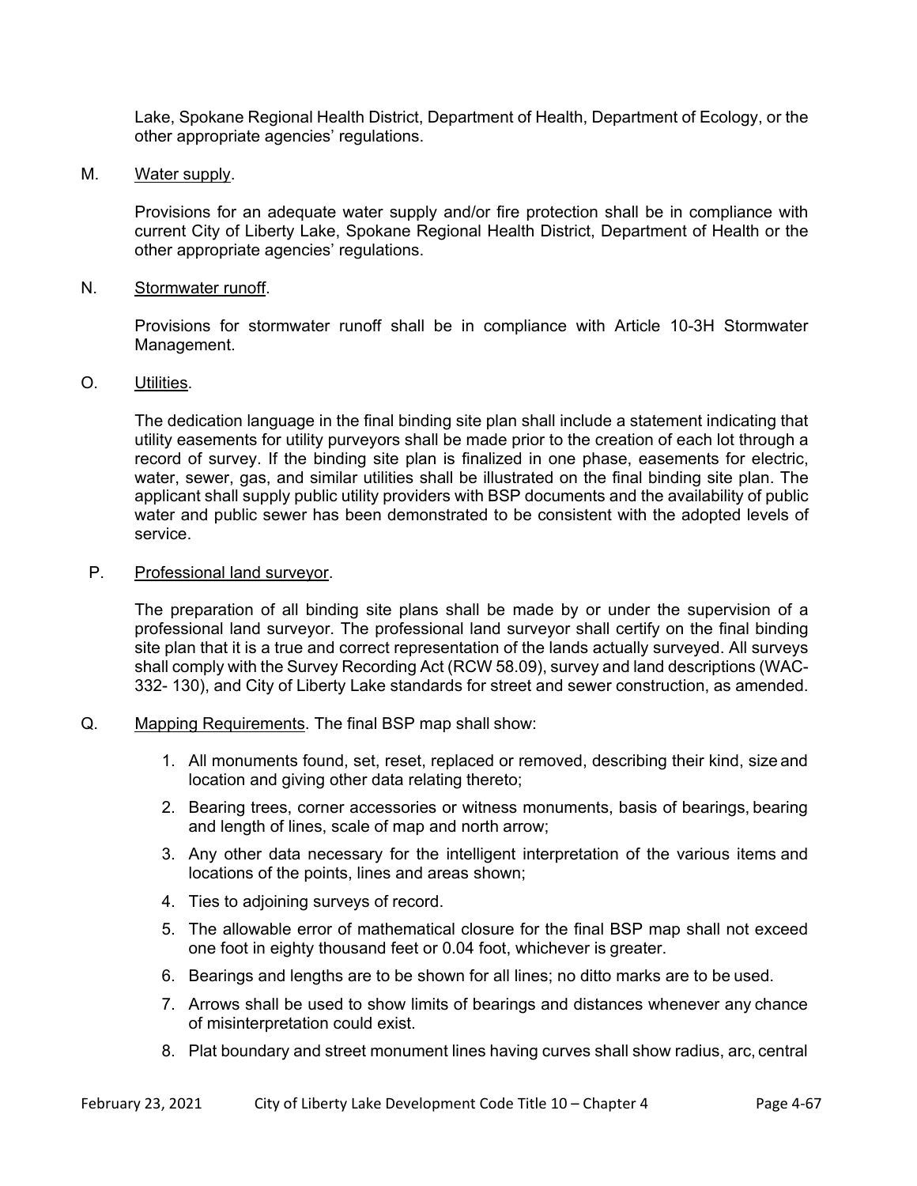Lake, Spokane Regional Health District, Department of Health, Department of Ecology, or the other appropriate agencies' regulations.

M. Water supply.

Provisions for an adequate water supply and/or fire protection shall be in compliance with current City of Liberty Lake, Spokane Regional Health District, Department of Health or the other appropriate agencies' regulations.

N. Stormwater runoff.

Provisions for stormwater runoff shall be in compliance with Article 10-3H Stormwater Management.

O. Utilities.

The dedication language in the final binding site plan shall include a statement indicating that utility easements for utility purveyors shall be made prior to the creation of each lot through a record of survey. If the binding site plan is finalized in one phase, easements for electric, water, sewer, gas, and similar utilities shall be illustrated on the final binding site plan. The applicant shall supply public utility providers with BSP documents and the availability of public water and public sewer has been demonstrated to be consistent with the adopted levels of service.

P. Professional land surveyor.

The preparation of all binding site plans shall be made by or under the supervision of a professional land surveyor. The professional land surveyor shall certify on the final binding site plan that it is a true and correct representation of the lands actually surveyed. All surveys shall comply with the Survey Recording Act (RCW 58.09), survey and land descriptions (WAC-332- 130), and City of Liberty Lake standards for street and sewer construction, as amended.

Q. Mapping Requirements. The final BSP map shall show:

1. All monuments found, set, reset, replaced or removed, describing their kind, size and location and giving other data relating thereto;
2. Bearing trees, corner accessories or witness monuments, basis of bearings, bearing and length of lines, scale of map and north arrow;
3. Any other data necessary for the intelligent interpretation of the various items and locations of the points, lines and areas shown;
4. Ties to adjoining surveys of record.
5. The allowable error of mathematical closure for the final BSP map shall not exceed one foot in eighty thousand feet or 0.04 foot, whichever is greater.
6. Bearings and lengths are to be shown for all lines; no ditto marks are to be used.
7. Arrows shall be used to show limits of bearings and distances whenever any chance of misinterpretation could exist.
8. Plat boundary and street monument lines having curves shall show radius, arc, central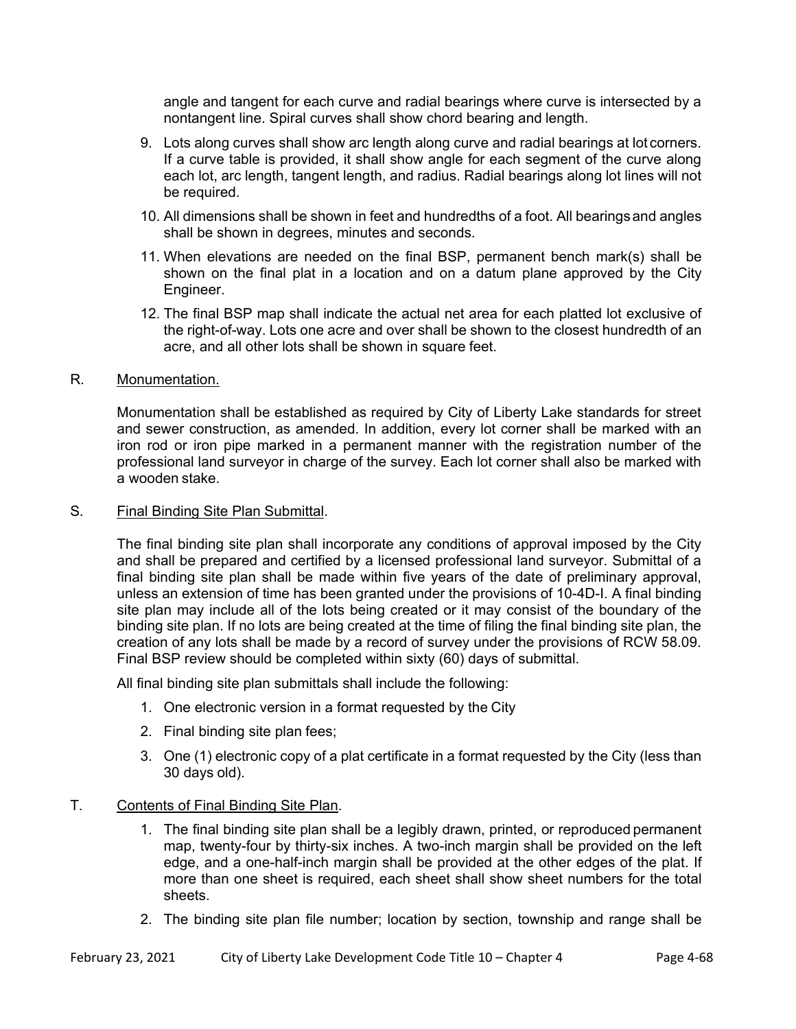angle and tangent for each curve and radial bearings where curve is intersected by a nontangent line. Spiral curves shall show chord bearing and length.

9. Lots along curves shall show arc length along curve and radial bearings at lot corners. If a curve table is provided, it shall show angle for each segment of the curve along each lot, arc length, tangent length, and radius. Radial bearings along lot lines will not be required.
10. All dimensions shall be shown in feet and hundredths of a foot. All bearings and angles shall be shown in degrees, minutes and seconds.
11. When elevations are needed on the final BSP, permanent bench mark(s) shall be shown on the final plat in a location and on a datum plane approved by the City Engineer.
12. The final BSP map shall indicate the actual net area for each platted lot exclusive of the right-of-way. Lots one acre and over shall be shown to the closest hundredth of an acre, and all other lots shall be shown in square feet.

R. Monumentation.

Monumentation shall be established as required by City of Liberty Lake standards for street and sewer construction, as amended. In addition, every lot corner shall be marked with an iron rod or iron pipe marked in a permanent manner with the registration number of the professional land surveyor in charge of the survey. Each lot corner shall also be marked with a wooden stake.

S. Final Binding Site Plan Submittal.

The final binding site plan shall incorporate any conditions of approval imposed by the City and shall be prepared and certified by a licensed professional land surveyor. Submittal of a final binding site plan shall be made within five years of the date of preliminary approval, unless an extension of time has been granted under the provisions of 10-4D-I. A final binding site plan may include all of the lots being created or it may consist of the boundary of the binding site plan. If no lots are being created at the time of filing the final binding site plan, the creation of any lots shall be made by a record of survey under the provisions of RCW 58.09. Final BSP review should be completed within sixty (60) days of submittal.

All final binding site plan submittals shall include the following:

1. One electronic version in a format requested by the City
2. Final binding site plan fees;
3. One (1) electronic copy of a plat certificate in a format requested by the City (less than 30 days old).

T. Contents of Final Binding Site Plan.

1. The final binding site plan shall be a legibly drawn, printed, or reproduced permanent map, twenty-four by thirty-six inches. A two-inch margin shall be provided on the left edge, and a one-half-inch margin shall be provided at the other edges of the plat. If more than one sheet is required, each sheet shall show sheet numbers for the total sheets.
2. The binding site plan file number; location by section, township and range shall be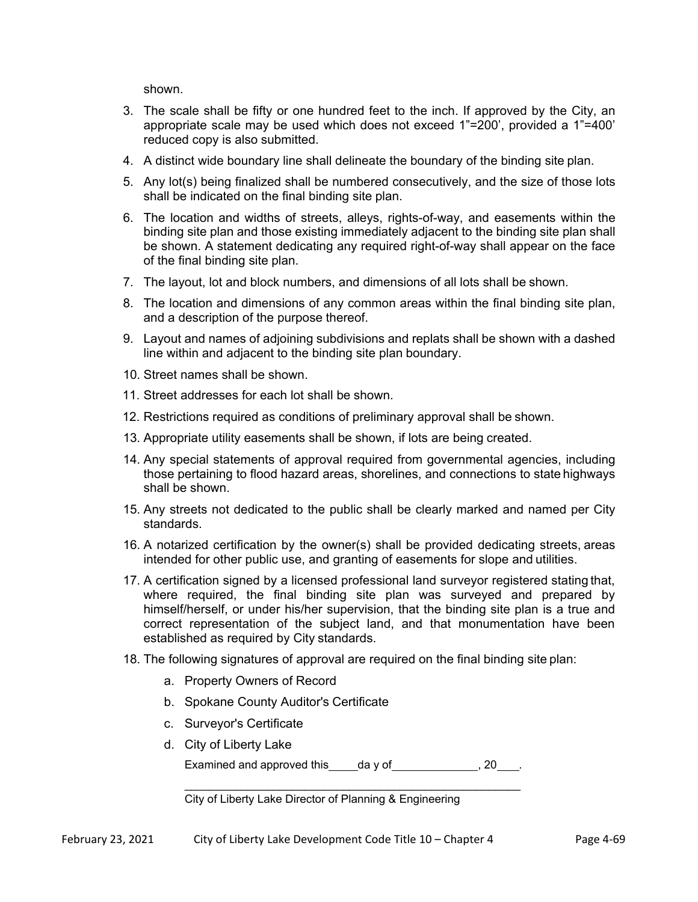shown.

3. The scale shall be fifty or one hundred feet to the inch. If approved by the City, an appropriate scale may be used which does not exceed 1"=200', provided a 1"=400' reduced copy is also submitted.
4. A distinct wide boundary line shall delineate the boundary of the binding site plan.
5. Any lot(s) being finalized shall be numbered consecutively, and the size of those lots shall be indicated on the final binding site plan.
6. The location and widths of streets, alleys, rights-of-way, and easements within the binding site plan and those existing immediately adjacent to the binding site plan shall be shown. A statement dedicating any required right-of-way shall appear on the face of the final binding site plan.
7. The layout, lot and block numbers, and dimensions of all lots shall be shown.
8. The location and dimensions of any common areas within the final binding site plan, and a description of the purpose thereof.
9. Layout and names of adjoining subdivisions and replats shall be shown with a dashed line within and adjacent to the binding site plan boundary.
10. Street names shall be shown.
11. Street addresses for each lot shall be shown.
12. Restrictions required as conditions of preliminary approval shall be shown.
13. Appropriate utility easements shall be shown, if lots are being created.
14. Any special statements of approval required from governmental agencies, including those pertaining to flood hazard areas, shorelines, and connections to state highways shall be shown.
15. Any streets not dedicated to the public shall be clearly marked and named per City standards.
16. A notarized certification by the owner(s) shall be provided dedicating streets, areas intended for other public use, and granting of easements for slope and utilities.
17. A certification signed by a licensed professional land surveyor registered stating that, where required, the final binding site plan was surveyed and prepared by himself/herself, or under his/her supervision, that the binding site plan is a true and correct representation of the subject land, and that monumentation have been established as required by City standards.
18. The following signatures of approval are required on the final binding site plan:
    a. Property Owners of Record
    b. Spokane County Auditor's Certificate
    c. Surveyor's Certificate
    d. City of Liberty Lake

       Examined and approved this_____da y of______________, 20____.

       ______________________________________________________

       City of Liberty Lake Director of Planning & Engineering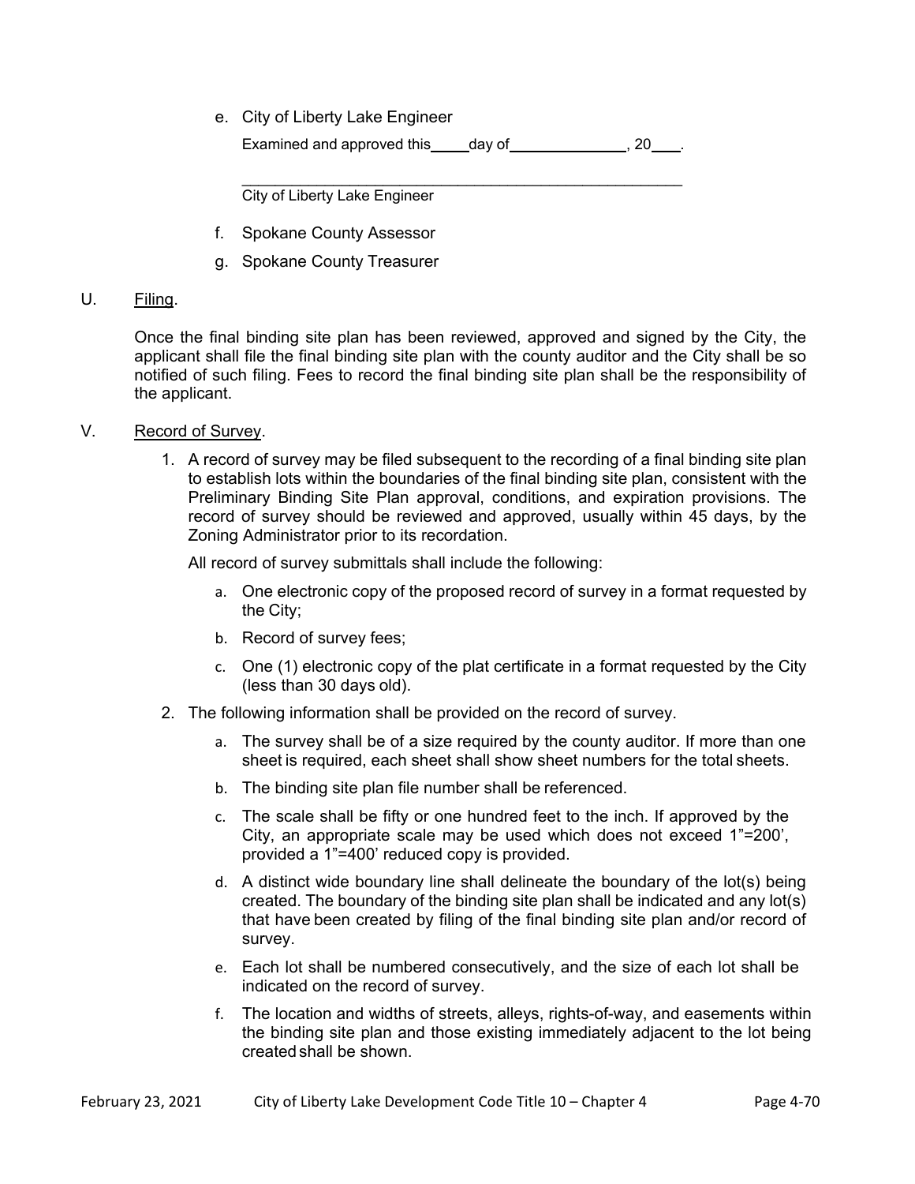e. City of Liberty Lake Engineer

Examined and approved this_____day of_______________, 20____.

_______________________________________________________

City of Liberty Lake Engineer

f. Spokane County Assessor

g. Spokane County Treasurer

U. Filing.

Once the final binding site plan has been reviewed, approved and signed by the City, the applicant shall file the final binding site plan with the county auditor and the City shall be so notified of such filing. Fees to record the final binding site plan shall be the responsibility of the applicant.

V. Record of Survey.

1. A record of survey may be filed subsequent to the recording of a final binding site plan to establish lots within the boundaries of the final binding site plan, consistent with the Preliminary Binding Site Plan approval, conditions, and expiration provisions. The record of survey should be reviewed and approved, usually within 45 days, by the Zoning Administrator prior to its recordation.

   All record of survey submittals shall include the following:

   a. One electronic copy of the proposed record of survey in a format requested by the City;
   b. Record of survey fees;
   c. One (1) electronic copy of the plat certificate in a format requested by the City (less than 30 days old).

2. The following information shall be provided on the record of survey.

   a. The survey shall be of a size required by the county auditor. If more than one sheet is required, each sheet shall show sheet numbers for the total sheets.
   b. The binding site plan file number shall be referenced.
   c. The scale shall be fifty or one hundred feet to the inch. If approved by the City, an appropriate scale may be used which does not exceed 1"=200', provided a 1"=400' reduced copy is provided.
   d. A distinct wide boundary line shall delineate the boundary of the lot(s) being created. The boundary of the binding site plan shall be indicated and any lot(s) that have been created by filing of the final binding site plan and/or record of survey.
   e. Each lot shall be numbered consecutively, and the size of each lot shall be indicated on the record of survey.
   f. The location and widths of streets, alleys, rights-of-way, and easements within the binding site plan and those existing immediately adjacent to the lot being created shall be shown.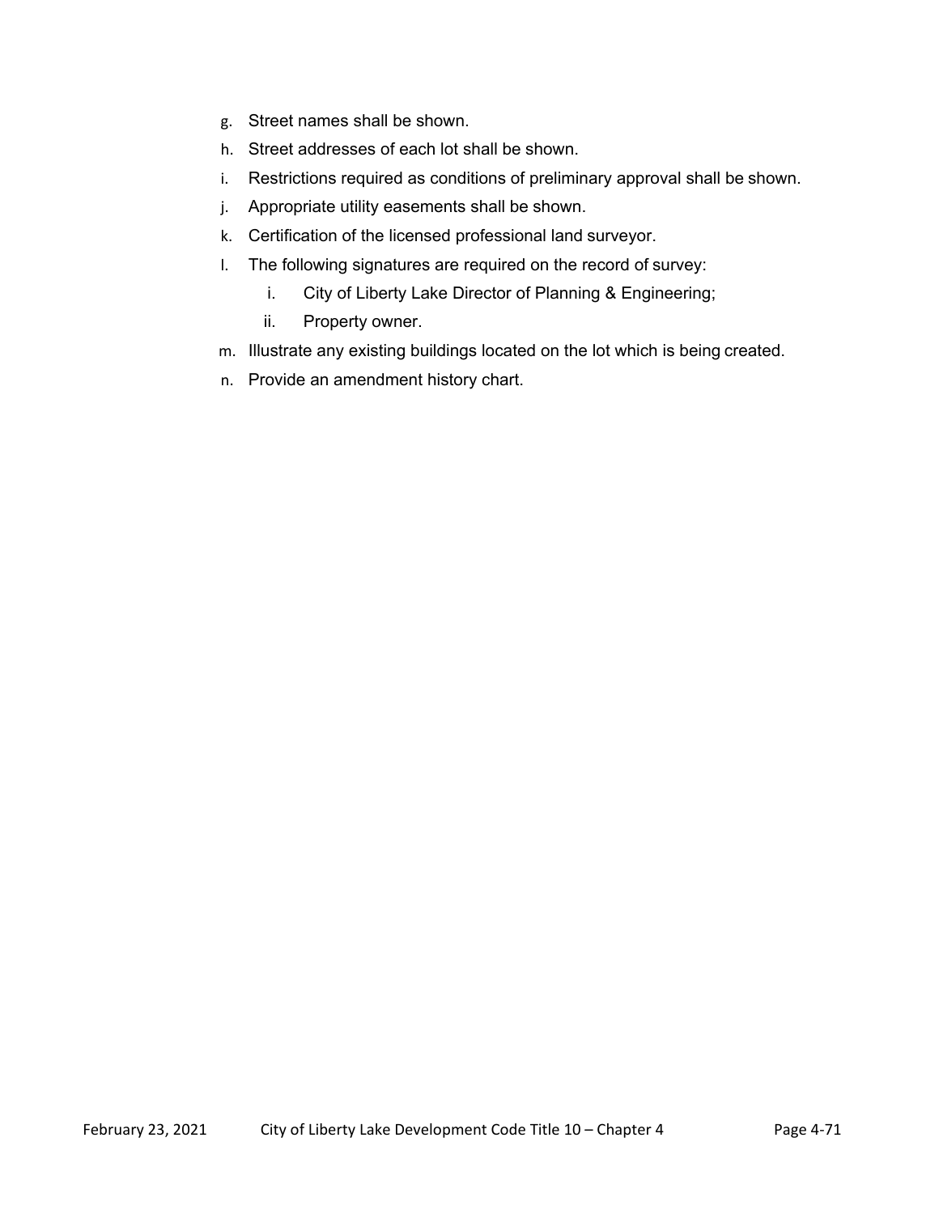g. Street names shall be shown.
h. Street addresses of each lot shall be shown.
i. Restrictions required as conditions of preliminary approval shall be shown.
j. Appropriate utility easements shall be shown.
k. Certification of the licensed professional land surveyor.
l. The following signatures are required on the record of survey:
    i. City of Liberty Lake Director of Planning & Engineering;
    ii. Property owner.
m. Illustrate any existing buildings located on the lot which is being created.
n. Provide an amendment history chart.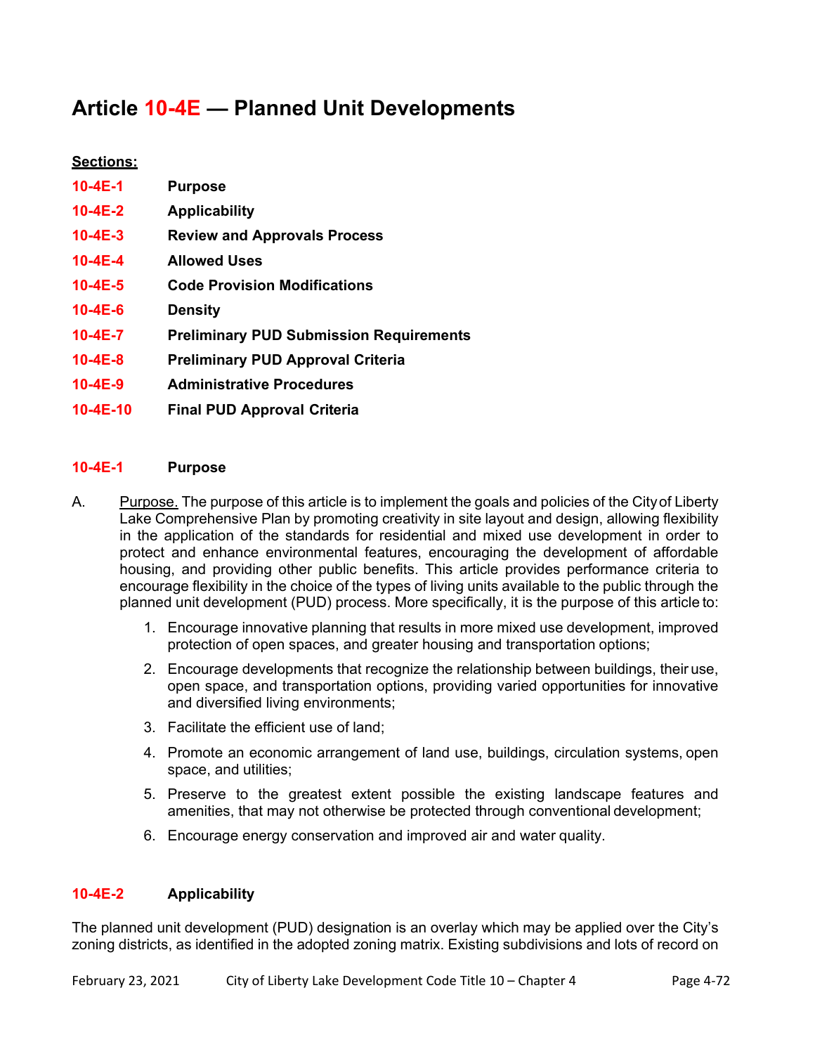# Article 10-4E — Planned Unit Developments

**Sections:**

| | |
|---|---|
| **10-4E-1** | **Purpose** |
| **10-4E-2** | **Applicability** |
| **10-4E-3** | **Review and Approvals Process** |
| **10-4E-4** | **Allowed Uses** |
| **10-4E-5** | **Code Provision Modifications** |
| **10-4E-6** | **Density** |
| **10-4E-7** | **Preliminary PUD Submission Requirements** |
| **10-4E-8** | **Preliminary PUD Approval Criteria** |
| **10-4E-9** | **Administrative Procedures** |
| **10-4E-10** | **Final PUD Approval Criteria** |

## 10-4E-1 Purpose

A. Purpose. The purpose of this article is to implement the goals and policies of the City of Liberty Lake Comprehensive Plan by promoting creativity in site layout and design, allowing flexibility in the application of the standards for residential and mixed use development in order to protect and enhance environmental features, encouraging the development of affordable housing, and providing other public benefits. This article provides performance criteria to encourage flexibility in the choice of the types of living units available to the public through the planned unit development (PUD) process. More specifically, it is the purpose of this article to:

1. Encourage innovative planning that results in more mixed use development, improved protection of open spaces, and greater housing and transportation options;
2. Encourage developments that recognize the relationship between buildings, their use, open space, and transportation options, providing varied opportunities for innovative and diversified living environments;
3. Facilitate the efficient use of land;
4. Promote an economic arrangement of land use, buildings, circulation systems, open space, and utilities;
5. Preserve to the greatest extent possible the existing landscape features and amenities, that may not otherwise be protected through conventional development;
6. Encourage energy conservation and improved air and water quality.

## 10-4E-2 Applicability

The planned unit development (PUD) designation is an overlay which may be applied over the City's zoning districts, as identified in the adopted zoning matrix. Existing subdivisions and lots of record on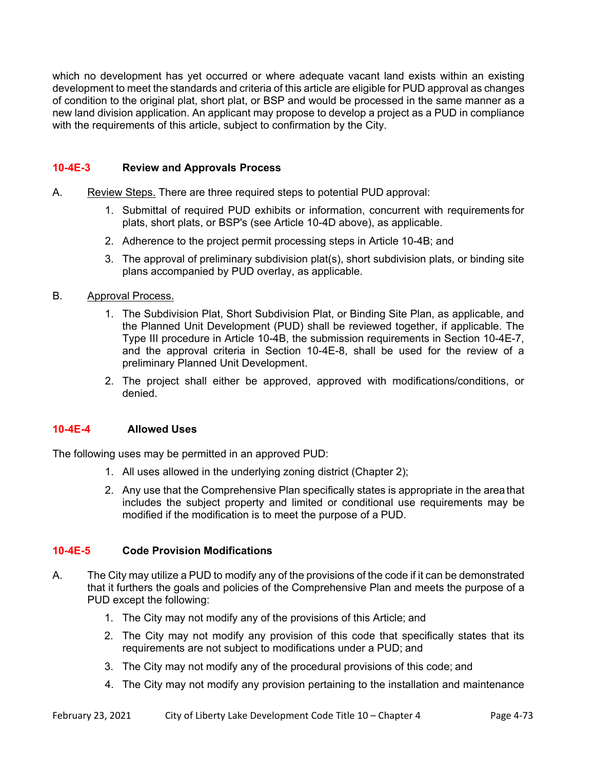which no development has yet occurred or where adequate vacant land exists within an existing development to meet the standards and criteria of this article are eligible for PUD approval as changes of condition to the original plat, short plat, or BSP and would be processed in the same manner as a new land division application. An applicant may propose to develop a project as a PUD in compliance with the requirements of this article, subject to confirmation by the City.

### 10-4E-3 Review and Approvals Process

A. Review Steps. There are three required steps to potential PUD approval:

1. Submittal of required PUD exhibits or information, concurrent with requirements for plats, short plats, or BSP's (see Article 10-4D above), as applicable.
2. Adherence to the project permit processing steps in Article 10-4B; and
3. The approval of preliminary subdivision plat(s), short subdivision plats, or binding site plans accompanied by PUD overlay, as applicable.

B. Approval Process.

1. The Subdivision Plat, Short Subdivision Plat, or Binding Site Plan, as applicable, and the Planned Unit Development (PUD) shall be reviewed together, if applicable. The Type III procedure in Article 10-4B, the submission requirements in Section 10-4E-7, and the approval criteria in Section 10-4E-8, shall be used for the review of a preliminary Planned Unit Development.
2. The project shall either be approved, approved with modifications/conditions, or denied.

### 10-4E-4 Allowed Uses

The following uses may be permitted in an approved PUD:

1. All uses allowed in the underlying zoning district (Chapter 2);
2. Any use that the Comprehensive Plan specifically states is appropriate in the area that includes the subject property and limited or conditional use requirements may be modified if the modification is to meet the purpose of a PUD.

### 10-4E-5 Code Provision Modifications

A. The City may utilize a PUD to modify any of the provisions of the code if it can be demonstrated that it furthers the goals and policies of the Comprehensive Plan and meets the purpose of a PUD except the following:

1. The City may not modify any of the provisions of this Article; and
2. The City may not modify any provision of this code that specifically states that its requirements are not subject to modifications under a PUD; and
3. The City may not modify any of the procedural provisions of this code; and
4. The City may not modify any provision pertaining to the installation and maintenance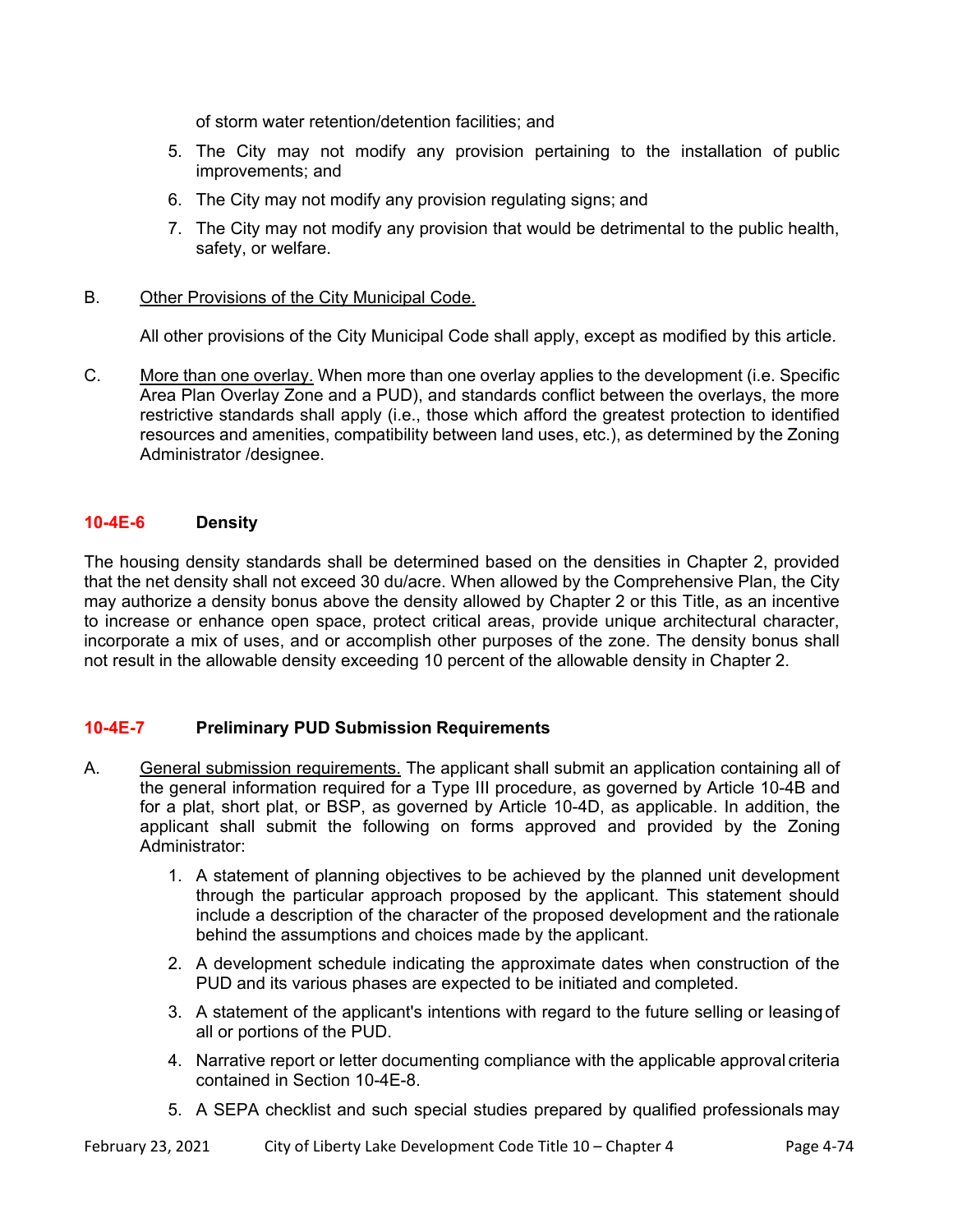of storm water retention/detention facilities; and

5. The City may not modify any provision pertaining to the installation of public improvements; and
6. The City may not modify any provision regulating signs; and
7. The City may not modify any provision that would be detrimental to the public health, safety, or welfare.

B. Other Provisions of the City Municipal Code.

All other provisions of the City Municipal Code shall apply, except as modified by this article.

C. More than one overlay. When more than one overlay applies to the development (i.e. Specific Area Plan Overlay Zone and a PUD), and standards conflict between the overlays, the more restrictive standards shall apply (i.e., those which afford the greatest protection to identified resources and amenities, compatibility between land uses, etc.), as determined by the Zoning Administrator /designee.

## 10-4E-6 Density

The housing density standards shall be determined based on the densities in Chapter 2, provided that the net density shall not exceed 30 du/acre. When allowed by the Comprehensive Plan, the City may authorize a density bonus above the density allowed by Chapter 2 or this Title, as an incentive to increase or enhance open space, protect critical areas, provide unique architectural character, incorporate a mix of uses, and or accomplish other purposes of the zone. The density bonus shall not result in the allowable density exceeding 10 percent of the allowable density in Chapter 2.

## 10-4E-7 Preliminary PUD Submission Requirements

A. General submission requirements. The applicant shall submit an application containing all of the general information required for a Type III procedure, as governed by Article 10-4B and for a plat, short plat, or BSP, as governed by Article 10-4D, as applicable. In addition, the applicant shall submit the following on forms approved and provided by the Zoning Administrator:

1. A statement of planning objectives to be achieved by the planned unit development through the particular approach proposed by the applicant. This statement should include a description of the character of the proposed development and the rationale behind the assumptions and choices made by the applicant.
2. A development schedule indicating the approximate dates when construction of the PUD and its various phases are expected to be initiated and completed.
3. A statement of the applicant's intentions with regard to the future selling or leasing of all or portions of the PUD.
4. Narrative report or letter documenting compliance with the applicable approval criteria contained in Section 10-4E-8.
5. A SEPA checklist and such special studies prepared by qualified professionals may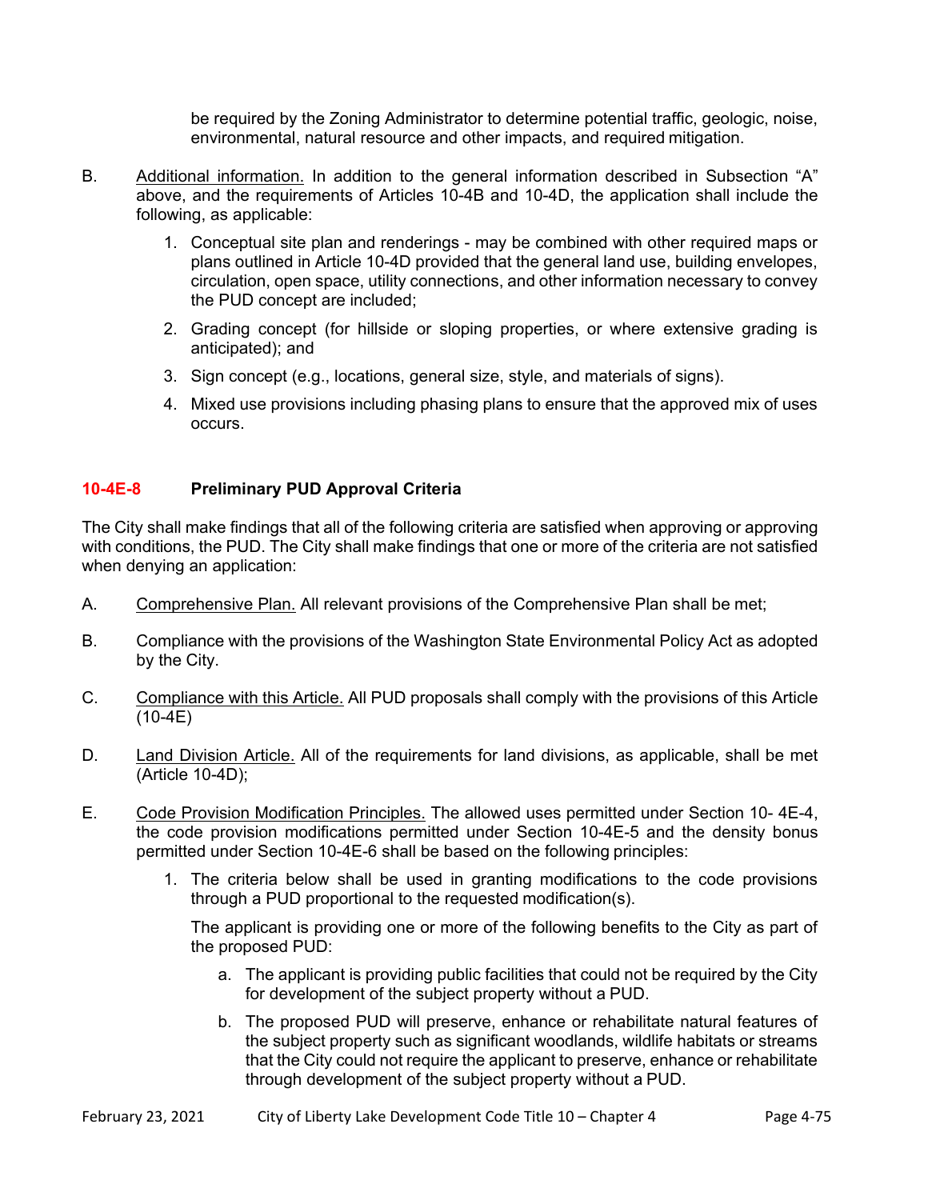be required by the Zoning Administrator to determine potential traffic, geologic, noise, environmental, natural resource and other impacts, and required mitigation.

B. Additional information. In addition to the general information described in Subsection "A" above, and the requirements of Articles 10-4B and 10-4D, the application shall include the following, as applicable:

1. Conceptual site plan and renderings - may be combined with other required maps or plans outlined in Article 10-4D provided that the general land use, building envelopes, circulation, open space, utility connections, and other information necessary to convey the PUD concept are included;
2. Grading concept (for hillside or sloping properties, or where extensive grading is anticipated); and
3. Sign concept (e.g., locations, general size, style, and materials of signs).
4. Mixed use provisions including phasing plans to ensure that the approved mix of uses occurs.

### 10-4E-8 Preliminary PUD Approval Criteria

The City shall make findings that all of the following criteria are satisfied when approving or approving with conditions, the PUD. The City shall make findings that one or more of the criteria are not satisfied when denying an application:

A. Comprehensive Plan. All relevant provisions of the Comprehensive Plan shall be met;

B. Compliance with the provisions of the Washington State Environmental Policy Act as adopted by the City.

C. Compliance with this Article. All PUD proposals shall comply with the provisions of this Article (10-4E)

D. Land Division Article. All of the requirements for land divisions, as applicable, shall be met (Article 10-4D);

E. Code Provision Modification Principles. The allowed uses permitted under Section 10- 4E-4, the code provision modifications permitted under Section 10-4E-5 and the density bonus permitted under Section 10-4E-6 shall be based on the following principles:

1. The criteria below shall be used in granting modifications to the code provisions through a PUD proportional to the requested modification(s).

   The applicant is providing one or more of the following benefits to the City as part of the proposed PUD:

   a. The applicant is providing public facilities that could not be required by the City for development of the subject property without a PUD.

   b. The proposed PUD will preserve, enhance or rehabilitate natural features of the subject property such as significant woodlands, wildlife habitats or streams that the City could not require the applicant to preserve, enhance or rehabilitate through development of the subject property without a PUD.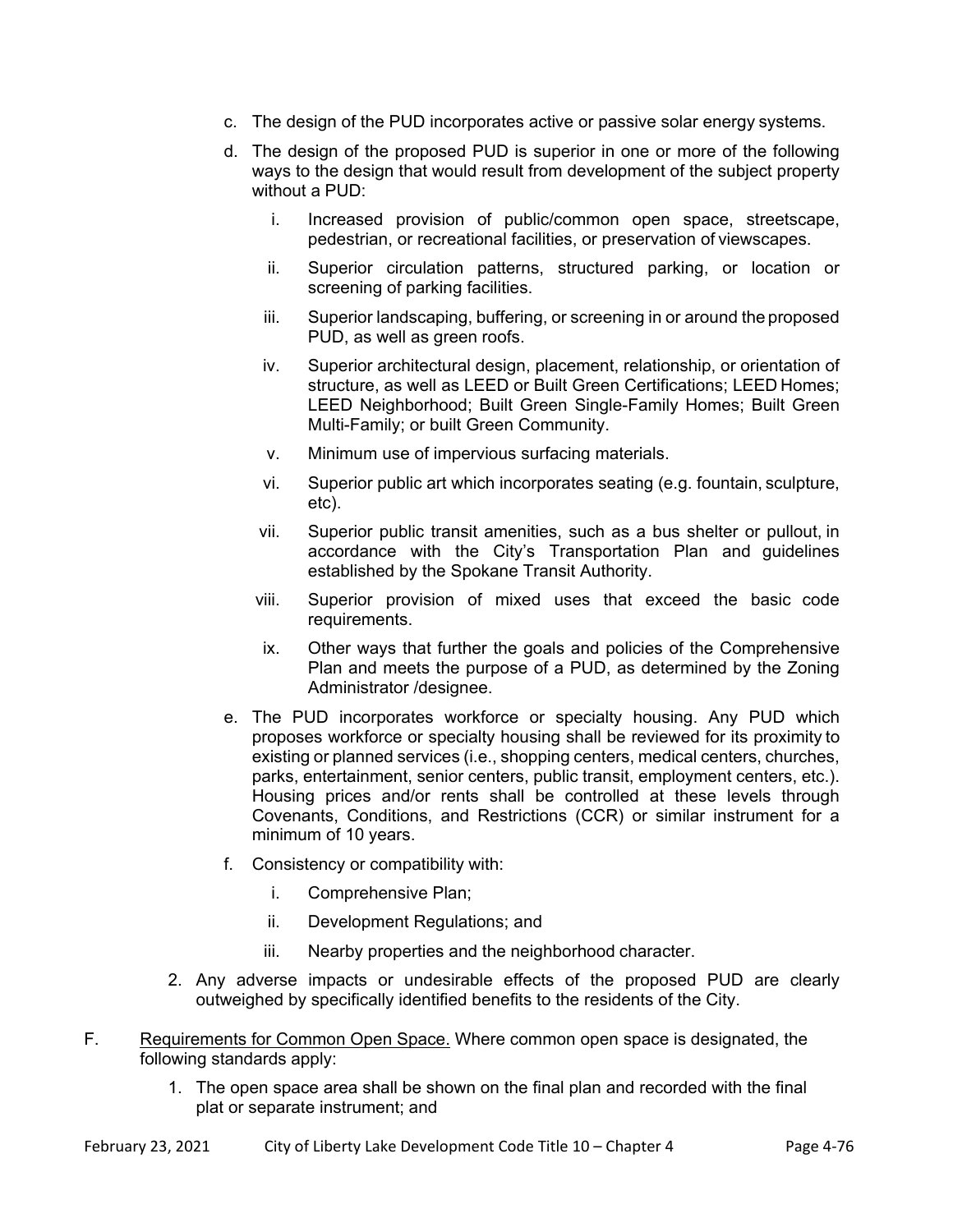c. The design of the PUD incorporates active or passive solar energy systems.

d. The design of the proposed PUD is superior in one or more of the following ways to the design that would result from development of the subject property without a PUD:

   i. Increased provision of public/common open space, streetscape, pedestrian, or recreational facilities, or preservation of viewscapes.

   ii. Superior circulation patterns, structured parking, or location or screening of parking facilities.

   iii. Superior landscaping, buffering, or screening in or around the proposed PUD, as well as green roofs.

   iv. Superior architectural design, placement, relationship, or orientation of structure, as well as LEED or Built Green Certifications; LEED Homes; LEED Neighborhood; Built Green Single-Family Homes; Built Green Multi-Family; or built Green Community.

   v. Minimum use of impervious surfacing materials.

   vi. Superior public art which incorporates seating (e.g. fountain, sculpture, etc).

   vii. Superior public transit amenities, such as a bus shelter or pullout, in accordance with the City's Transportation Plan and guidelines established by the Spokane Transit Authority.

   viii. Superior provision of mixed uses that exceed the basic code requirements.

   ix. Other ways that further the goals and policies of the Comprehensive Plan and meets the purpose of a PUD, as determined by the Zoning Administrator /designee.

e. The PUD incorporates workforce or specialty housing. Any PUD which proposes workforce or specialty housing shall be reviewed for its proximity to existing or planned services (i.e., shopping centers, medical centers, churches, parks, entertainment, senior centers, public transit, employment centers, etc.). Housing prices and/or rents shall be controlled at these levels through Covenants, Conditions, and Restrictions (CCR) or similar instrument for a minimum of 10 years.

f. Consistency or compatibility with:

   i. Comprehensive Plan;

   ii. Development Regulations; and

   iii. Nearby properties and the neighborhood character.

2. Any adverse impacts or undesirable effects of the proposed PUD are clearly outweighed by specifically identified benefits to the residents of the City.

F. Requirements for Common Open Space. Where common open space is designated, the following standards apply:

   1. The open space area shall be shown on the final plan and recorded with the final plat or separate instrument; and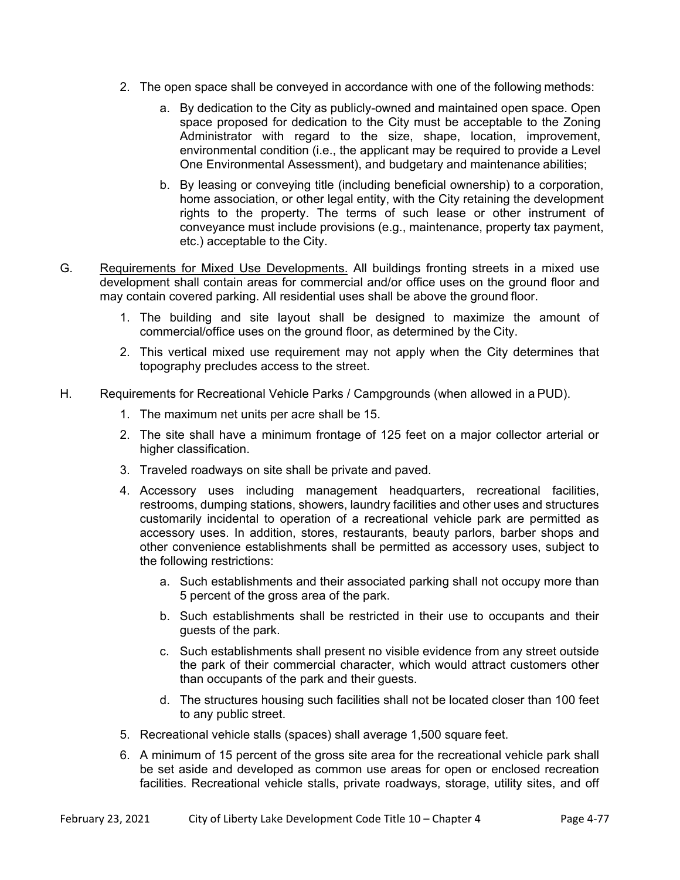2. The open space shall be conveyed in accordance with one of the following methods:

    a. By dedication to the City as publicly-owned and maintained open space. Open space proposed for dedication to the City must be acceptable to the Zoning Administrator with regard to the size, shape, location, improvement, environmental condition (i.e., the applicant may be required to provide a Level One Environmental Assessment), and budgetary and maintenance abilities;

    b. By leasing or conveying title (including beneficial ownership) to a corporation, home association, or other legal entity, with the City retaining the development rights to the property. The terms of such lease or other instrument of conveyance must include provisions (e.g., maintenance, property tax payment, etc.) acceptable to the City.

G. Requirements for Mixed Use Developments. All buildings fronting streets in a mixed use development shall contain areas for commercial and/or office uses on the ground floor and may contain covered parking. All residential uses shall be above the ground floor.

1. The building and site layout shall be designed to maximize the amount of commercial/office uses on the ground floor, as determined by the City.

2. This vertical mixed use requirement may not apply when the City determines that topography precludes access to the street.

H. Requirements for Recreational Vehicle Parks / Campgrounds (when allowed in a PUD).

1. The maximum net units per acre shall be 15.

2. The site shall have a minimum frontage of 125 feet on a major collector arterial or higher classification.

3. Traveled roadways on site shall be private and paved.

4. Accessory uses including management headquarters, recreational facilities, restrooms, dumping stations, showers, laundry facilities and other uses and structures customarily incidental to operation of a recreational vehicle park are permitted as accessory uses. In addition, stores, restaurants, beauty parlors, barber shops and other convenience establishments shall be permitted as accessory uses, subject to the following restrictions:

    a. Such establishments and their associated parking shall not occupy more than 5 percent of the gross area of the park.

    b. Such establishments shall be restricted in their use to occupants and their guests of the park.

    c. Such establishments shall present no visible evidence from any street outside the park of their commercial character, which would attract customers other than occupants of the park and their guests.

    d. The structures housing such facilities shall not be located closer than 100 feet to any public street.

5. Recreational vehicle stalls (spaces) shall average 1,500 square feet.

6. A minimum of 15 percent of the gross site area for the recreational vehicle park shall be set aside and developed as common use areas for open or enclosed recreation facilities. Recreational vehicle stalls, private roadways, storage, utility sites, and off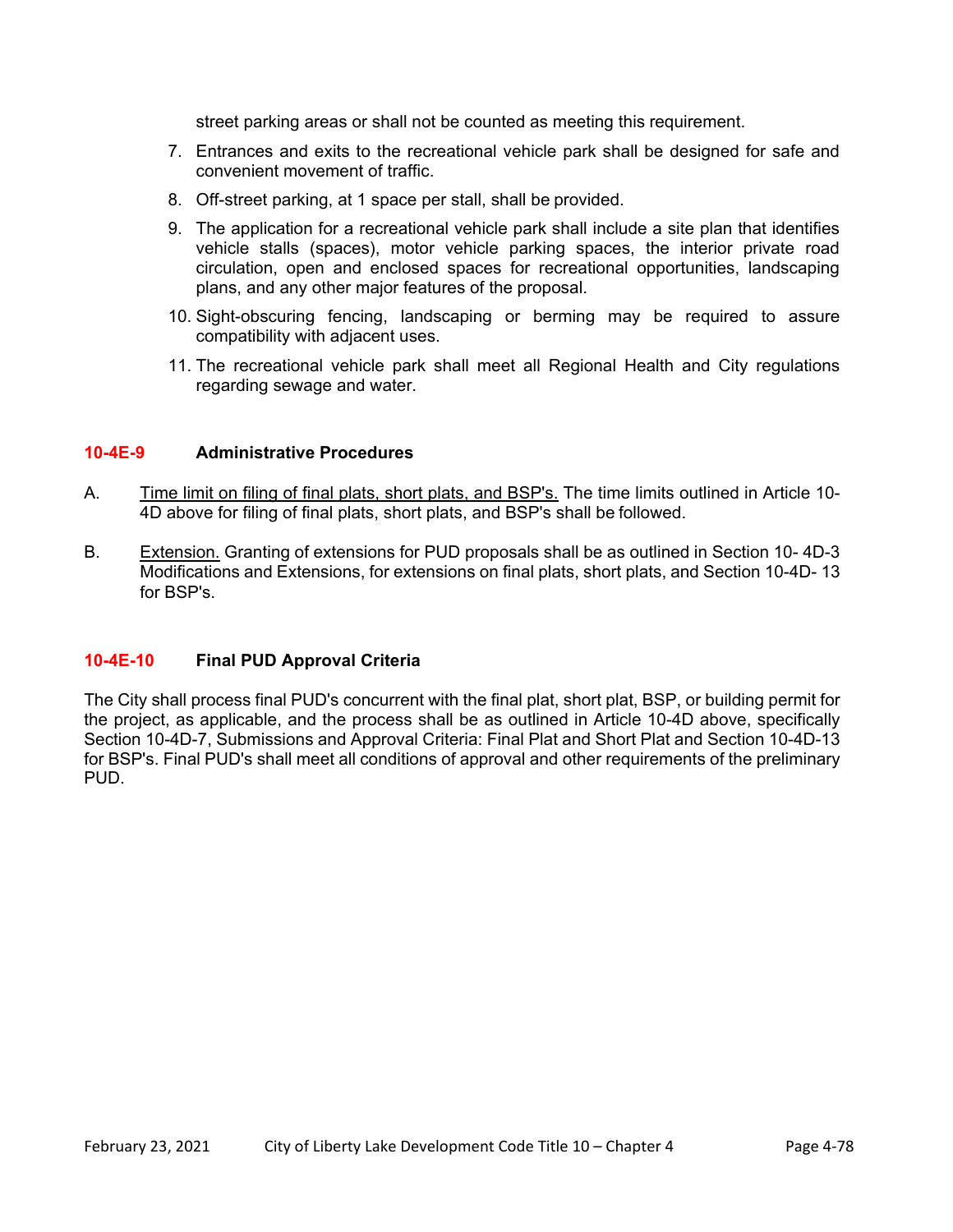street parking areas or shall not be counted as meeting this requirement.

7. Entrances and exits to the recreational vehicle park shall be designed for safe and convenient movement of traffic.
8. Off-street parking, at 1 space per stall, shall be provided.
9. The application for a recreational vehicle park shall include a site plan that identifies vehicle stalls (spaces), motor vehicle parking spaces, the interior private road circulation, open and enclosed spaces for recreational opportunities, landscaping plans, and any other major features of the proposal.
10. Sight-obscuring fencing, landscaping or berming may be required to assure compatibility with adjacent uses.
11. The recreational vehicle park shall meet all Regional Health and City regulations regarding sewage and water.

### 10-4E-9 Administrative Procedures

A. Time limit on filing of final plats, short plats, and BSP's. The time limits outlined in Article 10-4D above for filing of final plats, short plats, and BSP's shall be followed.

B. Extension. Granting of extensions for PUD proposals shall be as outlined in Section 10- 4D-3 Modifications and Extensions, for extensions on final plats, short plats, and Section 10-4D- 13 for BSP's.

### 10-4E-10 Final PUD Approval Criteria

The City shall process final PUD's concurrent with the final plat, short plat, BSP, or building permit for the project, as applicable, and the process shall be as outlined in Article 10-4D above, specifically Section 10-4D-7, Submissions and Approval Criteria: Final Plat and Short Plat and Section 10-4D-13 for BSP's. Final PUD's shall meet all conditions of approval and other requirements of the preliminary PUD.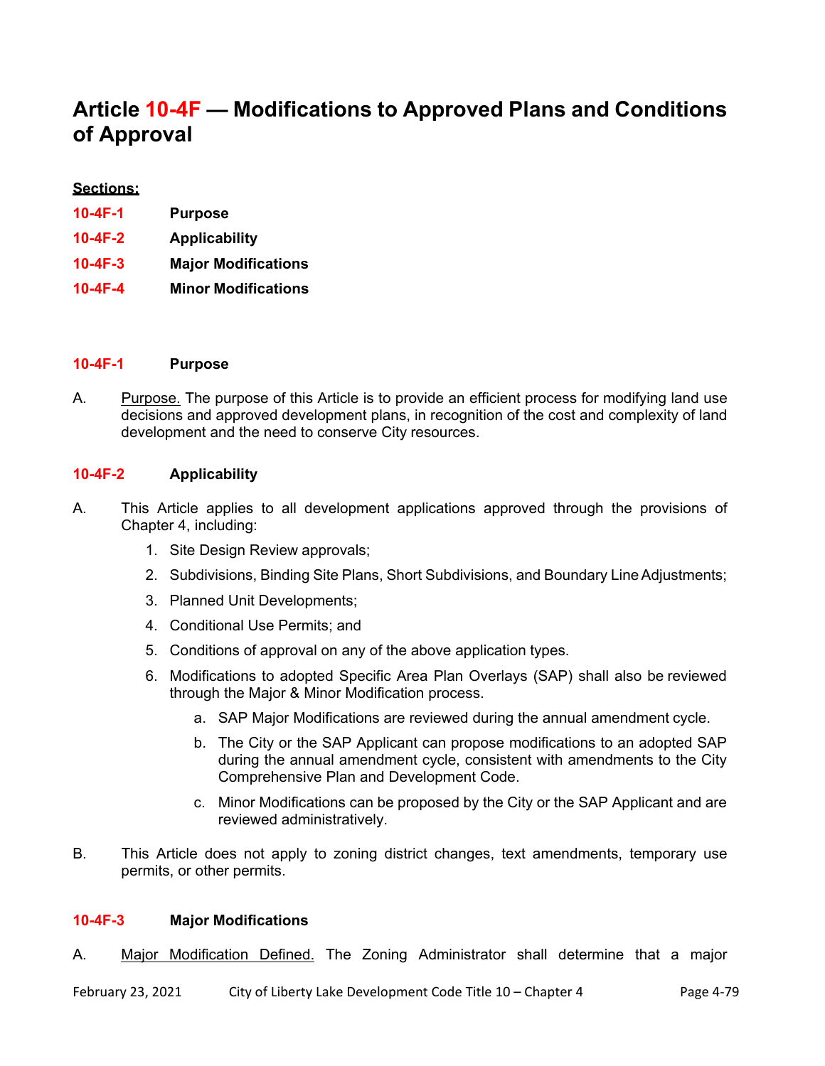# Article 10-4F — Modifications to Approved Plans and Conditions of Approval

**Sections:**

**10-4F-1 Purpose**

**10-4F-2 Applicability**

**10-4F-3 Major Modifications**

**10-4F-4 Minor Modifications**

## 10-4F-1 Purpose

A. Purpose. The purpose of this Article is to provide an efficient process for modifying land use decisions and approved development plans, in recognition of the cost and complexity of land development and the need to conserve City resources.

## 10-4F-2 Applicability

A. This Article applies to all development applications approved through the provisions of Chapter 4, including:

1. Site Design Review approvals;
2. Subdivisions, Binding Site Plans, Short Subdivisions, and Boundary Line Adjustments;
3. Planned Unit Developments;
4. Conditional Use Permits; and
5. Conditions of approval on any of the above application types.
6. Modifications to adopted Specific Area Plan Overlays (SAP) shall also be reviewed through the Major & Minor Modification process.
    a. SAP Major Modifications are reviewed during the annual amendment cycle.
    b. The City or the SAP Applicant can propose modifications to an adopted SAP during the annual amendment cycle, consistent with amendments to the City Comprehensive Plan and Development Code.
    c. Minor Modifications can be proposed by the City or the SAP Applicant and are reviewed administratively.

B. This Article does not apply to zoning district changes, text amendments, temporary use permits, or other permits.

## 10-4F-3 Major Modifications

A. Major Modification Defined. The Zoning Administrator shall determine that a major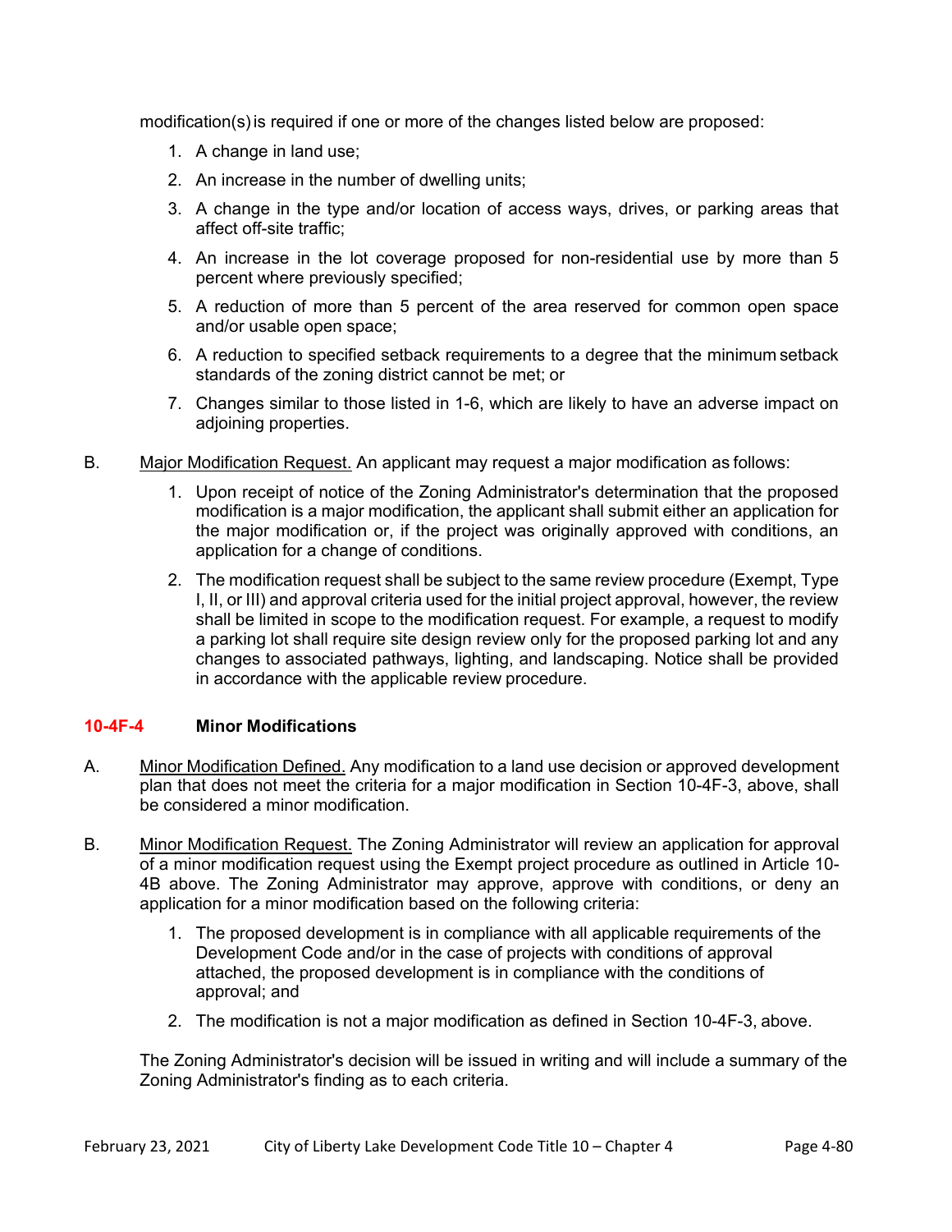modification(s) is required if one or more of the changes listed below are proposed:

1. A change in land use;
2. An increase in the number of dwelling units;
3. A change in the type and/or location of access ways, drives, or parking areas that affect off-site traffic;
4. An increase in the lot coverage proposed for non-residential use by more than 5 percent where previously specified;
5. A reduction of more than 5 percent of the area reserved for common open space and/or usable open space;
6. A reduction to specified setback requirements to a degree that the minimum setback standards of the zoning district cannot be met; or
7. Changes similar to those listed in 1-6, which are likely to have an adverse impact on adjoining properties.

B. Major Modification Request. An applicant may request a major modification as follows:

1. Upon receipt of notice of the Zoning Administrator's determination that the proposed modification is a major modification, the applicant shall submit either an application for the major modification or, if the project was originally approved with conditions, an application for a change of conditions.
2. The modification request shall be subject to the same review procedure (Exempt, Type I, II, or III) and approval criteria used for the initial project approval, however, the review shall be limited in scope to the modification request. For example, a request to modify a parking lot shall require site design review only for the proposed parking lot and any changes to associated pathways, lighting, and landscaping. Notice shall be provided in accordance with the applicable review procedure.

### 10-4F-4 Minor Modifications

A. Minor Modification Defined. Any modification to a land use decision or approved development plan that does not meet the criteria for a major modification in Section 10-4F-3, above, shall be considered a minor modification.

B. Minor Modification Request. The Zoning Administrator will review an application for approval of a minor modification request using the Exempt project procedure as outlined in Article 10-4B above. The Zoning Administrator may approve, approve with conditions, or deny an application for a minor modification based on the following criteria:

1. The proposed development is in compliance with all applicable requirements of the Development Code and/or in the case of projects with conditions of approval attached, the proposed development is in compliance with the conditions of approval; and
2. The modification is not a major modification as defined in Section 10-4F-3, above.

The Zoning Administrator's decision will be issued in writing and will include a summary of the Zoning Administrator's finding as to each criteria.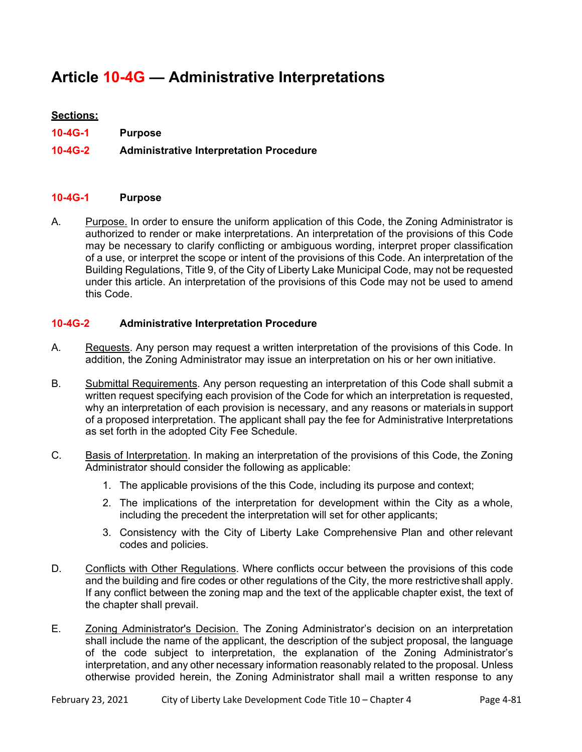# Article 10-4G — Administrative Interpretations

**Sections:**

**10-4G-1 Purpose**

**10-4G-2 Administrative Interpretation Procedure**

## 10-4G-1 Purpose

A. Purpose. In order to ensure the uniform application of this Code, the Zoning Administrator is authorized to render or make interpretations. An interpretation of the provisions of this Code may be necessary to clarify conflicting or ambiguous wording, interpret proper classification of a use, or interpret the scope or intent of the provisions of this Code. An interpretation of the Building Regulations, Title 9, of the City of Liberty Lake Municipal Code, may not be requested under this article. An interpretation of the provisions of this Code may not be used to amend this Code.

## 10-4G-2 Administrative Interpretation Procedure

A. Requests. Any person may request a written interpretation of the provisions of this Code. In addition, the Zoning Administrator may issue an interpretation on his or her own initiative.

B. Submittal Requirements. Any person requesting an interpretation of this Code shall submit a written request specifying each provision of the Code for which an interpretation is requested, why an interpretation of each provision is necessary, and any reasons or materials in support of a proposed interpretation. The applicant shall pay the fee for Administrative Interpretations as set forth in the adopted City Fee Schedule.

C. Basis of Interpretation. In making an interpretation of the provisions of this Code, the Zoning Administrator should consider the following as applicable:

1. The applicable provisions of the this Code, including its purpose and context;
2. The implications of the interpretation for development within the City as a whole, including the precedent the interpretation will set for other applicants;
3. Consistency with the City of Liberty Lake Comprehensive Plan and other relevant codes and policies.

D. Conflicts with Other Regulations. Where conflicts occur between the provisions of this code and the building and fire codes or other regulations of the City, the more restrictive shall apply. If any conflict between the zoning map and the text of the applicable chapter exist, the text of the chapter shall prevail.

E. Zoning Administrator's Decision. The Zoning Administrator's decision on an interpretation shall include the name of the applicant, the description of the subject proposal, the language of the code subject to interpretation, the explanation of the Zoning Administrator's interpretation, and any other necessary information reasonably related to the proposal. Unless otherwise provided herein, the Zoning Administrator shall mail a written response to any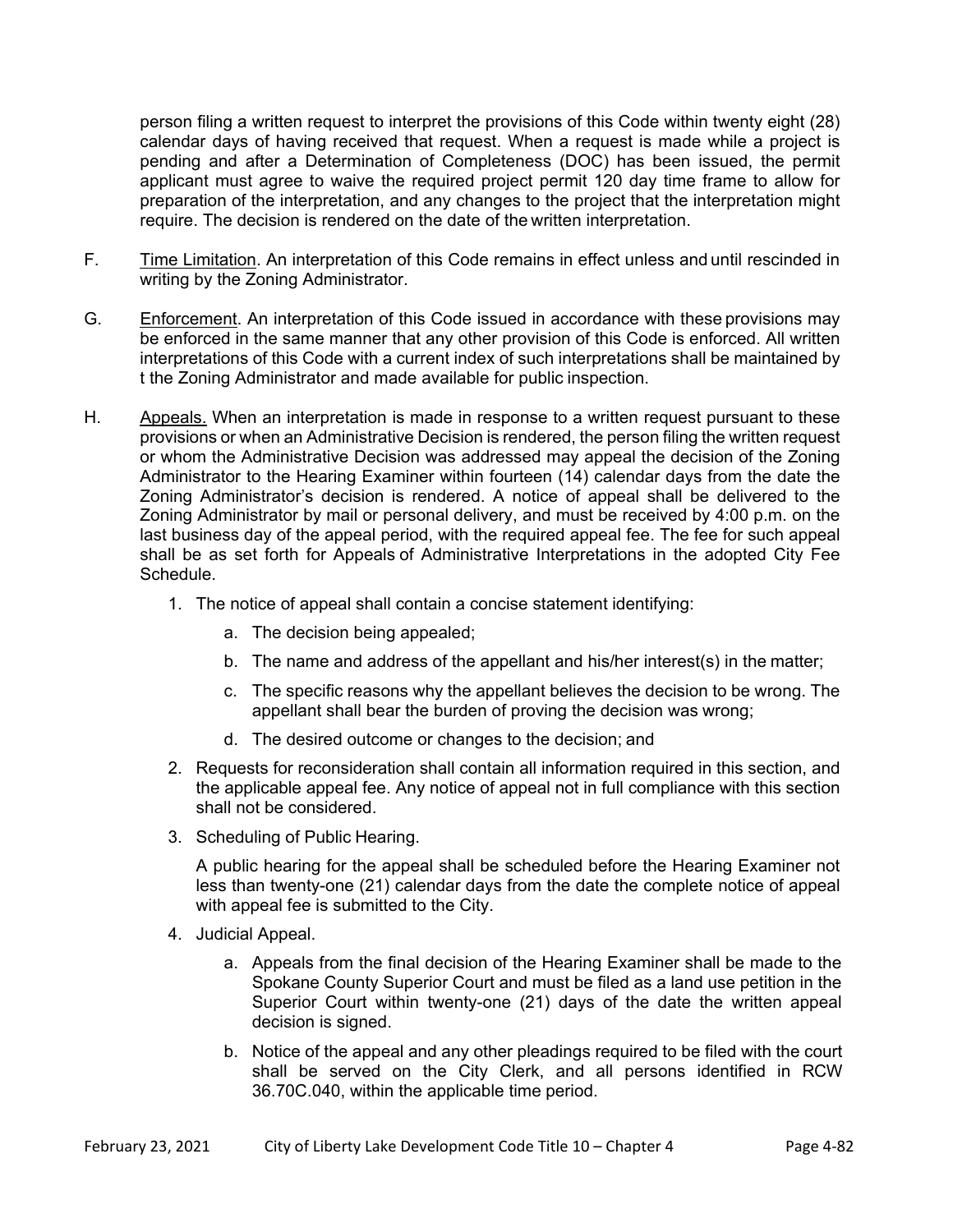person filing a written request to interpret the provisions of this Code within twenty eight (28) calendar days of having received that request. When a request is made while a project is pending and after a Determination of Completeness (DOC) has been issued, the permit applicant must agree to waive the required project permit 120 day time frame to allow for preparation of the interpretation, and any changes to the project that the interpretation might require. The decision is rendered on the date of the written interpretation.

F. Time Limitation. An interpretation of this Code remains in effect unless and until rescinded in writing by the Zoning Administrator.

G. Enforcement. An interpretation of this Code issued in accordance with these provisions may be enforced in the same manner that any other provision of this Code is enforced. All written interpretations of this Code with a current index of such interpretations shall be maintained by t the Zoning Administrator and made available for public inspection.

H. Appeals. When an interpretation is made in response to a written request pursuant to these provisions or when an Administrative Decision is rendered, the person filing the written request or whom the Administrative Decision was addressed may appeal the decision of the Zoning Administrator to the Hearing Examiner within fourteen (14) calendar days from the date the Zoning Administrator's decision is rendered. A notice of appeal shall be delivered to the Zoning Administrator by mail or personal delivery, and must be received by 4:00 p.m. on the last business day of the appeal period, with the required appeal fee. The fee for such appeal shall be as set forth for Appeals of Administrative Interpretations in the adopted City Fee Schedule.

1. The notice of appeal shall contain a concise statement identifying:
    a. The decision being appealed;
    b. The name and address of the appellant and his/her interest(s) in the matter;
    c. The specific reasons why the appellant believes the decision to be wrong. The appellant shall bear the burden of proving the decision was wrong;
    d. The desired outcome or changes to the decision; and
2. Requests for reconsideration shall contain all information required in this section, and the applicable appeal fee. Any notice of appeal not in full compliance with this section shall not be considered.
3. Scheduling of Public Hearing.

   A public hearing for the appeal shall be scheduled before the Hearing Examiner not less than twenty-one (21) calendar days from the date the complete notice of appeal with appeal fee is submitted to the City.
4. Judicial Appeal.
    a. Appeals from the final decision of the Hearing Examiner shall be made to the Spokane County Superior Court and must be filed as a land use petition in the Superior Court within twenty-one (21) days of the date the written appeal decision is signed.
    b. Notice of the appeal and any other pleadings required to be filed with the court shall be served on the City Clerk, and all persons identified in RCW 36.70C.040, within the applicable time period.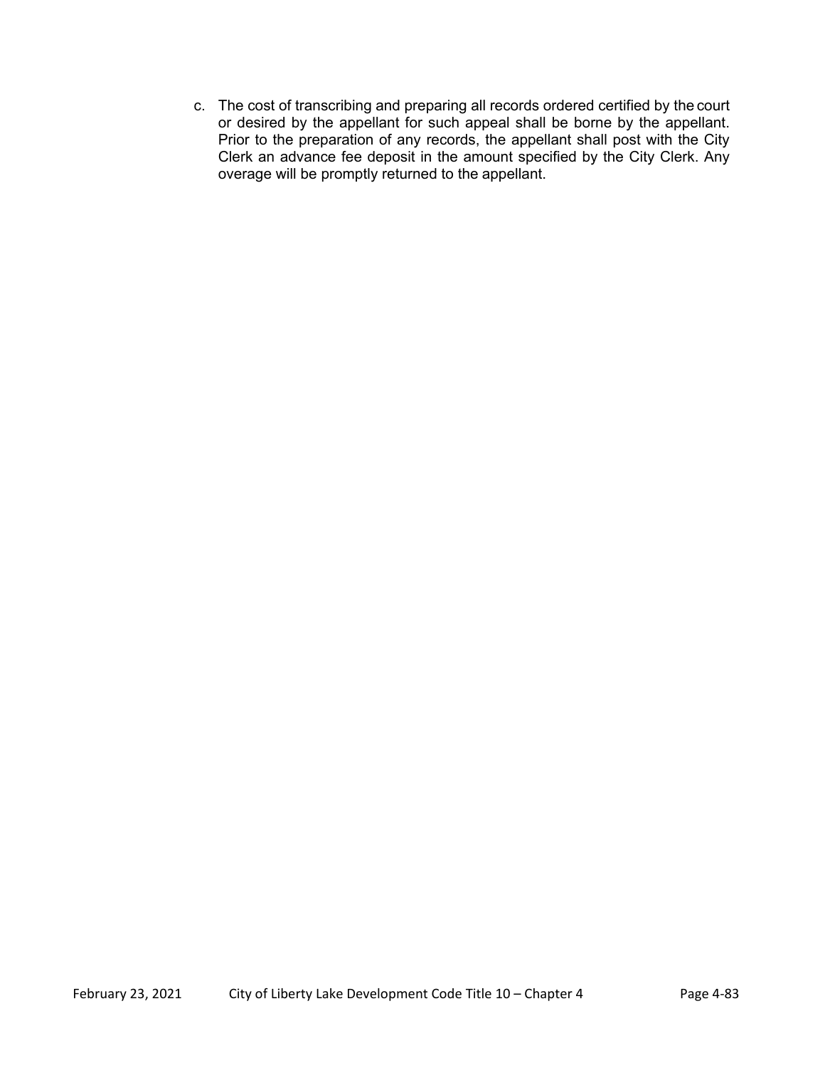c. The cost of transcribing and preparing all records ordered certified by the court or desired by the appellant for such appeal shall be borne by the appellant. Prior to the preparation of any records, the appellant shall post with the City Clerk an advance fee deposit in the amount specified by the City Clerk. Any overage will be promptly returned to the appellant.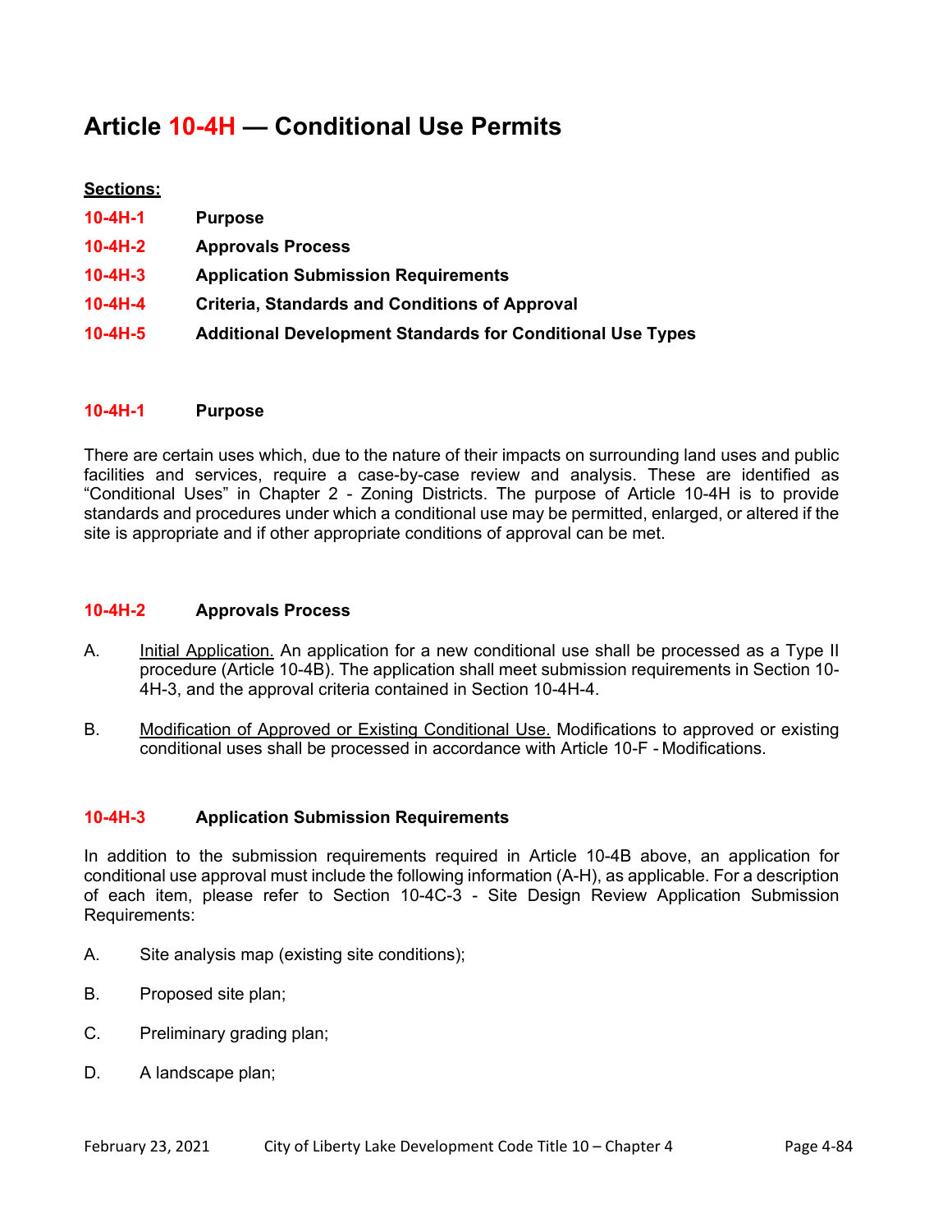# Article 10-4H — Conditional Use Permits

**Sections:**

**10-4H-1 Purpose**

**10-4H-2 Approvals Process**

**10-4H-3 Application Submission Requirements**

**10-4H-4 Criteria, Standards and Conditions of Approval**

**10-4H-5 Additional Development Standards for Conditional Use Types**

## 10-4H-1 Purpose

There are certain uses which, due to the nature of their impacts on surrounding land uses and public facilities and services, require a case-by-case review and analysis. These are identified as "Conditional Uses" in Chapter 2 - Zoning Districts. The purpose of Article 10-4H is to provide standards and procedures under which a conditional use may be permitted, enlarged, or altered if the site is appropriate and if other appropriate conditions of approval can be met.

## 10-4H-2 Approvals Process

A. Initial Application. An application for a new conditional use shall be processed as a Type II procedure (Article 10-4B). The application shall meet submission requirements in Section 10-4H-3, and the approval criteria contained in Section 10-4H-4.

B. Modification of Approved or Existing Conditional Use. Modifications to approved or existing conditional uses shall be processed in accordance with Article 10-F - Modifications.

## 10-4H-3 Application Submission Requirements

In addition to the submission requirements required in Article 10-4B above, an application for conditional use approval must include the following information (A-H), as applicable. For a description of each item, please refer to Section 10-4C-3 - Site Design Review Application Submission Requirements:

A. Site analysis map (existing site conditions);

B. Proposed site plan;

C. Preliminary grading plan;

D. A landscape plan;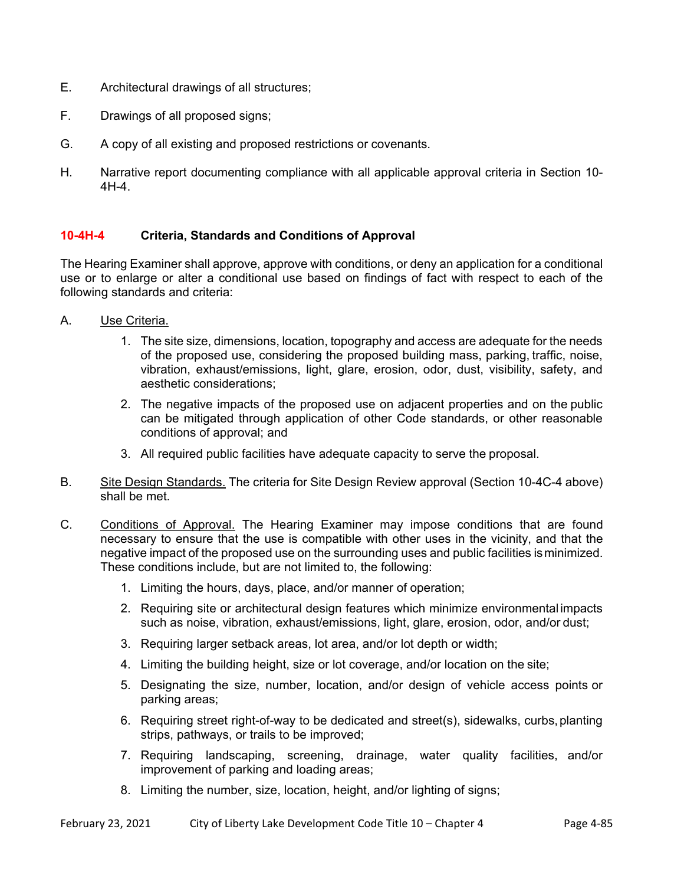E. Architectural drawings of all structures;

F. Drawings of all proposed signs;

G. A copy of all existing and proposed restrictions or covenants.

H. Narrative report documenting compliance with all applicable approval criteria in Section 10-4H-4.

### 10-4H-4 Criteria, Standards and Conditions of Approval

The Hearing Examiner shall approve, approve with conditions, or deny an application for a conditional use or to enlarge or alter a conditional use based on findings of fact with respect to each of the following standards and criteria:

A. Use Criteria.

1. The site size, dimensions, location, topography and access are adequate for the needs of the proposed use, considering the proposed building mass, parking, traffic, noise, vibration, exhaust/emissions, light, glare, erosion, odor, dust, visibility, safety, and aesthetic considerations;
2. The negative impacts of the proposed use on adjacent properties and on the public can be mitigated through application of other Code standards, or other reasonable conditions of approval; and
3. All required public facilities have adequate capacity to serve the proposal.

B. Site Design Standards. The criteria for Site Design Review approval (Section 10-4C-4 above) shall be met.

C. Conditions of Approval. The Hearing Examiner may impose conditions that are found necessary to ensure that the use is compatible with other uses in the vicinity, and that the negative impact of the proposed use on the surrounding uses and public facilities is minimized. These conditions include, but are not limited to, the following:

1. Limiting the hours, days, place, and/or manner of operation;
2. Requiring site or architectural design features which minimize environmental impacts such as noise, vibration, exhaust/emissions, light, glare, erosion, odor, and/or dust;
3. Requiring larger setback areas, lot area, and/or lot depth or width;
4. Limiting the building height, size or lot coverage, and/or location on the site;
5. Designating the size, number, location, and/or design of vehicle access points or parking areas;
6. Requiring street right-of-way to be dedicated and street(s), sidewalks, curbs, planting strips, pathways, or trails to be improved;
7. Requiring landscaping, screening, drainage, water quality facilities, and/or improvement of parking and loading areas;
8. Limiting the number, size, location, height, and/or lighting of signs;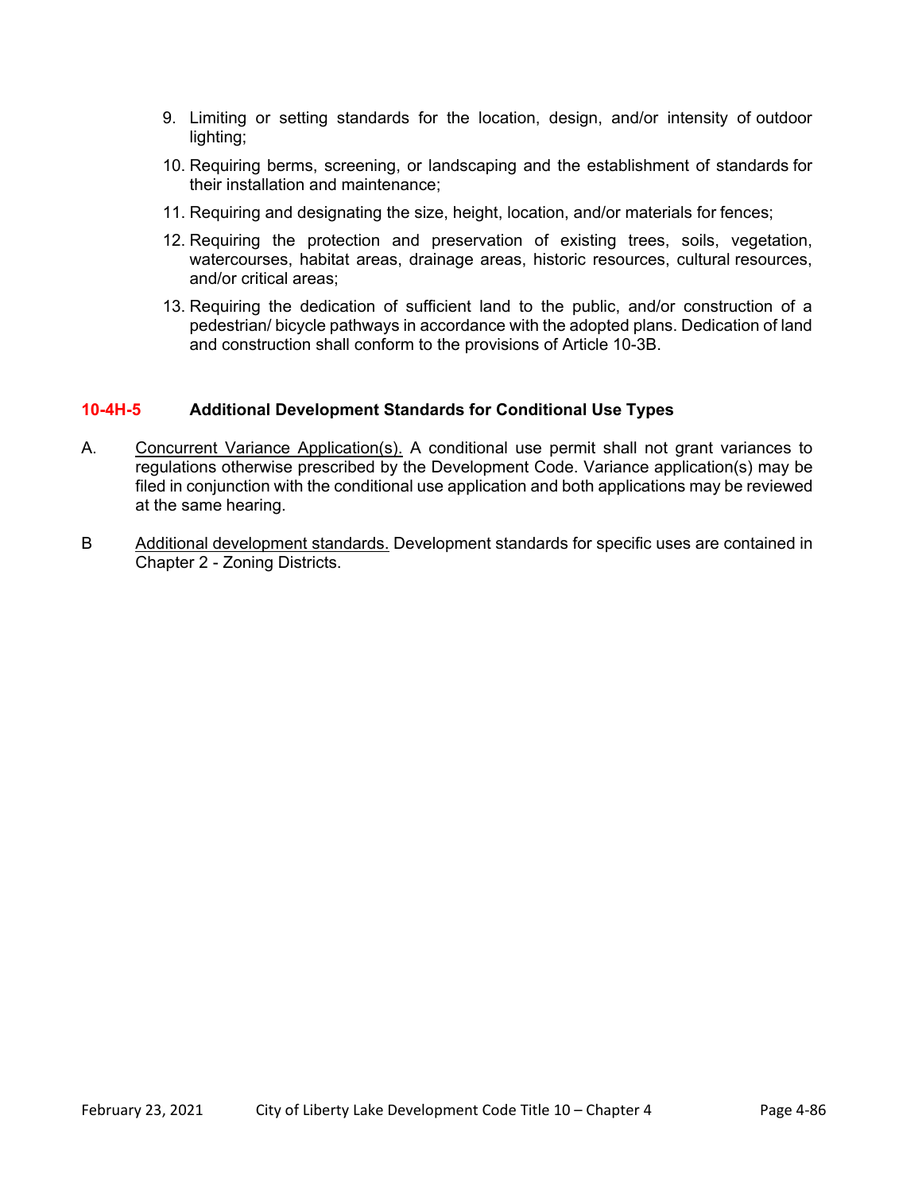9. Limiting or setting standards for the location, design, and/or intensity of outdoor lighting;
10. Requiring berms, screening, or landscaping and the establishment of standards for their installation and maintenance;
11. Requiring and designating the size, height, location, and/or materials for fences;
12. Requiring the protection and preservation of existing trees, soils, vegetation, watercourses, habitat areas, drainage areas, historic resources, cultural resources, and/or critical areas;
13. Requiring the dedication of sufficient land to the public, and/or construction of a pedestrian/ bicycle pathways in accordance with the adopted plans. Dedication of land and construction shall conform to the provisions of Article 10-3B.

### 10-4H-5 Additional Development Standards for Conditional Use Types

A. Concurrent Variance Application(s). A conditional use permit shall not grant variances to regulations otherwise prescribed by the Development Code. Variance application(s) may be filed in conjunction with the conditional use application and both applications may be reviewed at the same hearing.

B Additional development standards. Development standards for specific uses are contained in Chapter 2 - Zoning Districts.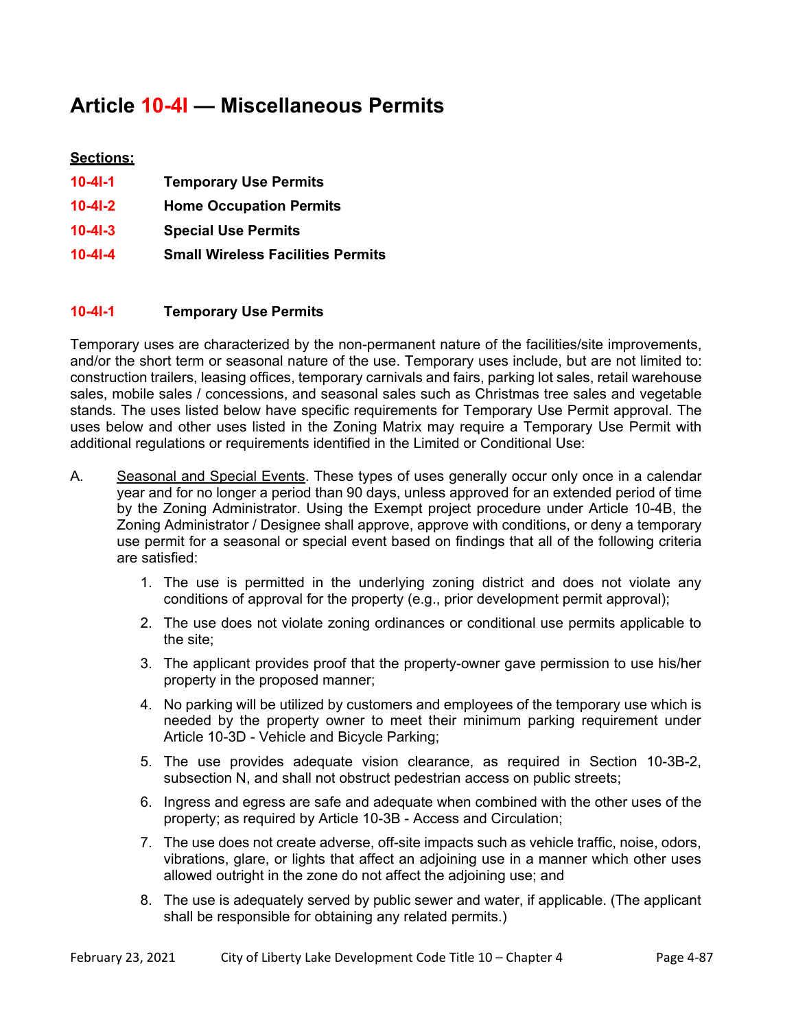# Article 10-4I — Miscellaneous Permits

**Sections:**

**10-4I-1** **Temporary Use Permits**

**10-4I-2** **Home Occupation Permits**

**10-4I-3** **Special Use Permits**

**10-4I-4** **Small Wireless Facilities Permits**

## 10-4I-1 Temporary Use Permits

Temporary uses are characterized by the non-permanent nature of the facilities/site improvements, and/or the short term or seasonal nature of the use. Temporary uses include, but are not limited to: construction trailers, leasing offices, temporary carnivals and fairs, parking lot sales, retail warehouse sales, mobile sales / concessions, and seasonal sales such as Christmas tree sales and vegetable stands. The uses listed below have specific requirements for Temporary Use Permit approval. The uses below and other uses listed in the Zoning Matrix may require a Temporary Use Permit with additional regulations or requirements identified in the Limited or Conditional Use:

A. Seasonal and Special Events. These types of uses generally occur only once in a calendar year and for no longer a period than 90 days, unless approved for an extended period of time by the Zoning Administrator. Using the Exempt project procedure under Article 10-4B, the Zoning Administrator / Designee shall approve, approve with conditions, or deny a temporary use permit for a seasonal or special event based on findings that all of the following criteria are satisfied:

1. The use is permitted in the underlying zoning district and does not violate any conditions of approval for the property (e.g., prior development permit approval);
2. The use does not violate zoning ordinances or conditional use permits applicable to the site;
3. The applicant provides proof that the property-owner gave permission to use his/her property in the proposed manner;
4. No parking will be utilized by customers and employees of the temporary use which is needed by the property owner to meet their minimum parking requirement under Article 10-3D - Vehicle and Bicycle Parking;
5. The use provides adequate vision clearance, as required in Section 10-3B-2, subsection N, and shall not obstruct pedestrian access on public streets;
6. Ingress and egress are safe and adequate when combined with the other uses of the property; as required by Article 10-3B - Access and Circulation;
7. The use does not create adverse, off-site impacts such as vehicle traffic, noise, odors, vibrations, glare, or lights that affect an adjoining use in a manner which other uses allowed outright in the zone do not affect the adjoining use; and
8. The use is adequately served by public sewer and water, if applicable. (The applicant shall be responsible for obtaining any related permits.)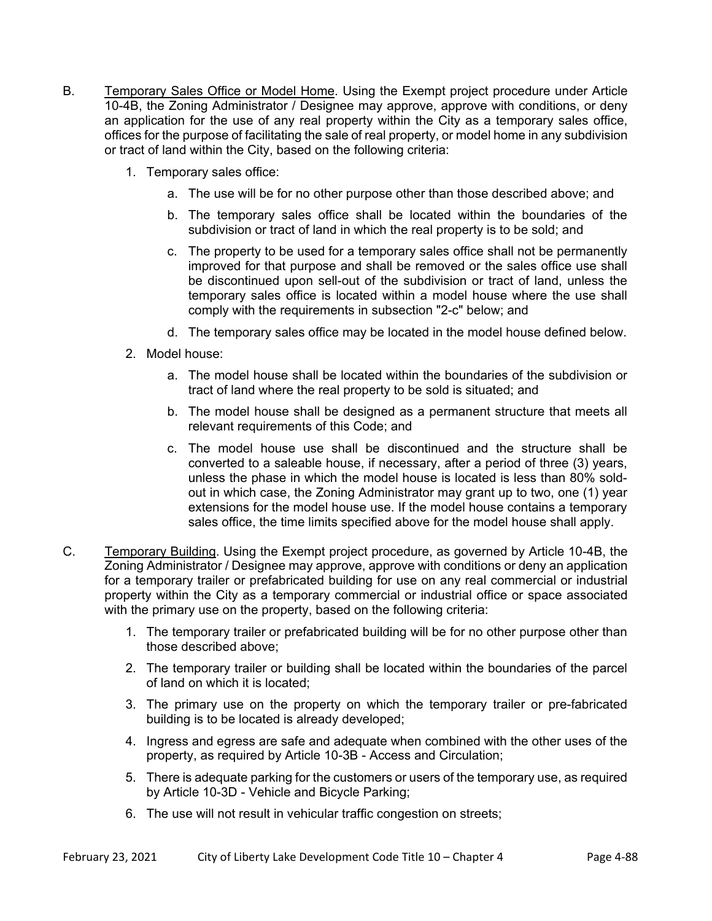B. <u>Temporary Sales Office or Model Home</u>. Using the Exempt project procedure under Article 10-4B, the Zoning Administrator / Designee may approve, approve with conditions, or deny an application for the use of any real property within the City as a temporary sales office, offices for the purpose of facilitating the sale of real property, or model home in any subdivision or tract of land within the City, based on the following criteria:

1. Temporary sales office:
   a. The use will be for no other purpose other than those described above; and
   b. The temporary sales office shall be located within the boundaries of the subdivision or tract of land in which the real property is to be sold; and
   c. The property to be used for a temporary sales office shall not be permanently improved for that purpose and shall be removed or the sales office use shall be discontinued upon sell-out of the subdivision or tract of land, unless the temporary sales office is located within a model house where the use shall comply with the requirements in subsection "2-c" below; and
   d. The temporary sales office may be located in the model house defined below.
2. Model house:
   a. The model house shall be located within the boundaries of the subdivision or tract of land where the real property to be sold is situated; and
   b. The model house shall be designed as a permanent structure that meets all relevant requirements of this Code; and
   c. The model house use shall be discontinued and the structure shall be converted to a saleable house, if necessary, after a period of three (3) years, unless the phase in which the model house is located is less than 80% sold-out in which case, the Zoning Administrator may grant up to two, one (1) year extensions for the model house use. If the model house contains a temporary sales office, the time limits specified above for the model house shall apply.

C. <u>Temporary Building</u>. Using the Exempt project procedure, as governed by Article 10-4B, the Zoning Administrator / Designee may approve, approve with conditions or deny an application for a temporary trailer or prefabricated building for use on any real commercial or industrial property within the City as a temporary commercial or industrial office or space associated with the primary use on the property, based on the following criteria:

1. The temporary trailer or prefabricated building will be for no other purpose other than those described above;
2. The temporary trailer or building shall be located within the boundaries of the parcel of land on which it is located;
3. The primary use on the property on which the temporary trailer or pre-fabricated building is to be located is already developed;
4. Ingress and egress are safe and adequate when combined with the other uses of the property, as required by Article 10-3B - Access and Circulation;
5. There is adequate parking for the customers or users of the temporary use, as required by Article 10-3D - Vehicle and Bicycle Parking;
6. The use will not result in vehicular traffic congestion on streets;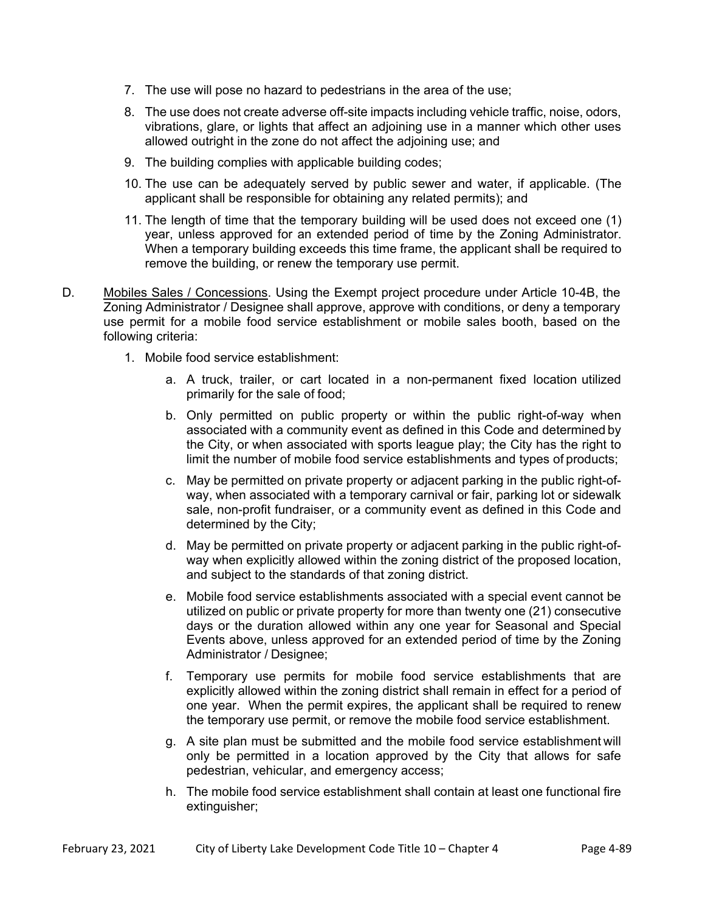7. The use will pose no hazard to pedestrians in the area of the use;
8. The use does not create adverse off-site impacts including vehicle traffic, noise, odors, vibrations, glare, or lights that affect an adjoining use in a manner which other uses allowed outright in the zone do not affect the adjoining use; and
9. The building complies with applicable building codes;
10. The use can be adequately served by public sewer and water, if applicable. (The applicant shall be responsible for obtaining any related permits); and
11. The length of time that the temporary building will be used does not exceed one (1) year, unless approved for an extended period of time by the Zoning Administrator. When a temporary building exceeds this time frame, the applicant shall be required to remove the building, or renew the temporary use permit.

D. <u>Mobiles Sales / Concessions</u>. Using the Exempt project procedure under Article 10-4B, the Zoning Administrator / Designee shall approve, approve with conditions, or deny a temporary use permit for a mobile food service establishment or mobile sales booth, based on the following criteria:

1. Mobile food service establishment:
    a. A truck, trailer, or cart located in a non-permanent fixed location utilized primarily for the sale of food;
    b. Only permitted on public property or within the public right-of-way when associated with a community event as defined in this Code and determined by the City, or when associated with sports league play; the City has the right to limit the number of mobile food service establishments and types of products;
    c. May be permitted on private property or adjacent parking in the public right-of-way, when associated with a temporary carnival or fair, parking lot or sidewalk sale, non-profit fundraiser, or a community event as defined in this Code and determined by the City;
    d. May be permitted on private property or adjacent parking in the public right-of-way when explicitly allowed within the zoning district of the proposed location, and subject to the standards of that zoning district.
    e. Mobile food service establishments associated with a special event cannot be utilized on public or private property for more than twenty one (21) consecutive days or the duration allowed within any one year for Seasonal and Special Events above, unless approved for an extended period of time by the Zoning Administrator / Designee;
    f. Temporary use permits for mobile food service establishments that are explicitly allowed within the zoning district shall remain in effect for a period of one year. When the permit expires, the applicant shall be required to renew the temporary use permit, or remove the mobile food service establishment.
    g. A site plan must be submitted and the mobile food service establishment will only be permitted in a location approved by the City that allows for safe pedestrian, vehicular, and emergency access;
    h. The mobile food service establishment shall contain at least one functional fire extinguisher;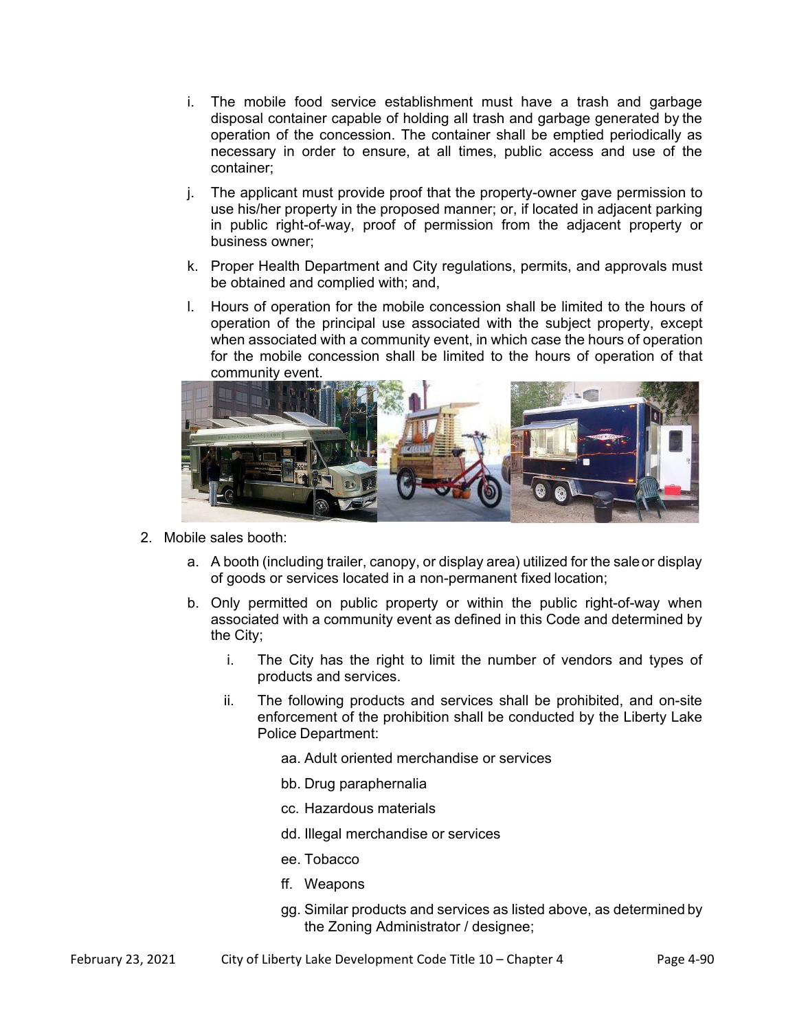i. The mobile food service establishment must have a trash and garbage disposal container capable of holding all trash and garbage generated by the operation of the concession. The container shall be emptied periodically as necessary in order to ensure, at all times, public access and use of the container;

j. The applicant must provide proof that the property-owner gave permission to use his/her property in the proposed manner; or, if located in adjacent parking in public right-of-way, proof of permission from the adjacent property or business owner;

k. Proper Health Department and City regulations, permits, and approvals must be obtained and complied with; and,

l. Hours of operation for the mobile concession shall be limited to the hours of operation of the principal use associated with the subject property, except when associated with a community event, in which case the hours of operation for the mobile concession shall be limited to the hours of operation of that community event.

2. Mobile sales booth:

   a. A booth (including trailer, canopy, or display area) utilized for the sale or display of goods or services located in a non-permanent fixed location;

   b. Only permitted on public property or within the public right-of-way when associated with a community event as defined in this Code and determined by the City;

      i. The City has the right to limit the number of vendors and types of products and services.

      ii. The following products and services shall be prohibited, and on-site enforcement of the prohibition shall be conducted by the Liberty Lake Police Department:

         aa. Adult oriented merchandise or services

         bb. Drug paraphernalia

         cc. Hazardous materials

         dd. Illegal merchandise or services

         ee. Tobacco

         ff. Weapons

         gg. Similar products and services as listed above, as determined by the Zoning Administrator / designee;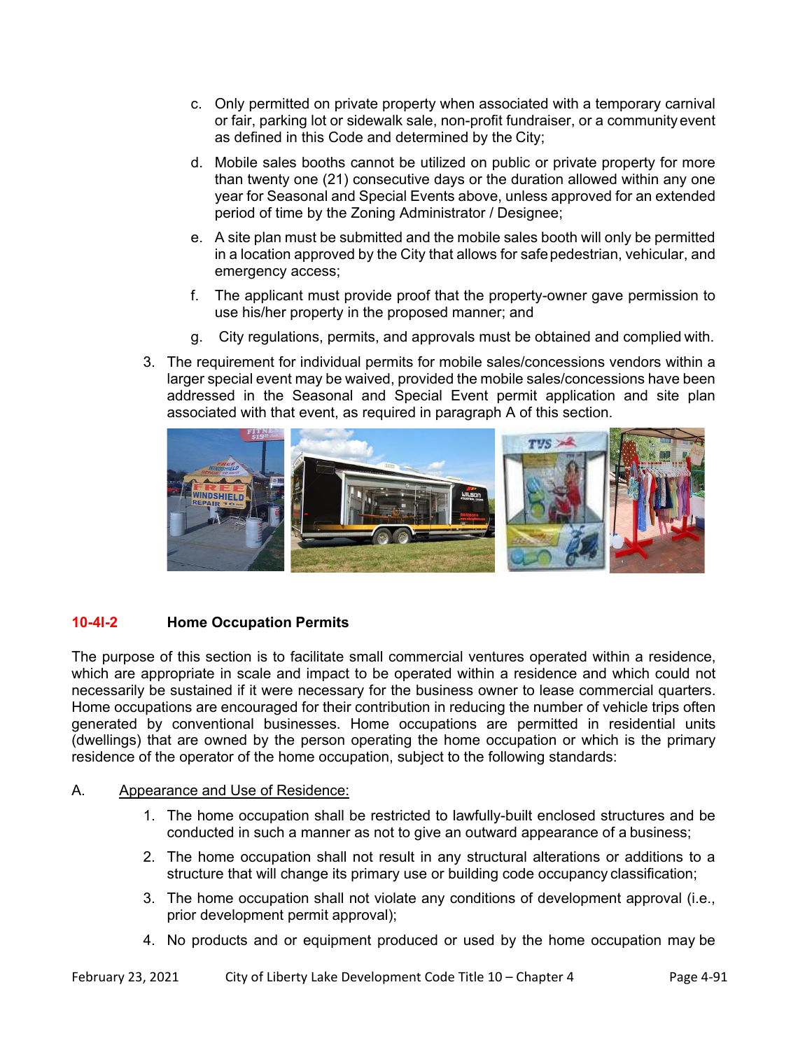c. Only permitted on private property when associated with a temporary carnival or fair, parking lot or sidewalk sale, non-profit fundraiser, or a community event as defined in this Code and determined by the City;

d. Mobile sales booths cannot be utilized on public or private property for more than twenty one (21) consecutive days or the duration allowed within any one year for Seasonal and Special Events above, unless approved for an extended period of time by the Zoning Administrator / Designee;

e. A site plan must be submitted and the mobile sales booth will only be permitted in a location approved by the City that allows for safe pedestrian, vehicular, and emergency access;

f. The applicant must provide proof that the property-owner gave permission to use his/her property in the proposed manner; and

g. City regulations, permits, and approvals must be obtained and complied with.

3. The requirement for individual permits for mobile sales/concessions vendors within a larger special event may be waived, provided the mobile sales/concessions have been addressed in the Seasonal and Special Event permit application and site plan associated with that event, as required in paragraph A of this section.

## 10-4I-2 Home Occupation Permits

The purpose of this section is to facilitate small commercial ventures operated within a residence, which are appropriate in scale and impact to be operated within a residence and which could not necessarily be sustained if it were necessary for the business owner to lease commercial quarters. Home occupations are encouraged for their contribution in reducing the number of vehicle trips often generated by conventional businesses. Home occupations are permitted in residential units (dwellings) that are owned by the person operating the home occupation or which is the primary residence of the operator of the home occupation, subject to the following standards:

A. Appearance and Use of Residence:

1. The home occupation shall be restricted to lawfully-built enclosed structures and be conducted in such a manner as not to give an outward appearance of a business;

2. The home occupation shall not result in any structural alterations or additions to a structure that will change its primary use or building code occupancy classification;

3. The home occupation shall not violate any conditions of development approval (i.e., prior development permit approval);

4. No products and or equipment produced or used by the home occupation may be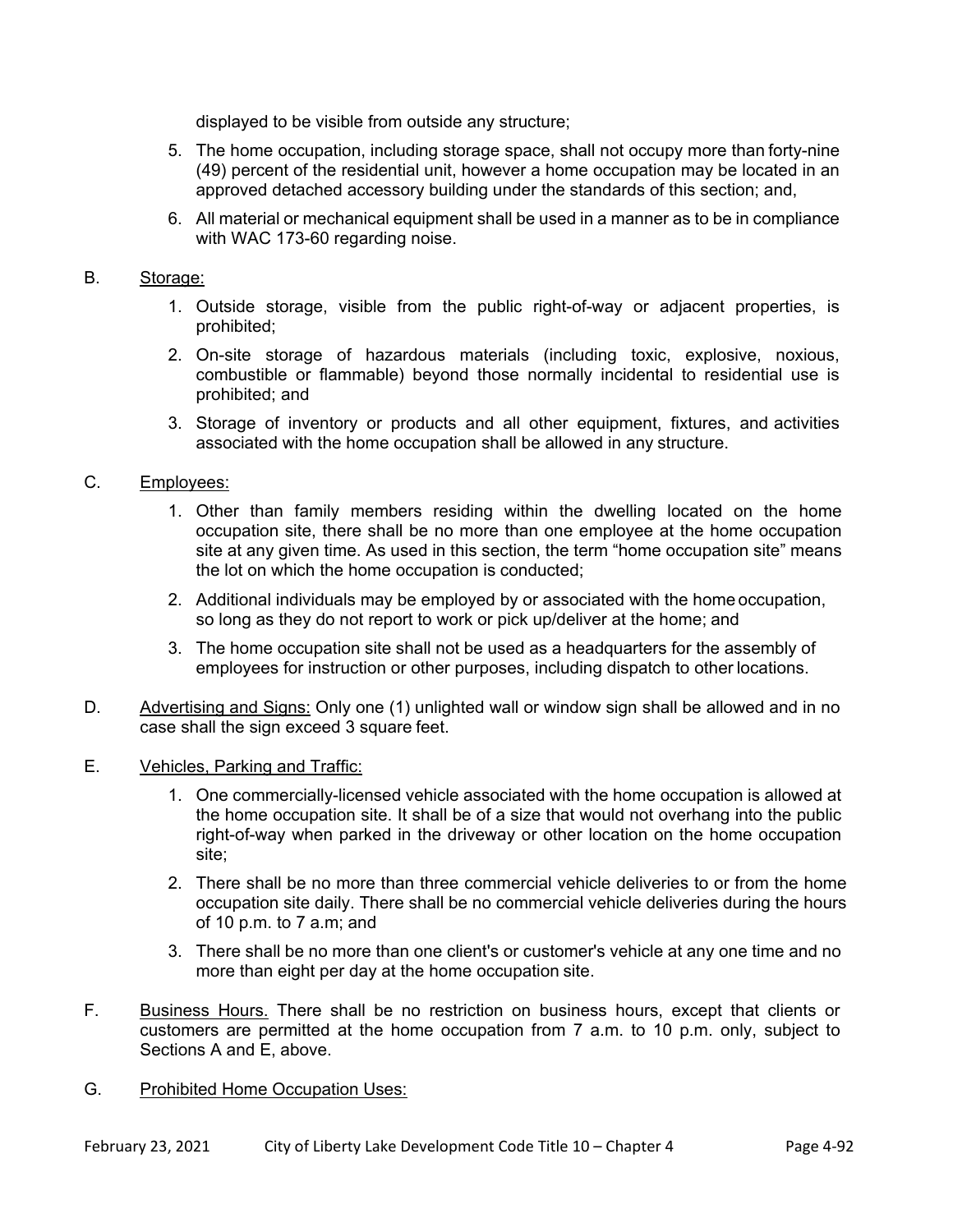displayed to be visible from outside any structure;

5. The home occupation, including storage space, shall not occupy more than forty-nine (49) percent of the residential unit, however a home occupation may be located in an approved detached accessory building under the standards of this section; and,
6. All material or mechanical equipment shall be used in a manner as to be in compliance with WAC 173-60 regarding noise.

B. Storage:

1. Outside storage, visible from the public right-of-way or adjacent properties, is prohibited;
2. On-site storage of hazardous materials (including toxic, explosive, noxious, combustible or flammable) beyond those normally incidental to residential use is prohibited; and
3. Storage of inventory or products and all other equipment, fixtures, and activities associated with the home occupation shall be allowed in any structure.

C. Employees:

1. Other than family members residing within the dwelling located on the home occupation site, there shall be no more than one employee at the home occupation site at any given time. As used in this section, the term "home occupation site" means the lot on which the home occupation is conducted;
2. Additional individuals may be employed by or associated with the home occupation, so long as they do not report to work or pick up/deliver at the home; and
3. The home occupation site shall not be used as a headquarters for the assembly of employees for instruction or other purposes, including dispatch to other locations.

D. Advertising and Signs: Only one (1) unlighted wall or window sign shall be allowed and in no case shall the sign exceed 3 square feet.

E. Vehicles, Parking and Traffic:

1. One commercially-licensed vehicle associated with the home occupation is allowed at the home occupation site. It shall be of a size that would not overhang into the public right-of-way when parked in the driveway or other location on the home occupation site;
2. There shall be no more than three commercial vehicle deliveries to or from the home occupation site daily. There shall be no commercial vehicle deliveries during the hours of 10 p.m. to 7 a.m; and
3. There shall be no more than one client's or customer's vehicle at any one time and no more than eight per day at the home occupation site.

F. Business Hours. There shall be no restriction on business hours, except that clients or customers are permitted at the home occupation from 7 a.m. to 10 p.m. only, subject to Sections A and E, above.

G. Prohibited Home Occupation Uses: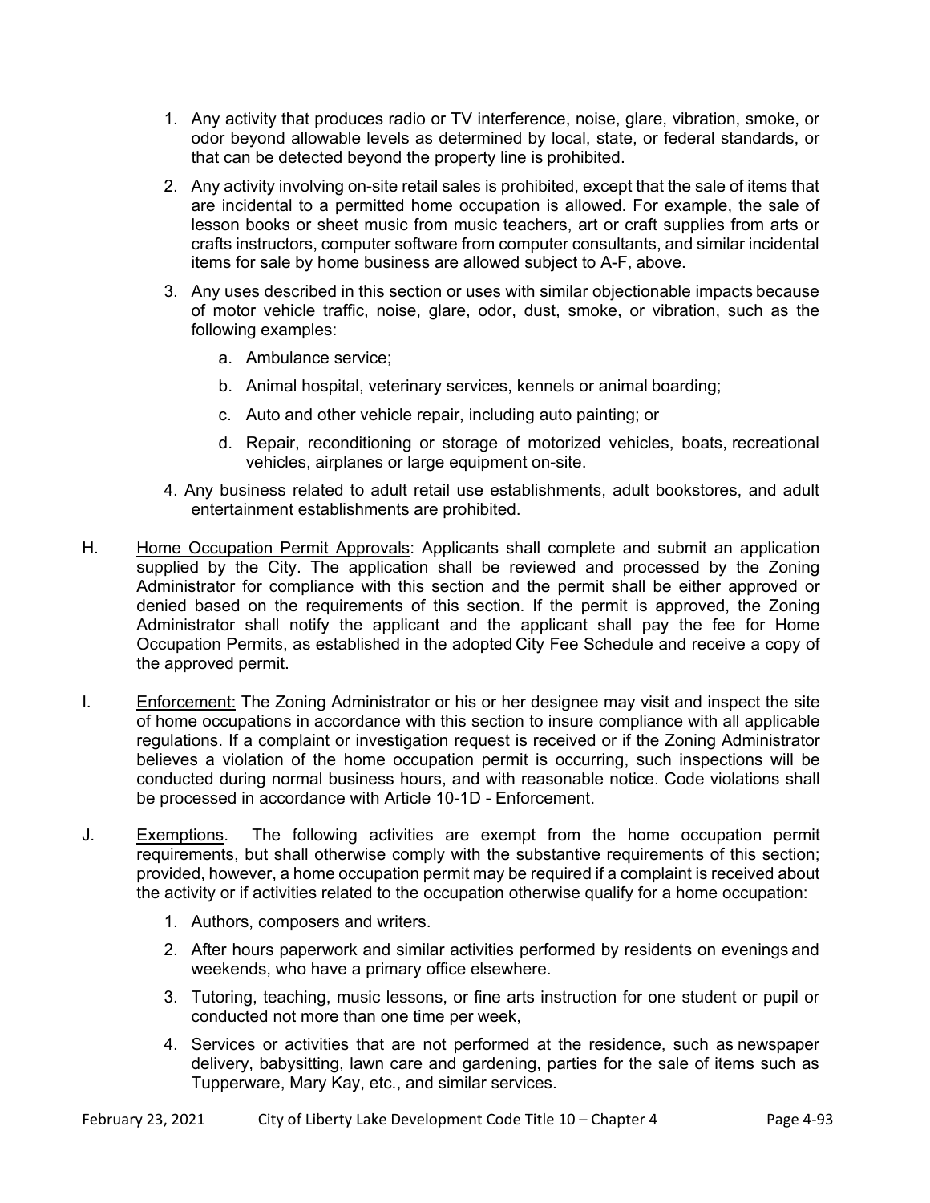1. Any activity that produces radio or TV interference, noise, glare, vibration, smoke, or odor beyond allowable levels as determined by local, state, or federal standards, or that can be detected beyond the property line is prohibited.
2. Any activity involving on-site retail sales is prohibited, except that the sale of items that are incidental to a permitted home occupation is allowed. For example, the sale of lesson books or sheet music from music teachers, art or craft supplies from arts or crafts instructors, computer software from computer consultants, and similar incidental items for sale by home business are allowed subject to A-F, above.
3. Any uses described in this section or uses with similar objectionable impacts because of motor vehicle traffic, noise, glare, odor, dust, smoke, or vibration, such as the following examples:
    a. Ambulance service;
    b. Animal hospital, veterinary services, kennels or animal boarding;
    c. Auto and other vehicle repair, including auto painting; or
    d. Repair, reconditioning or storage of motorized vehicles, boats, recreational vehicles, airplanes or large equipment on-site.
4. Any business related to adult retail use establishments, adult bookstores, and adult entertainment establishments are prohibited.

H. Home Occupation Permit Approvals: Applicants shall complete and submit an application supplied by the City. The application shall be reviewed and processed by the Zoning Administrator for compliance with this section and the permit shall be either approved or denied based on the requirements of this section. If the permit is approved, the Zoning Administrator shall notify the applicant and the applicant shall pay the fee for Home Occupation Permits, as established in the adopted City Fee Schedule and receive a copy of the approved permit.

I. Enforcement: The Zoning Administrator or his or her designee may visit and inspect the site of home occupations in accordance with this section to insure compliance with all applicable regulations. If a complaint or investigation request is received or if the Zoning Administrator believes a violation of the home occupation permit is occurring, such inspections will be conducted during normal business hours, and with reasonable notice. Code violations shall be processed in accordance with Article 10-1D - Enforcement.

J. Exemptions. The following activities are exempt from the home occupation permit requirements, but shall otherwise comply with the substantive requirements of this section; provided, however, a home occupation permit may be required if a complaint is received about the activity or if activities related to the occupation otherwise qualify for a home occupation:

1. Authors, composers and writers.
2. After hours paperwork and similar activities performed by residents on evenings and weekends, who have a primary office elsewhere.
3. Tutoring, teaching, music lessons, or fine arts instruction for one student or pupil or conducted not more than one time per week,
4. Services or activities that are not performed at the residence, such as newspaper delivery, babysitting, lawn care and gardening, parties for the sale of items such as Tupperware, Mary Kay, etc., and similar services.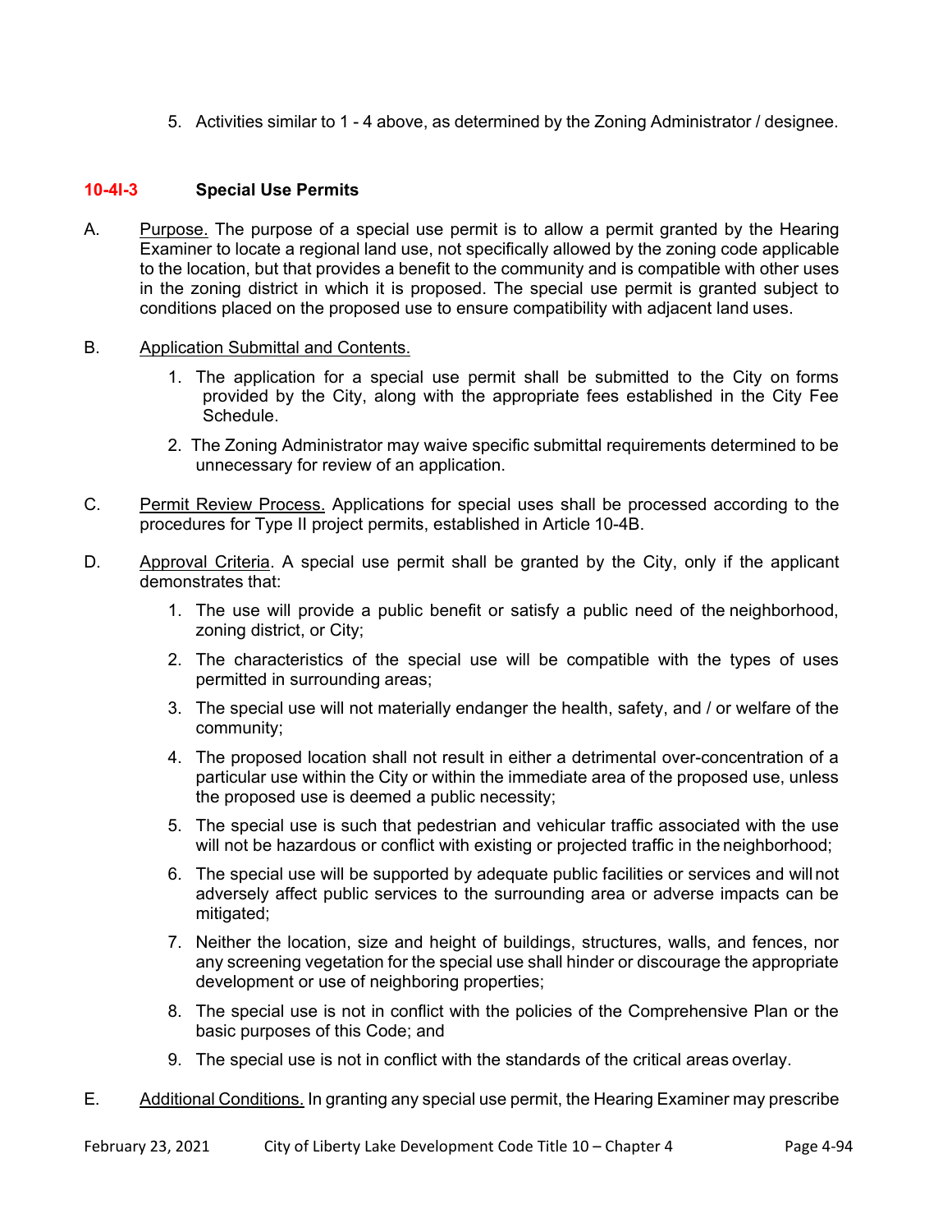5. Activities similar to 1 - 4 above, as determined by the Zoning Administrator / designee.

## 10-4I-3 Special Use Permits

A. Purpose. The purpose of a special use permit is to allow a permit granted by the Hearing Examiner to locate a regional land use, not specifically allowed by the zoning code applicable to the location, but that provides a benefit to the community and is compatible with other uses in the zoning district in which it is proposed. The special use permit is granted subject to conditions placed on the proposed use to ensure compatibility with adjacent land uses.

B. Application Submittal and Contents.

1. The application for a special use permit shall be submitted to the City on forms provided by the City, along with the appropriate fees established in the City Fee Schedule.
2. The Zoning Administrator may waive specific submittal requirements determined to be unnecessary for review of an application.

C. Permit Review Process. Applications for special uses shall be processed according to the procedures for Type II project permits, established in Article 10-4B.

D. Approval Criteria. A special use permit shall be granted by the City, only if the applicant demonstrates that:

1. The use will provide a public benefit or satisfy a public need of the neighborhood, zoning district, or City;
2. The characteristics of the special use will be compatible with the types of uses permitted in surrounding areas;
3. The special use will not materially endanger the health, safety, and / or welfare of the community;
4. The proposed location shall not result in either a detrimental over-concentration of a particular use within the City or within the immediate area of the proposed use, unless the proposed use is deemed a public necessity;
5. The special use is such that pedestrian and vehicular traffic associated with the use will not be hazardous or conflict with existing or projected traffic in the neighborhood;
6. The special use will be supported by adequate public facilities or services and will not adversely affect public services to the surrounding area or adverse impacts can be mitigated;
7. Neither the location, size and height of buildings, structures, walls, and fences, nor any screening vegetation for the special use shall hinder or discourage the appropriate development or use of neighboring properties;
8. The special use is not in conflict with the policies of the Comprehensive Plan or the basic purposes of this Code; and
9. The special use is not in conflict with the standards of the critical areas overlay.

E. Additional Conditions. In granting any special use permit, the Hearing Examiner may prescribe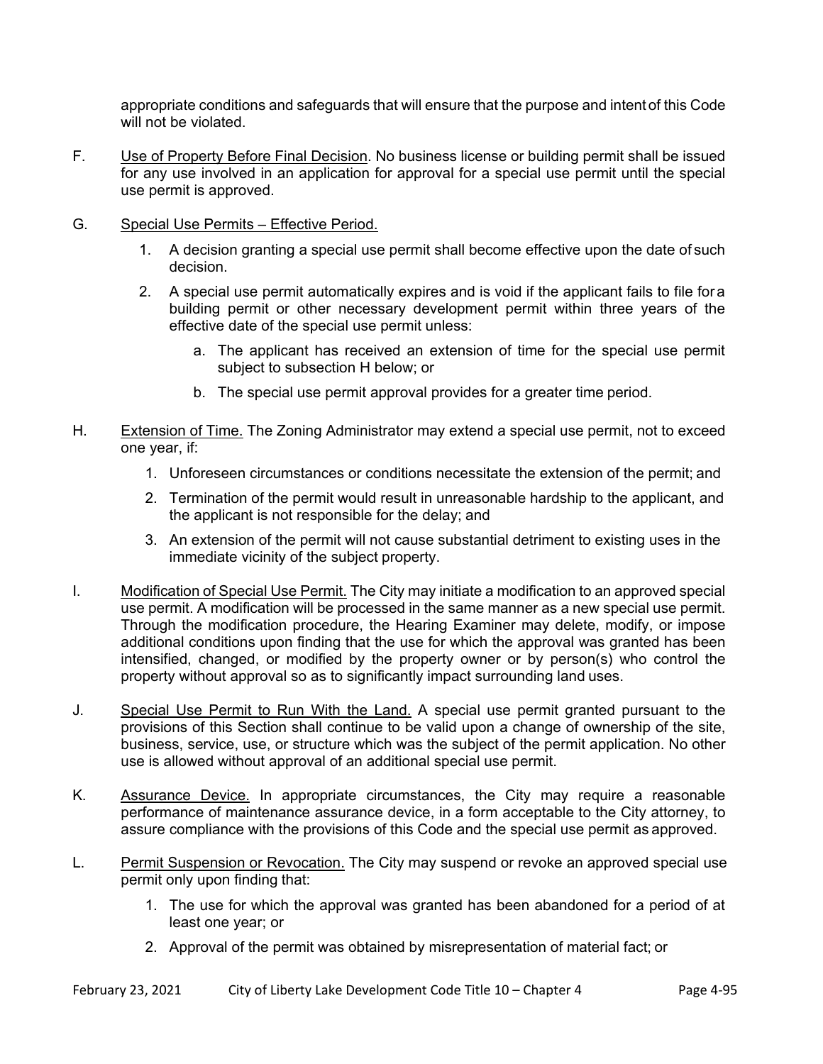appropriate conditions and safeguards that will ensure that the purpose and intent of this Code will not be violated.

F. Use of Property Before Final Decision. No business license or building permit shall be issued for any use involved in an application for approval for a special use permit until the special use permit is approved.

G. Special Use Permits – Effective Period.

1. A decision granting a special use permit shall become effective upon the date of such decision.
2. A special use permit automatically expires and is void if the applicant fails to file for a building permit or other necessary development permit within three years of the effective date of the special use permit unless:
   a. The applicant has received an extension of time for the special use permit subject to subsection H below; or
   b. The special use permit approval provides for a greater time period.

H. Extension of Time. The Zoning Administrator may extend a special use permit, not to exceed one year, if:

1. Unforeseen circumstances or conditions necessitate the extension of the permit; and
2. Termination of the permit would result in unreasonable hardship to the applicant, and the applicant is not responsible for the delay; and
3. An extension of the permit will not cause substantial detriment to existing uses in the immediate vicinity of the subject property.

I. Modification of Special Use Permit. The City may initiate a modification to an approved special use permit. A modification will be processed in the same manner as a new special use permit. Through the modification procedure, the Hearing Examiner may delete, modify, or impose additional conditions upon finding that the use for which the approval was granted has been intensified, changed, or modified by the property owner or by person(s) who control the property without approval so as to significantly impact surrounding land uses.

J. Special Use Permit to Run With the Land. A special use permit granted pursuant to the provisions of this Section shall continue to be valid upon a change of ownership of the site, business, service, use, or structure which was the subject of the permit application. No other use is allowed without approval of an additional special use permit.

K. Assurance Device. In appropriate circumstances, the City may require a reasonable performance of maintenance assurance device, in a form acceptable to the City attorney, to assure compliance with the provisions of this Code and the special use permit as approved.

L. Permit Suspension or Revocation. The City may suspend or revoke an approved special use permit only upon finding that:

1. The use for which the approval was granted has been abandoned for a period of at least one year; or
2. Approval of the permit was obtained by misrepresentation of material fact; or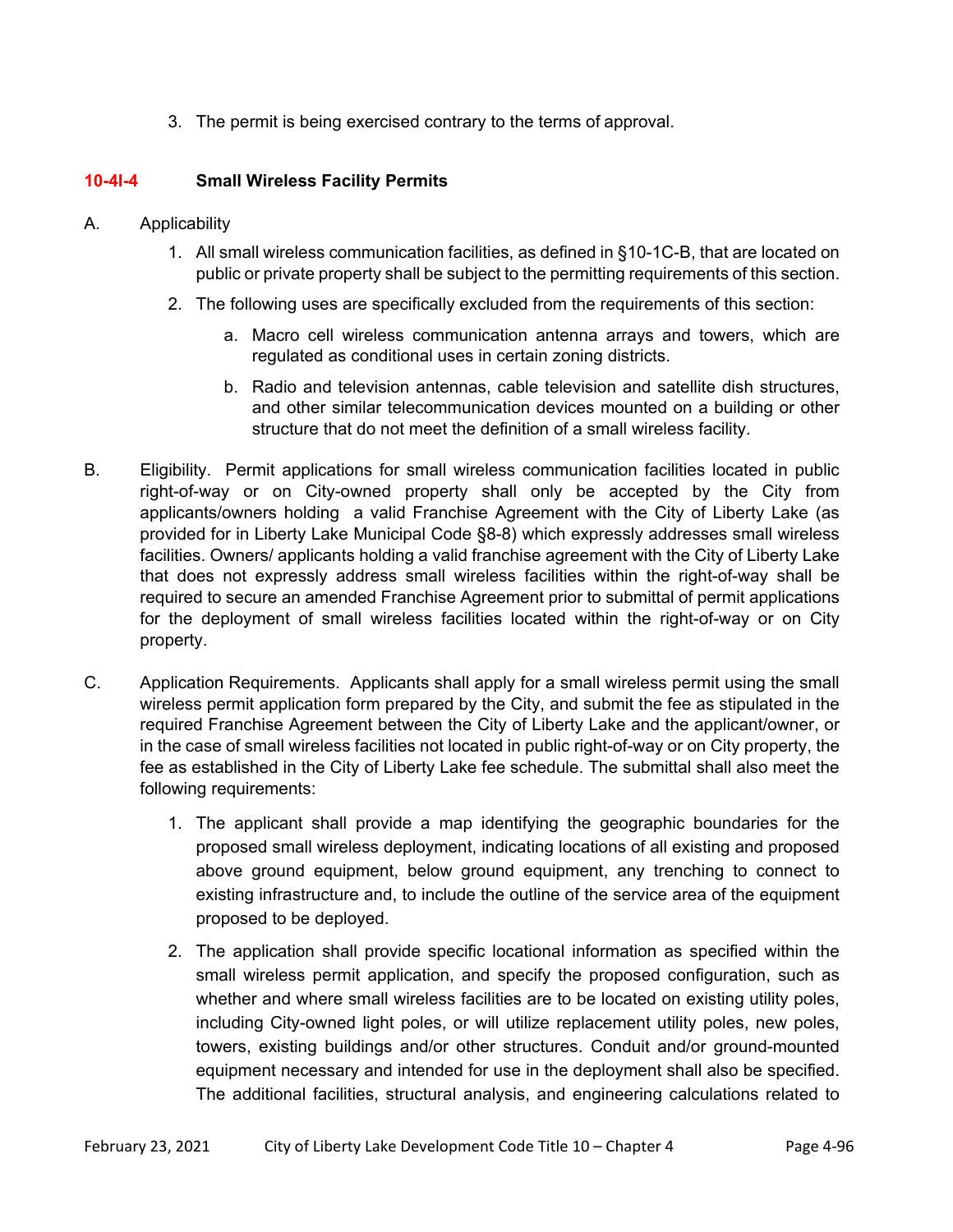3. The permit is being exercised contrary to the terms of approval.

## 10-4I-4 Small Wireless Facility Permits

A. Applicability

1. All small wireless communication facilities, as defined in §10-1C-B, that are located on public or private property shall be subject to the permitting requirements of this section.
2. The following uses are specifically excluded from the requirements of this section:
    a. Macro cell wireless communication antenna arrays and towers, which are regulated as conditional uses in certain zoning districts.
    b. Radio and television antennas, cable television and satellite dish structures, and other similar telecommunication devices mounted on a building or other structure that do not meet the definition of a small wireless facility.

B. Eligibility. Permit applications for small wireless communication facilities located in public right-of-way or on City-owned property shall only be accepted by the City from applicants/owners holding a valid Franchise Agreement with the City of Liberty Lake (as provided for in Liberty Lake Municipal Code §8-8) which expressly addresses small wireless facilities. Owners/ applicants holding a valid franchise agreement with the City of Liberty Lake that does not expressly address small wireless facilities within the right-of-way shall be required to secure an amended Franchise Agreement prior to submittal of permit applications for the deployment of small wireless facilities located within the right-of-way or on City property.

C. Application Requirements. Applicants shall apply for a small wireless permit using the small wireless permit application form prepared by the City, and submit the fee as stipulated in the required Franchise Agreement between the City of Liberty Lake and the applicant/owner, or in the case of small wireless facilities not located in public right-of-way or on City property, the fee as established in the City of Liberty Lake fee schedule. The submittal shall also meet the following requirements:

1. The applicant shall provide a map identifying the geographic boundaries for the proposed small wireless deployment, indicating locations of all existing and proposed above ground equipment, below ground equipment, any trenching to connect to existing infrastructure and, to include the outline of the service area of the equipment proposed to be deployed.
2. The application shall provide specific locational information as specified within the small wireless permit application, and specify the proposed configuration, such as whether and where small wireless facilities are to be located on existing utility poles, including City-owned light poles, or will utilize replacement utility poles, new poles, towers, existing buildings and/or other structures. Conduit and/or ground-mounted equipment necessary and intended for use in the deployment shall also be specified. The additional facilities, structural analysis, and engineering calculations related to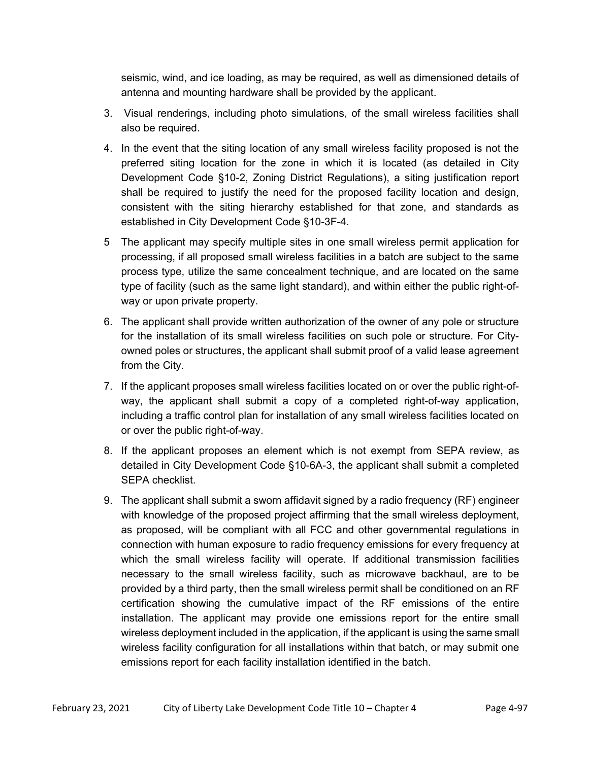seismic, wind, and ice loading, as may be required, as well as dimensioned details of antenna and mounting hardware shall be provided by the applicant.

3. Visual renderings, including photo simulations, of the small wireless facilities shall also be required.

4. In the event that the siting location of any small wireless facility proposed is not the preferred siting location for the zone in which it is located (as detailed in City Development Code §10-2, Zoning District Regulations), a siting justification report shall be required to justify the need for the proposed facility location and design, consistent with the siting hierarchy established for that zone, and standards as established in City Development Code §10-3F-4.

5 The applicant may specify multiple sites in one small wireless permit application for processing, if all proposed small wireless facilities in a batch are subject to the same process type, utilize the same concealment technique, and are located on the same type of facility (such as the same light standard), and within either the public right-of-way or upon private property.

6. The applicant shall provide written authorization of the owner of any pole or structure for the installation of its small wireless facilities on such pole or structure. For City-owned poles or structures, the applicant shall submit proof of a valid lease agreement from the City.

7. If the applicant proposes small wireless facilities located on or over the public right-of-way, the applicant shall submit a copy of a completed right-of-way application, including a traffic control plan for installation of any small wireless facilities located on or over the public right-of-way.

8. If the applicant proposes an element which is not exempt from SEPA review, as detailed in City Development Code §10-6A-3, the applicant shall submit a completed SEPA checklist.

9. The applicant shall submit a sworn affidavit signed by a radio frequency (RF) engineer with knowledge of the proposed project affirming that the small wireless deployment, as proposed, will be compliant with all FCC and other governmental regulations in connection with human exposure to radio frequency emissions for every frequency at which the small wireless facility will operate. If additional transmission facilities necessary to the small wireless facility, such as microwave backhaul, are to be provided by a third party, then the small wireless permit shall be conditioned on an RF certification showing the cumulative impact of the RF emissions of the entire installation. The applicant may provide one emissions report for the entire small wireless deployment included in the application, if the applicant is using the same small wireless facility configuration for all installations within that batch, or may submit one emissions report for each facility installation identified in the batch.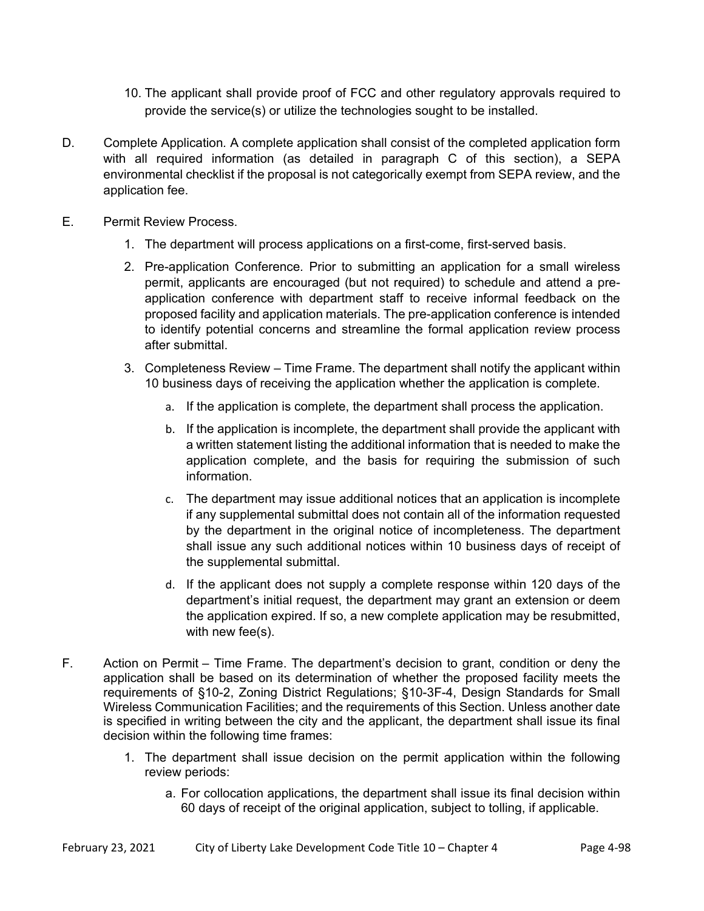10. The applicant shall provide proof of FCC and other regulatory approvals required to provide the service(s) or utilize the technologies sought to be installed.

D. Complete Application. A complete application shall consist of the completed application form with all required information (as detailed in paragraph C of this section), a SEPA environmental checklist if the proposal is not categorically exempt from SEPA review, and the application fee.

E. Permit Review Process.

1. The department will process applications on a first-come, first-served basis.

2. Pre-application Conference. Prior to submitting an application for a small wireless permit, applicants are encouraged (but not required) to schedule and attend a pre-application conference with department staff to receive informal feedback on the proposed facility and application materials. The pre-application conference is intended to identify potential concerns and streamline the formal application review process after submittal.

3. Completeness Review – Time Frame. The department shall notify the applicant within 10 business days of receiving the application whether the application is complete.

   a. If the application is complete, the department shall process the application.

   b. If the application is incomplete, the department shall provide the applicant with a written statement listing the additional information that is needed to make the application complete, and the basis for requiring the submission of such information.

   c. The department may issue additional notices that an application is incomplete if any supplemental submittal does not contain all of the information requested by the department in the original notice of incompleteness. The department shall issue any such additional notices within 10 business days of receipt of the supplemental submittal.

   d. If the applicant does not supply a complete response within 120 days of the department's initial request, the department may grant an extension or deem the application expired. If so, a new complete application may be resubmitted, with new fee(s).

F. Action on Permit – Time Frame. The department's decision to grant, condition or deny the application shall be based on its determination of whether the proposed facility meets the requirements of §10-2, Zoning District Regulations; §10-3F-4, Design Standards for Small Wireless Communication Facilities; and the requirements of this Section. Unless another date is specified in writing between the city and the applicant, the department shall issue its final decision within the following time frames:

1. The department shall issue decision on the permit application within the following review periods:

   a. For collocation applications, the department shall issue its final decision within 60 days of receipt of the original application, subject to tolling, if applicable.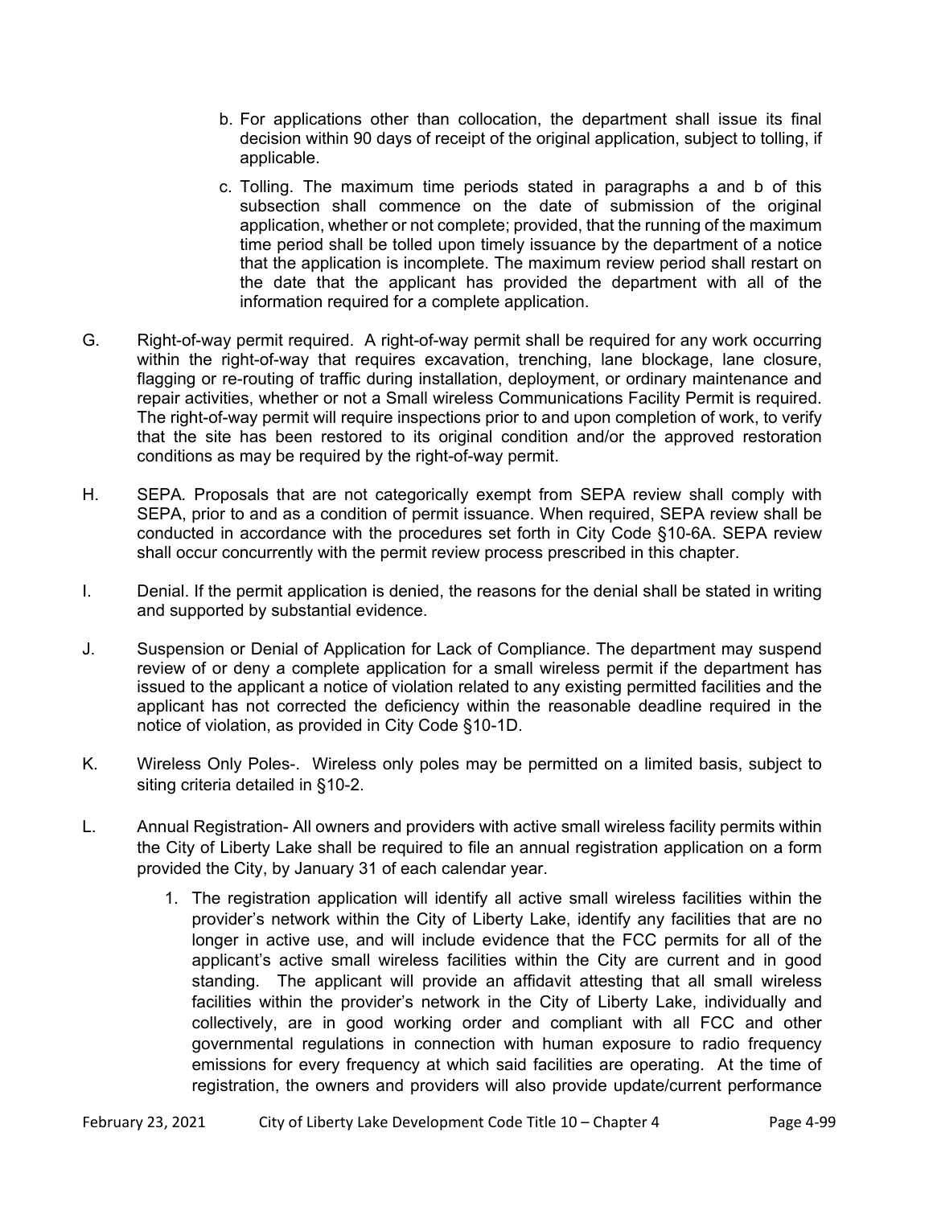b. For applications other than collocation, the department shall issue its final decision within 90 days of receipt of the original application, subject to tolling, if applicable.

c. Tolling. The maximum time periods stated in paragraphs a and b of this subsection shall commence on the date of submission of the original application, whether or not complete; provided, that the running of the maximum time period shall be tolled upon timely issuance by the department of a notice that the application is incomplete. The maximum review period shall restart on the date that the applicant has provided the department with all of the information required for a complete application.

G. Right-of-way permit required. A right-of-way permit shall be required for any work occurring within the right-of-way that requires excavation, trenching, lane blockage, lane closure, flagging or re-routing of traffic during installation, deployment, or ordinary maintenance and repair activities, whether or not a Small wireless Communications Facility Permit is required. The right-of-way permit will require inspections prior to and upon completion of work, to verify that the site has been restored to its original condition and/or the approved restoration conditions as may be required by the right-of-way permit.

H. SEPA*.* Proposals that are not categorically exempt from SEPA review shall comply with SEPA, prior to and as a condition of permit issuance. When required, SEPA review shall be conducted in accordance with the procedures set forth in City Code §10-6A. SEPA review shall occur concurrently with the permit review process prescribed in this chapter.

I. Denial. If the permit application is denied, the reasons for the denial shall be stated in writing and supported by substantial evidence.

J. Suspension or Denial of Application for Lack of Compliance. The department may suspend review of or deny a complete application for a small wireless permit if the department has issued to the applicant a notice of violation related to any existing permitted facilities and the applicant has not corrected the deficiency within the reasonable deadline required in the notice of violation, as provided in City Code §10-1D.

K. Wireless Only Poles-. Wireless only poles may be permitted on a limited basis, subject to siting criteria detailed in §10-2.

L. Annual Registration- All owners and providers with active small wireless facility permits within the City of Liberty Lake shall be required to file an annual registration application on a form provided the City, by January 31 of each calendar year.

1. The registration application will identify all active small wireless facilities within the provider's network within the City of Liberty Lake, identify any facilities that are no longer in active use, and will include evidence that the FCC permits for all of the applicant's active small wireless facilities within the City are current and in good standing. The applicant will provide an affidavit attesting that all small wireless facilities within the provider's network in the City of Liberty Lake, individually and collectively, are in good working order and compliant with all FCC and other governmental regulations in connection with human exposure to radio frequency emissions for every frequency at which said facilities are operating. At the time of registration, the owners and providers will also provide update/current performance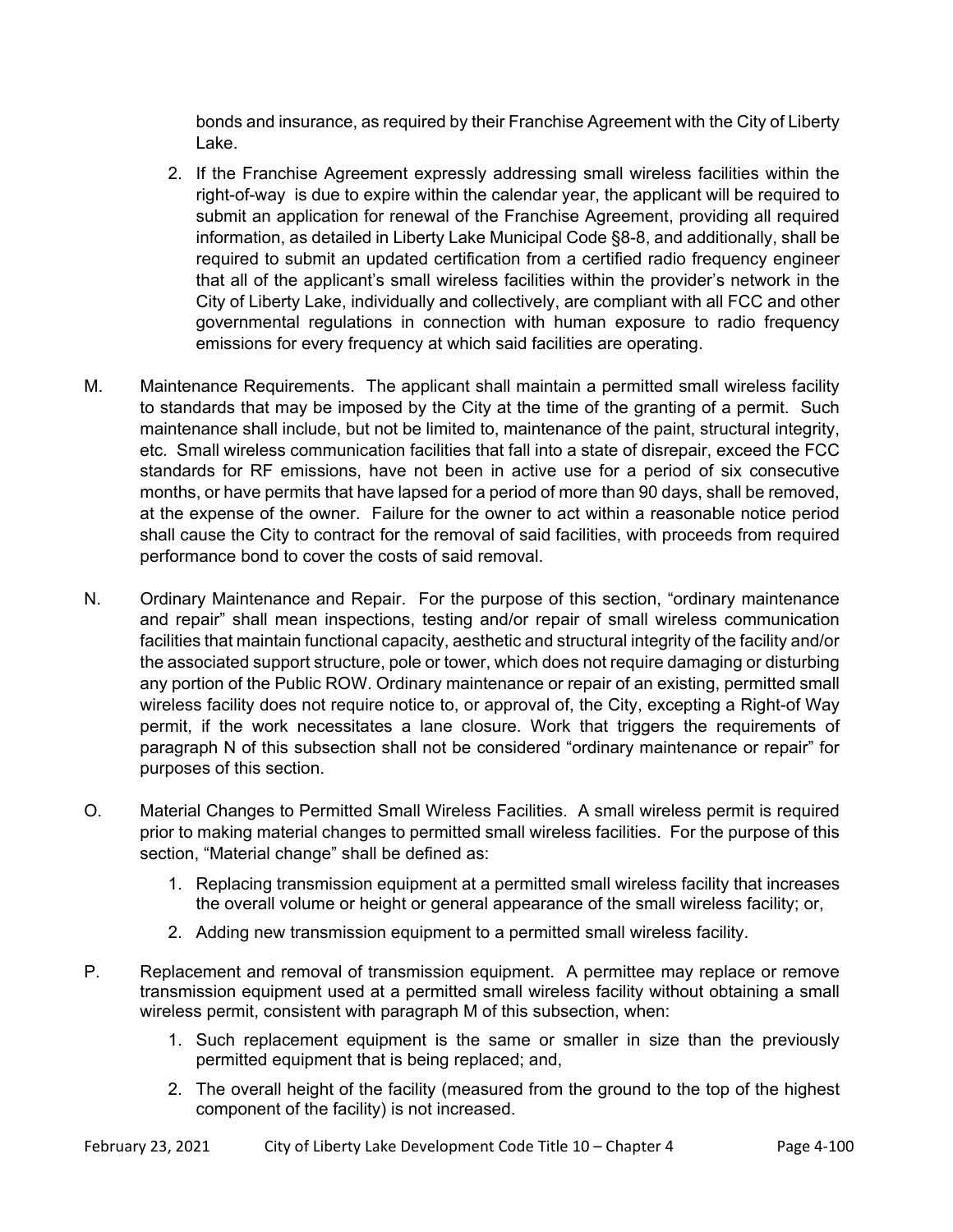bonds and insurance, as required by their Franchise Agreement with the City of Liberty Lake.

2. If the Franchise Agreement expressly addressing small wireless facilities within the right-of-way is due to expire within the calendar year, the applicant will be required to submit an application for renewal of the Franchise Agreement, providing all required information, as detailed in Liberty Lake Municipal Code §8-8, and additionally, shall be required to submit an updated certification from a certified radio frequency engineer that all of the applicant's small wireless facilities within the provider's network in the City of Liberty Lake, individually and collectively, are compliant with all FCC and other governmental regulations in connection with human exposure to radio frequency emissions for every frequency at which said facilities are operating.

M. Maintenance Requirements. The applicant shall maintain a permitted small wireless facility to standards that may be imposed by the City at the time of the granting of a permit. Such maintenance shall include, but not be limited to, maintenance of the paint, structural integrity, etc. Small wireless communication facilities that fall into a state of disrepair, exceed the FCC standards for RF emissions, have not been in active use for a period of six consecutive months, or have permits that have lapsed for a period of more than 90 days, shall be removed, at the expense of the owner. Failure for the owner to act within a reasonable notice period shall cause the City to contract for the removal of said facilities, with proceeds from required performance bond to cover the costs of said removal.

N. Ordinary Maintenance and Repair. For the purpose of this section, "ordinary maintenance and repair" shall mean inspections, testing and/or repair of small wireless communication facilities that maintain functional capacity, aesthetic and structural integrity of the facility and/or the associated support structure, pole or tower, which does not require damaging or disturbing any portion of the Public ROW. Ordinary maintenance or repair of an existing, permitted small wireless facility does not require notice to, or approval of, the City, excepting a Right-of Way permit, if the work necessitates a lane closure. Work that triggers the requirements of paragraph N of this subsection shall not be considered "ordinary maintenance or repair" for purposes of this section.

O. Material Changes to Permitted Small Wireless Facilities. A small wireless permit is required prior to making material changes to permitted small wireless facilities. For the purpose of this section, "Material change" shall be defined as:

1. Replacing transmission equipment at a permitted small wireless facility that increases the overall volume or height or general appearance of the small wireless facility; or,
2. Adding new transmission equipment to a permitted small wireless facility.

P. Replacement and removal of transmission equipment. A permittee may replace or remove transmission equipment used at a permitted small wireless facility without obtaining a small wireless permit, consistent with paragraph M of this subsection, when:

1. Such replacement equipment is the same or smaller in size than the previously permitted equipment that is being replaced; and,
2. The overall height of the facility (measured from the ground to the top of the highest component of the facility) is not increased.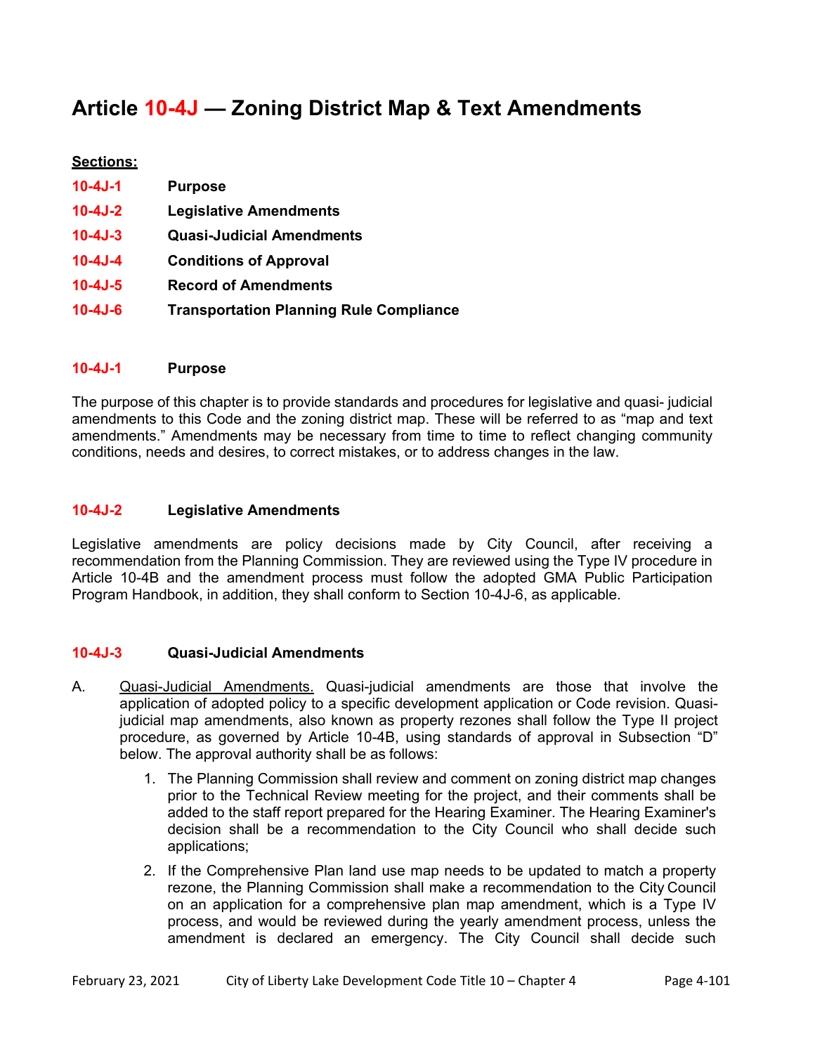# Article 10-4J — Zoning District Map & Text Amendments

**Sections:**

**10-4J-1** **Purpose**

**10-4J-2** **Legislative Amendments**

**10-4J-3** **Quasi-Judicial Amendments**

**10-4J-4** **Conditions of Approval**

**10-4J-5** **Record of Amendments**

**10-4J-6** **Transportation Planning Rule Compliance**

## 10-4J-1 Purpose

The purpose of this chapter is to provide standards and procedures for legislative and quasi- judicial amendments to this Code and the zoning district map. These will be referred to as "map and text amendments." Amendments may be necessary from time to time to reflect changing community conditions, needs and desires, to correct mistakes, or to address changes in the law.

## 10-4J-2 Legislative Amendments

Legislative amendments are policy decisions made by City Council, after receiving a recommendation from the Planning Commission. They are reviewed using the Type IV procedure in Article 10-4B and the amendment process must follow the adopted GMA Public Participation Program Handbook, in addition, they shall conform to Section 10-4J-6, as applicable.

## 10-4J-3 Quasi-Judicial Amendments

A. Quasi-Judicial Amendments. Quasi-judicial amendments are those that involve the application of adopted policy to a specific development application or Code revision. Quasi-judicial map amendments, also known as property rezones shall follow the Type II project procedure, as governed by Article 10-4B, using standards of approval in Subsection "D" below. The approval authority shall be as follows:

   1. The Planning Commission shall review and comment on zoning district map changes prior to the Technical Review meeting for the project, and their comments shall be added to the staff report prepared for the Hearing Examiner. The Hearing Examiner's decision shall be a recommendation to the City Council who shall decide such applications;

   2. If the Comprehensive Plan land use map needs to be updated to match a property rezone, the Planning Commission shall make a recommendation to the City Council on an application for a comprehensive plan map amendment, which is a Type IV process, and would be reviewed during the yearly amendment process, unless the amendment is declared an emergency. The City Council shall decide such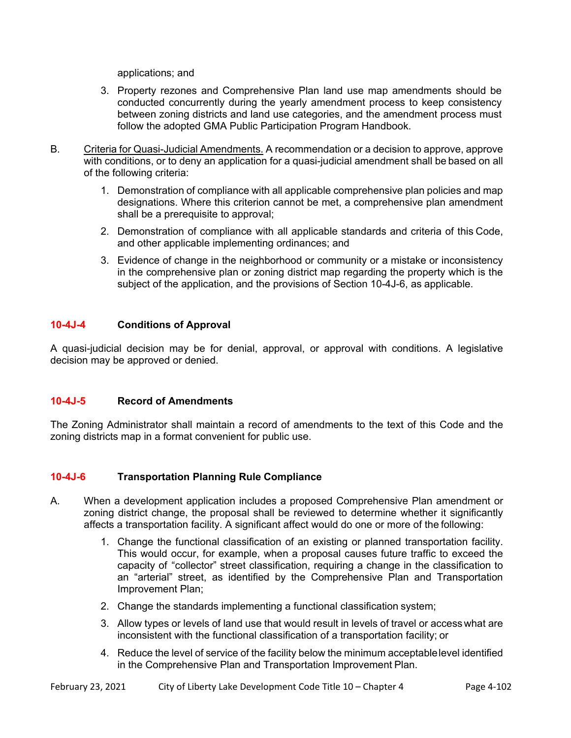applications; and

3. Property rezones and Comprehensive Plan land use map amendments should be conducted concurrently during the yearly amendment process to keep consistency between zoning districts and land use categories, and the amendment process must follow the adopted GMA Public Participation Program Handbook.

B. Criteria for Quasi-Judicial Amendments. A recommendation or a decision to approve, approve with conditions, or to deny an application for a quasi-judicial amendment shall be based on all of the following criteria:

   1. Demonstration of compliance with all applicable comprehensive plan policies and map designations. Where this criterion cannot be met, a comprehensive plan amendment shall be a prerequisite to approval;

   2. Demonstration of compliance with all applicable standards and criteria of this Code, and other applicable implementing ordinances; and

   3. Evidence of change in the neighborhood or community or a mistake or inconsistency in the comprehensive plan or zoning district map regarding the property which is the subject of the application, and the provisions of Section 10-4J-6, as applicable.

### 10-4J-4 Conditions of Approval

A quasi-judicial decision may be for denial, approval, or approval with conditions. A legislative decision may be approved or denied.

### 10-4J-5 Record of Amendments

The Zoning Administrator shall maintain a record of amendments to the text of this Code and the zoning districts map in a format convenient for public use.

### 10-4J-6 Transportation Planning Rule Compliance

A. When a development application includes a proposed Comprehensive Plan amendment or zoning district change, the proposal shall be reviewed to determine whether it significantly affects a transportation facility. A significant affect would do one or more of the following:

   1. Change the functional classification of an existing or planned transportation facility. This would occur, for example, when a proposal causes future traffic to exceed the capacity of "collector" street classification, requiring a change in the classification to an "arterial" street, as identified by the Comprehensive Plan and Transportation Improvement Plan;

   2. Change the standards implementing a functional classification system;

   3. Allow types or levels of land use that would result in levels of travel or access what are inconsistent with the functional classification of a transportation facility; or

   4. Reduce the level of service of the facility below the minimum acceptable level identified in the Comprehensive Plan and Transportation Improvement Plan.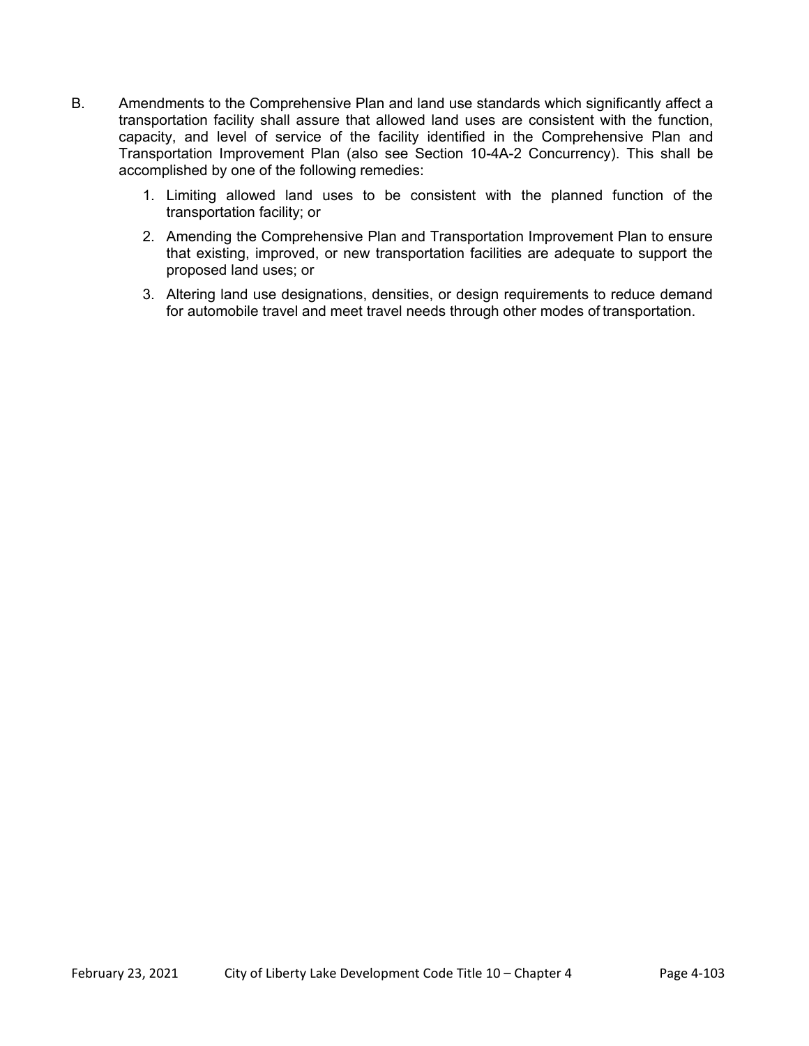B. Amendments to the Comprehensive Plan and land use standards which significantly affect a transportation facility shall assure that allowed land uses are consistent with the function, capacity, and level of service of the facility identified in the Comprehensive Plan and Transportation Improvement Plan (also see Section 10-4A-2 Concurrency). This shall be accomplished by one of the following remedies:

1. Limiting allowed land uses to be consistent with the planned function of the transportation facility; or
2. Amending the Comprehensive Plan and Transportation Improvement Plan to ensure that existing, improved, or new transportation facilities are adequate to support the proposed land uses; or
3. Altering land use designations, densities, or design requirements to reduce demand for automobile travel and meet travel needs through other modes of transportation.